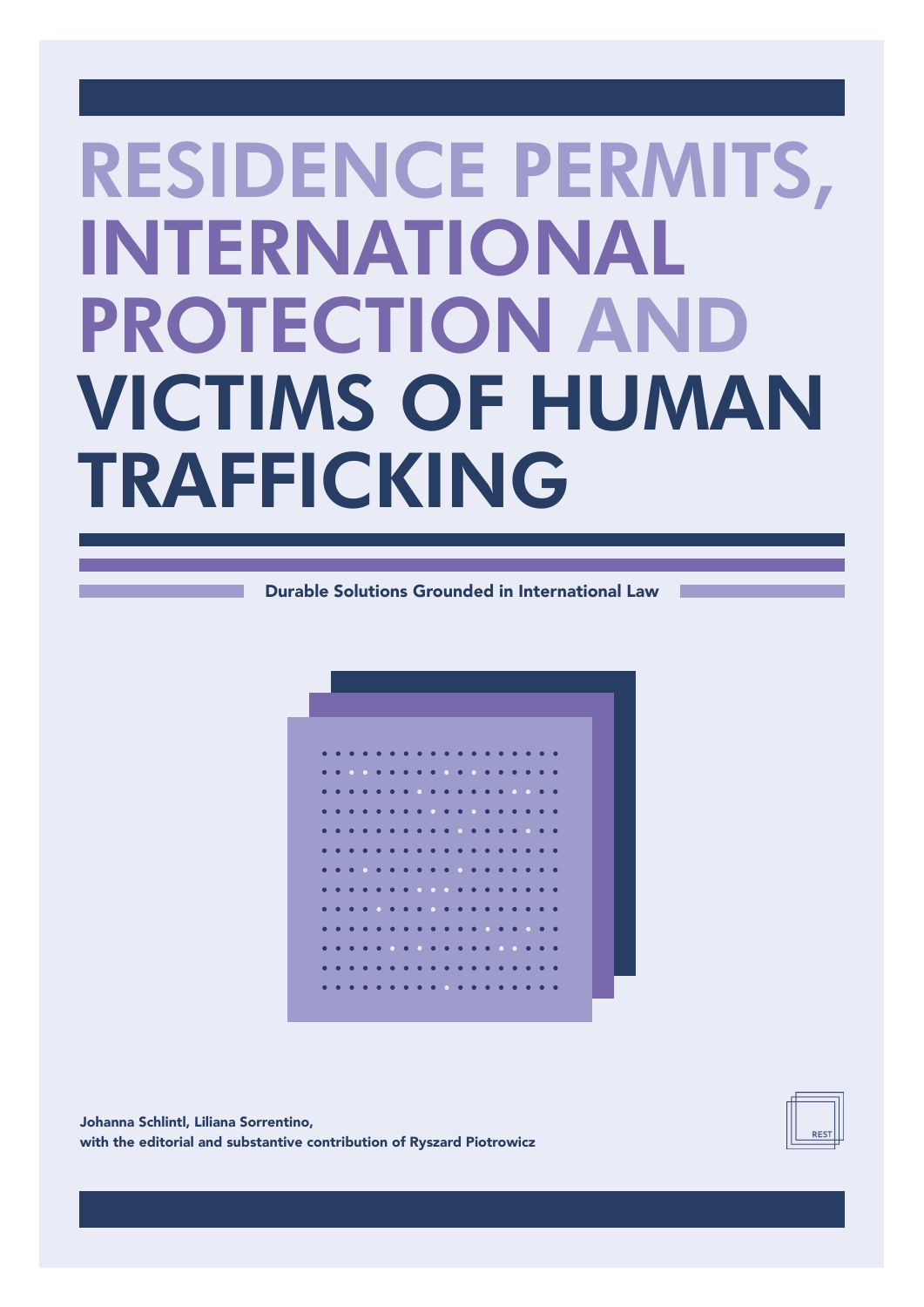# RESIDENCE PERMITS, INTERNATIONAL PROTECTION AND VICTIMS OF HUMAN TRAFFICKING

**Durable Solutions Grounded in International Law**

**Johanna Schlintl, Liliana Sorrentino,**
**with the editorial and substantive contribution of Ryszard Piotrowicz**

REST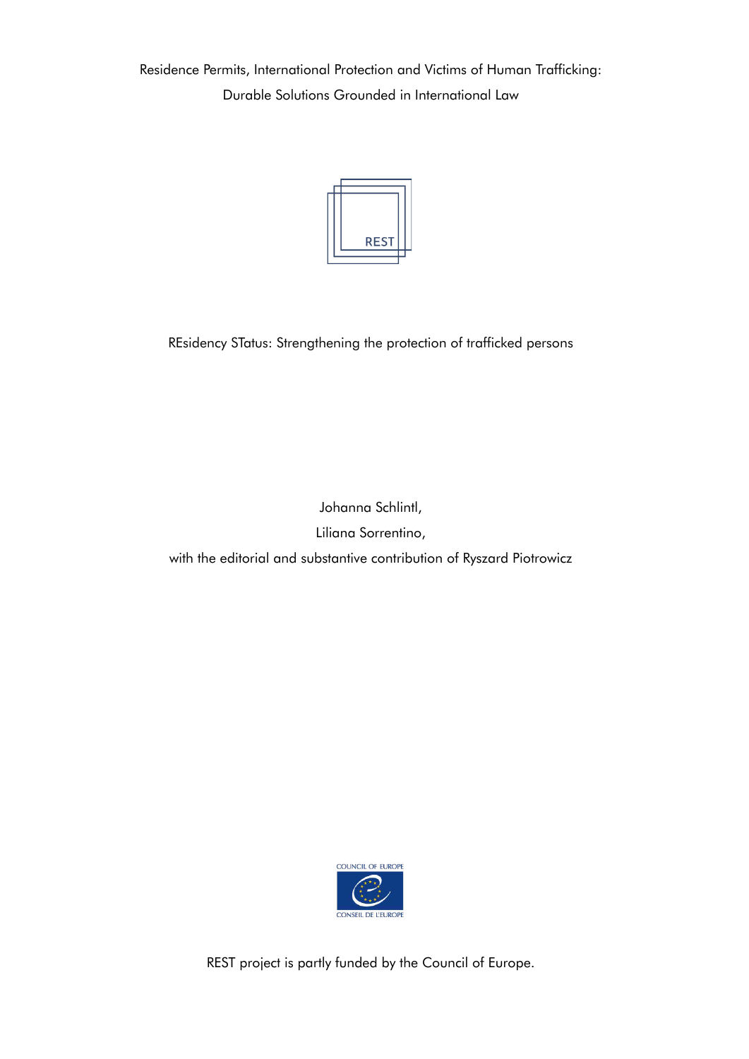# Residence Permits, International Protection and Victims of Human Trafficking: Durable Solutions Grounded in International Law

REST

REsidency STatus: Strengthening the protection of trafficked persons

Johanna Schlintl,

Liliana Sorrentino,

with the editorial and substantive contribution of Ryszard Piotrowicz

COUNCIL OF EUROPE

CONSEIL DE L'EUROPE

REST project is partly funded by the Council of Europe.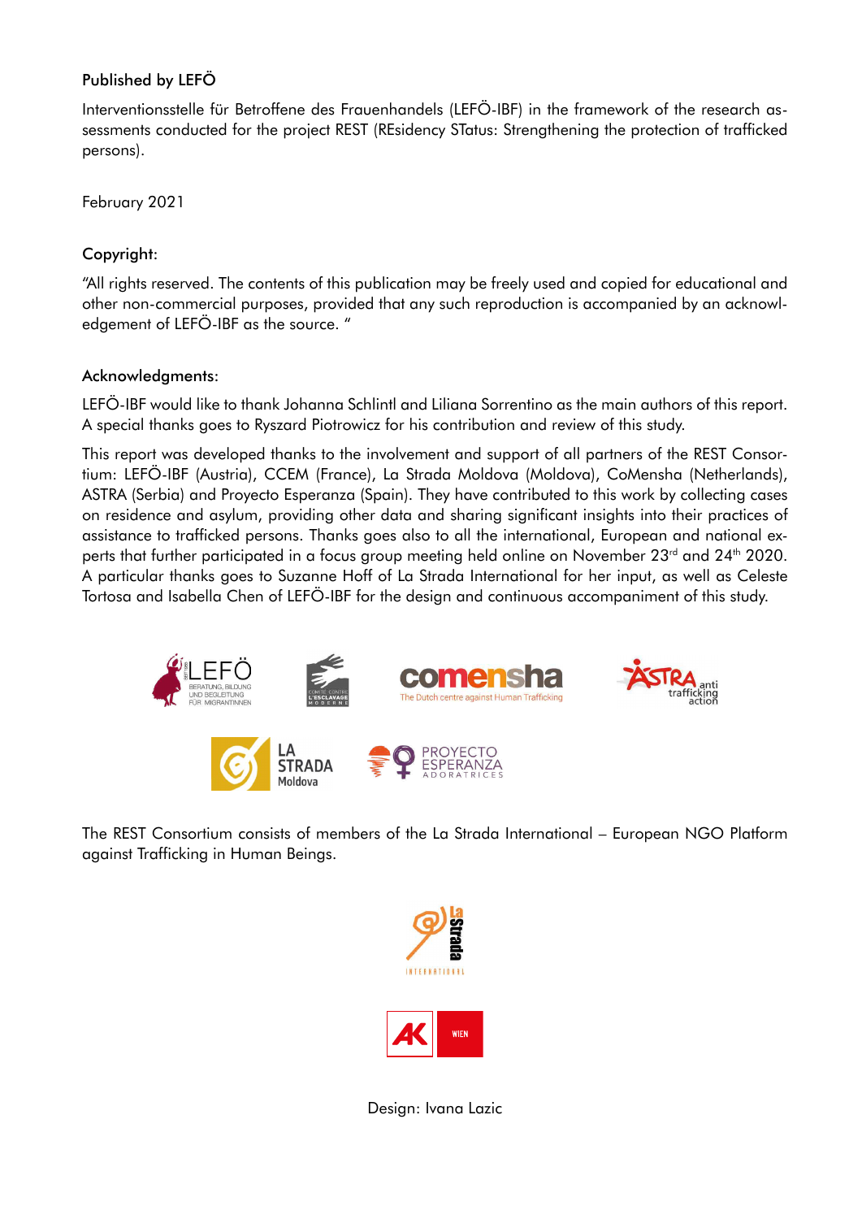Published by LEFÖ

Interventionsstelle für Betroffene des Frauenhandels (LEFÖ-IBF) in the framework of the research assessments conducted for the project REST (REsidency STatus: Strengthening the protection of trafficked persons).

February 2021

Copyright:

"All rights reserved. The contents of this publication may be freely used and copied for educational and other non-commercial purposes, provided that any such reproduction is accompanied by an acknowledgement of LEFÖ-IBF as the source. "

Acknowledgments:

LEFÖ-IBF would like to thank Johanna Schlintl and Liliana Sorrentino as the main authors of this report. A special thanks goes to Ryszard Piotrowicz for his contribution and review of this study.

This report was developed thanks to the involvement and support of all partners of the REST Consortium: LEFÖ-IBF (Austria), CCEM (France), La Strada Moldova (Moldova), CoMensha (Netherlands), ASTRA (Serbia) and Proyecto Esperanza (Spain). They have contributed to this work by collecting cases on residence and asylum, providing other data and sharing significant insights into their practices of assistance to trafficked persons. Thanks goes also to all the international, European and national experts that further participated in a focus group meeting held online on November 23rd and 24th 2020. A particular thanks goes to Suzanne Hoff of La Strada International for her input, as well as Celeste Tortosa and Isabella Chen of LEFÖ-IBF for the design and continuous accompaniment of this study.

The REST Consortium consists of members of the La Strada International – European NGO Platform against Trafficking in Human Beings.

Design: Ivana Lazic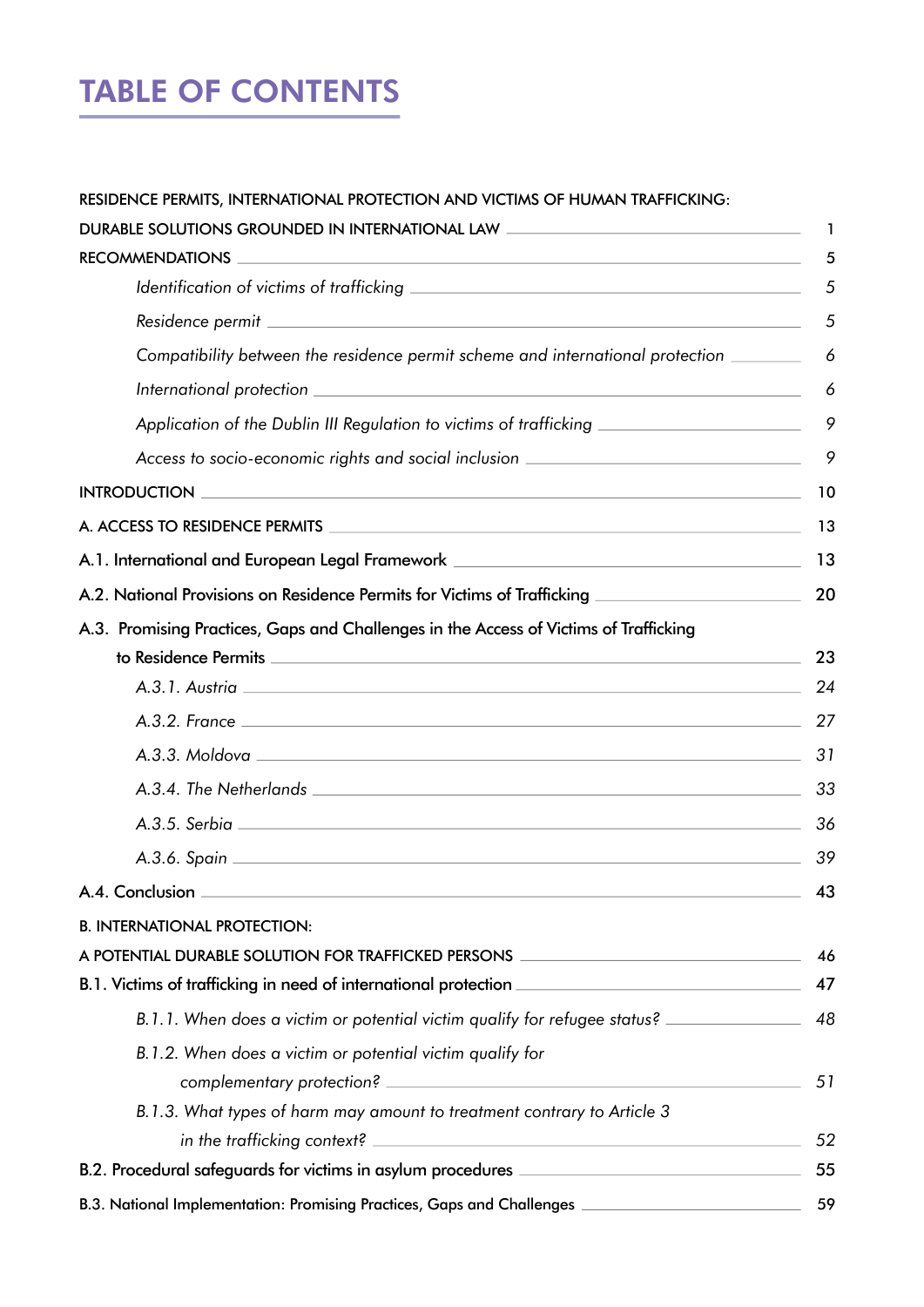# TABLE OF CONTENTS

RESIDENCE PERMITS, INTERNATIONAL PROTECTION AND VICTIMS OF HUMAN TRAFFICKING: DURABLE SOLUTIONS GROUNDED IN INTERNATIONAL LAW — 1

RECOMMENDATIONS — 5

- *Identification of victims of trafficking* — 5
- *Residence permit* — 5
- *Compatibility between the residence permit scheme and international protection* — 6
- *International protection* — 6
- *Application of the Dublin III Regulation to victims of trafficking* — 9
- *Access to socio-economic rights and social inclusion* — 9

INTRODUCTION — 10

A. ACCESS TO RESIDENCE PERMITS — 13

A.1. International and European Legal Framework — 13

A.2. National Provisions on Residence Permits for Victims of Trafficking — 20

A.3. Promising Practices, Gaps and Challenges in the Access of Victims of Trafficking to Residence Permits — 23

- *A.3.1. Austria* — 24
- *A.3.2. France* — 27
- *A.3.3. Moldova* — 31
- *A.3.4. The Netherlands* — 33
- *A.3.5. Serbia* — 36
- *A.3.6. Spain* — 39

A.4. Conclusion — 43

B. INTERNATIONAL PROTECTION: A POTENTIAL DURABLE SOLUTION FOR TRAFFICKED PERSONS — 46

B.1. Victims of trafficking in need of international protection — 47

- *B.1.1. When does a victim or potential victim qualify for refugee status?* — 48
- *B.1.2. When does a victim or potential victim qualify for complementary protection?* — 51
- *B.1.3. What types of harm may amount to treatment contrary to Article 3 in the trafficking context?* — 52

B.2. Procedural safeguards for victims in asylum procedures — 55

B.3. National Implementation: Promising Practices, Gaps and Challenges — 59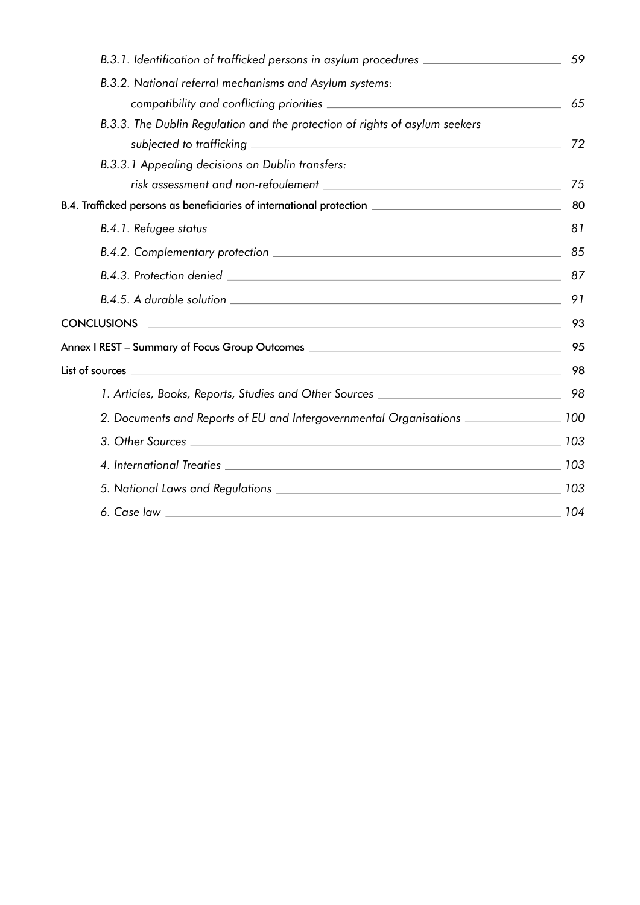*B.3.1. Identification of trafficked persons in asylum procedures* 59

*B.3.2. National referral mechanisms and Asylum systems: compatibility and conflicting priorities* 65

*B.3.3. The Dublin Regulation and the protection of rights of asylum seekers subjected to trafficking* 72

*B.3.3.1 Appealing decisions on Dublin transfers: risk assessment and non-refoulement* 75

B.4. Trafficked persons as beneficiaries of international protection 80

*B.4.1. Refugee status* 81

*B.4.2. Complementary protection* 85

*B.4.3. Protection denied* 87

*B.4.5. A durable solution* 91

CONCLUSIONS 93

Annex I REST – Summary of Focus Group Outcomes 95

List of sources 98

*1. Articles, Books, Reports, Studies and Other Sources* 98

*2. Documents and Reports of EU and Intergovernmental Organisations* 100

*3. Other Sources* 103

*4. International Treaties* 103

*5. National Laws and Regulations* 103

*6. Case law* 104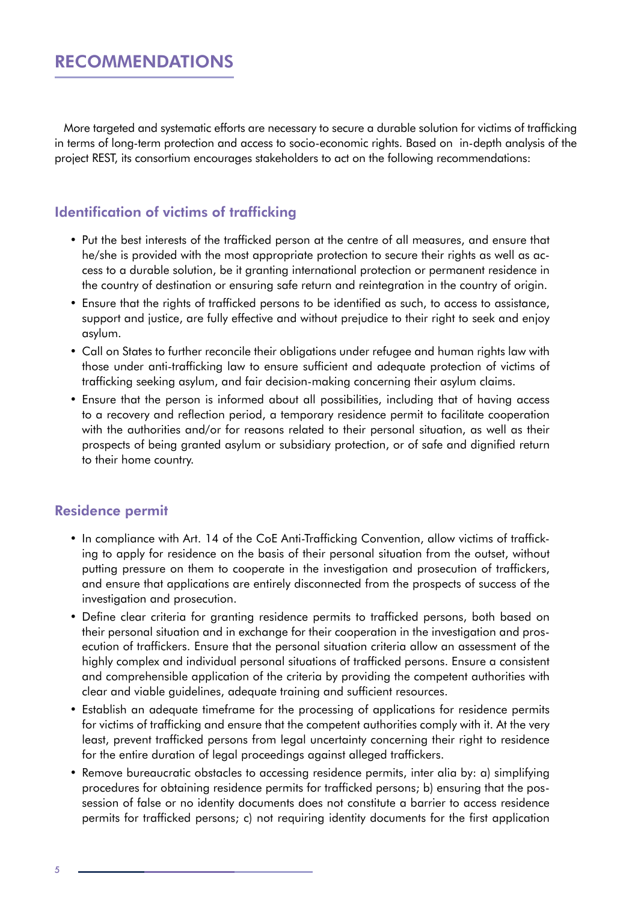# RECOMMENDATIONS

More targeted and systematic efforts are necessary to secure a durable solution for victims of trafficking in terms of long-term protection and access to socio-economic rights. Based on in-depth analysis of the project REST, its consortium encourages stakeholders to act on the following recommendations:

## Identification of victims of trafficking

- Put the best interests of the trafficked person at the centre of all measures, and ensure that he/she is provided with the most appropriate protection to secure their rights as well as access to a durable solution, be it granting international protection or permanent residence in the country of destination or ensuring safe return and reintegration in the country of origin.
- Ensure that the rights of trafficked persons to be identified as such, to access to assistance, support and justice, are fully effective and without prejudice to their right to seek and enjoy asylum.
- Call on States to further reconcile their obligations under refugee and human rights law with those under anti-trafficking law to ensure sufficient and adequate protection of victims of trafficking seeking asylum, and fair decision-making concerning their asylum claims.
- Ensure that the person is informed about all possibilities, including that of having access to a recovery and reflection period, a temporary residence permit to facilitate cooperation with the authorities and/or for reasons related to their personal situation, as well as their prospects of being granted asylum or subsidiary protection, or of safe and dignified return to their home country.

## Residence permit

- In compliance with Art. 14 of the CoE Anti-Trafficking Convention, allow victims of trafficking to apply for residence on the basis of their personal situation from the outset, without putting pressure on them to cooperate in the investigation and prosecution of traffickers, and ensure that applications are entirely disconnected from the prospects of success of the investigation and prosecution.
- Define clear criteria for granting residence permits to trafficked persons, both based on their personal situation and in exchange for their cooperation in the investigation and prosecution of traffickers. Ensure that the personal situation criteria allow an assessment of the highly complex and individual personal situations of trafficked persons. Ensure a consistent and comprehensible application of the criteria by providing the competent authorities with clear and viable guidelines, adequate training and sufficient resources.
- Establish an adequate timeframe for the processing of applications for residence permits for victims of trafficking and ensure that the competent authorities comply with it. At the very least, prevent trafficked persons from legal uncertainty concerning their right to residence for the entire duration of legal proceedings against alleged traffickers.
- Remove bureaucratic obstacles to accessing residence permits, inter alia by: a) simplifying procedures for obtaining residence permits for trafficked persons; b) ensuring that the possession of false or no identity documents does not constitute a barrier to access residence permits for trafficked persons; c) not requiring identity documents for the first application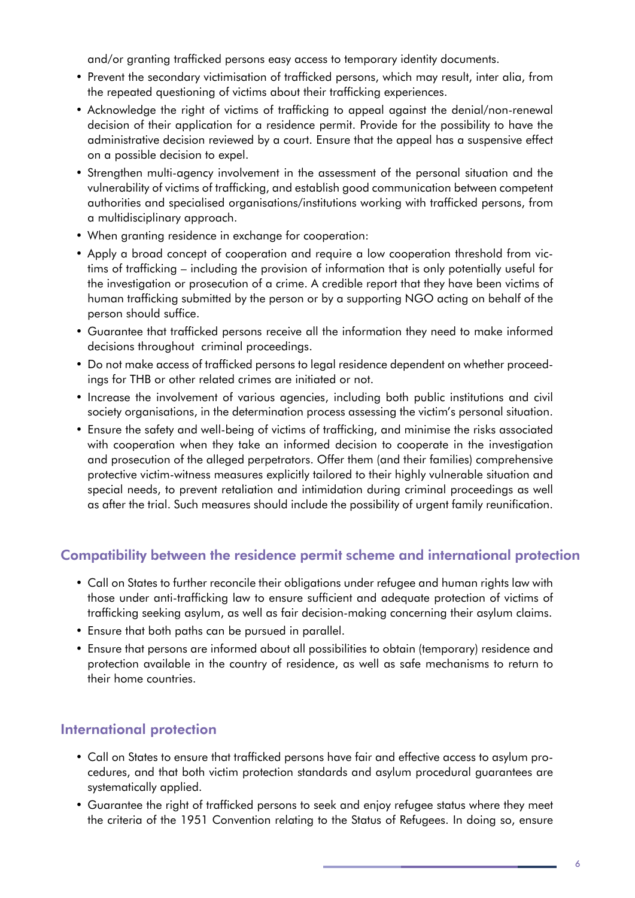and/or granting trafficked persons easy access to temporary identity documents.

- Prevent the secondary victimisation of trafficked persons, which may result, inter alia, from the repeated questioning of victims about their trafficking experiences.
- Acknowledge the right of victims of trafficking to appeal against the denial/non-renewal decision of their application for a residence permit. Provide for the possibility to have the administrative decision reviewed by a court. Ensure that the appeal has a suspensive effect on a possible decision to expel.
- Strengthen multi-agency involvement in the assessment of the personal situation and the vulnerability of victims of trafficking, and establish good communication between competent authorities and specialised organisations/institutions working with trafficked persons, from a multidisciplinary approach.
- When granting residence in exchange for cooperation:
- Apply a broad concept of cooperation and require a low cooperation threshold from victims of trafficking – including the provision of information that is only potentially useful for the investigation or prosecution of a crime. A credible report that they have been victims of human trafficking submitted by the person or by a supporting NGO acting on behalf of the person should suffice.
- Guarantee that trafficked persons receive all the information they need to make informed decisions throughout criminal proceedings.
- Do not make access of trafficked persons to legal residence dependent on whether proceedings for THB or other related crimes are initiated or not.
- Increase the involvement of various agencies, including both public institutions and civil society organisations, in the determination process assessing the victim's personal situation.
- Ensure the safety and well-being of victims of trafficking, and minimise the risks associated with cooperation when they take an informed decision to cooperate in the investigation and prosecution of the alleged perpetrators. Offer them (and their families) comprehensive protective victim-witness measures explicitly tailored to their highly vulnerable situation and special needs, to prevent retaliation and intimidation during criminal proceedings as well as after the trial. Such measures should include the possibility of urgent family reunification.

## Compatibility between the residence permit scheme and international protection

- Call on States to further reconcile their obligations under refugee and human rights law with those under anti-trafficking law to ensure sufficient and adequate protection of victims of trafficking seeking asylum, as well as fair decision-making concerning their asylum claims.
- Ensure that both paths can be pursued in parallel.
- Ensure that persons are informed about all possibilities to obtain (temporary) residence and protection available in the country of residence, as well as safe mechanisms to return to their home countries.

## International protection

- Call on States to ensure that trafficked persons have fair and effective access to asylum procedures, and that both victim protection standards and asylum procedural guarantees are systematically applied.
- Guarantee the right of trafficked persons to seek and enjoy refugee status where they meet the criteria of the 1951 Convention relating to the Status of Refugees. In doing so, ensure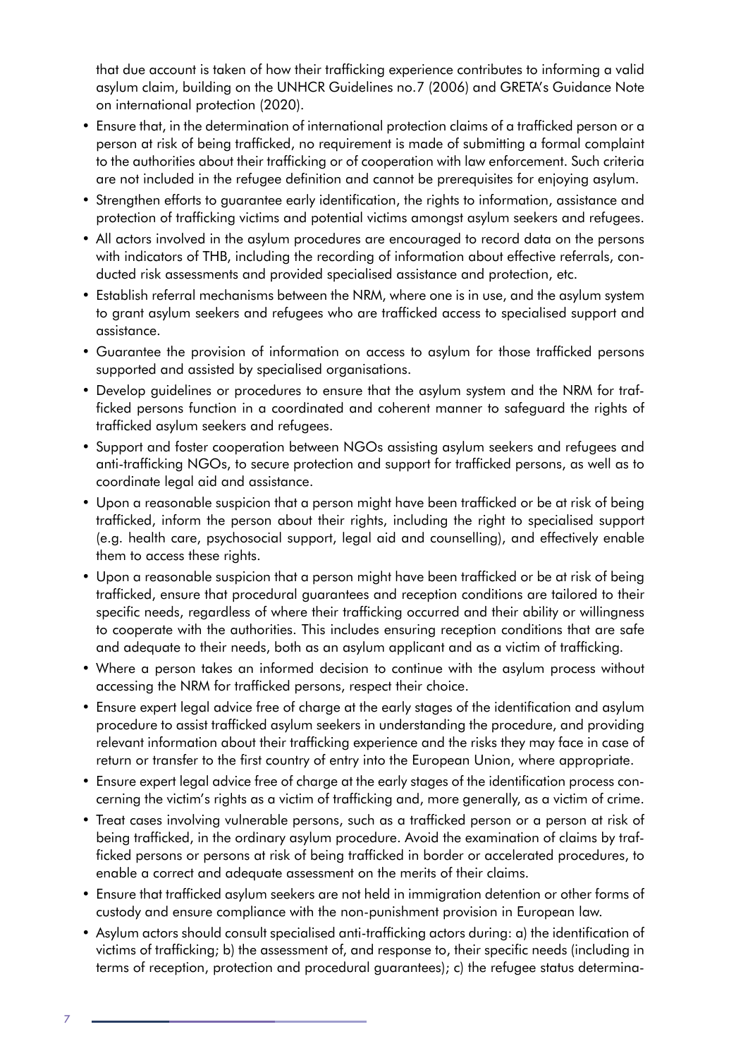that due account is taken of how their trafficking experience contributes to informing a valid asylum claim, building on the UNHCR Guidelines no.7 (2006) and GRETA's Guidance Note on international protection (2020).

- Ensure that, in the determination of international protection claims of a trafficked person or a person at risk of being trafficked, no requirement is made of submitting a formal complaint to the authorities about their trafficking or of cooperation with law enforcement. Such criteria are not included in the refugee definition and cannot be prerequisites for enjoying asylum.
- Strengthen efforts to guarantee early identification, the rights to information, assistance and protection of trafficking victims and potential victims amongst asylum seekers and refugees.
- All actors involved in the asylum procedures are encouraged to record data on the persons with indicators of THB, including the recording of information about effective referrals, conducted risk assessments and provided specialised assistance and protection, etc.
- Establish referral mechanisms between the NRM, where one is in use, and the asylum system to grant asylum seekers and refugees who are trafficked access to specialised support and assistance.
- Guarantee the provision of information on access to asylum for those trafficked persons supported and assisted by specialised organisations.
- Develop guidelines or procedures to ensure that the asylum system and the NRM for trafficked persons function in a coordinated and coherent manner to safeguard the rights of trafficked asylum seekers and refugees.
- Support and foster cooperation between NGOs assisting asylum seekers and refugees and anti-trafficking NGOs, to secure protection and support for trafficked persons, as well as to coordinate legal aid and assistance.
- Upon a reasonable suspicion that a person might have been trafficked or be at risk of being trafficked, inform the person about their rights, including the right to specialised support (e.g. health care, psychosocial support, legal aid and counselling), and effectively enable them to access these rights.
- Upon a reasonable suspicion that a person might have been trafficked or be at risk of being trafficked, ensure that procedural guarantees and reception conditions are tailored to their specific needs, regardless of where their trafficking occurred and their ability or willingness to cooperate with the authorities. This includes ensuring reception conditions that are safe and adequate to their needs, both as an asylum applicant and as a victim of trafficking.
- Where a person takes an informed decision to continue with the asylum process without accessing the NRM for trafficked persons, respect their choice.
- Ensure expert legal advice free of charge at the early stages of the identification and asylum procedure to assist trafficked asylum seekers in understanding the procedure, and providing relevant information about their trafficking experience and the risks they may face in case of return or transfer to the first country of entry into the European Union, where appropriate.
- Ensure expert legal advice free of charge at the early stages of the identification process concerning the victim's rights as a victim of trafficking and, more generally, as a victim of crime.
- Treat cases involving vulnerable persons, such as a trafficked person or a person at risk of being trafficked, in the ordinary asylum procedure. Avoid the examination of claims by trafficked persons or persons at risk of being trafficked in border or accelerated procedures, to enable a correct and adequate assessment on the merits of their claims.
- Ensure that trafficked asylum seekers are not held in immigration detention or other forms of custody and ensure compliance with the non-punishment provision in European law.
- Asylum actors should consult specialised anti-trafficking actors during: a) the identification of victims of trafficking; b) the assessment of, and response to, their specific needs (including in terms of reception, protection and procedural guarantees); c) the refugee status determina-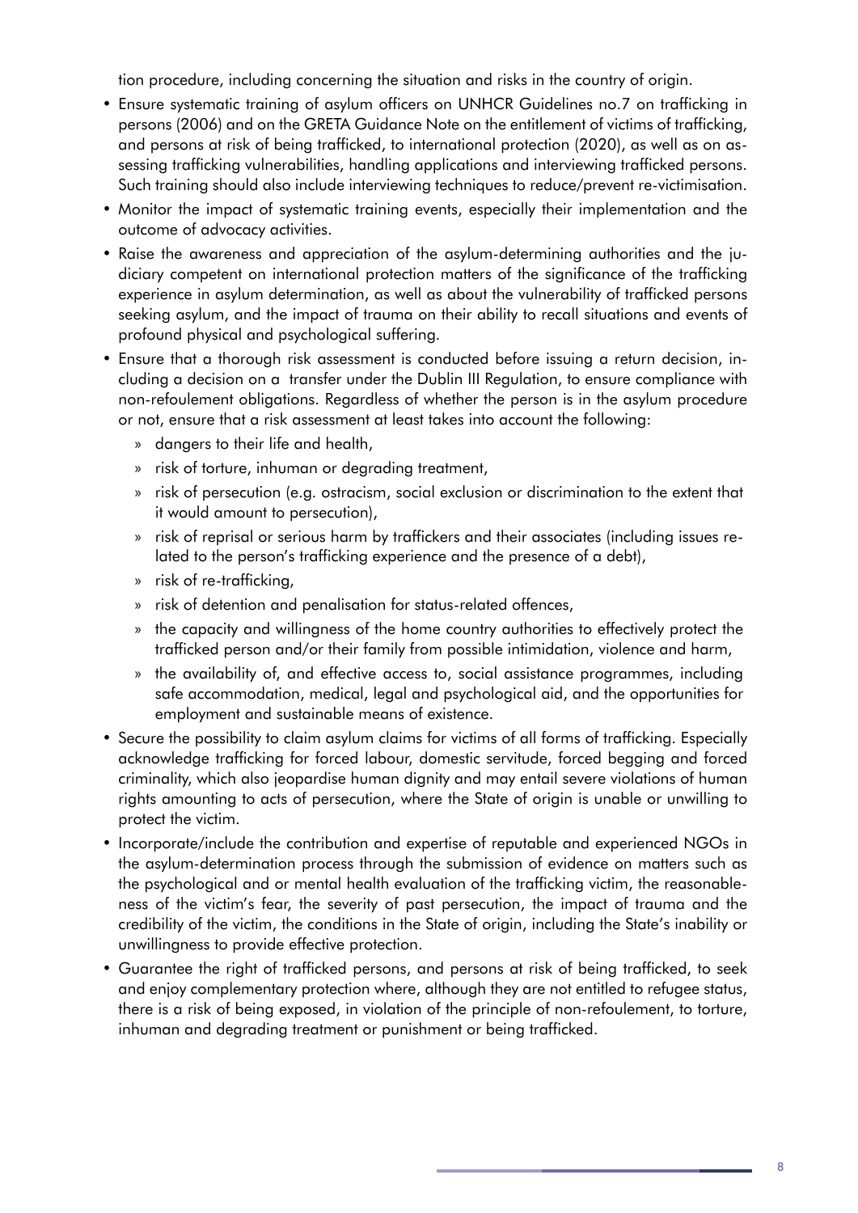tion procedure, including concerning the situation and risks in the country of origin.

- Ensure systematic training of asylum officers on UNHCR Guidelines no.7 on trafficking in persons (2006) and on the GRETA Guidance Note on the entitlement of victims of trafficking, and persons at risk of being trafficked, to international protection (2020), as well as on assessing trafficking vulnerabilities, handling applications and interviewing trafficked persons. Such training should also include interviewing techniques to reduce/prevent re-victimisation.
- Monitor the impact of systematic training events, especially their implementation and the outcome of advocacy activities.
- Raise the awareness and appreciation of the asylum-determining authorities and the judiciary competent on international protection matters of the significance of the trafficking experience in asylum determination, as well as about the vulnerability of trafficked persons seeking asylum, and the impact of trauma on their ability to recall situations and events of profound physical and psychological suffering.
- Ensure that a thorough risk assessment is conducted before issuing a return decision, including a decision on a transfer under the Dublin III Regulation, to ensure compliance with non-refoulement obligations. Regardless of whether the person is in the asylum procedure or not, ensure that a risk assessment at least takes into account the following:
  - dangers to their life and health,
  - risk of torture, inhuman or degrading treatment,
  - risk of persecution (e.g. ostracism, social exclusion or discrimination to the extent that it would amount to persecution),
  - risk of reprisal or serious harm by traffickers and their associates (including issues related to the person's trafficking experience and the presence of a debt),
  - risk of re-trafficking,
  - risk of detention and penalisation for status-related offences,
  - the capacity and willingness of the home country authorities to effectively protect the trafficked person and/or their family from possible intimidation, violence and harm,
  - the availability of, and effective access to, social assistance programmes, including safe accommodation, medical, legal and psychological aid, and the opportunities for employment and sustainable means of existence.
- Secure the possibility to claim asylum claims for victims of all forms of trafficking. Especially acknowledge trafficking for forced labour, domestic servitude, forced begging and forced criminality, which also jeopardise human dignity and may entail severe violations of human rights amounting to acts of persecution, where the State of origin is unable or unwilling to protect the victim.
- Incorporate/include the contribution and expertise of reputable and experienced NGOs in the asylum-determination process through the submission of evidence on matters such as the psychological and or mental health evaluation of the trafficking victim, the reasonableness of the victim's fear, the severity of past persecution, the impact of trauma and the credibility of the victim, the conditions in the State of origin, including the State's inability or unwillingness to provide effective protection.
- Guarantee the right of trafficked persons, and persons at risk of being trafficked, to seek and enjoy complementary protection where, although they are not entitled to refugee status, there is a risk of being exposed, in violation of the principle of non-refoulement, to torture, inhuman and degrading treatment or punishment or being trafficked.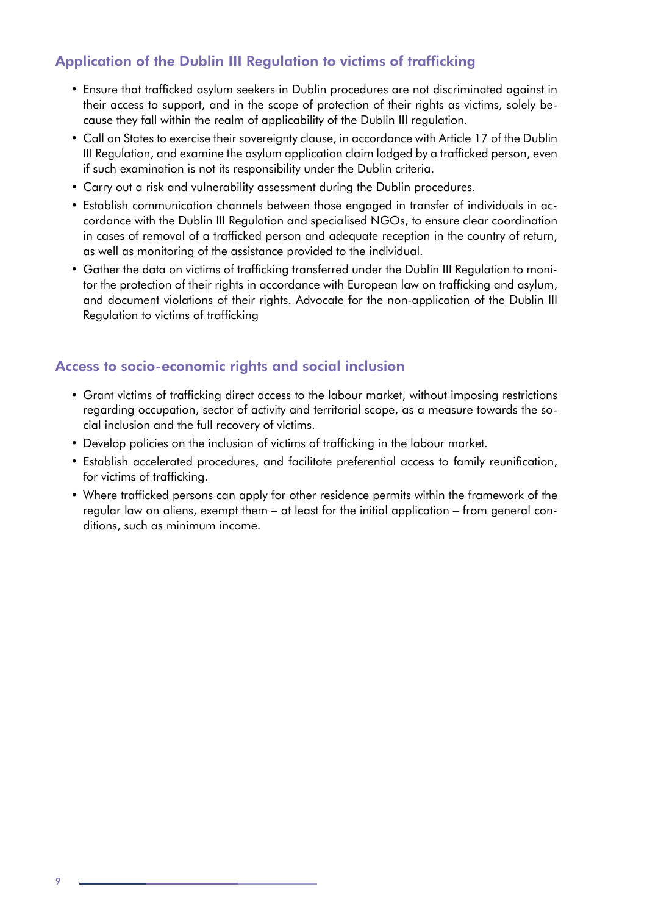## Application of the Dublin III Regulation to victims of trafficking

- Ensure that trafficked asylum seekers in Dublin procedures are not discriminated against in their access to support, and in the scope of protection of their rights as victims, solely because they fall within the realm of applicability of the Dublin III regulation.
- Call on States to exercise their sovereignty clause, in accordance with Article 17 of the Dublin III Regulation, and examine the asylum application claim lodged by a trafficked person, even if such examination is not its responsibility under the Dublin criteria.
- Carry out a risk and vulnerability assessment during the Dublin procedures.
- Establish communication channels between those engaged in transfer of individuals in accordance with the Dublin III Regulation and specialised NGOs, to ensure clear coordination in cases of removal of a trafficked person and adequate reception in the country of return, as well as monitoring of the assistance provided to the individual.
- Gather the data on victims of trafficking transferred under the Dublin III Regulation to monitor the protection of their rights in accordance with European law on trafficking and asylum, and document violations of their rights. Advocate for the non-application of the Dublin III Regulation to victims of trafficking

## Access to socio-economic rights and social inclusion

- Grant victims of trafficking direct access to the labour market, without imposing restrictions regarding occupation, sector of activity and territorial scope, as a measure towards the social inclusion and the full recovery of victims.
- Develop policies on the inclusion of victims of trafficking in the labour market.
- Establish accelerated procedures, and facilitate preferential access to family reunification, for victims of trafficking.
- Where trafficked persons can apply for other residence permits within the framework of the regular law on aliens, exempt them – at least for the initial application – from general conditions, such as minimum income.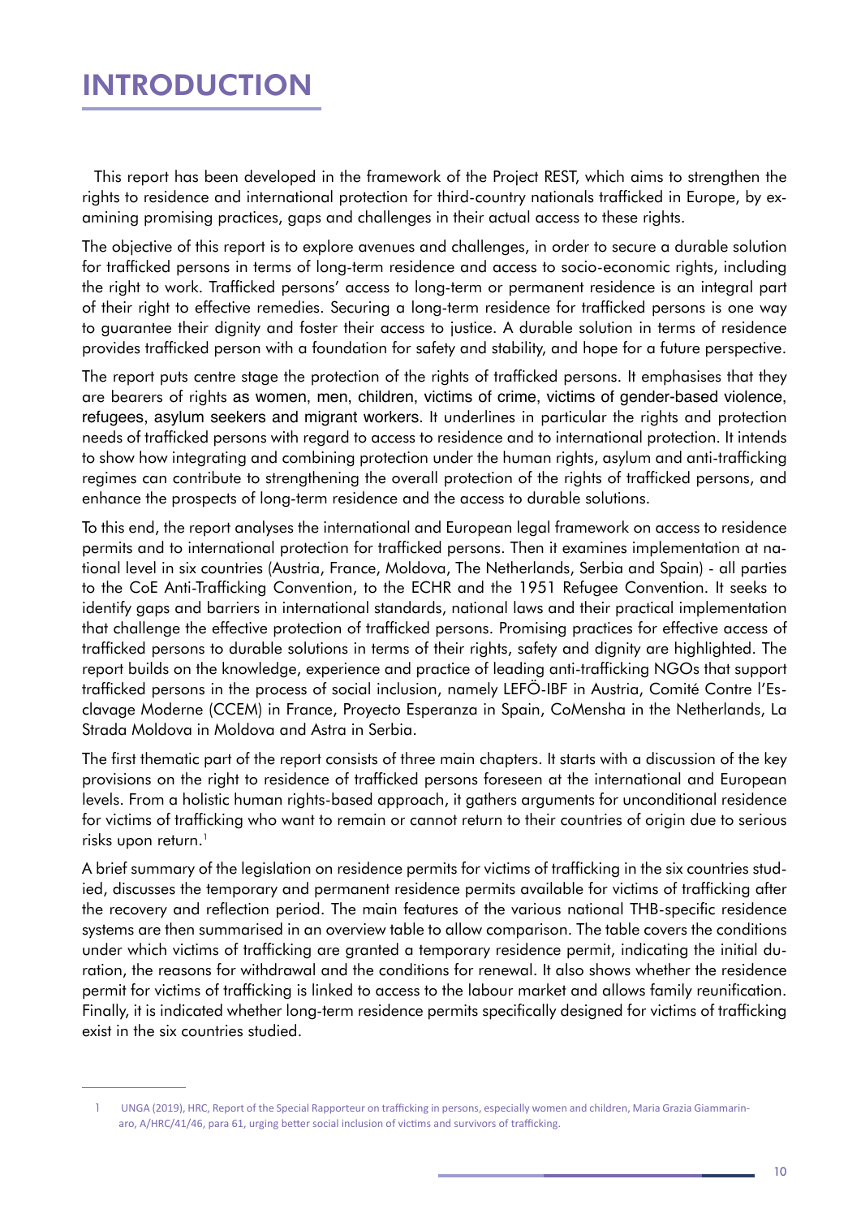# INTRODUCTION

This report has been developed in the framework of the Project REST, which aims to strengthen the rights to residence and international protection for third-country nationals trafficked in Europe, by examining promising practices, gaps and challenges in their actual access to these rights.

The objective of this report is to explore avenues and challenges, in order to secure a durable solution for trafficked persons in terms of long-term residence and access to socio-economic rights, including the right to work. Trafficked persons' access to long-term or permanent residence is an integral part of their right to effective remedies. Securing a long-term residence for trafficked persons is one way to guarantee their dignity and foster their access to justice. A durable solution in terms of residence provides trafficked person with a foundation for safety and stability, and hope for a future perspective.

The report puts centre stage the protection of the rights of trafficked persons. It emphasises that they are bearers of rights as women, men, children, victims of crime, victims of gender-based violence, refugees, asylum seekers and migrant workers. It underlines in particular the rights and protection needs of trafficked persons with regard to access to residence and to international protection. It intends to show how integrating and combining protection under the human rights, asylum and anti-trafficking regimes can contribute to strengthening the overall protection of the rights of trafficked persons, and enhance the prospects of long-term residence and the access to durable solutions.

To this end, the report analyses the international and European legal framework on access to residence permits and to international protection for trafficked persons. Then it examines implementation at national level in six countries (Austria, France, Moldova, The Netherlands, Serbia and Spain) - all parties to the CoE Anti-Trafficking Convention, to the ECHR and the 1951 Refugee Convention. It seeks to identify gaps and barriers in international standards, national laws and their practical implementation that challenge the effective protection of trafficked persons. Promising practices for effective access of trafficked persons to durable solutions in terms of their rights, safety and dignity are highlighted. The report builds on the knowledge, experience and practice of leading anti-trafficking NGOs that support trafficked persons in the process of social inclusion, namely LEFÖ-IBF in Austria, Comité Contre l'Esclavage Moderne (CCEM) in France, Proyecto Esperanza in Spain, CoMensha in the Netherlands, La Strada Moldova in Moldova and Astra in Serbia.

The first thematic part of the report consists of three main chapters. It starts with a discussion of the key provisions on the right to residence of trafficked persons foreseen at the international and European levels. From a holistic human rights-based approach, it gathers arguments for unconditional residence for victims of trafficking who want to remain or cannot return to their countries of origin due to serious risks upon return.[1]

A brief summary of the legislation on residence permits for victims of trafficking in the six countries studied, discusses the temporary and permanent residence permits available for victims of trafficking after the recovery and reflection period. The main features of the various national THB-specific residence systems are then summarised in an overview table to allow comparison. The table covers the conditions under which victims of trafficking are granted a temporary residence permit, indicating the initial duration, the reasons for withdrawal and the conditions for renewal. It also shows whether the residence permit for victims of trafficking is linked to access to the labour market and allows family reunification. Finally, it is indicated whether long-term residence permits specifically designed for victims of trafficking exist in the six countries studied.

---

1 UNGA (2019), HRC, Report of the Special Rapporteur on trafficking in persons, especially women and children, Maria Grazia Giammarinaro, A/HRC/41/46, para 61, urging better social inclusion of victims and survivors of trafficking.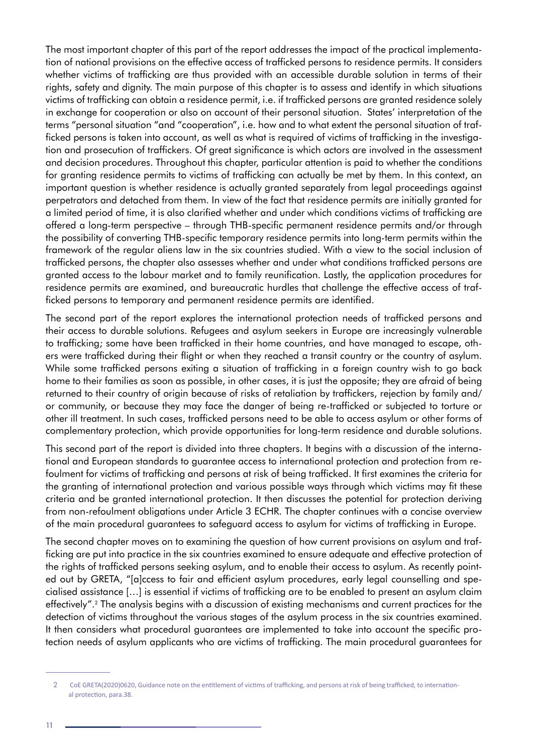The most important chapter of this part of the report addresses the impact of the practical implementation of national provisions on the effective access of trafficked persons to residence permits. It considers whether victims of trafficking are thus provided with an accessible durable solution in terms of their rights, safety and dignity. The main purpose of this chapter is to assess and identify in which situations victims of trafficking can obtain a residence permit, i.e. if trafficked persons are granted residence solely in exchange for cooperation or also on account of their personal situation. States' interpretation of the terms "personal situation "and "cooperation", i.e. how and to what extent the personal situation of trafficked persons is taken into account, as well as what is required of victims of trafficking in the investigation and prosecution of traffickers. Of great significance is which actors are involved in the assessment and decision procedures. Throughout this chapter, particular attention is paid to whether the conditions for granting residence permits to victims of trafficking can actually be met by them. In this context, an important question is whether residence is actually granted separately from legal proceedings against perpetrators and detached from them. In view of the fact that residence permits are initially granted for a limited period of time, it is also clarified whether and under which conditions victims of trafficking are offered a long-term perspective – through THB-specific permanent residence permits and/or through the possibility of converting THB-specific temporary residence permits into long-term permits within the framework of the regular aliens law in the six countries studied. With a view to the social inclusion of trafficked persons, the chapter also assesses whether and under what conditions trafficked persons are granted access to the labour market and to family reunification. Lastly, the application procedures for residence permits are examined, and bureaucratic hurdles that challenge the effective access of trafficked persons to temporary and permanent residence permits are identified.

The second part of the report explores the international protection needs of trafficked persons and their access to durable solutions. Refugees and asylum seekers in Europe are increasingly vulnerable to trafficking; some have been trafficked in their home countries, and have managed to escape, others were trafficked during their flight or when they reached a transit country or the country of asylum. While some trafficked persons exiting a situation of trafficking in a foreign country wish to go back home to their families as soon as possible, in other cases, it is just the opposite; they are afraid of being returned to their country of origin because of risks of retaliation by traffickers, rejection by family and/or community, or because they may face the danger of being re-trafficked or subjected to torture or other ill treatment. In such cases, trafficked persons need to be able to access asylum or other forms of complementary protection, which provide opportunities for long-term residence and durable solutions.

This second part of the report is divided into three chapters. It begins with a discussion of the international and European standards to guarantee access to international protection and protection from refoulment for victims of trafficking and persons at risk of being trafficked. It first examines the criteria for the granting of international protection and various possible ways through which victims may fit these criteria and be granted international protection. It then discusses the potential for protection deriving from non-refoulment obligations under Article 3 ECHR. The chapter continues with a concise overview of the main procedural guarantees to safeguard access to asylum for victims of trafficking in Europe.

The second chapter moves on to examining the question of how current provisions on asylum and trafficking are put into practice in the six countries examined to ensure adequate and effective protection of the rights of trafficked persons seeking asylum, and to enable their access to asylum. As recently pointed out by GRETA, "[a]ccess to fair and efficient asylum procedures, early legal counselling and specialised assistance […] is essential if victims of trafficking are to be enabled to present an asylum claim effectively".[2] The analysis begins with a discussion of existing mechanisms and current practices for the detection of victims throughout the various stages of the asylum process in the six countries examined. It then considers what procedural guarantees are implemented to take into account the specific protection needs of asylum applicants who are victims of trafficking. The main procedural guarantees for

---

2 CoE GRETA(2020)0620, Guidance note on the entitlement of victims of trafficking, and persons at risk of being trafficked, to international protection, para.38.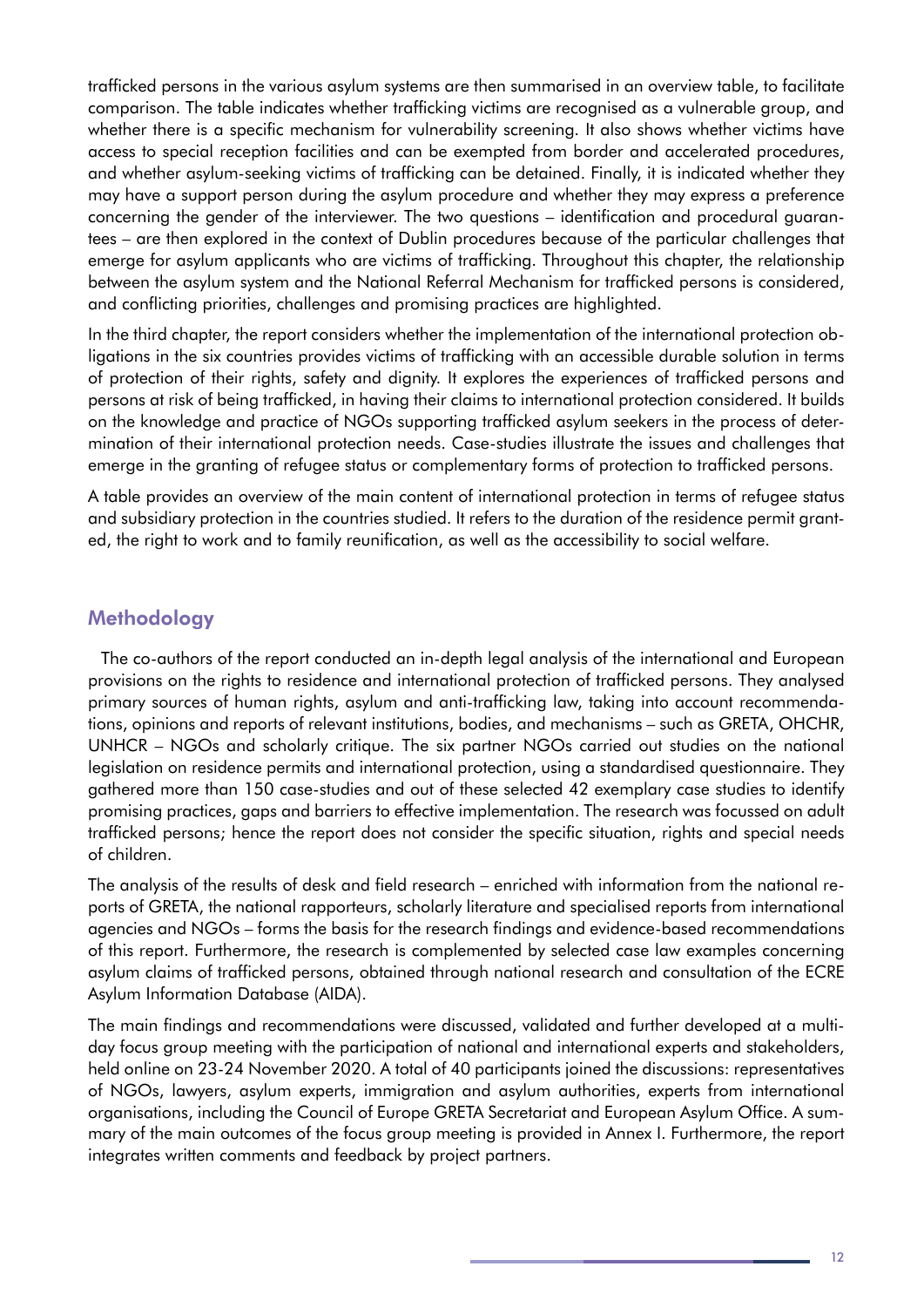trafficked persons in the various asylum systems are then summarised in an overview table, to facilitate comparison. The table indicates whether trafficking victims are recognised as a vulnerable group, and whether there is a specific mechanism for vulnerability screening. It also shows whether victims have access to special reception facilities and can be exempted from border and accelerated procedures, and whether asylum-seeking victims of trafficking can be detained. Finally, it is indicated whether they may have a support person during the asylum procedure and whether they may express a preference concerning the gender of the interviewer. The two questions – identification and procedural guarantees – are then explored in the context of Dublin procedures because of the particular challenges that emerge for asylum applicants who are victims of trafficking. Throughout this chapter, the relationship between the asylum system and the National Referral Mechanism for trafficked persons is considered, and conflicting priorities, challenges and promising practices are highlighted.

In the third chapter, the report considers whether the implementation of the international protection obligations in the six countries provides victims of trafficking with an accessible durable solution in terms of protection of their rights, safety and dignity. It explores the experiences of trafficked persons and persons at risk of being trafficked, in having their claims to international protection considered. It builds on the knowledge and practice of NGOs supporting trafficked asylum seekers in the process of determination of their international protection needs. Case-studies illustrate the issues and challenges that emerge in the granting of refugee status or complementary forms of protection to trafficked persons.

A table provides an overview of the main content of international protection in terms of refugee status and subsidiary protection in the countries studied. It refers to the duration of the residence permit granted, the right to work and to family reunification, as well as the accessibility to social welfare.

## Methodology

The co-authors of the report conducted an in-depth legal analysis of the international and European provisions on the rights to residence and international protection of trafficked persons. They analysed primary sources of human rights, asylum and anti-trafficking law, taking into account recommendations, opinions and reports of relevant institutions, bodies, and mechanisms – such as GRETA, OHCHR, UNHCR – NGOs and scholarly critique. The six partner NGOs carried out studies on the national legislation on residence permits and international protection, using a standardised questionnaire. They gathered more than 150 case-studies and out of these selected 42 exemplary case studies to identify promising practices, gaps and barriers to effective implementation. The research was focussed on adult trafficked persons; hence the report does not consider the specific situation, rights and special needs of children.

The analysis of the results of desk and field research – enriched with information from the national reports of GRETA, the national rapporteurs, scholarly literature and specialised reports from international agencies and NGOs – forms the basis for the research findings and evidence-based recommendations of this report. Furthermore, the research is complemented by selected case law examples concerning asylum claims of trafficked persons, obtained through national research and consultation of the ECRE Asylum Information Database (AIDA).

The main findings and recommendations were discussed, validated and further developed at a multi-day focus group meeting with the participation of national and international experts and stakeholders, held online on 23-24 November 2020. A total of 40 participants joined the discussions: representatives of NGOs, lawyers, asylum experts, immigration and asylum authorities, experts from international organisations, including the Council of Europe GRETA Secretariat and European Asylum Office. A summary of the main outcomes of the focus group meeting is provided in Annex I. Furthermore, the report integrates written comments and feedback by project partners.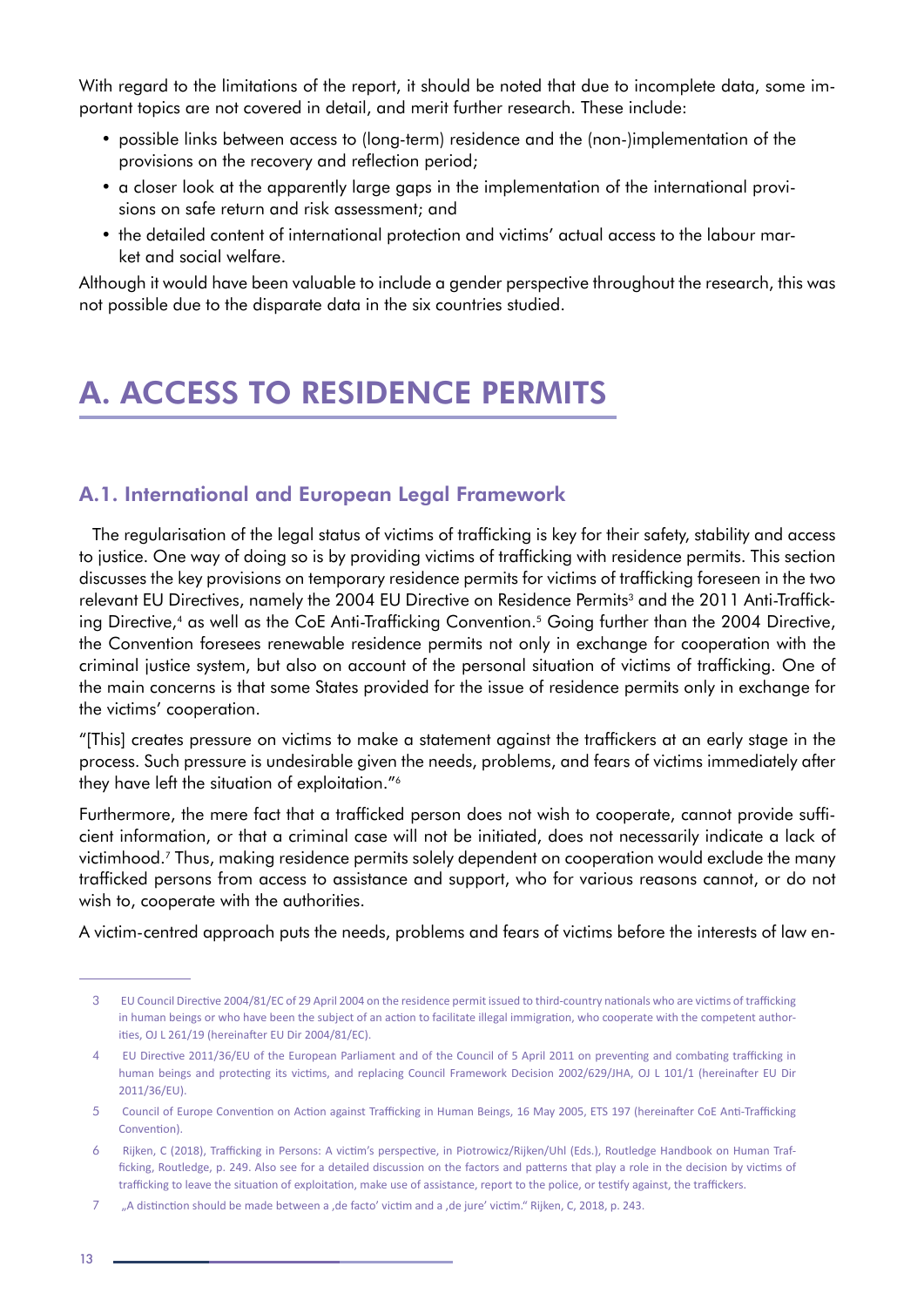With regard to the limitations of the report, it should be noted that due to incomplete data, some important topics are not covered in detail, and merit further research. These include:

- possible links between access to (long-term) residence and the (non-)implementation of the provisions on the recovery and reflection period;
- a closer look at the apparently large gaps in the implementation of the international provisions on safe return and risk assessment; and
- the detailed content of international protection and victims' actual access to the labour market and social welfare.

Although it would have been valuable to include a gender perspective throughout the research, this was not possible due to the disparate data in the six countries studied.

# A. ACCESS TO RESIDENCE PERMITS

## A.1. International and European Legal Framework

The regularisation of the legal status of victims of trafficking is key for their safety, stability and access to justice. One way of doing so is by providing victims of trafficking with residence permits. This section discusses the key provisions on temporary residence permits for victims of trafficking foreseen in the two relevant EU Directives, namely the 2004 EU Directive on Residence Permits[3] and the 2011 Anti-Trafficking Directive,[4] as well as the CoE Anti-Trafficking Convention.[5] Going further than the 2004 Directive, the Convention foresees renewable residence permits not only in exchange for cooperation with the criminal justice system, but also on account of the personal situation of victims of trafficking. One of the main concerns is that some States provided for the issue of residence permits only in exchange for the victims' cooperation.

"[This] creates pressure on victims to make a statement against the traffickers at an early stage in the process. Such pressure is undesirable given the needs, problems, and fears of victims immediately after they have left the situation of exploitation."[6]

Furthermore, the mere fact that a trafficked person does not wish to cooperate, cannot provide sufficient information, or that a criminal case will not be initiated, does not necessarily indicate a lack of victimhood.[7] Thus, making residence permits solely dependent on cooperation would exclude the many trafficked persons from access to assistance and support, who for various reasons cannot, or do not wish to, cooperate with the authorities.

A victim-centred approach puts the needs, problems and fears of victims before the interests of law en-

---

3 EU Council Directive 2004/81/EC of 29 April 2004 on the residence permit issued to third-country nationals who are victims of trafficking in human beings or who have been the subject of an action to facilitate illegal immigration, who cooperate with the competent authorities, OJ L 261/19 (hereinafter EU Dir 2004/81/EC).

4 EU Directive 2011/36/EU of the European Parliament and of the Council of 5 April 2011 on preventing and combating trafficking in human beings and protecting its victims, and replacing Council Framework Decision 2002/629/JHA, OJ L 101/1 (hereinafter EU Dir 2011/36/EU).

5 Council of Europe Convention on Action against Trafficking in Human Beings, 16 May 2005, ETS 197 (hereinafter CoE Anti-Trafficking Convention).

6 Rijken, C (2018), Trafficking in Persons: A victim's perspective, in Piotrowicz/Rijken/Uhl (Eds.), Routledge Handbook on Human Trafficking, Routledge, p. 249. Also see for a detailed discussion on the factors and patterns that play a role in the decision by victims of trafficking to leave the situation of exploitation, make use of assistance, report to the police, or testify against, the traffickers.

7 „A distinction should be made between a ‚de facto' victim and a ‚de jure' victim." Rijken, C, 2018, p. 243.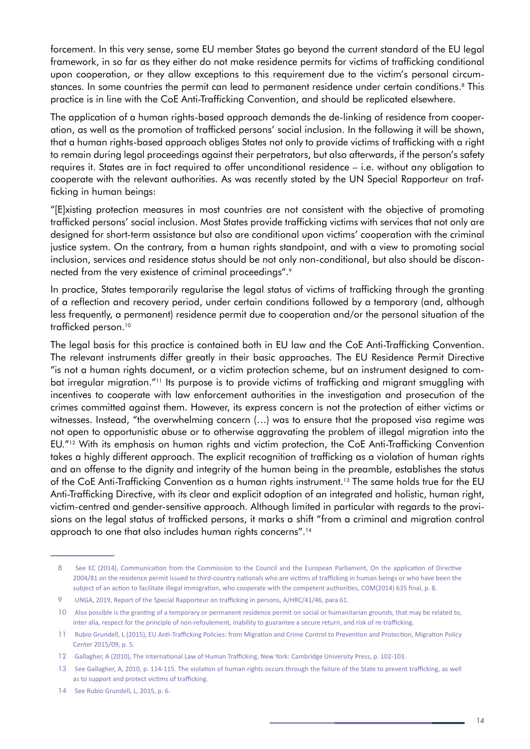forcement. In this very sense, some EU member States go beyond the current standard of the EU legal framework, in so far as they either do not make residence permits for victims of trafficking conditional upon cooperation, or they allow exceptions to this requirement due to the victim's personal circumstances. In some countries the permit can lead to permanent residence under certain conditions.[8] This practice is in line with the CoE Anti-Trafficking Convention, and should be replicated elsewhere.

The application of a human rights-based approach demands the de-linking of residence from cooperation, as well as the promotion of trafficked persons' social inclusion. In the following it will be shown, that a human rights-based approach obliges States not only to provide victims of trafficking with a right to remain during legal proceedings against their perpetrators, but also afterwards, if the person's safety requires it. States are in fact required to offer unconditional residence – i.e. without any obligation to cooperate with the relevant authorities. As was recently stated by the UN Special Rapporteur on trafficking in human beings:

"[E]xisting protection measures in most countries are not consistent with the objective of promoting trafficked persons' social inclusion. Most States provide trafficking victims with services that not only are designed for short-term assistance but also are conditional upon victims' cooperation with the criminal justice system. On the contrary, from a human rights standpoint, and with a view to promoting social inclusion, services and residence status should be not only non-conditional, but also should be disconnected from the very existence of criminal proceedings".[9]

In practice, States temporarily regularise the legal status of victims of trafficking through the granting of a reflection and recovery period, under certain conditions followed by a temporary (and, although less frequently, a permanent) residence permit due to cooperation and/or the personal situation of the trafficked person.[10]

The legal basis for this practice is contained both in EU law and the CoE Anti-Trafficking Convention. The relevant instruments differ greatly in their basic approaches. The EU Residence Permit Directive "is not a human rights document, or a victim protection scheme, but an instrument designed to combat irregular migration."[11] Its purpose is to provide victims of trafficking and migrant smuggling with incentives to cooperate with law enforcement authorities in the investigation and prosecution of the crimes committed against them. However, its express concern is not the protection of either victims or witnesses. Instead, "the overwhelming concern (…) was to ensure that the proposed visa regime was not open to opportunistic abuse or to otherwise aggravating the problem of illegal migration into the EU."[12] With its emphasis on human rights and victim protection, the CoE Anti-Trafficking Convention takes a highly different approach. The explicit recognition of trafficking as a violation of human rights and an offense to the dignity and integrity of the human being in the preamble, establishes the status of the CoE Anti-Trafficking Convention as a human rights instrument.[13] The same holds true for the EU Anti-Trafficking Directive, with its clear and explicit adoption of an integrated and holistic, human right, victim-centred and gender-sensitive approach. Although limited in particular with regards to the provisions on the legal status of trafficked persons, it marks a shift "from a criminal and migration control approach to one that also includes human rights concerns".[14]

---

8 See EC (2014), Communication from the Commission to the Council and the European Parliament, On the application of Directive 2004/81 on the residence permit issued to third-country nationals who are victims of trafficking in human beings or who have been the subject of an action to facilitate illegal immigration, who cooperate with the competent authorities, COM(2014) 635 final, p. 8.

9 UNGA, 2019, Report of the Special Rapporteur on trafficking in persons, A/HRC/41/46, para 61.

10 Also possible is the granting of a temporary or permanent residence permit on social or humanitarian grounds, that may be related to, inter alia, respect for the principle of non-refoulement, inability to guarantee a secure return, and risk of re-trafficking.

11 Rubio Grundell, L (2015), EU Anti-Trafficking Policies: from Migration and Crime Control to Prevention and Protection, Migration Policy Center 2015/09, p. 5.

12 Gallagher, A (2010), The International Law of Human Trafficking, New York: Cambridge University Press, p. 102-103.

13 See Gallagher, A, 2010, p. 114-115. The violation of human rights occurs through the failure of the State to prevent trafficking, as well as to support and protect victims of trafficking.

14 See Rubio Grundell, L, 2015, p. 6.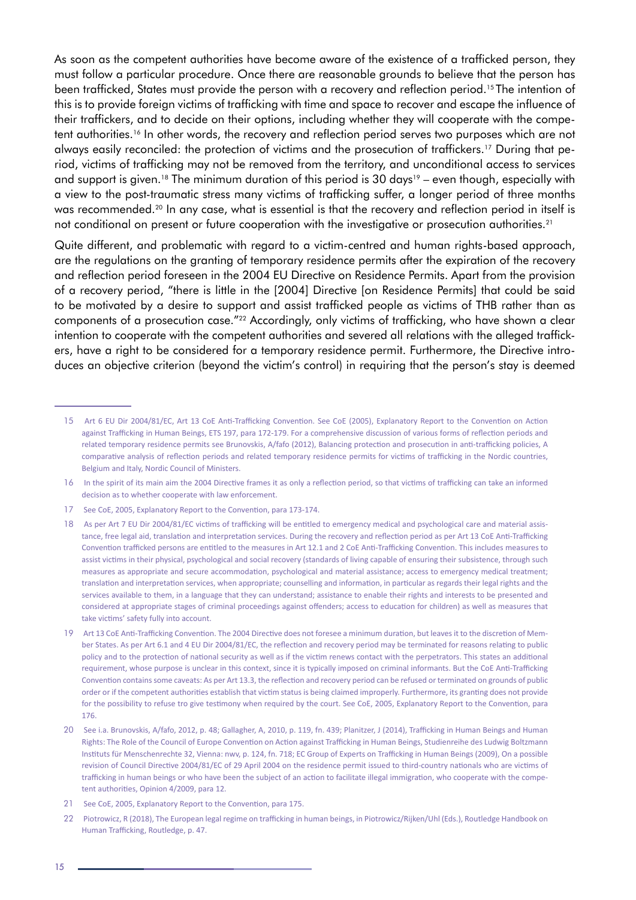As soon as the competent authorities have become aware of the existence of a trafficked person, they must follow a particular procedure. Once there are reasonable grounds to believe that the person has been trafficked, States must provide the person with a recovery and reflection period.[15] The intention of this is to provide foreign victims of trafficking with time and space to recover and escape the influence of their traffickers, and to decide on their options, including whether they will cooperate with the competent authorities.[16] In other words, the recovery and reflection period serves two purposes which are not always easily reconciled: the protection of victims and the prosecution of traffickers.[17] During that period, victims of trafficking may not be removed from the territory, and unconditional access to services and support is given.[18] The minimum duration of this period is 30 days[19] – even though, especially with a view to the post-traumatic stress many victims of trafficking suffer, a longer period of three months was recommended.[20] In any case, what is essential is that the recovery and reflection period in itself is not conditional on present or future cooperation with the investigative or prosecution authorities.[21]

Quite different, and problematic with regard to a victim-centred and human rights-based approach, are the regulations on the granting of temporary residence permits after the expiration of the recovery and reflection period foreseen in the 2004 EU Directive on Residence Permits. Apart from the provision of a recovery period, "there is little in the [2004] Directive [on Residence Permits] that could be said to be motivated by a desire to support and assist trafficked people as victims of THB rather than as components of a prosecution case."[22] Accordingly, only victims of trafficking, who have shown a clear intention to cooperate with the competent authorities and severed all relations with the alleged traffickers, have a right to be considered for a temporary residence permit. Furthermore, the Directive introduces an objective criterion (beyond the victim's control) in requiring that the person's stay is deemed

---

15 Art 6 EU Dir 2004/81/EC, Art 13 CoE Anti-Trafficking Convention. See CoE (2005), Explanatory Report to the Convention on Action against Trafficking in Human Beings, ETS 197, para 172-179. For a comprehensive discussion of various forms of reflection periods and related temporary residence permits see Brunovskis, A/fafo (2012), Balancing protection and prosecution in anti-trafficking policies, A comparative analysis of reflection periods and related temporary residence permits for victims of trafficking in the Nordic countries, Belgium and Italy, Nordic Council of Ministers.

16 In the spirit of its main aim the 2004 Directive frames it as only a reflection period, so that victims of trafficking can take an informed decision as to whether cooperate with law enforcement.

17 See CoE, 2005, Explanatory Report to the Convention, para 173-174.

18 As per Art 7 EU Dir 2004/81/EC victims of trafficking will be entitled to emergency medical and psychological care and material assistance, free legal aid, translation and interpretation services. During the recovery and reflection period as per Art 13 CoE Anti-Trafficking Convention trafficked persons are entitled to the measures in Art 12.1 and 2 CoE Anti-Trafficking Convention. This includes measures to assist victims in their physical, psychological and social recovery (standards of living capable of ensuring their subsistence, through such measures as appropriate and secure accommodation, psychological and material assistance; access to emergency medical treatment; translation and interpretation services, when appropriate; counselling and information, in particular as regards their legal rights and the services available to them, in a language that they can understand; assistance to enable their rights and interests to be presented and considered at appropriate stages of criminal proceedings against offenders; access to education for children) as well as measures that take victims' safety fully into account.

19 Art 13 CoE Anti-Trafficking Convention. The 2004 Directive does not foresee a minimum duration, but leaves it to the discretion of Member States. As per Art 6.1 and 4 EU Dir 2004/81/EC, the reflection and recovery period may be terminated for reasons relating to public policy and to the protection of national security as well as if the victim renews contact with the perpetrators. This states an additional requirement, whose purpose is unclear in this context, since it is typically imposed on criminal informants. But the CoE Anti-Trafficking Convention contains some caveats: As per Art 13.3, the reflection and recovery period can be refused or terminated on grounds of public order or if the competent authorities establish that victim status is being claimed improperly. Furthermore, its granting does not provide for the possibility to refuse tro give testimony when required by the court. See CoE, 2005, Explanatory Report to the Convention, para 176.

20 See i.a. Brunovskis, A/fafo, 2012, p. 48; Gallagher, A, 2010, p. 119, fn. 439; Planitzer, J (2014), Trafficking in Human Beings and Human Rights: The Role of the Council of Europe Convention on Action against Trafficking in Human Beings, Studienreihe des Ludwig Boltzmann Instituts für Menschenrechte 32, Vienna: nwv, p. 124, fn. 718; EC Group of Experts on Trafficking in Human Beings (2009), On a possible revision of Council Directive 2004/81/EC of 29 April 2004 on the residence permit issued to third-country nationals who are victims of trafficking in human beings or who have been the subject of an action to facilitate illegal immigration, who cooperate with the competent authorities, Opinion 4/2009, para 12.

21 See CoE, 2005, Explanatory Report to the Convention, para 175.

22 Piotrowicz, R (2018), The European legal regime on trafficking in human beings, in Piotrowicz/Rijken/Uhl (Eds.), Routledge Handbook on Human Trafficking, Routledge, p. 47.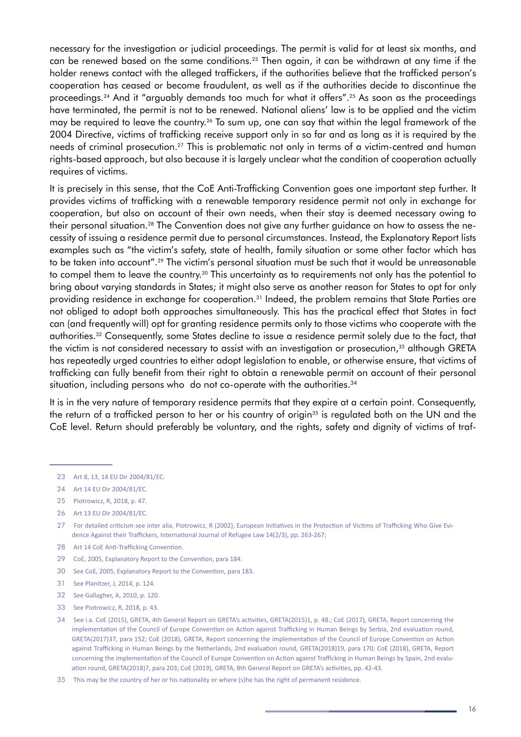necessary for the investigation or judicial proceedings. The permit is valid for at least six months, and can be renewed based on the same conditions.[23] Then again, it can be withdrawn at any time if the holder renews contact with the alleged traffickers, if the authorities believe that the trafficked person's cooperation has ceased or become fraudulent, as well as if the authorities decide to discontinue the proceedings.[24] And it "arguably demands too much for what it offers".[25] As soon as the proceedings have terminated, the permit is not to be renewed. National aliens' law is to be applied and the victim may be required to leave the country.[26] To sum up, one can say that within the legal framework of the 2004 Directive, victims of trafficking receive support only in so far and as long as it is required by the needs of criminal prosecution.[27] This is problematic not only in terms of a victim-centred and human rights-based approach, but also because it is largely unclear what the condition of cooperation actually requires of victims.

It is precisely in this sense, that the CoE Anti-Trafficking Convention goes one important step further. It provides victims of trafficking with a renewable temporary residence permit not only in exchange for cooperation, but also on account of their own needs, when their stay is deemed necessary owing to their personal situation.[28] The Convention does not give any further guidance on how to assess the necessity of issuing a residence permit due to personal circumstances. Instead, the Explanatory Report lists examples such as "the victim's safety, state of health, family situation or some other factor which has to be taken into account".[29] The victim's personal situation must be such that it would be unreasonable to compel them to leave the country.[30] This uncertainty as to requirements not only has the potential to bring about varying standards in States; it might also serve as another reason for States to opt for only providing residence in exchange for cooperation.[31] Indeed, the problem remains that State Parties are not obliged to adopt both approaches simultaneously. This has the practical effect that States in fact can (and frequently will) opt for granting residence permits only to those victims who cooperate with the authorities.[32] Consequently, some States decline to issue a residence permit solely due to the fact, that the victim is not considered necessary to assist with an investigation or prosecution,[33] although GRETA has repeatedly urged countries to either adopt legislation to enable, or otherwise ensure, that victims of trafficking can fully benefit from their right to obtain a renewable permit on account of their personal situation, including persons who do not co-operate with the authorities.[34]

It is in the very nature of temporary residence permits that they expire at a certain point. Consequently, the return of a trafficked person to her or his country of origin[35] is regulated both on the UN and the CoE level. Return should preferably be voluntary, and the rights, safety and dignity of victims of traf-

---

23 Art 8, 13, 14 EU Dir 2004/81/EC.

24 Art 14 EU Dir 2004/81/EC.

25 Piotrowicz, R, 2018, p. 47.

26 Art 13 EU Dir 2004/81/EC.

27 For detailed criticism see inter alia, Piotrowicz, R (2002), European Initiatives in the Protection of Victims of Trafficking Who Give Evidence Against their Traffickers, International Journal of Refugee Law 14(2/3), pp. 263-267;

28 Art 14 CoE Anti-Trafficking Convention.

29 CoE, 2005, Explanatory Report to the Convention, para 184.

30 See CoE, 2005, Explanatory Report to the Convention, para 183.

31 See Planitzer, J, 2014, p. 124.

32 See Gallagher, A, 2010, p. 120.

33 See Piotrowicz, R, 2018, p. 43.

34 See i.a. CoE (2015), GRETA, 4th General Report on GRETA's activities, GRETA(2015)1, p. 48.; CoE (2017), GRETA, Report concerning the implementation of the Council of Europe Convention on Action against Trafficking in Human Beings by Serbia, 2nd evaluation round, GRETA(2017)37, para 152; CoE (2018), GRETA, Report concerning the implementation of the Council of Europe Convention on Action against Trafficking in Human Beings by the Netherlands, 2nd evaluation round, GRETA(2018)19, para 170; CoE (2018), GRETA, Report concerning the implementation of the Council of Europe Convention on Action against Trafficking in Human Beings by Spain, 2nd evaluation round, GRETA(2018)7, para 203; CoE (2019), GRETA, 8th General Report on GRETA's activities, pp. 42-43.

35 This may be the country of her or his nationality or where (s)he has the right of permanent residence.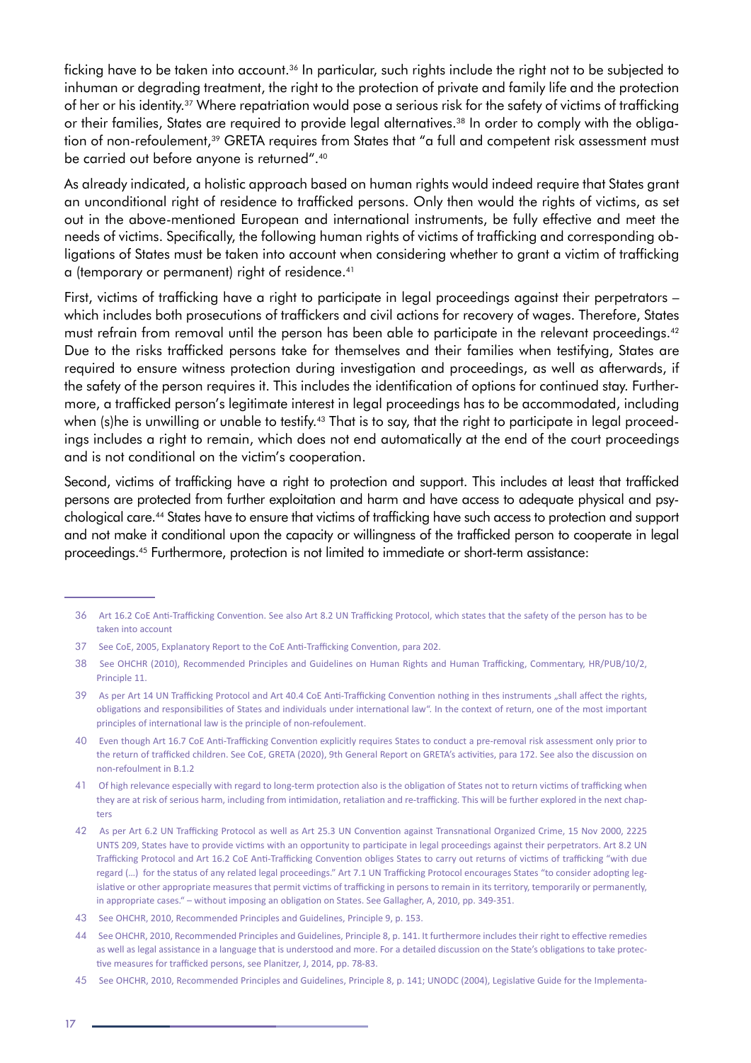ficking have to be taken into account.[36] In particular, such rights include the right not to be subjected to inhuman or degrading treatment, the right to the protection of private and family life and the protection of her or his identity.[37] Where repatriation would pose a serious risk for the safety of victims of trafficking or their families, States are required to provide legal alternatives.[38] In order to comply with the obligation of non-refoulement,[39] GRETA requires from States that "a full and competent risk assessment must be carried out before anyone is returned".[40]

As already indicated, a holistic approach based on human rights would indeed require that States grant an unconditional right of residence to trafficked persons. Only then would the rights of victims, as set out in the above-mentioned European and international instruments, be fully effective and meet the needs of victims. Specifically, the following human rights of victims of trafficking and corresponding obligations of States must be taken into account when considering whether to grant a victim of trafficking a (temporary or permanent) right of residence.[41]

First, victims of trafficking have a right to participate in legal proceedings against their perpetrators – which includes both prosecutions of traffickers and civil actions for recovery of wages. Therefore, States must refrain from removal until the person has been able to participate in the relevant proceedings.[42] Due to the risks trafficked persons take for themselves and their families when testifying, States are required to ensure witness protection during investigation and proceedings, as well as afterwards, if the safety of the person requires it. This includes the identification of options for continued stay. Furthermore, a trafficked person's legitimate interest in legal proceedings has to be accommodated, including when (s)he is unwilling or unable to testify.[43] That is to say, that the right to participate in legal proceedings includes a right to remain, which does not end automatically at the end of the court proceedings and is not conditional on the victim's cooperation.

Second, victims of trafficking have a right to protection and support. This includes at least that trafficked persons are protected from further exploitation and harm and have access to adequate physical and psychological care.[44] States have to ensure that victims of trafficking have such access to protection and support and not make it conditional upon the capacity or willingness of the trafficked person to cooperate in legal proceedings.[45] Furthermore, protection is not limited to immediate or short-term assistance:

---

36 Art 16.2 CoE Anti-Trafficking Convention. See also Art 8.2 UN Trafficking Protocol, which states that the safety of the person has to be taken into account

37 See CoE, 2005, Explanatory Report to the CoE Anti-Trafficking Convention, para 202.

38 See OHCHR (2010), Recommended Principles and Guidelines on Human Rights and Human Trafficking, Commentary, HR/PUB/10/2, Principle 11.

39 As per Art 14 UN Trafficking Protocol and Art 40.4 CoE Anti-Trafficking Convention nothing in thes instruments „shall affect the rights, obligations and responsibilities of States and individuals under international law". In the context of return, one of the most important principles of international law is the principle of non-refoulement.

40 Even though Art 16.7 CoE Anti-Trafficking Convention explicitly requires States to conduct a pre-removal risk assessment only prior to the return of trafficked children. See CoE, GRETA (2020), 9th General Report on GRETA's activities, para 172. See also the discussion on non-refoulment in B.1.2

41 Of high relevance especially with regard to long-term protection also is the obligation of States not to return victims of trafficking when they are at risk of serious harm, including from intimidation, retaliation and re-trafficking. This will be further explored in the next chapters

42 As per Art 6.2 UN Trafficking Protocol as well as Art 25.3 UN Convention against Transnational Organized Crime, 15 Nov 2000, 2225 UNTS 209, States have to provide victims with an opportunity to participate in legal proceedings against their perpetrators. Art 8.2 UN Trafficking Protocol and Art 16.2 CoE Anti-Trafficking Convention obliges States to carry out returns of victims of trafficking "with due regard (…) for the status of any related legal proceedings." Art 7.1 UN Trafficking Protocol encourages States "to consider adopting legislative or other appropriate measures that permit victims of trafficking in persons to remain in its territory, temporarily or permanently, in appropriate cases." – without imposing an obligation on States. See Gallagher, A, 2010, pp. 349-351.

43 See OHCHR, 2010, Recommended Principles and Guidelines, Principle 9, p. 153.

44 See OHCHR, 2010, Recommended Principles and Guidelines, Principle 8, p. 141. It furthermore includes their right to effective remedies as well as legal assistance in a language that is understood and more. For a detailed discussion on the State's obligations to take protective measures for trafficked persons, see Planitzer, J, 2014, pp. 78-83.

45 See OHCHR, 2010, Recommended Principles and Guidelines, Principle 8, p. 141; UNODC (2004), Legislative Guide for the Implementa-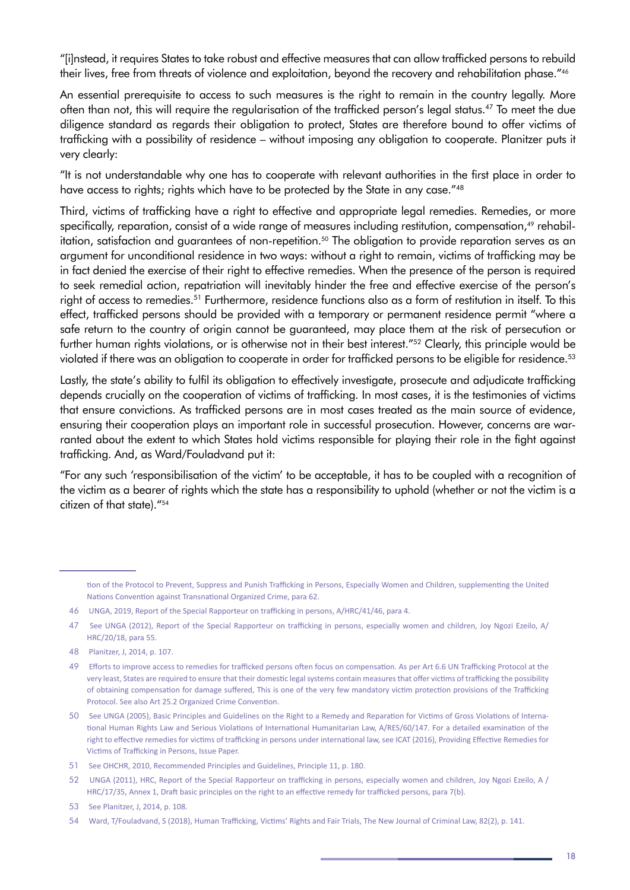"[i]nstead, it requires States to take robust and effective measures that can allow trafficked persons to rebuild their lives, free from threats of violence and exploitation, beyond the recovery and rehabilitation phase."[46]

An essential prerequisite to access to such measures is the right to remain in the country legally. More often than not, this will require the regularisation of the trafficked person's legal status.[47] To meet the due diligence standard as regards their obligation to protect, States are therefore bound to offer victims of trafficking with a possibility of residence – without imposing any obligation to cooperate. Planitzer puts it very clearly:

"It is not understandable why one has to cooperate with relevant authorities in the first place in order to have access to rights; rights which have to be protected by the State in any case."[48]

Third, victims of trafficking have a right to effective and appropriate legal remedies. Remedies, or more specifically, reparation, consist of a wide range of measures including restitution, compensation,[49] rehabilitation, satisfaction and guarantees of non-repetition.[50] The obligation to provide reparation serves as an argument for unconditional residence in two ways: without a right to remain, victims of trafficking may be in fact denied the exercise of their right to effective remedies. When the presence of the person is required to seek remedial action, repatriation will inevitably hinder the free and effective exercise of the person's right of access to remedies.[51] Furthermore, residence functions also as a form of restitution in itself. To this effect, trafficked persons should be provided with a temporary or permanent residence permit "where a safe return to the country of origin cannot be guaranteed, may place them at the risk of persecution or further human rights violations, or is otherwise not in their best interest."[52] Clearly, this principle would be violated if there was an obligation to cooperate in order for trafficked persons to be eligible for residence.[53]

Lastly, the state's ability to fulfil its obligation to effectively investigate, prosecute and adjudicate trafficking depends crucially on the cooperation of victims of trafficking. In most cases, it is the testimonies of victims that ensure convictions. As trafficked persons are in most cases treated as the main source of evidence, ensuring their cooperation plays an important role in successful prosecution. However, concerns are warranted about the extent to which States hold victims responsible for playing their role in the fight against trafficking. And, as Ward/Fouladvand put it:

"For any such 'responsibilisation of the victim' to be acceptable, it has to be coupled with a recognition of the victim as a bearer of rights which the state has a responsibility to uphold (whether or not the victim is a citizen of that state)."[54]

---

tion of the Protocol to Prevent, Suppress and Punish Trafficking in Persons, Especially Women and Children, supplementing the United Nations Convention against Transnational Organized Crime, para 62.

46 UNGA, 2019, Report of the Special Rapporteur on trafficking in persons, A/HRC/41/46, para 4.

47 See UNGA (2012), Report of the Special Rapporteur on trafficking in persons, especially women and children, Joy Ngozi Ezeilo, A/HRC/20/18, para 55.

48 Planitzer, J, 2014, p. 107.

49 Efforts to improve access to remedies for trafficked persons often focus on compensation. As per Art 6.6 UN Trafficking Protocol at the very least, States are required to ensure that their domestic legal systems contain measures that offer victims of trafficking the possibility of obtaining compensation for damage suffered, This is one of the very few mandatory victim protection provisions of the Trafficking Protocol. See also Art 25.2 Organized Crime Convention.

50 See UNGA (2005), Basic Principles and Guidelines on the Right to a Remedy and Reparation for Victims of Gross Violations of International Human Rights Law and Serious Violations of International Humanitarian Law, A/RES/60/147. For a detailed examination of the right to effective remedies for victims of trafficking in persons under international law, see ICAT (2016), Providing Effective Remedies for Victims of Trafficking in Persons, Issue Paper.

51 See OHCHR, 2010, Recommended Principles and Guidelines, Principle 11, p. 180.

52 UNGA (2011), HRC, Report of the Special Rapporteur on trafficking in persons, especially women and children, Joy Ngozi Ezeilo, A / HRC/17/35, Annex 1, Draft basic principles on the right to an effective remedy for trafficked persons, para 7(b).

53 See Planitzer, J, 2014, p. 108.

54 Ward, T/Fouladvand, S (2018), Human Trafficking, Victims' Rights and Fair Trials, The New Journal of Criminal Law, 82(2), p. 141.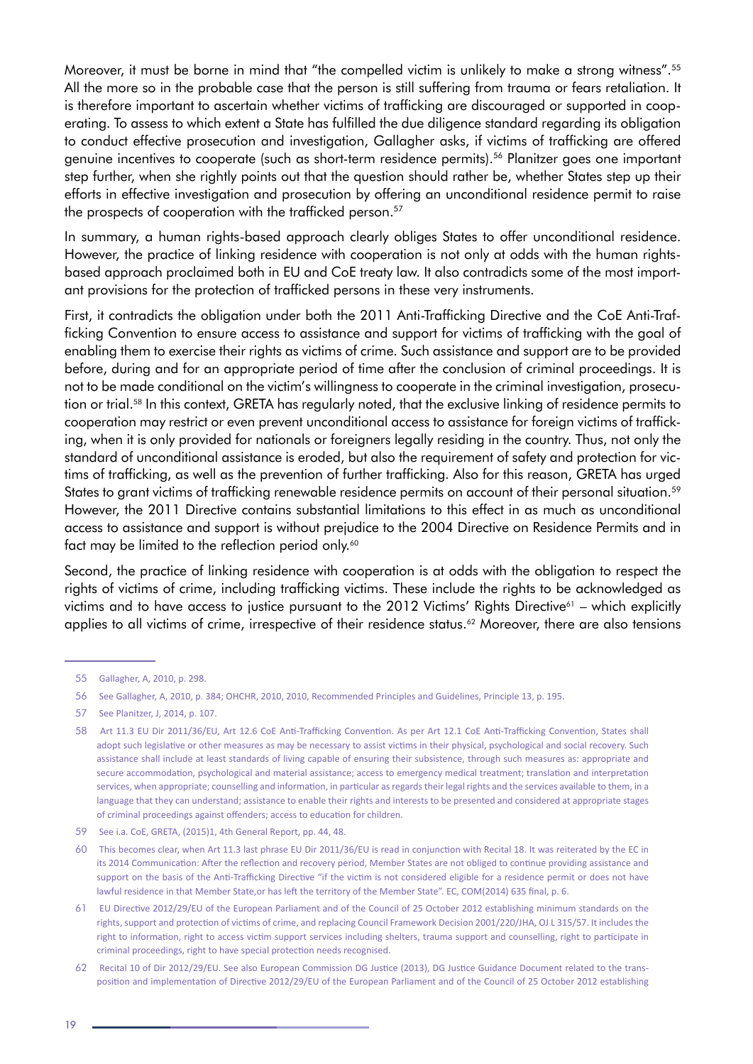Moreover, it must be borne in mind that "the compelled victim is unlikely to make a strong witness".[55] All the more so in the probable case that the person is still suffering from trauma or fears retaliation. It is therefore important to ascertain whether victims of trafficking are discouraged or supported in cooperating. To assess to which extent a State has fulfilled the due diligence standard regarding its obligation to conduct effective prosecution and investigation, Gallagher asks, if victims of trafficking are offered genuine incentives to cooperate (such as short-term residence permits).[56] Planitzer goes one important step further, when she rightly points out that the question should rather be, whether States step up their efforts in effective investigation and prosecution by offering an unconditional residence permit to raise the prospects of cooperation with the trafficked person.[57]

In summary, a human rights-based approach clearly obliges States to offer unconditional residence. However, the practice of linking residence with cooperation is not only at odds with the human rights-based approach proclaimed both in EU and CoE treaty law. It also contradicts some of the most important provisions for the protection of trafficked persons in these very instruments.

First, it contradicts the obligation under both the 2011 Anti-Trafficking Directive and the CoE Anti-Trafficking Convention to ensure access to assistance and support for victims of trafficking with the goal of enabling them to exercise their rights as victims of crime. Such assistance and support are to be provided before, during and for an appropriate period of time after the conclusion of criminal proceedings. It is not to be made conditional on the victim's willingness to cooperate in the criminal investigation, prosecution or trial.[58] In this context, GRETA has regularly noted, that the exclusive linking of residence permits to cooperation may restrict or even prevent unconditional access to assistance for foreign victims of trafficking, when it is only provided for nationals or foreigners legally residing in the country. Thus, not only the standard of unconditional assistance is eroded, but also the requirement of safety and protection for victims of trafficking, as well as the prevention of further trafficking. Also for this reason, GRETA has urged States to grant victims of trafficking renewable residence permits on account of their personal situation.[59] However, the 2011 Directive contains substantial limitations to this effect in as much as unconditional access to assistance and support is without prejudice to the 2004 Directive on Residence Permits and in fact may be limited to the reflection period only.[60]

Second, the practice of linking residence with cooperation is at odds with the obligation to respect the rights of victims of crime, including trafficking victims. These include the rights to be acknowledged as victims and to have access to justice pursuant to the 2012 Victims' Rights Directive[61] – which explicitly applies to all victims of crime, irrespective of their residence status.[62] Moreover, there are also tensions

---

55 Gallagher, A, 2010, p. 298.

56 See Gallagher, A, 2010, p. 384; OHCHR, 2010, 2010, Recommended Principles and Guidelines, Principle 13, p. 195.

57 See Planitzer, J, 2014, p. 107.

58 Art 11.3 EU Dir 2011/36/EU, Art 12.6 CoE Anti-Trafficking Convention. As per Art 12.1 CoE Anti-Trafficking Convention, States shall adopt such legislative or other measures as may be necessary to assist victims in their physical, psychological and social recovery. Such assistance shall include at least standards of living capable of ensuring their subsistence, through such measures as: appropriate and secure accommodation, psychological and material assistance; access to emergency medical treatment; translation and interpretation services, when appropriate; counselling and information, in particular as regards their legal rights and the services available to them, in a language that they can understand; assistance to enable their rights and interests to be presented and considered at appropriate stages of criminal proceedings against offenders; access to education for children.

59 See i.a. CoE, GRETA, (2015)1, 4th General Report, pp. 44, 48.

60 This becomes clear, when Art 11.3 last phrase EU Dir 2011/36/EU is read in conjunction with Recital 18. It was reiterated by the EC in its 2014 Communication: After the reflection and recovery period, Member States are not obliged to continue providing assistance and support on the basis of the Anti-Trafficking Directive "if the victim is not considered eligible for a residence permit or does not have lawful residence in that Member State,or has left the territory of the Member State". EC, COM(2014) 635 final, p. 6.

61 EU Directive 2012/29/EU of the European Parliament and of the Council of 25 October 2012 establishing minimum standards on the rights, support and protection of victims of crime, and replacing Council Framework Decision 2001/220/JHA, OJ L 315/57. It includes the right to information, right to access victim support services including shelters, trauma support and counselling, right to participate in criminal proceedings, right to have special protection needs recognised.

62 Recital 10 of Dir 2012/29/EU. See also European Commission DG Justice (2013), DG Justice Guidance Document related to the transposition and implementation of Directive 2012/29/EU of the European Parliament and of the Council of 25 October 2012 establishing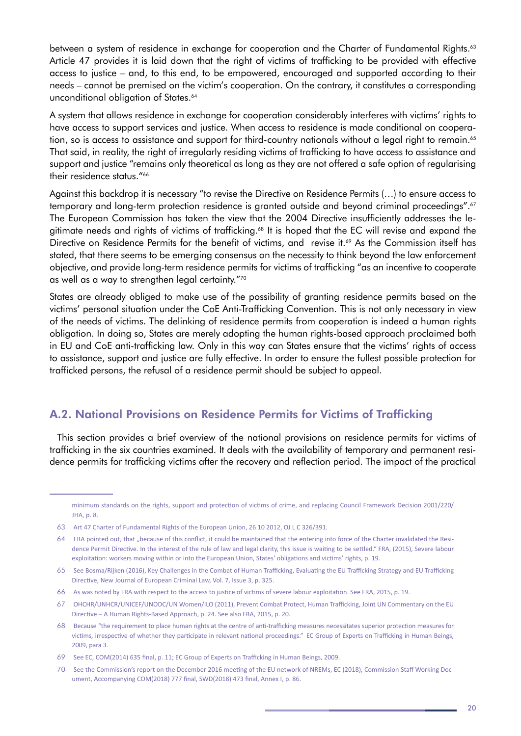between a system of residence in exchange for cooperation and the Charter of Fundamental Rights.[63] Article 47 provides it is laid down that the right of victims of trafficking to be provided with effective access to justice – and, to this end, to be empowered, encouraged and supported according to their needs – cannot be premised on the victim's cooperation. On the contrary, it constitutes a corresponding unconditional obligation of States.[64]

A system that allows residence in exchange for cooperation considerably interferes with victims' rights to have access to support services and justice. When access to residence is made conditional on cooperation, so is access to assistance and support for third-country nationals without a legal right to remain.[65] That said, in reality, the right of irregularly residing victims of trafficking to have access to assistance and support and justice "remains only theoretical as long as they are not offered a safe option of regularising their residence status."[66]

Against this backdrop it is necessary "to revise the Directive on Residence Permits (…) to ensure access to temporary and long-term protection residence is granted outside and beyond criminal proceedings".[67] The European Commission has taken the view that the 2004 Directive insufficiently addresses the legitimate needs and rights of victims of trafficking.[68] It is hoped that the EC will revise and expand the Directive on Residence Permits for the benefit of victims, and revise it.[69] As the Commission itself has stated, that there seems to be emerging consensus on the necessity to think beyond the law enforcement objective, and provide long-term residence permits for victims of trafficking "as an incentive to cooperate as well as a way to strengthen legal certainty."[70]

States are already obliged to make use of the possibility of granting residence permits based on the victims' personal situation under the CoE Anti-Trafficking Convention. This is not only necessary in view of the needs of victims. The delinking of residence permits from cooperation is indeed a human rights obligation. In doing so, States are merely adopting the human rights-based approach proclaimed both in EU and CoE anti-trafficking law. Only in this way can States ensure that the victims' rights of access to assistance, support and justice are fully effective. In order to ensure the fullest possible protection for trafficked persons, the refusal of a residence permit should be subject to appeal.

## A.2. National Provisions on Residence Permits for Victims of Trafficking

This section provides a brief overview of the national provisions on residence permits for victims of trafficking in the six countries examined. It deals with the availability of temporary and permanent residence permits for trafficking victims after the recovery and reflection period. The impact of the practical

---

minimum standards on the rights, support and protection of victims of crime, and replacing Council Framework Decision 2001/220/JHA, p. 8.

63 Art 47 Charter of Fundamental Rights of the European Union, 26 10 2012, OJ L C 326/391.

64 FRA pointed out, that „because of this conflict, it could be maintained that the entering into force of the Charter invalidated the Residence Permit Directive. In the interest of the rule of law and legal clarity, this issue is waiting to be settled." FRA, (2015), Severe labour exploitation: workers moving within or into the European Union, States' obligations and victims' rights, p. 19.

65 See Bosma/Rijken (2016), Key Challenges in the Combat of Human Trafficking, Evaluating the EU Trafficking Strategy and EU Trafficking Directive, New Journal of European Criminal Law, Vol. 7, Issue 3, p. 325.

66 As was noted by FRA with respect to the access to justice of victims of severe labour exploitation. See FRA, 2015, p. 19.

67 OHCHR/UNHCR/UNICEF/UNODC/UN Women/ILO (2011), Prevent Combat Protect, Human Trafficking, Joint UN Commentary on the EU Directive – A Human Rights-Based Approach, p. 24. See also FRA, 2015, p. 20.

68 Because "the requirement to place human rights at the centre of anti-trafficking measures necessitates superior protection measures for victims, irrespective of whether they participate in relevant national proceedings." EC Group of Experts on Trafficking in Human Beings, 2009, para 3.

69 See EC, COM(2014) 635 final, p. 11; EC Group of Experts on Trafficking in Human Beings, 2009.

70 See the Commission's report on the December 2016 meeting of the EU network of NREMs, EC (2018), Commission Staff Working Document, Accompanying COM(2018) 777 final, SWD(2018) 473 final, Annex I, p. 86.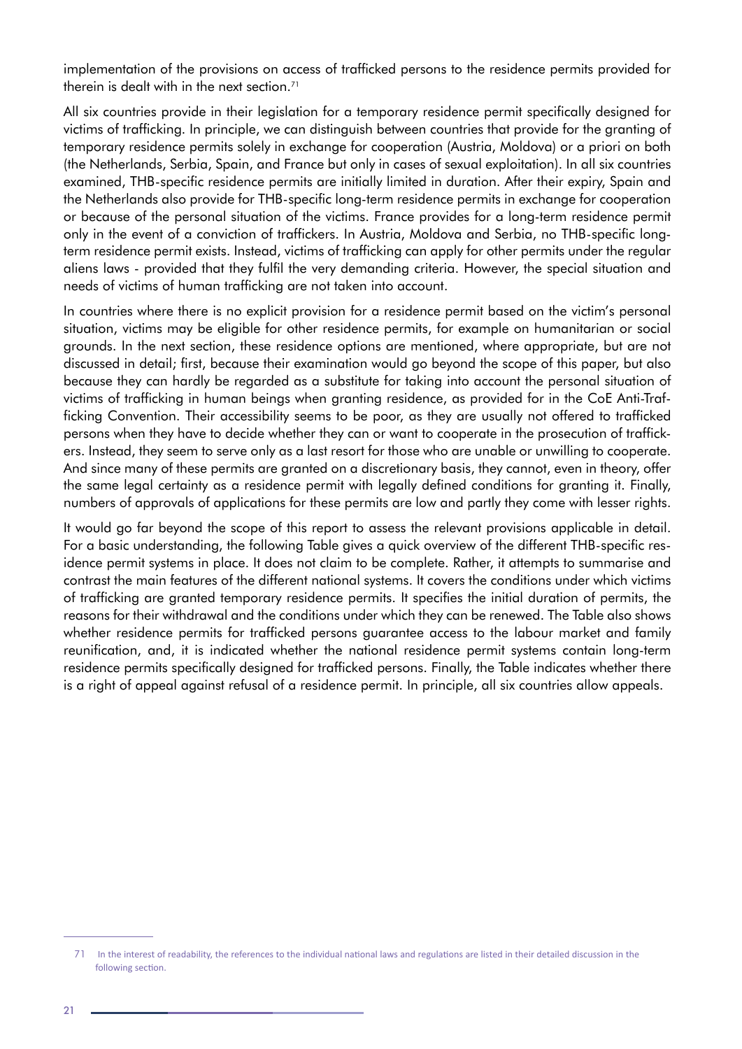implementation of the provisions on access of trafficked persons to the residence permits provided for therein is dealt with in the next section.[71]

All six countries provide in their legislation for a temporary residence permit specifically designed for victims of trafficking. In principle, we can distinguish between countries that provide for the granting of temporary residence permits solely in exchange for cooperation (Austria, Moldova) or a priori on both (the Netherlands, Serbia, Spain, and France but only in cases of sexual exploitation). In all six countries examined, THB-specific residence permits are initially limited in duration. After their expiry, Spain and the Netherlands also provide for THB-specific long-term residence permits in exchange for cooperation or because of the personal situation of the victims. France provides for a long-term residence permit only in the event of a conviction of traffickers. In Austria, Moldova and Serbia, no THB-specific long-term residence permit exists. Instead, victims of trafficking can apply for other permits under the regular aliens laws - provided that they fulfil the very demanding criteria. However, the special situation and needs of victims of human trafficking are not taken into account.

In countries where there is no explicit provision for a residence permit based on the victim's personal situation, victims may be eligible for other residence permits, for example on humanitarian or social grounds. In the next section, these residence options are mentioned, where appropriate, but are not discussed in detail; first, because their examination would go beyond the scope of this paper, but also because they can hardly be regarded as a substitute for taking into account the personal situation of victims of trafficking in human beings when granting residence, as provided for in the CoE Anti-Trafficking Convention. Their accessibility seems to be poor, as they are usually not offered to trafficked persons when they have to decide whether they can or want to cooperate in the prosecution of traffickers. Instead, they seem to serve only as a last resort for those who are unable or unwilling to cooperate. And since many of these permits are granted on a discretionary basis, they cannot, even in theory, offer the same legal certainty as a residence permit with legally defined conditions for granting it. Finally, numbers of approvals of applications for these permits are low and partly they come with lesser rights.

It would go far beyond the scope of this report to assess the relevant provisions applicable in detail. For a basic understanding, the following Table gives a quick overview of the different THB-specific residence permit systems in place. It does not claim to be complete. Rather, it attempts to summarise and contrast the main features of the different national systems. It covers the conditions under which victims of trafficking are granted temporary residence permits. It specifies the initial duration of permits, the reasons for their withdrawal and the conditions under which they can be renewed. The Table also shows whether residence permits for trafficked persons guarantee access to the labour market and family reunification, and, it is indicated whether the national residence permit systems contain long-term residence permits specifically designed for trafficked persons. Finally, the Table indicates whether there is a right of appeal against refusal of a residence permit. In principle, all six countries allow appeals.

[71] In the interest of readability, the references to the individual national laws and regulations are listed in their detailed discussion in the following section.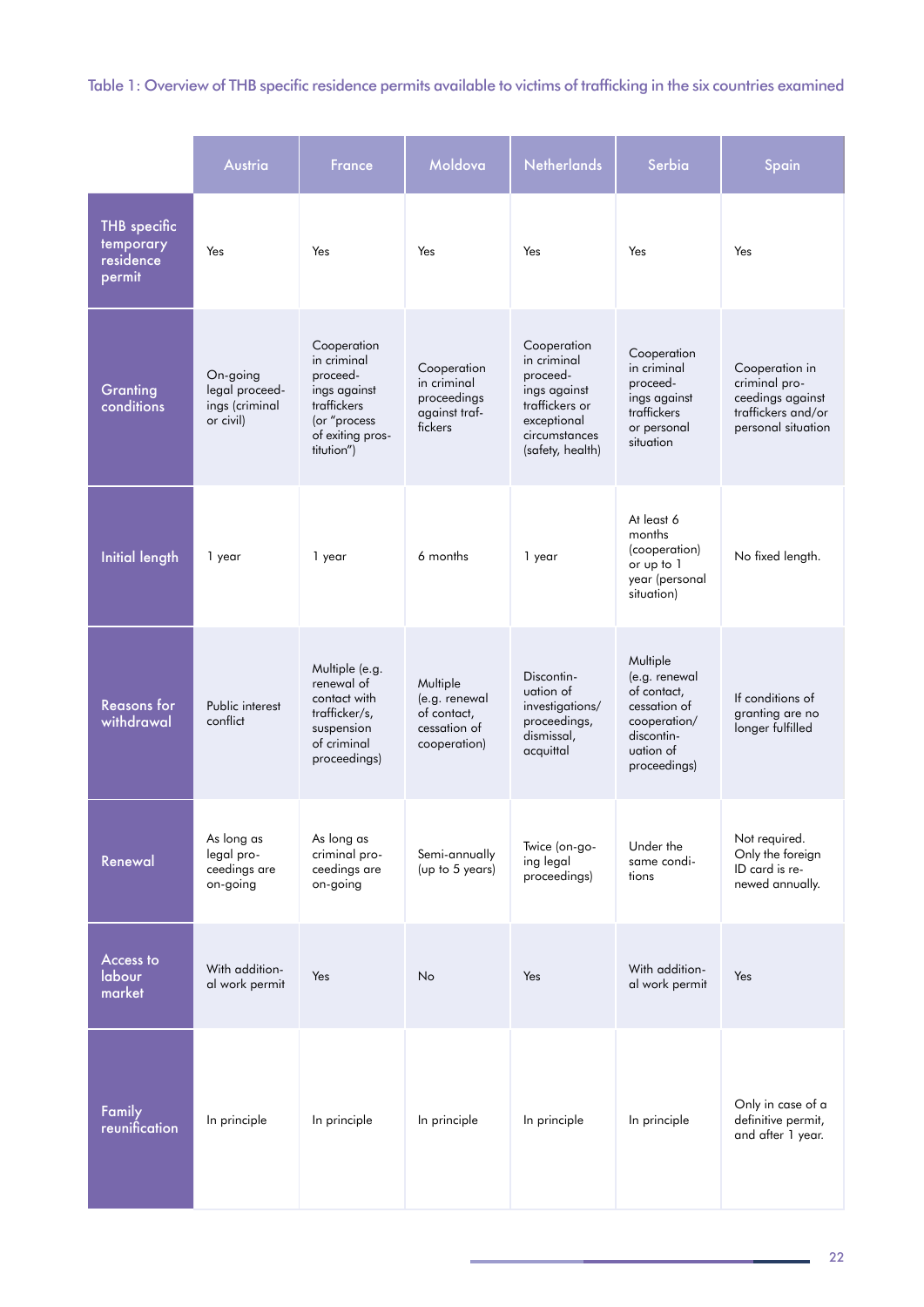Table 1: Overview of THB specific residence permits available to victims of trafficking in the six countries examined

| | Austria | France | Moldova | Netherlands | Serbia | Spain |
|---|---|---|---|---|---|---|
| THB specific temporary residence permit | Yes | Yes | Yes | Yes | Yes | Yes |
| Granting conditions | On-going legal proceedings (criminal or civil) | Cooperation in criminal proceedings against traffickers (or "process of exiting prostitution") | Cooperation in criminal proceedings against traffickers | Cooperation in criminal proceedings against traffickers or exceptional circumstances (safety, health) | Cooperation in criminal proceedings against traffickers or personal situation | Cooperation in criminal proceedings against traffickers and/or personal situation |
| Initial length | 1 year | 1 year | 6 months | 1 year | At least 6 months (cooperation) or up to 1 year (personal situation) | No fixed length. |
| Reasons for withdrawal | Public interest conflict | Multiple (e.g. renewal of contact with trafficker/s, suspension of criminal proceedings) | Multiple (e.g. renewal of contact, cessation of cooperation) | Discontinuation of investigations/ proceedings, dismissal, acquittal | Multiple (e.g. renewal of contact, cessation of cooperation/ discontinuation of proceedings) | If conditions of granting are no longer fulfilled |
| Renewal | As long as legal proceedings are on-going | As long as criminal proceedings are on-going | Semi-annually (up to 5 years) | Twice (on-going legal proceedings) | Under the same conditions | Not required. Only the foreign ID card is renewed annually. |
| Access to labour market | With additional work permit | Yes | No | Yes | With additional work permit | Yes |
| Family reunification | In principle | In principle | In principle | In principle | In principle | Only in case of a definitive permit, and after 1 year. |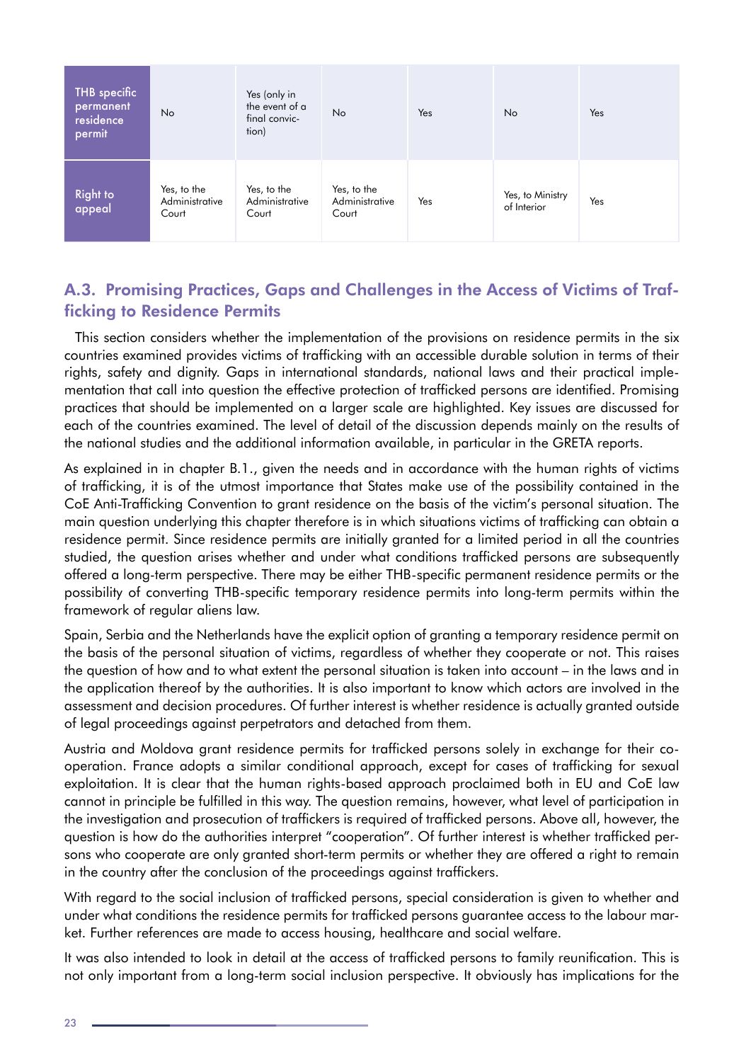| THB specific permanent residence permit | No | Yes (only in the event of a final conviction) | No | Yes | No | Yes |
|---|---|---|---|---|---|---|
| Right to appeal | Yes, to the Administrative Court | Yes, to the Administrative Court | Yes, to the Administrative Court | Yes | Yes, to Ministry of Interior | Yes |

## A.3. Promising Practices, Gaps and Challenges in the Access of Victims of Trafficking to Residence Permits

This section considers whether the implementation of the provisions on residence permits in the six countries examined provides victims of trafficking with an accessible durable solution in terms of their rights, safety and dignity. Gaps in international standards, national laws and their practical implementation that call into question the effective protection of trafficked persons are identified. Promising practices that should be implemented on a larger scale are highlighted. Key issues are discussed for each of the countries examined. The level of detail of the discussion depends mainly on the results of the national studies and the additional information available, in particular in the GRETA reports.

As explained in in chapter B.1., given the needs and in accordance with the human rights of victims of trafficking, it is of the utmost importance that States make use of the possibility contained in the CoE Anti-Trafficking Convention to grant residence on the basis of the victim's personal situation. The main question underlying this chapter therefore is in which situations victims of trafficking can obtain a residence permit. Since residence permits are initially granted for a limited period in all the countries studied, the question arises whether and under what conditions trafficked persons are subsequently offered a long-term perspective. There may be either THB-specific permanent residence permits or the possibility of converting THB-specific temporary residence permits into long-term permits within the framework of regular aliens law.

Spain, Serbia and the Netherlands have the explicit option of granting a temporary residence permit on the basis of the personal situation of victims, regardless of whether they cooperate or not. This raises the question of how and to what extent the personal situation is taken into account – in the laws and in the application thereof by the authorities. It is also important to know which actors are involved in the assessment and decision procedures. Of further interest is whether residence is actually granted outside of legal proceedings against perpetrators and detached from them.

Austria and Moldova grant residence permits for trafficked persons solely in exchange for their cooperation. France adopts a similar conditional approach, except for cases of trafficking for sexual exploitation. It is clear that the human rights-based approach proclaimed both in EU and CoE law cannot in principle be fulfilled in this way. The question remains, however, what level of participation in the investigation and prosecution of traffickers is required of trafficked persons. Above all, however, the question is how do the authorities interpret "cooperation". Of further interest is whether trafficked persons who cooperate are only granted short-term permits or whether they are offered a right to remain in the country after the conclusion of the proceedings against traffickers.

With regard to the social inclusion of trafficked persons, special consideration is given to whether and under what conditions the residence permits for trafficked persons guarantee access to the labour market. Further references are made to access housing, healthcare and social welfare.

It was also intended to look in detail at the access of trafficked persons to family reunification. This is not only important from a long-term social inclusion perspective. It obviously has implications for the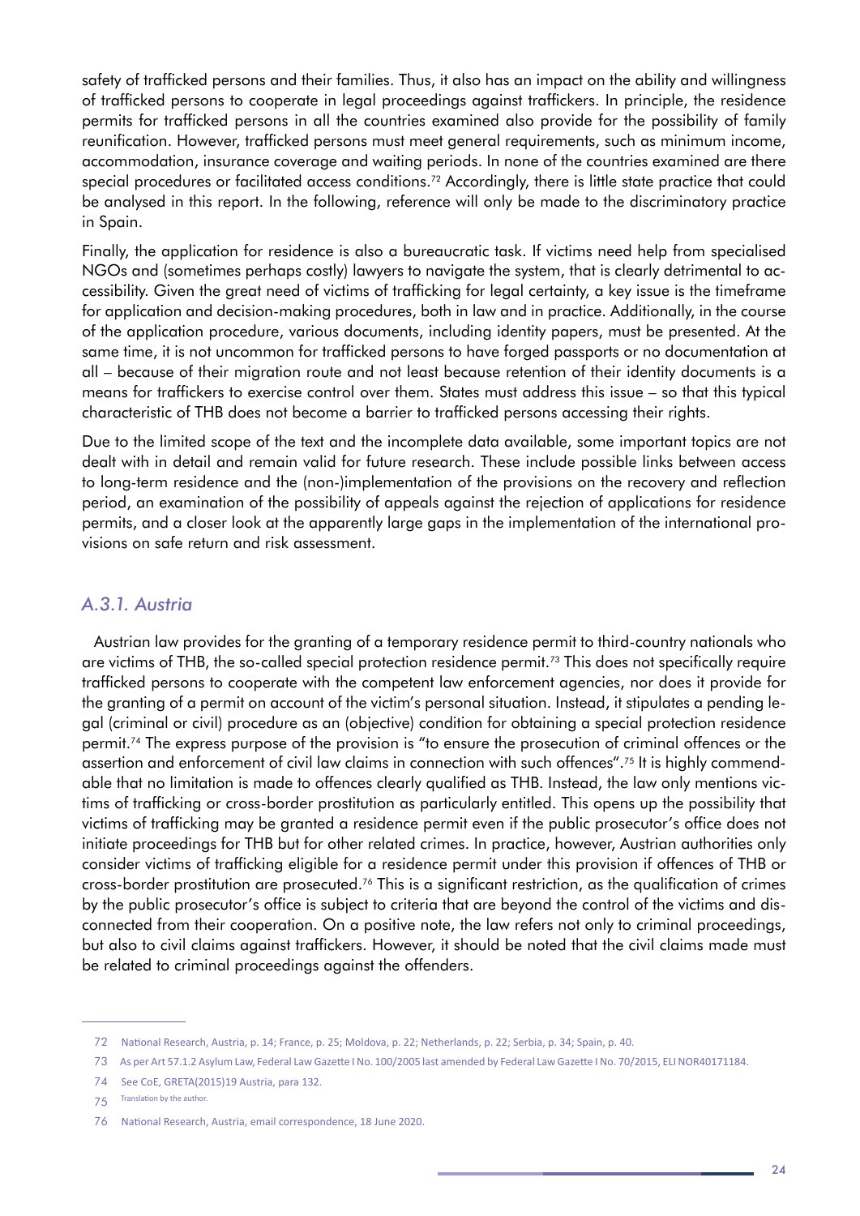safety of trafficked persons and their families. Thus, it also has an impact on the ability and willingness of trafficked persons to cooperate in legal proceedings against traffickers. In principle, the residence permits for trafficked persons in all the countries examined also provide for the possibility of family reunification. However, trafficked persons must meet general requirements, such as minimum income, accommodation, insurance coverage and waiting periods. In none of the countries examined are there special procedures or facilitated access conditions.[72] Accordingly, there is little state practice that could be analysed in this report. In the following, reference will only be made to the discriminatory practice in Spain.

Finally, the application for residence is also a bureaucratic task. If victims need help from specialised NGOs and (sometimes perhaps costly) lawyers to navigate the system, that is clearly detrimental to accessibility. Given the great need of victims of trafficking for legal certainty, a key issue is the timeframe for application and decision-making procedures, both in law and in practice. Additionally, in the course of the application procedure, various documents, including identity papers, must be presented. At the same time, it is not uncommon for trafficked persons to have forged passports or no documentation at all – because of their migration route and not least because retention of their identity documents is a means for traffickers to exercise control over them. States must address this issue – so that this typical characteristic of THB does not become a barrier to trafficked persons accessing their rights.

Due to the limited scope of the text and the incomplete data available, some important topics are not dealt with in detail and remain valid for future research. These include possible links between access to long-term residence and the (non-)implementation of the provisions on the recovery and reflection period, an examination of the possibility of appeals against the rejection of applications for residence permits, and a closer look at the apparently large gaps in the implementation of the international provisions on safe return and risk assessment.

### *A.3.1. Austria*

Austrian law provides for the granting of a temporary residence permit to third-country nationals who are victims of THB, the so-called special protection residence permit.[73] This does not specifically require trafficked persons to cooperate with the competent law enforcement agencies, nor does it provide for the granting of a permit on account of the victim's personal situation. Instead, it stipulates a pending legal (criminal or civil) procedure as an (objective) condition for obtaining a special protection residence permit.[74] The express purpose of the provision is "to ensure the prosecution of criminal offences or the assertion and enforcement of civil law claims in connection with such offences".[75] It is highly commendable that no limitation is made to offences clearly qualified as THB. Instead, the law only mentions victims of trafficking or cross-border prostitution as particularly entitled. This opens up the possibility that victims of trafficking may be granted a residence permit even if the public prosecutor's office does not initiate proceedings for THB but for other related crimes. In practice, however, Austrian authorities only consider victims of trafficking eligible for a residence permit under this provision if offences of THB or cross-border prostitution are prosecuted.[76] This is a significant restriction, as the qualification of crimes by the public prosecutor's office is subject to criteria that are beyond the control of the victims and disconnected from their cooperation. On a positive note, the law refers not only to criminal proceedings, but also to civil claims against traffickers. However, it should be noted that the civil claims made must be related to criminal proceedings against the offenders.

---

72 National Research, Austria, p. 14; France, p. 25; Moldova, p. 22; Netherlands, p. 22; Serbia, p. 34; Spain, p. 40.

73 As per Art 57.1.2 Asylum Law, Federal Law Gazette I No. 100/2005 last amended by Federal Law Gazette I No. 70/2015, ELI NOR40171184.

74 See CoE, GRETA(2015)19 Austria, para 132.

75 Translation by the author.

76 National Research, Austria, email correspondence, 18 June 2020.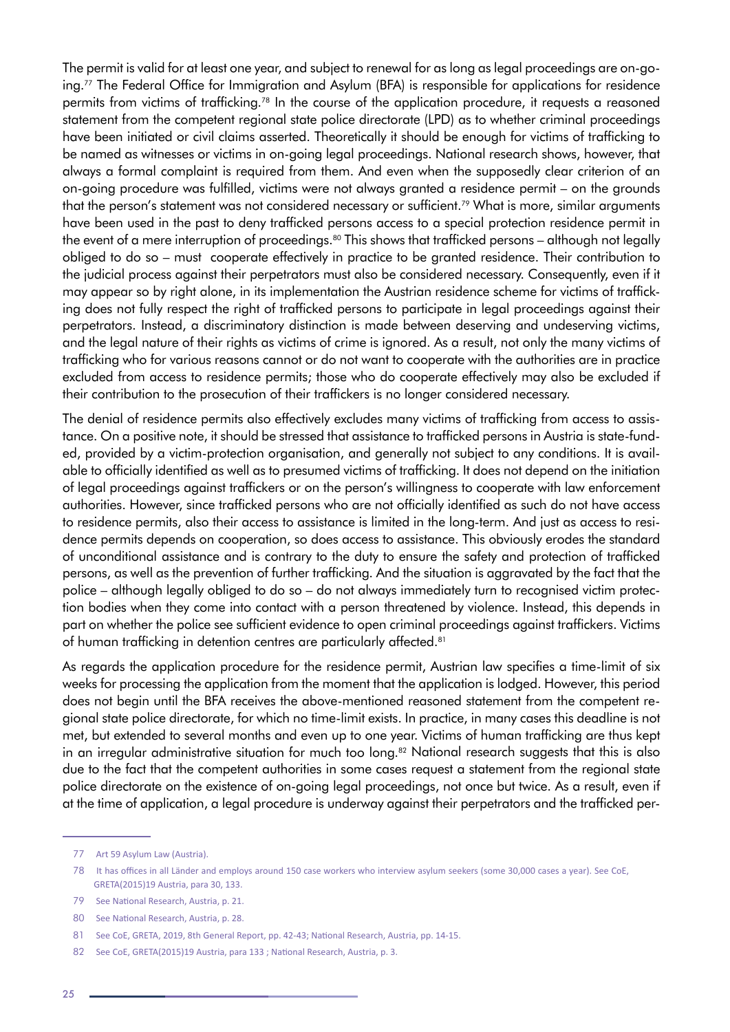The permit is valid for at least one year, and subject to renewal for as long as legal proceedings are on-going.[77] The Federal Office for Immigration and Asylum (BFA) is responsible for applications for residence permits from victims of trafficking.[78] In the course of the application procedure, it requests a reasoned statement from the competent regional state police directorate (LPD) as to whether criminal proceedings have been initiated or civil claims asserted. Theoretically it should be enough for victims of trafficking to be named as witnesses or victims in on-going legal proceedings. National research shows, however, that always a formal complaint is required from them. And even when the supposedly clear criterion of an on-going procedure was fulfilled, victims were not always granted a residence permit – on the grounds that the person's statement was not considered necessary or sufficient.[79] What is more, similar arguments have been used in the past to deny trafficked persons access to a special protection residence permit in the event of a mere interruption of proceedings.[80] This shows that trafficked persons – although not legally obliged to do so – must cooperate effectively in practice to be granted residence. Their contribution to the judicial process against their perpetrators must also be considered necessary. Consequently, even if it may appear so by right alone, in its implementation the Austrian residence scheme for victims of trafficking does not fully respect the right of trafficked persons to participate in legal proceedings against their perpetrators. Instead, a discriminatory distinction is made between deserving and undeserving victims, and the legal nature of their rights as victims of crime is ignored. As a result, not only the many victims of trafficking who for various reasons cannot or do not want to cooperate with the authorities are in practice excluded from access to residence permits; those who do cooperate effectively may also be excluded if their contribution to the prosecution of their traffickers is no longer considered necessary.

The denial of residence permits also effectively excludes many victims of trafficking from access to assistance. On a positive note, it should be stressed that assistance to trafficked persons in Austria is state-funded, provided by a victim-protection organisation, and generally not subject to any conditions. It is available to officially identified as well as to presumed victims of trafficking. It does not depend on the initiation of legal proceedings against traffickers or on the person's willingness to cooperate with law enforcement authorities. However, since trafficked persons who are not officially identified as such do not have access to residence permits, also their access to assistance is limited in the long-term. And just as access to residence permits depends on cooperation, so does access to assistance. This obviously erodes the standard of unconditional assistance and is contrary to the duty to ensure the safety and protection of trafficked persons, as well as the prevention of further trafficking. And the situation is aggravated by the fact that the police – although legally obliged to do so – do not always immediately turn to recognised victim protection bodies when they come into contact with a person threatened by violence. Instead, this depends in part on whether the police see sufficient evidence to open criminal proceedings against traffickers. Victims of human trafficking in detention centres are particularly affected.[81]

As regards the application procedure for the residence permit, Austrian law specifies a time-limit of six weeks for processing the application from the moment that the application is lodged. However, this period does not begin until the BFA receives the above-mentioned reasoned statement from the competent regional state police directorate, for which no time-limit exists. In practice, in many cases this deadline is not met, but extended to several months and even up to one year. Victims of human trafficking are thus kept in an irregular administrative situation for much too long.[82] National research suggests that this is also due to the fact that the competent authorities in some cases request a statement from the regional state police directorate on the existence of on-going legal proceedings, not once but twice. As a result, even if at the time of application, a legal procedure is underway against their perpetrators and the trafficked per-

---

77 Art 59 Asylum Law (Austria).

78 It has offices in all Länder and employs around 150 case workers who interview asylum seekers (some 30,000 cases a year). See CoE, GRETA(2015)19 Austria, para 30, 133.

79 See National Research, Austria, p. 21.

80 See National Research, Austria, p. 28.

81 See CoE, GRETA, 2019, 8th General Report, pp. 42-43; National Research, Austria, pp. 14-15.

82 See CoE, GRETA(2015)19 Austria, para 133 ; National Research, Austria, p. 3.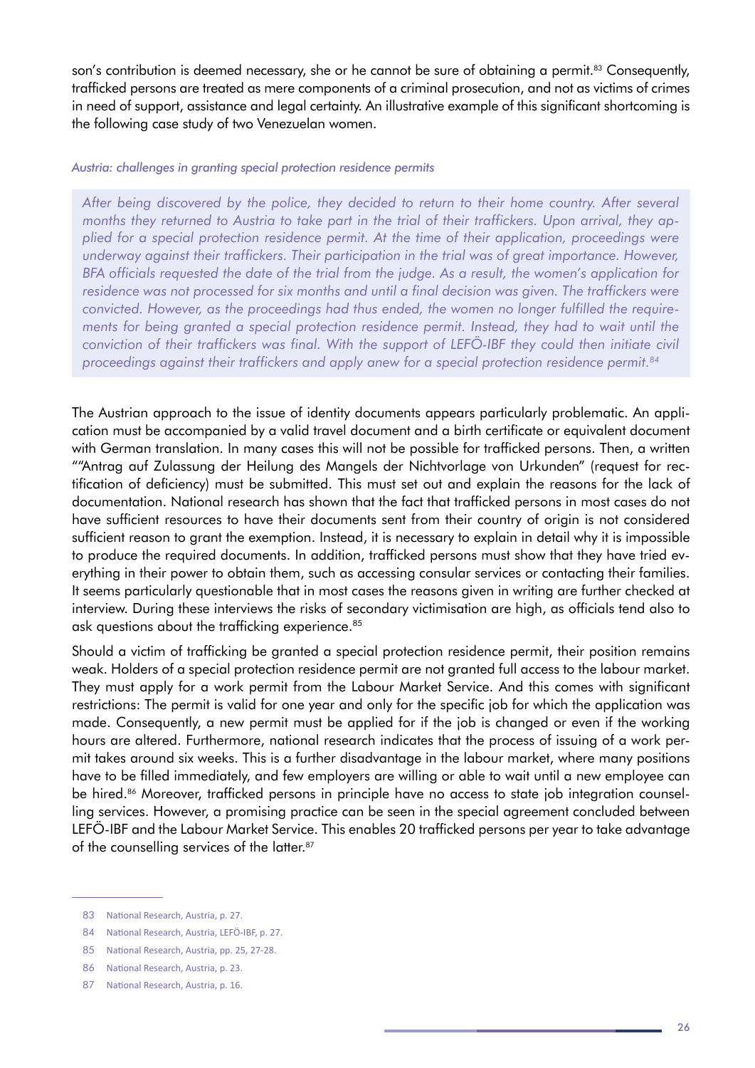son's contribution is deemed necessary, she or he cannot be sure of obtaining a permit.[83] Consequently, trafficked persons are treated as mere components of a criminal prosecution, and not as victims of crimes in need of support, assistance and legal certainty. An illustrative example of this significant shortcoming is the following case study of two Venezuelan women.

*Austria: challenges in granting special protection residence permits*

> *After being discovered by the police, they decided to return to their home country. After several months they returned to Austria to take part in the trial of their traffickers. Upon arrival, they applied for a special protection residence permit. At the time of their application, proceedings were underway against their traffickers. Their participation in the trial was of great importance. However, BFA officials requested the date of the trial from the judge. As a result, the women's application for residence was not processed for six months and until a final decision was given. The traffickers were convicted. However, as the proceedings had thus ended, the women no longer fulfilled the requirements for being granted a special protection residence permit. Instead, they had to wait until the conviction of their traffickers was final. With the support of LEFÖ-IBF they could then initiate civil proceedings against their traffickers and apply anew for a special protection residence permit.*[84]

The Austrian approach to the issue of identity documents appears particularly problematic. An application must be accompanied by a valid travel document and a birth certificate or equivalent document with German translation. In many cases this will not be possible for trafficked persons. Then, a written ""Antrag auf Zulassung der Heilung des Mangels der Nichtvorlage von Urkunden" (request for rectification of deficiency) must be submitted. This must set out and explain the reasons for the lack of documentation. National research has shown that the fact that trafficked persons in most cases do not have sufficient resources to have their documents sent from their country of origin is not considered sufficient reason to grant the exemption. Instead, it is necessary to explain in detail why it is impossible to produce the required documents. In addition, trafficked persons must show that they have tried everything in their power to obtain them, such as accessing consular services or contacting their families. It seems particularly questionable that in most cases the reasons given in writing are further checked at interview. During these interviews the risks of secondary victimisation are high, as officials tend also to ask questions about the trafficking experience.[85]

Should a victim of trafficking be granted a special protection residence permit, their position remains weak. Holders of a special protection residence permit are not granted full access to the labour market. They must apply for a work permit from the Labour Market Service. And this comes with significant restrictions: The permit is valid for one year and only for the specific job for which the application was made. Consequently, a new permit must be applied for if the job is changed or even if the working hours are altered. Furthermore, national research indicates that the process of issuing of a work permit takes around six weeks. This is a further disadvantage in the labour market, where many positions have to be filled immediately, and few employers are willing or able to wait until a new employee can be hired.[86] Moreover, trafficked persons in principle have no access to state job integration counselling services. However, a promising practice can be seen in the special agreement concluded between LEFÖ-IBF and the Labour Market Service. This enables 20 trafficked persons per year to take advantage of the counselling services of the latter.[87]

---

83 National Research, Austria, p. 27.

84 National Research, Austria, LEFÖ-IBF, p. 27.

85 National Research, Austria, pp. 25, 27-28.

86 National Research, Austria, p. 23.

87 National Research, Austria, p. 16.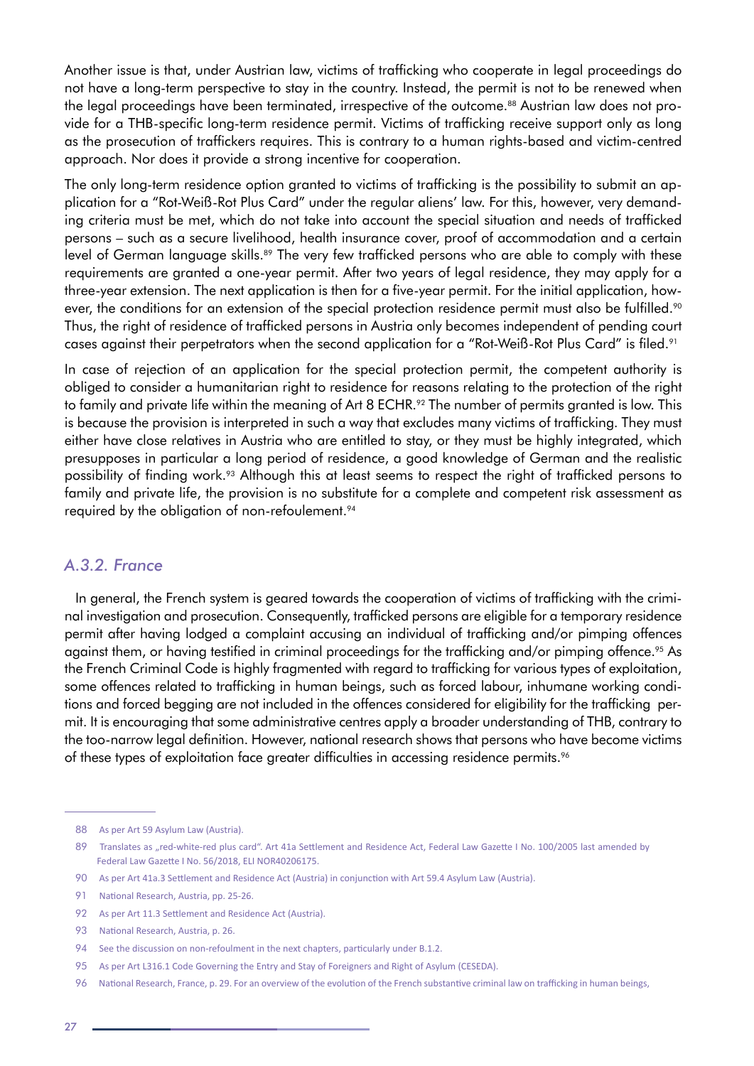Another issue is that, under Austrian law, victims of trafficking who cooperate in legal proceedings do not have a long-term perspective to stay in the country. Instead, the permit is not to be renewed when the legal proceedings have been terminated, irrespective of the outcome.[88] Austrian law does not provide for a THB-specific long-term residence permit. Victims of trafficking receive support only as long as the prosecution of traffickers requires. This is contrary to a human rights-based and victim-centred approach. Nor does it provide a strong incentive for cooperation.

The only long-term residence option granted to victims of trafficking is the possibility to submit an application for a "Rot-Weiß-Rot Plus Card" under the regular aliens' law. For this, however, very demanding criteria must be met, which do not take into account the special situation and needs of trafficked persons – such as a secure livelihood, health insurance cover, proof of accommodation and a certain level of German language skills.[89] The very few trafficked persons who are able to comply with these requirements are granted a one-year permit. After two years of legal residence, they may apply for a three-year extension. The next application is then for a five-year permit. For the initial application, however, the conditions for an extension of the special protection residence permit must also be fulfilled.[90] Thus, the right of residence of trafficked persons in Austria only becomes independent of pending court cases against their perpetrators when the second application for a "Rot-Weiß-Rot Plus Card" is filed.[91]

In case of rejection of an application for the special protection permit, the competent authority is obliged to consider a humanitarian right to residence for reasons relating to the protection of the right to family and private life within the meaning of Art 8 ECHR.[92] The number of permits granted is low. This is because the provision is interpreted in such a way that excludes many victims of trafficking. They must either have close relatives in Austria who are entitled to stay, or they must be highly integrated, which presupposes in particular a long period of residence, a good knowledge of German and the realistic possibility of finding work.[93] Although this at least seems to respect the right of trafficked persons to family and private life, the provision is no substitute for a complete and competent risk assessment as required by the obligation of non-refoulement.[94]

### *A.3.2. France*

In general, the French system is geared towards the cooperation of victims of trafficking with the criminal investigation and prosecution. Consequently, trafficked persons are eligible for a temporary residence permit after having lodged a complaint accusing an individual of trafficking and/or pimping offences against them, or having testified in criminal proceedings for the trafficking and/or pimping offence.[95] As the French Criminal Code is highly fragmented with regard to trafficking for various types of exploitation, some offences related to trafficking in human beings, such as forced labour, inhumane working conditions and forced begging are not included in the offences considered for eligibility for the trafficking permit. It is encouraging that some administrative centres apply a broader understanding of THB, contrary to the too-narrow legal definition. However, national research shows that persons who have become victims of these types of exploitation face greater difficulties in accessing residence permits.[96]

---

88 As per Art 59 Asylum Law (Austria).

89 Translates as „red-white-red plus card". Art 41a Settlement and Residence Act, Federal Law Gazette I No. 100/2005 last amended by Federal Law Gazette I No. 56/2018, ELI NOR40206175.

90 As per Art 41a.3 Settlement and Residence Act (Austria) in conjunction with Art 59.4 Asylum Law (Austria).

91 National Research, Austria, pp. 25-26.

92 As per Art 11.3 Settlement and Residence Act (Austria).

93 National Research, Austria, p. 26.

94 See the discussion on non-refoulment in the next chapters, particularly under B.1.2.

95 As per Art L316.1 Code Governing the Entry and Stay of Foreigners and Right of Asylum (CESEDA).

96 National Research, France, p. 29. For an overview of the evolution of the French substantive criminal law on trafficking in human beings,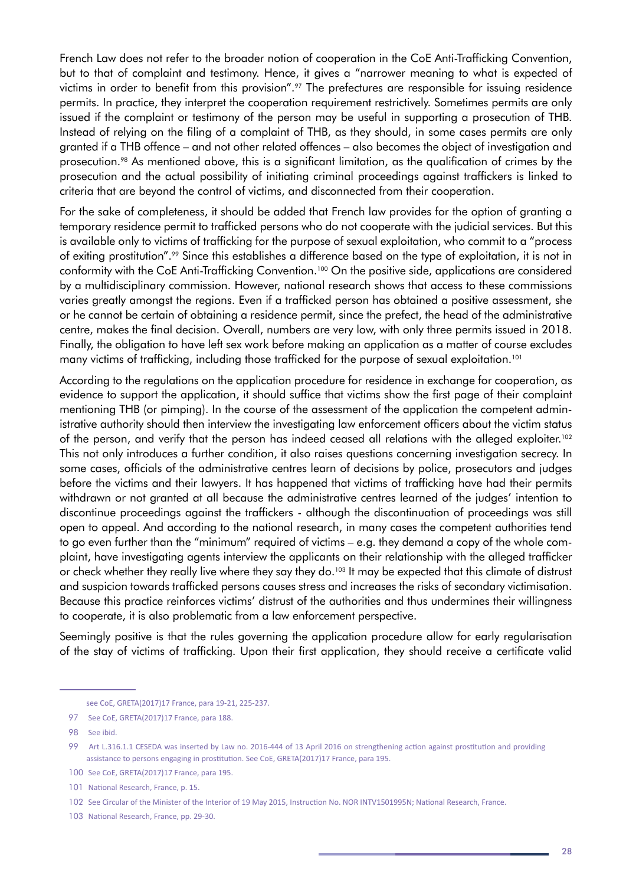French Law does not refer to the broader notion of cooperation in the CoE Anti-Trafficking Convention, but to that of complaint and testimony. Hence, it gives a "narrower meaning to what is expected of victims in order to benefit from this provision".[97] The prefectures are responsible for issuing residence permits. In practice, they interpret the cooperation requirement restrictively. Sometimes permits are only issued if the complaint or testimony of the person may be useful in supporting a prosecution of THB. Instead of relying on the filing of a complaint of THB, as they should, in some cases permits are only granted if a THB offence – and not other related offences – also becomes the object of investigation and prosecution.[98] As mentioned above, this is a significant limitation, as the qualification of crimes by the prosecution and the actual possibility of initiating criminal proceedings against traffickers is linked to criteria that are beyond the control of victims, and disconnected from their cooperation.

For the sake of completeness, it should be added that French law provides for the option of granting a temporary residence permit to trafficked persons who do not cooperate with the judicial services. But this is available only to victims of trafficking for the purpose of sexual exploitation, who commit to a "process of exiting prostitution".[99] Since this establishes a difference based on the type of exploitation, it is not in conformity with the CoE Anti-Trafficking Convention.[100] On the positive side, applications are considered by a multidisciplinary commission. However, national research shows that access to these commissions varies greatly amongst the regions. Even if a trafficked person has obtained a positive assessment, she or he cannot be certain of obtaining a residence permit, since the prefect, the head of the administrative centre, makes the final decision. Overall, numbers are very low, with only three permits issued in 2018. Finally, the obligation to have left sex work before making an application as a matter of course excludes many victims of trafficking, including those trafficked for the purpose of sexual exploitation.[101]

According to the regulations on the application procedure for residence in exchange for cooperation, as evidence to support the application, it should suffice that victims show the first page of their complaint mentioning THB (or pimping). In the course of the assessment of the application the competent administrative authority should then interview the investigating law enforcement officers about the victim status of the person, and verify that the person has indeed ceased all relations with the alleged exploiter.[102] This not only introduces a further condition, it also raises questions concerning investigation secrecy. In some cases, officials of the administrative centres learn of decisions by police, prosecutors and judges before the victims and their lawyers. It has happened that victims of trafficking have had their permits withdrawn or not granted at all because the administrative centres learned of the judges' intention to discontinue proceedings against the traffickers - although the discontinuation of proceedings was still open to appeal. And according to the national research, in many cases the competent authorities tend to go even further than the "minimum" required of victims – e.g. they demand a copy of the whole complaint, have investigating agents interview the applicants on their relationship with the alleged trafficker or check whether they really live where they say they do.[103] It may be expected that this climate of distrust and suspicion towards trafficked persons causes stress and increases the risks of secondary victimisation. Because this practice reinforces victims' distrust of the authorities and thus undermines their willingness to cooperate, it is also problematic from a law enforcement perspective.

Seemingly positive is that the rules governing the application procedure allow for early regularisation of the stay of victims of trafficking. Upon their first application, they should receive a certificate valid

---

see CoE, GRETA(2017)17 France, para 19-21, 225-237.

97 See CoE, GRETA(2017)17 France, para 188.

98 See ibid.

99 Art L.316.1.1 CESEDA was inserted by Law no. 2016-444 of 13 April 2016 on strengthening action against prostitution and providing assistance to persons engaging in prostitution. See CoE, GRETA(2017)17 France, para 195.

100 See CoE, GRETA(2017)17 France, para 195.

101 National Research, France, p. 15.

102 See Circular of the Minister of the Interior of 19 May 2015, Instruction No. NOR INTV1501995N; National Research, France.

103 National Research, France, pp. 29-30.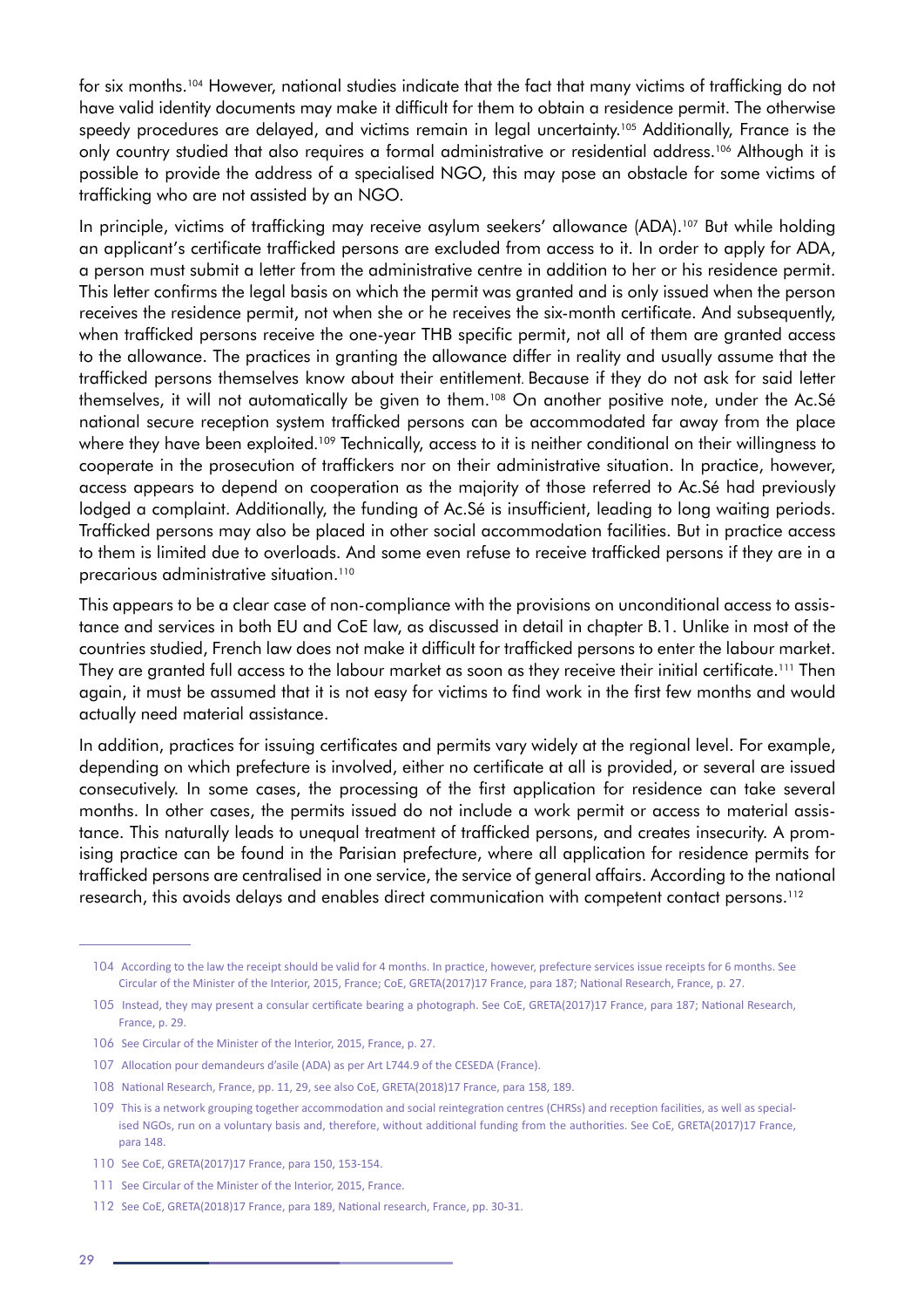for six months.[104] However, national studies indicate that the fact that many victims of trafficking do not have valid identity documents may make it difficult for them to obtain a residence permit. The otherwise speedy procedures are delayed, and victims remain in legal uncertainty.[105] Additionally, France is the only country studied that also requires a formal administrative or residential address.[106] Although it is possible to provide the address of a specialised NGO, this may pose an obstacle for some victims of trafficking who are not assisted by an NGO.

In principle, victims of trafficking may receive asylum seekers' allowance (ADA).[107] But while holding an applicant's certificate trafficked persons are excluded from access to it. In order to apply for ADA, a person must submit a letter from the administrative centre in addition to her or his residence permit. This letter confirms the legal basis on which the permit was granted and is only issued when the person receives the residence permit, not when she or he receives the six-month certificate. And subsequently, when trafficked persons receive the one-year THB specific permit, not all of them are granted access to the allowance. The practices in granting the allowance differ in reality and usually assume that the trafficked persons themselves know about their entitlement. Because if they do not ask for said letter themselves, it will not automatically be given to them.[108] On another positive note, under the Ac.Sé national secure reception system trafficked persons can be accommodated far away from the place where they have been exploited.[109] Technically, access to it is neither conditional on their willingness to cooperate in the prosecution of traffickers nor on their administrative situation. In practice, however, access appears to depend on cooperation as the majority of those referred to Ac.Sé had previously lodged a complaint. Additionally, the funding of Ac.Sé is insufficient, leading to long waiting periods. Trafficked persons may also be placed in other social accommodation facilities. But in practice access to them is limited due to overloads. And some even refuse to receive trafficked persons if they are in a precarious administrative situation.[110]

This appears to be a clear case of non-compliance with the provisions on unconditional access to assistance and services in both EU and CoE law, as discussed in detail in chapter B.1. Unlike in most of the countries studied, French law does not make it difficult for trafficked persons to enter the labour market. They are granted full access to the labour market as soon as they receive their initial certificate.[111] Then again, it must be assumed that it is not easy for victims to find work in the first few months and would actually need material assistance.

In addition, practices for issuing certificates and permits vary widely at the regional level. For example, depending on which prefecture is involved, either no certificate at all is provided, or several are issued consecutively. In some cases, the processing of the first application for residence can take several months. In other cases, the permits issued do not include a work permit or access to material assistance. This naturally leads to unequal treatment of trafficked persons, and creates insecurity. A promising practice can be found in the Parisian prefecture, where all application for residence permits for trafficked persons are centralised in one service, the service of general affairs. According to the national research, this avoids delays and enables direct communication with competent contact persons.[112]

---

104 According to the law the receipt should be valid for 4 months. In practice, however, prefecture services issue receipts for 6 months. See Circular of the Minister of the Interior, 2015, France; CoE, GRETA(2017)17 France, para 187; National Research, France, p. 27.

105 Instead, they may present a consular certificate bearing a photograph. See CoE, GRETA(2017)17 France, para 187; National Research, France, p. 29.

106 See Circular of the Minister of the Interior, 2015, France, p. 27.

107 Allocation pour demandeurs d'asile (ADA) as per Art L744.9 of the CESEDA (France).

108 National Research, France, pp. 11, 29, see also CoE, GRETA(2018)17 France, para 158, 189.

109 This is a network grouping together accommodation and social reintegration centres (CHRSs) and reception facilities, as well as specialised NGOs, run on a voluntary basis and, therefore, without additional funding from the authorities. See CoE, GRETA(2017)17 France, para 148.

110 See CoE, GRETA(2017)17 France, para 150, 153-154.

111 See Circular of the Minister of the Interior, 2015, France.

112 See CoE, GRETA(2018)17 France, para 189, National research, France, pp. 30-31.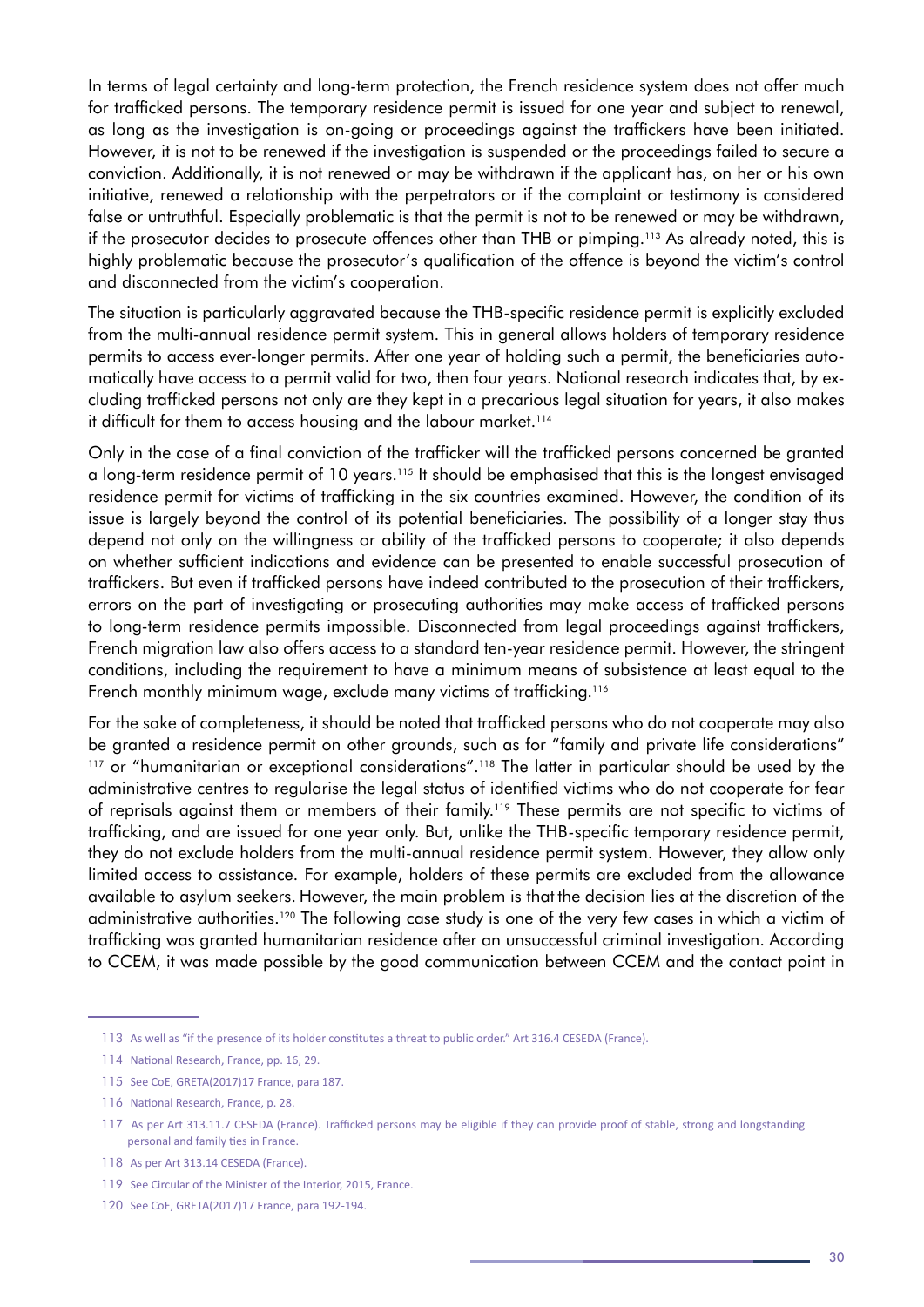In terms of legal certainty and long-term protection, the French residence system does not offer much for trafficked persons. The temporary residence permit is issued for one year and subject to renewal, as long as the investigation is on-going or proceedings against the traffickers have been initiated. However, it is not to be renewed if the investigation is suspended or the proceedings failed to secure a conviction. Additionally, it is not renewed or may be withdrawn if the applicant has, on her or his own initiative, renewed a relationship with the perpetrators or if the complaint or testimony is considered false or untruthful. Especially problematic is that the permit is not to be renewed or may be withdrawn, if the prosecutor decides to prosecute offences other than THB or pimping.[113] As already noted, this is highly problematic because the prosecutor's qualification of the offence is beyond the victim's control and disconnected from the victim's cooperation.

The situation is particularly aggravated because the THB-specific residence permit is explicitly excluded from the multi-annual residence permit system. This in general allows holders of temporary residence permits to access ever-longer permits. After one year of holding such a permit, the beneficiaries automatically have access to a permit valid for two, then four years. National research indicates that, by excluding trafficked persons not only are they kept in a precarious legal situation for years, it also makes it difficult for them to access housing and the labour market.[114]

Only in the case of a final conviction of the trafficker will the trafficked persons concerned be granted a long-term residence permit of 10 years.[115] It should be emphasised that this is the longest envisaged residence permit for victims of trafficking in the six countries examined. However, the condition of its issue is largely beyond the control of its potential beneficiaries. The possibility of a longer stay thus depend not only on the willingness or ability of the trafficked persons to cooperate; it also depends on whether sufficient indications and evidence can be presented to enable successful prosecution of traffickers. But even if trafficked persons have indeed contributed to the prosecution of their traffickers, errors on the part of investigating or prosecuting authorities may make access of trafficked persons to long-term residence permits impossible. Disconnected from legal proceedings against traffickers, French migration law also offers access to a standard ten-year residence permit. However, the stringent conditions, including the requirement to have a minimum means of subsistence at least equal to the French monthly minimum wage, exclude many victims of trafficking.[116]

For the sake of completeness, it should be noted that trafficked persons who do not cooperate may also be granted a residence permit on other grounds, such as for "family and private life considerations" [117] or "humanitarian or exceptional considerations".[118] The latter in particular should be used by the administrative centres to regularise the legal status of identified victims who do not cooperate for fear of reprisals against them or members of their family.[119] These permits are not specific to victims of trafficking, and are issued for one year only. But, unlike the THB-specific temporary residence permit, they do not exclude holders from the multi-annual residence permit system. However, they allow only limited access to assistance. For example, holders of these permits are excluded from the allowance available to asylum seekers. However, the main problem is that the decision lies at the discretion of the administrative authorities.[120] The following case study is one of the very few cases in which a victim of trafficking was granted humanitarian residence after an unsuccessful criminal investigation. According to CCEM, it was made possible by the good communication between CCEM and the contact point in

---

113 As well as "if the presence of its holder constitutes a threat to public order." Art 316.4 CESEDA (France).

114 National Research, France, pp. 16, 29.

115 See CoE, GRETA(2017)17 France, para 187.

116 National Research, France, p. 28.

117 As per Art 313.11.7 CESEDA (France). Trafficked persons may be eligible if they can provide proof of stable, strong and longstanding personal and family ties in France.

118 As per Art 313.14 CESEDA (France).

119 See Circular of the Minister of the Interior, 2015, France.

120 See CoE, GRETA(2017)17 France, para 192-194.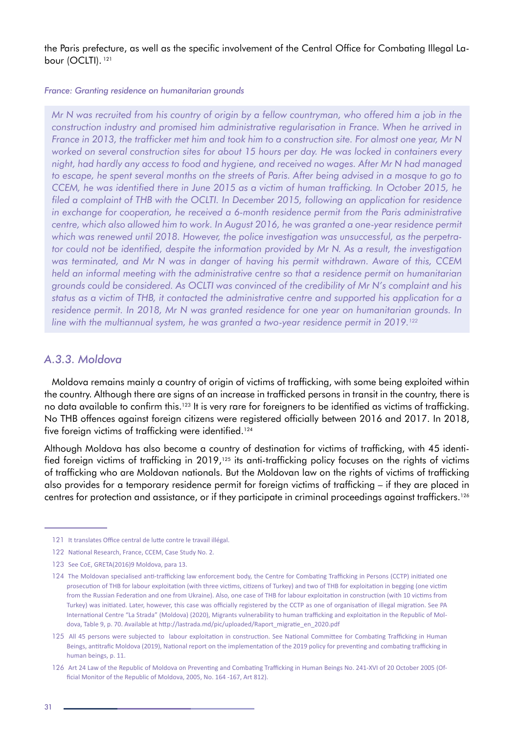the Paris prefecture, as well as the specific involvement of the Central Office for Combating Illegal Labour (OCLTI). [121]

*France: Granting residence on humanitarian grounds*

> *Mr N was recruited from his country of origin by a fellow countryman, who offered him a job in the construction industry and promised him administrative regularisation in France. When he arrived in France in 2013, the trafficker met him and took him to a construction site. For almost one year, Mr N worked on several construction sites for about 15 hours per day. He was locked in containers every night, had hardly any access to food and hygiene, and received no wages. After Mr N had managed to escape, he spent several months on the streets of Paris. After being advised in a mosque to go to CCEM, he was identified there in June 2015 as a victim of human trafficking. In October 2015, he filed a complaint of THB with the OCLTI. In December 2015, following an application for residence in exchange for cooperation, he received a 6-month residence permit from the Paris administrative centre, which also allowed him to work. In August 2016, he was granted a one-year residence permit which was renewed until 2018. However, the police investigation was unsuccessful, as the perpetrator could not be identified, despite the information provided by Mr N. As a result, the investigation was terminated, and Mr N was in danger of having his permit withdrawn. Aware of this, CCEM held an informal meeting with the administrative centre so that a residence permit on humanitarian grounds could be considered. As OCLTI was convinced of the credibility of Mr N's complaint and his status as a victim of THB, it contacted the administrative centre and supported his application for a residence permit. In 2018, Mr N was granted residence for one year on humanitarian grounds. In line with the multiannual system, he was granted a two-year residence permit in 2019.* [122]

### *A.3.3. Moldova*

Moldova remains mainly a country of origin of victims of trafficking, with some being exploited within the country. Although there are signs of an increase in trafficked persons in transit in the country, there is no data available to confirm this.[123] It is very rare for foreigners to be identified as victims of trafficking. No THB offences against foreign citizens were registered officially between 2016 and 2017. In 2018, five foreign victims of trafficking were identified.[124]

Although Moldova has also become a country of destination for victims of trafficking, with 45 identified foreign victims of trafficking in 2019,[125] its anti-trafficking policy focuses on the rights of victims of trafficking who are Moldovan nationals. But the Moldovan law on the rights of victims of trafficking also provides for a temporary residence permit for foreign victims of trafficking – if they are placed in centres for protection and assistance, or if they participate in criminal proceedings against traffickers.[126]

---

121 It translates Office central de lutte contre le travail illégal.

122 National Research, France, CCEM, Case Study No. 2.

123 See CoE, GRETA(2016)9 Moldova, para 13.

124 The Moldovan specialised anti-trafficking law enforcement body, the Centre for Combating Trafficking in Persons (CCTP) initiated one prosecution of THB for labour exploitation (with three victims, citizens of Turkey) and two of THB for exploitation in begging (one victim from the Russian Federation and one from Ukraine). Also, one case of THB for labour exploitation in construction (with 10 victims from Turkey) was initiated. Later, however, this case was officially registered by the CCTP as one of organisation of illegal migration. See PA International Centre "La Strada" (Moldova) (2020), Migrants vulnerability to human trafficking and exploitation in the Republic of Moldova, Table 9, p. 70. Available at http://lastrada.md/pic/uploaded/Raport_migratie_en_2020.pdf

125 All 45 persons were subjected to labour exploitation in construction. See National Committee for Combating Trafficking in Human Beings, antitrafic Moldova (2019), National report on the implementation of the 2019 policy for preventing and combating trafficking in human beings, p. 11.

126 Art 24 Law of the Republic of Moldova on Preventing and Combating Trafficking in Human Beings No. 241-XVI of 20 October 2005 (Official Monitor of the Republic of Moldova, 2005, No. 164 -167, Art 812).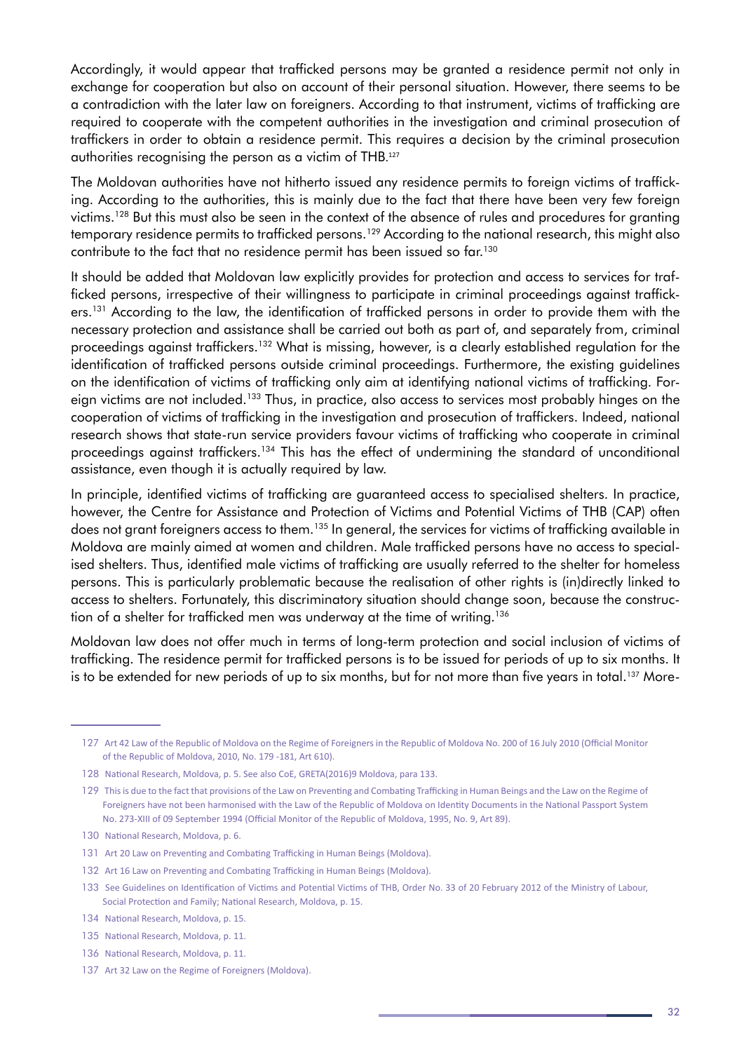Accordingly, it would appear that trafficked persons may be granted a residence permit not only in exchange for cooperation but also on account of their personal situation. However, there seems to be a contradiction with the later law on foreigners. According to that instrument, victims of trafficking are required to cooperate with the competent authorities in the investigation and criminal prosecution of traffickers in order to obtain a residence permit. This requires a decision by the criminal prosecution authorities recognising the person as a victim of THB.[127]

The Moldovan authorities have not hitherto issued any residence permits to foreign victims of trafficking. According to the authorities, this is mainly due to the fact that there have been very few foreign victims.[128] But this must also be seen in the context of the absence of rules and procedures for granting temporary residence permits to trafficked persons.[129] According to the national research, this might also contribute to the fact that no residence permit has been issued so far.[130]

It should be added that Moldovan law explicitly provides for protection and access to services for trafficked persons, irrespective of their willingness to participate in criminal proceedings against traffickers.[131] According to the law, the identification of trafficked persons in order to provide them with the necessary protection and assistance shall be carried out both as part of, and separately from, criminal proceedings against traffickers.[132] What is missing, however, is a clearly established regulation for the identification of trafficked persons outside criminal proceedings. Furthermore, the existing guidelines on the identification of victims of trafficking only aim at identifying national victims of trafficking. Foreign victims are not included.[133] Thus, in practice, also access to services most probably hinges on the cooperation of victims of trafficking in the investigation and prosecution of traffickers. Indeed, national research shows that state-run service providers favour victims of trafficking who cooperate in criminal proceedings against traffickers.[134] This has the effect of undermining the standard of unconditional assistance, even though it is actually required by law.

In principle, identified victims of trafficking are guaranteed access to specialised shelters. In practice, however, the Centre for Assistance and Protection of Victims and Potential Victims of THB (CAP) often does not grant foreigners access to them.[135] In general, the services for victims of trafficking available in Moldova are mainly aimed at women and children. Male trafficked persons have no access to specialised shelters. Thus, identified male victims of trafficking are usually referred to the shelter for homeless persons. This is particularly problematic because the realisation of other rights is (in)directly linked to access to shelters. Fortunately, this discriminatory situation should change soon, because the construction of a shelter for trafficked men was underway at the time of writing.[136]

Moldovan law does not offer much in terms of long-term protection and social inclusion of victims of trafficking. The residence permit for trafficked persons is to be issued for periods of up to six months. It is to be extended for new periods of up to six months, but for not more than five years in total.[137] More-

---

127 Art 42 Law of the Republic of Moldova on the Regime of Foreigners in the Republic of Moldova No. 200 of 16 July 2010 (Official Monitor of the Republic of Moldova, 2010, No. 179 -181, Art 610).

128 National Research, Moldova, p. 5. See also CoE, GRETA(2016)9 Moldova, para 133.

129 This is due to the fact that provisions of the Law on Preventing and Combating Trafficking in Human Beings and the Law on the Regime of Foreigners have not been harmonised with the Law of the Republic of Moldova on Identity Documents in the National Passport System No. 273-XIII of 09 September 1994 (Official Monitor of the Republic of Moldova, 1995, No. 9, Art 89).

130 National Research, Moldova, p. 6.

131 Art 20 Law on Preventing and Combating Trafficking in Human Beings (Moldova).

132 Art 16 Law on Preventing and Combating Trafficking in Human Beings (Moldova).

133 See Guidelines on Identification of Victims and Potential Victims of THB, Order No. 33 of 20 February 2012 of the Ministry of Labour, Social Protection and Family; National Research, Moldova, p. 15.

134 National Research, Moldova, p. 15.

135 National Research, Moldova, p. 11.

136 National Research, Moldova, p. 11.

137 Art 32 Law on the Regime of Foreigners (Moldova).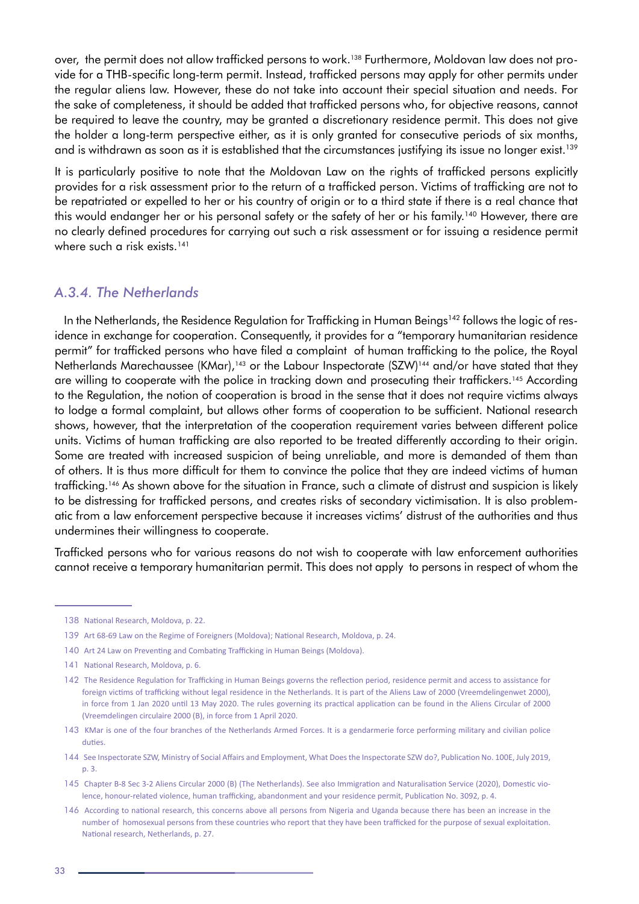over, the permit does not allow trafficked persons to work.[138] Furthermore, Moldovan law does not provide for a THB-specific long-term permit. Instead, trafficked persons may apply for other permits under the regular aliens law. However, these do not take into account their special situation and needs. For the sake of completeness, it should be added that trafficked persons who, for objective reasons, cannot be required to leave the country, may be granted a discretionary residence permit. This does not give the holder a long-term perspective either, as it is only granted for consecutive periods of six months, and is withdrawn as soon as it is established that the circumstances justifying its issue no longer exist.[139]

It is particularly positive to note that the Moldovan Law on the rights of trafficked persons explicitly provides for a risk assessment prior to the return of a trafficked person. Victims of trafficking are not to be repatriated or expelled to her or his country of origin or to a third state if there is a real chance that this would endanger her or his personal safety or the safety of her or his family.[140] However, there are no clearly defined procedures for carrying out such a risk assessment or for issuing a residence permit where such a risk exists.[141]

### *A.3.4. The Netherlands*

In the Netherlands, the Residence Regulation for Trafficking in Human Beings[142] follows the logic of residence in exchange for cooperation. Consequently, it provides for a "temporary humanitarian residence permit" for trafficked persons who have filed a complaint of human trafficking to the police, the Royal Netherlands Marechaussee (KMar),[143] or the Labour Inspectorate (SZW)[144] and/or have stated that they are willing to cooperate with the police in tracking down and prosecuting their traffickers.[145] According to the Regulation, the notion of cooperation is broad in the sense that it does not require victims always to lodge a formal complaint, but allows other forms of cooperation to be sufficient. National research shows, however, that the interpretation of the cooperation requirement varies between different police units. Victims of human trafficking are also reported to be treated differently according to their origin. Some are treated with increased suspicion of being unreliable, and more is demanded of them than of others. It is thus more difficult for them to convince the police that they are indeed victims of human trafficking.[146] As shown above for the situation in France, such a climate of distrust and suspicion is likely to be distressing for trafficked persons, and creates risks of secondary victimisation. It is also problematic from a law enforcement perspective because it increases victims' distrust of the authorities and thus undermines their willingness to cooperate.

Trafficked persons who for various reasons do not wish to cooperate with law enforcement authorities cannot receive a temporary humanitarian permit. This does not apply to persons in respect of whom the

---

138 National Research, Moldova, p. 22.

139 Art 68-69 Law on the Regime of Foreigners (Moldova); National Research, Moldova, p. 24.

140 Art 24 Law on Preventing and Combating Trafficking in Human Beings (Moldova).

141 National Research, Moldova, p. 6.

142 The Residence Regulation for Trafficking in Human Beings governs the reflection period, residence permit and access to assistance for foreign victims of trafficking without legal residence in the Netherlands. It is part of the Aliens Law of 2000 (Vreemdelingenwet 2000), in force from 1 Jan 2020 until 13 May 2020. The rules governing its practical application can be found in the Aliens Circular of 2000 (Vreemdelingen circulaire 2000 (B), in force from 1 April 2020.

143 KMar is one of the four branches of the Netherlands Armed Forces. It is a gendarmerie force performing military and civilian police duties.

144 See Inspectorate SZW, Ministry of Social Affairs and Employment, What Does the Inspectorate SZW do?, Publication No. 100E, July 2019, p. 3.

145 Chapter B-8 Sec 3-2 Aliens Circular 2000 (B) (The Netherlands). See also Immigration and Naturalisation Service (2020), Domestic violence, honour-related violence, human trafficking, abandonment and your residence permit, Publication No. 3092, p. 4.

146 According to national research, this concerns above all persons from Nigeria and Uganda because there has been an increase in the number of homosexual persons from these countries who report that they have been trafficked for the purpose of sexual exploitation. National research, Netherlands, p. 27.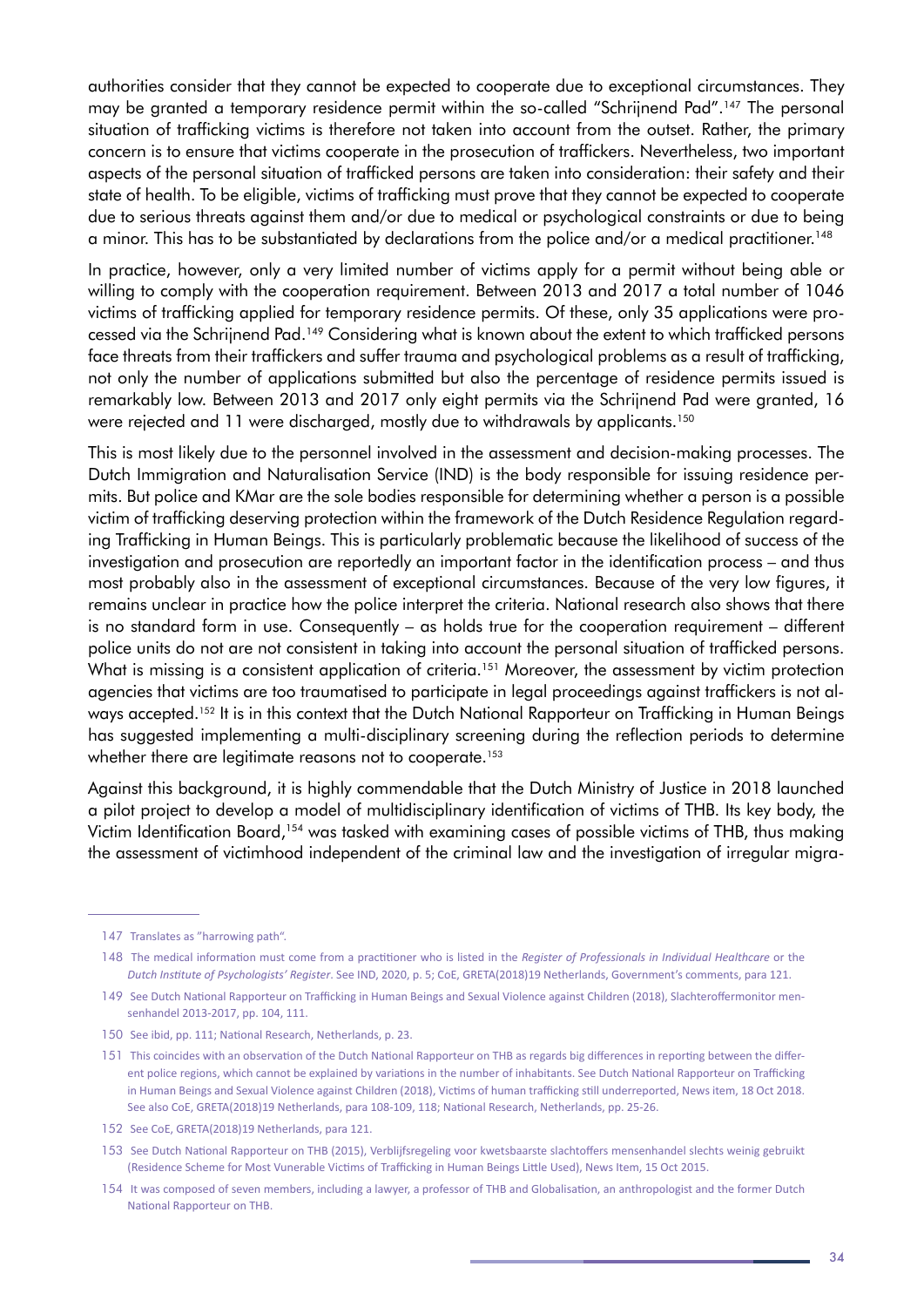authorities consider that they cannot be expected to cooperate due to exceptional circumstances. They may be granted a temporary residence permit within the so-called "Schrijnend Pad".[147] The personal situation of trafficking victims is therefore not taken into account from the outset. Rather, the primary concern is to ensure that victims cooperate in the prosecution of traffickers. Nevertheless, two important aspects of the personal situation of trafficked persons are taken into consideration: their safety and their state of health. To be eligible, victims of trafficking must prove that they cannot be expected to cooperate due to serious threats against them and/or due to medical or psychological constraints or due to being a minor. This has to be substantiated by declarations from the police and/or a medical practitioner.[148]

In practice, however, only a very limited number of victims apply for a permit without being able or willing to comply with the cooperation requirement. Between 2013 and 2017 a total number of 1046 victims of trafficking applied for temporary residence permits. Of these, only 35 applications were processed via the Schrijnend Pad.[149] Considering what is known about the extent to which trafficked persons face threats from their traffickers and suffer trauma and psychological problems as a result of trafficking, not only the number of applications submitted but also the percentage of residence permits issued is remarkably low. Between 2013 and 2017 only eight permits via the Schrijnend Pad were granted, 16 were rejected and 11 were discharged, mostly due to withdrawals by applicants.[150]

This is most likely due to the personnel involved in the assessment and decision-making processes. The Dutch Immigration and Naturalisation Service (IND) is the body responsible for issuing residence permits. But police and KMar are the sole bodies responsible for determining whether a person is a possible victim of trafficking deserving protection within the framework of the Dutch Residence Regulation regarding Trafficking in Human Beings. This is particularly problematic because the likelihood of success of the investigation and prosecution are reportedly an important factor in the identification process – and thus most probably also in the assessment of exceptional circumstances. Because of the very low figures, it remains unclear in practice how the police interpret the criteria. National research also shows that there is no standard form in use. Consequently – as holds true for the cooperation requirement – different police units do not are not consistent in taking into account the personal situation of trafficked persons. What is missing is a consistent application of criteria.[151] Moreover, the assessment by victim protection agencies that victims are too traumatised to participate in legal proceedings against traffickers is not always accepted.[152] It is in this context that the Dutch National Rapporteur on Trafficking in Human Beings has suggested implementing a multi-disciplinary screening during the reflection periods to determine whether there are legitimate reasons not to cooperate.[153]

Against this background, it is highly commendable that the Dutch Ministry of Justice in 2018 launched a pilot project to develop a model of multidisciplinary identification of victims of THB. Its key body, the Victim Identification Board,[154] was tasked with examining cases of possible victims of THB, thus making the assessment of victimhood independent of the criminal law and the investigation of irregular migra-

---

147 Translates as "harrowing path".

148 The medical information must come from a practitioner who is listed in the *Register of Professionals in Individual Healthcare* or the *Dutch Institute of Psychologists' Register*. See IND, 2020, p. 5; CoE, GRETA(2018)19 Netherlands, Government's comments, para 121.

149 See Dutch National Rapporteur on Trafficking in Human Beings and Sexual Violence against Children (2018), Slachtoffermonitor mensenhandel 2013-2017, pp. 104, 111.

150 See ibid, pp. 111; National Research, Netherlands, p. 23.

151 This coincides with an observation of the Dutch National Rapporteur on THB as regards big differences in reporting between the different police regions, which cannot be explained by variations in the number of inhabitants. See Dutch National Rapporteur on Trafficking in Human Beings and Sexual Violence against Children (2018), Victims of human trafficking still underreported, News item, 18 Oct 2018. See also CoE, GRETA(2018)19 Netherlands, para 108-109, 118; National Research, Netherlands, pp. 25-26.

152 See CoE, GRETA(2018)19 Netherlands, para 121.

153 See Dutch National Rapporteur on THB (2015), Verblijfsregeling voor kwetsbaarste slachtoffers mensenhandel slechts weinig gebruikt (Residence Scheme for Most Vunerable Victims of Trafficking in Human Beings Little Used), News Item, 15 Oct 2015.

154 It was composed of seven members, including a lawyer, a professor of THB and Globalisation, an anthropologist and the former Dutch National Rapporteur on THB.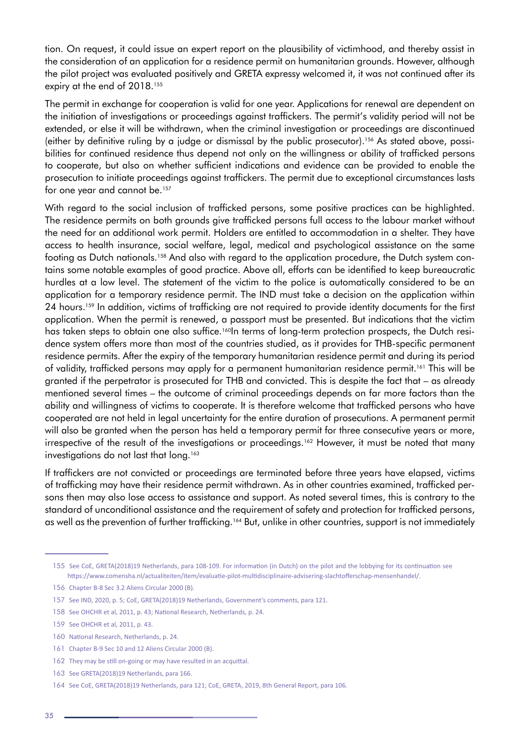tion. On request, it could issue an expert report on the plausibility of victimhood, and thereby assist in the consideration of an application for a residence permit on humanitarian grounds. However, although the pilot project was evaluated positively and GRETA expressy welcomed it, it was not continued after its expiry at the end of 2018.[155]

The permit in exchange for cooperation is valid for one year. Applications for renewal are dependent on the initiation of investigations or proceedings against traffickers. The permit's validity period will not be extended, or else it will be withdrawn, when the criminal investigation or proceedings are discontinued (either by definitive ruling by a judge or dismissal by the public prosecutor).[156] As stated above, possibilities for continued residence thus depend not only on the willingness or ability of trafficked persons to cooperate, but also on whether sufficient indications and evidence can be provided to enable the prosecution to initiate proceedings against traffickers. The permit due to exceptional circumstances lasts for one year and cannot be.[157]

With regard to the social inclusion of trafficked persons, some positive practices can be highlighted. The residence permits on both grounds give trafficked persons full access to the labour market without the need for an additional work permit. Holders are entitled to accommodation in a shelter. They have access to health insurance, social welfare, legal, medical and psychological assistance on the same footing as Dutch nationals.[158] And also with regard to the application procedure, the Dutch system contains some notable examples of good practice. Above all, efforts can be identified to keep bureaucratic hurdles at a low level. The statement of the victim to the police is automatically considered to be an application for a temporary residence permit. The IND must take a decision on the application within 24 hours.[159] In addition, victims of trafficking are not required to provide identity documents for the first application. When the permit is renewed, a passport must be presented. But indications that the victim has taken steps to obtain one also suffice.[160]In terms of long-term protection prospects, the Dutch residence system offers more than most of the countries studied, as it provides for THB-specific permanent residence permits. After the expiry of the temporary humanitarian residence permit and during its period of validity, trafficked persons may apply for a permanent humanitarian residence permit.[161] This will be granted if the perpetrator is prosecuted for THB and convicted. This is despite the fact that – as already mentioned several times – the outcome of criminal proceedings depends on far more factors than the ability and willingness of victims to cooperate. It is therefore welcome that trafficked persons who have cooperated are not held in legal uncertainty for the entire duration of prosecutions. A permanent permit will also be granted when the person has held a temporary permit for three consecutive years or more, irrespective of the result of the investigations or proceedings.[162] However, it must be noted that many investigations do not last that long.[163]

If traffickers are not convicted or proceedings are terminated before three years have elapsed, victims of trafficking may have their residence permit withdrawn. As in other countries examined, trafficked persons then may also lose access to assistance and support. As noted several times, this is contrary to the standard of unconditional assistance and the requirement of safety and protection for trafficked persons, as well as the prevention of further trafficking.[164] But, unlike in other countries, support is not immediately

---

155 See CoE, GRETA(2018)19 Netherlands, para 108-109. For information (in Dutch) on the pilot and the lobbying for its continuation see https://www.comensha.nl/actualiteiten/item/evaluatie-pilot-multidisciplinaire-advisering-slachtofferschap-mensenhandel/.

156 Chapter B-8 Sec 3.2 Aliens Circular 2000 (B).

157 See IND, 2020, p. 5; CoE, GRETA(2018)19 Netherlands, Government's comments, para 121.

158 See OHCHR et al, 2011, p. 43; National Research, Netherlands, p. 24.

159 See OHCHR et al, 2011, p. 43.

160 National Research, Netherlands, p. 24.

161 Chapter B-9 Sec 10 and 12 Aliens Circular 2000 (B).

162 They may be still on-going or may have resulted in an acquittal.

163 See GRETA(2018)19 Netherlands, para 166.

164 See CoE, GRETA(2018)19 Netherlands, para 121; CoE, GRETA, 2019, 8th General Report, para 106.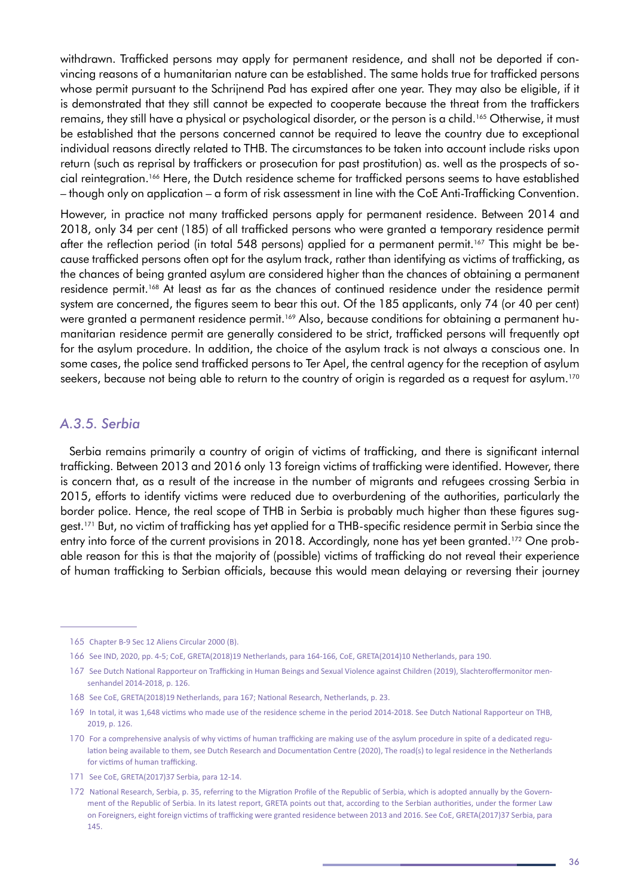withdrawn. Trafficked persons may apply for permanent residence, and shall not be deported if convincing reasons of a humanitarian nature can be established. The same holds true for trafficked persons whose permit pursuant to the Schrijnend Pad has expired after one year. They may also be eligible, if it is demonstrated that they still cannot be expected to cooperate because the threat from the traffickers remains, they still have a physical or psychological disorder, or the person is a child.[165] Otherwise, it must be established that the persons concerned cannot be required to leave the country due to exceptional individual reasons directly related to THB. The circumstances to be taken into account include risks upon return (such as reprisal by traffickers or prosecution for past prostitution) as. well as the prospects of social reintegration.[166] Here, the Dutch residence scheme for trafficked persons seems to have established – though only on application – a form of risk assessment in line with the CoE Anti-Trafficking Convention.

However, in practice not many trafficked persons apply for permanent residence. Between 2014 and 2018, only 34 per cent (185) of all trafficked persons who were granted a temporary residence permit after the reflection period (in total 548 persons) applied for a permanent permit.[167] This might be because trafficked persons often opt for the asylum track, rather than identifying as victims of trafficking, as the chances of being granted asylum are considered higher than the chances of obtaining a permanent residence permit.[168] At least as far as the chances of continued residence under the residence permit system are concerned, the figures seem to bear this out. Of the 185 applicants, only 74 (or 40 per cent) were granted a permanent residence permit.[169] Also, because conditions for obtaining a permanent humanitarian residence permit are generally considered to be strict, trafficked persons will frequently opt for the asylum procedure. In addition, the choice of the asylum track is not always a conscious one. In some cases, the police send trafficked persons to Ter Apel, the central agency for the reception of asylum seekers, because not being able to return to the country of origin is regarded as a request for asylum.[170]

### *A.3.5. Serbia*

Serbia remains primarily a country of origin of victims of trafficking, and there is significant internal trafficking. Between 2013 and 2016 only 13 foreign victims of trafficking were identified. However, there is concern that, as a result of the increase in the number of migrants and refugees crossing Serbia in 2015, efforts to identify victims were reduced due to overburdening of the authorities, particularly the border police. Hence, the real scope of THB in Serbia is probably much higher than these figures suggest.[171] But, no victim of trafficking has yet applied for a THB-specific residence permit in Serbia since the entry into force of the current provisions in 2018. Accordingly, none has yet been granted.[172] One probable reason for this is that the majority of (possible) victims of trafficking do not reveal their experience of human trafficking to Serbian officials, because this would mean delaying or reversing their journey

---

165 Chapter B-9 Sec 12 Aliens Circular 2000 (B).

166 See IND, 2020, pp. 4-5; CoE, GRETA(2018)19 Netherlands, para 164-166, CoE, GRETA(2014)10 Netherlands, para 190.

167 See Dutch National Rapporteur on Trafficking in Human Beings and Sexual Violence against Children (2019), Slachteroffermonitor mensenhandel 2014-2018, p. 126.

168 See CoE, GRETA(2018)19 Netherlands, para 167; National Research, Netherlands, p. 23.

169 In total, it was 1,648 victims who made use of the residence scheme in the period 2014-2018. See Dutch National Rapporteur on THB, 2019, p. 126.

170 For a comprehensive analysis of why victims of human trafficking are making use of the asylum procedure in spite of a dedicated regulation being available to them, see Dutch Research and Documentation Centre (2020), The road(s) to legal residence in the Netherlands for victims of human trafficking.

171 See CoE, GRETA(2017)37 Serbia, para 12-14.

172 National Research, Serbia, p. 35, referring to the Migration Profile of the Republic of Serbia, which is adopted annually by the Government of the Republic of Serbia. In its latest report, GRETA points out that, according to the Serbian authorities, under the former Law on Foreigners, eight foreign victims of trafficking were granted residence between 2013 and 2016. See CoE, GRETA(2017)37 Serbia, para 145.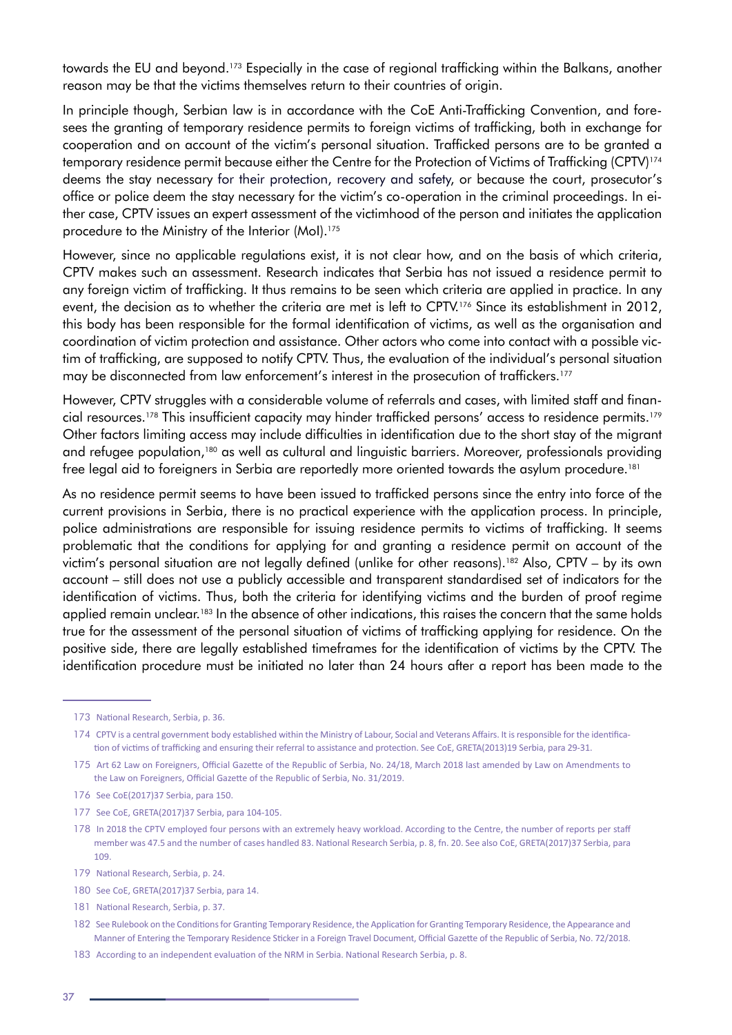towards the EU and beyond.[173] Especially in the case of regional trafficking within the Balkans, another reason may be that the victims themselves return to their countries of origin.

In principle though, Serbian law is in accordance with the CoE Anti-Trafficking Convention, and foresees the granting of temporary residence permits to foreign victims of trafficking, both in exchange for cooperation and on account of the victim's personal situation. Trafficked persons are to be granted a temporary residence permit because either the Centre for the Protection of Victims of Trafficking (CPTV)[174] deems the stay necessary for their protection, recovery and safety, or because the court, prosecutor's office or police deem the stay necessary for the victim's co-operation in the criminal proceedings. In either case, CPTV issues an expert assessment of the victimhood of the person and initiates the application procedure to the Ministry of the Interior (MoI).[175]

However, since no applicable regulations exist, it is not clear how, and on the basis of which criteria, CPTV makes such an assessment. Research indicates that Serbia has not issued a residence permit to any foreign victim of trafficking. It thus remains to be seen which criteria are applied in practice. In any event, the decision as to whether the criteria are met is left to CPTV.[176] Since its establishment in 2012, this body has been responsible for the formal identification of victims, as well as the organisation and coordination of victim protection and assistance. Other actors who come into contact with a possible victim of trafficking, are supposed to notify CPTV. Thus, the evaluation of the individual's personal situation may be disconnected from law enforcement's interest in the prosecution of traffickers.[177]

However, CPTV struggles with a considerable volume of referrals and cases, with limited staff and financial resources.[178] This insufficient capacity may hinder trafficked persons' access to residence permits.[179] Other factors limiting access may include difficulties in identification due to the short stay of the migrant and refugee population,[180] as well as cultural and linguistic barriers. Moreover, professionals providing free legal aid to foreigners in Serbia are reportedly more oriented towards the asylum procedure.[181]

As no residence permit seems to have been issued to trafficked persons since the entry into force of the current provisions in Serbia, there is no practical experience with the application process. In principle, police administrations are responsible for issuing residence permits to victims of trafficking. It seems problematic that the conditions for applying for and granting a residence permit on account of the victim's personal situation are not legally defined (unlike for other reasons).[182] Also, CPTV – by its own account – still does not use a publicly accessible and transparent standardised set of indicators for the identification of victims. Thus, both the criteria for identifying victims and the burden of proof regime applied remain unclear.[183] In the absence of other indications, this raises the concern that the same holds true for the assessment of the personal situation of victims of trafficking applying for residence. On the positive side, there are legally established timeframes for the identification of victims by the CPTV. The identification procedure must be initiated no later than 24 hours after a report has been made to the

---

173 National Research, Serbia, p. 36.

174 CPTV is a central government body established within the Ministry of Labour, Social and Veterans Affairs. It is responsible for the identification of victims of trafficking and ensuring their referral to assistance and protection. See CoE, GRETA(2013)19 Serbia, para 29-31.

175 Art 62 Law on Foreigners, Official Gazette of the Republic of Serbia, No. 24/18, March 2018 last amended by Law on Amendments to the Law on Foreigners, Official Gazette of the Republic of Serbia, No. 31/2019.

176 See CoE(2017)37 Serbia, para 150.

177 See CoE, GRETA(2017)37 Serbia, para 104-105.

178 In 2018 the CPTV employed four persons with an extremely heavy workload. According to the Centre, the number of reports per staff member was 47.5 and the number of cases handled 83. National Research Serbia, p. 8, fn. 20. See also CoE, GRETA(2017)37 Serbia, para 109.

179 National Research, Serbia, p. 24.

180 See CoE, GRETA(2017)37 Serbia, para 14.

181 National Research, Serbia, p. 37.

182 See Rulebook on the Conditions for Granting Temporary Residence, the Application for Granting Temporary Residence, the Appearance and Manner of Entering the Temporary Residence Sticker in a Foreign Travel Document, Official Gazette of the Republic of Serbia, No. 72/2018.

183 According to an independent evaluation of the NRM in Serbia. National Research Serbia, p. 8.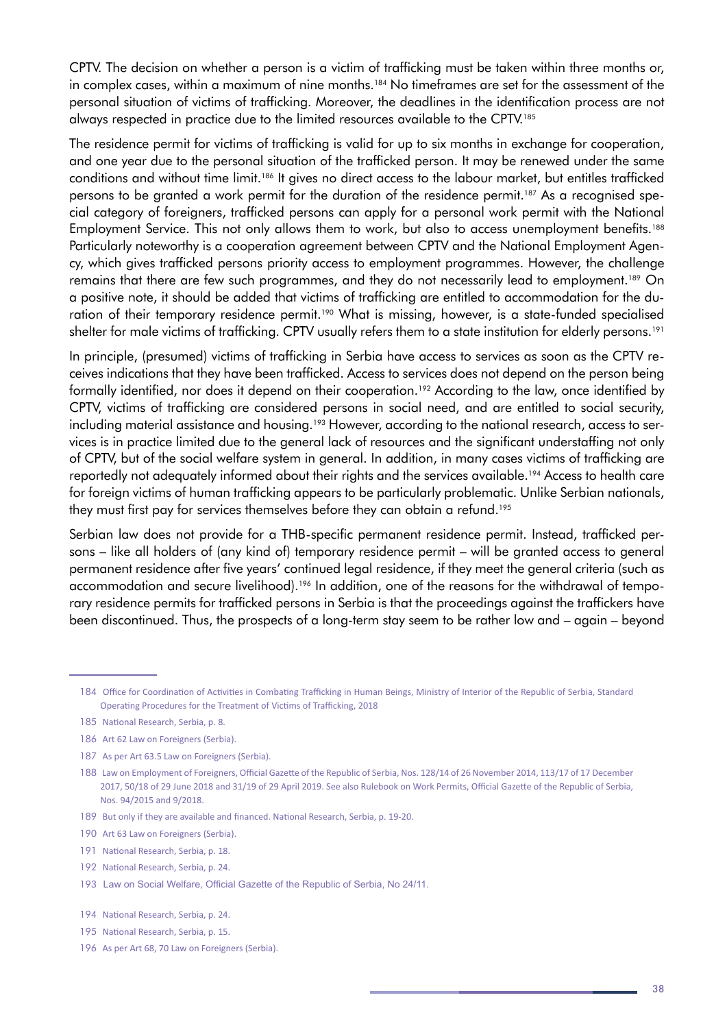CPTV. The decision on whether a person is a victim of trafficking must be taken within three months or, in complex cases, within a maximum of nine months.[184] No timeframes are set for the assessment of the personal situation of victims of trafficking. Moreover, the deadlines in the identification process are not always respected in practice due to the limited resources available to the CPTV.[185]

The residence permit for victims of trafficking is valid for up to six months in exchange for cooperation, and one year due to the personal situation of the trafficked person. It may be renewed under the same conditions and without time limit.[186] It gives no direct access to the labour market, but entitles trafficked persons to be granted a work permit for the duration of the residence permit.[187] As a recognised special category of foreigners, trafficked persons can apply for a personal work permit with the National Employment Service. This not only allows them to work, but also to access unemployment benefits.[188] Particularly noteworthy is a cooperation agreement between CPTV and the National Employment Agency, which gives trafficked persons priority access to employment programmes. However, the challenge remains that there are few such programmes, and they do not necessarily lead to employment.[189] On a positive note, it should be added that victims of trafficking are entitled to accommodation for the duration of their temporary residence permit.[190] What is missing, however, is a state-funded specialised shelter for male victims of trafficking. CPTV usually refers them to a state institution for elderly persons.[191]

In principle, (presumed) victims of trafficking in Serbia have access to services as soon as the CPTV receives indications that they have been trafficked. Access to services does not depend on the person being formally identified, nor does it depend on their cooperation.[192] According to the law, once identified by CPTV, victims of trafficking are considered persons in social need, and are entitled to social security, including material assistance and housing.[193] However, according to the national research, access to services is in practice limited due to the general lack of resources and the significant understaffing not only of CPTV, but of the social welfare system in general. In addition, in many cases victims of trafficking are reportedly not adequately informed about their rights and the services available.[194] Access to health care for foreign victims of human trafficking appears to be particularly problematic. Unlike Serbian nationals, they must first pay for services themselves before they can obtain a refund.[195]

Serbian law does not provide for a THB-specific permanent residence permit. Instead, trafficked persons – like all holders of (any kind of) temporary residence permit – will be granted access to general permanent residence after five years' continued legal residence, if they meet the general criteria (such as accommodation and secure livelihood).[196] In addition, one of the reasons for the withdrawal of temporary residence permits for trafficked persons in Serbia is that the proceedings against the traffickers have been discontinued. Thus, the prospects of a long-term stay seem to be rather low and – again – beyond

---

184 Office for Coordination of Activities in Combating Trafficking in Human Beings, Ministry of Interior of the Republic of Serbia, Standard Operating Procedures for the Treatment of Victims of Trafficking, 2018

185 National Research, Serbia, p. 8.

186 Art 62 Law on Foreigners (Serbia).

187 As per Art 63.5 Law on Foreigners (Serbia).

188 Law on Employment of Foreigners, Official Gazette of the Republic of Serbia, Nos. 128/14 of 26 November 2014, 113/17 of 17 December 2017, 50/18 of 29 June 2018 and 31/19 of 29 April 2019. See also Rulebook on Work Permits, Official Gazette of the Republic of Serbia, Nos. 94/2015 and 9/2018.

189 But only if they are available and financed. National Research, Serbia, p. 19-20.

190 Art 63 Law on Foreigners (Serbia).

191 National Research, Serbia, p. 18.

192 National Research, Serbia, p. 24.

193 Law on Social Welfare, Official Gazette of the Republic of Serbia, No 24/11.

194 National Research, Serbia, p. 24.

195 National Research, Serbia, p. 15.

196 As per Art 68, 70 Law on Foreigners (Serbia).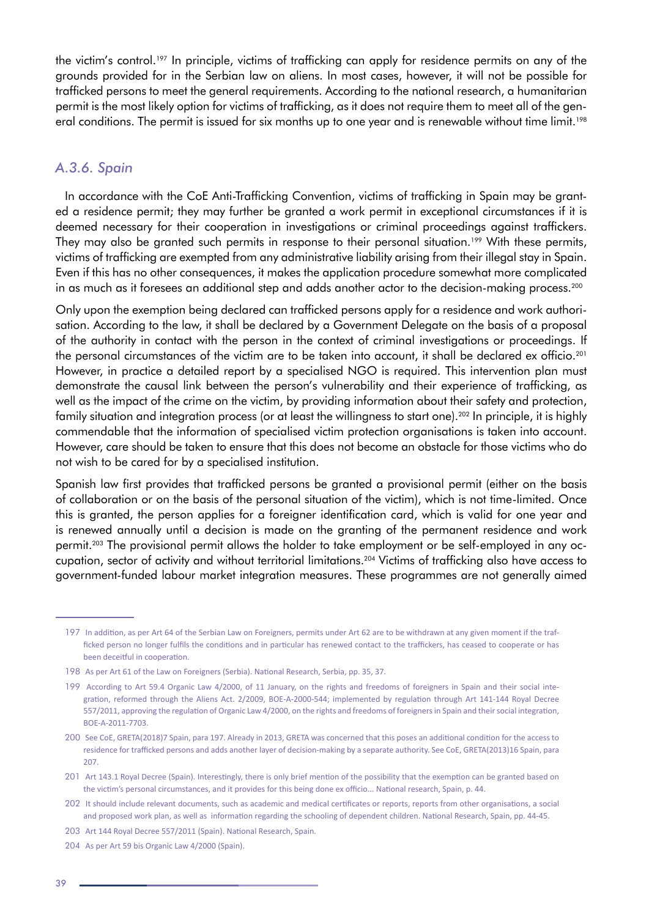the victim's control.[197] In principle, victims of trafficking can apply for residence permits on any of the grounds provided for in the Serbian law on aliens. In most cases, however, it will not be possible for trafficked persons to meet the general requirements. According to the national research, a humanitarian permit is the most likely option for victims of trafficking, as it does not require them to meet all of the general conditions. The permit is issued for six months up to one year and is renewable without time limit.[198]

### *A.3.6. Spain*

In accordance with the CoE Anti-Trafficking Convention, victims of trafficking in Spain may be granted a residence permit; they may further be granted a work permit in exceptional circumstances if it is deemed necessary for their cooperation in investigations or criminal proceedings against traffickers. They may also be granted such permits in response to their personal situation.[199] With these permits, victims of trafficking are exempted from any administrative liability arising from their illegal stay in Spain. Even if this has no other consequences, it makes the application procedure somewhat more complicated in as much as it foresees an additional step and adds another actor to the decision-making process.[200]

Only upon the exemption being declared can trafficked persons apply for a residence and work authorisation. According to the law, it shall be declared by a Government Delegate on the basis of a proposal of the authority in contact with the person in the context of criminal investigations or proceedings. If the personal circumstances of the victim are to be taken into account, it shall be declared ex officio.[201] However, in practice a detailed report by a specialised NGO is required. This intervention plan must demonstrate the causal link between the person's vulnerability and their experience of trafficking, as well as the impact of the crime on the victim, by providing information about their safety and protection, family situation and integration process (or at least the willingness to start one).[202] In principle, it is highly commendable that the information of specialised victim protection organisations is taken into account. However, care should be taken to ensure that this does not become an obstacle for those victims who do not wish to be cared for by a specialised institution.

Spanish law first provides that trafficked persons be granted a provisional permit (either on the basis of collaboration or on the basis of the personal situation of the victim), which is not time-limited. Once this is granted, the person applies for a foreigner identification card, which is valid for one year and is renewed annually until a decision is made on the granting of the permanent residence and work permit.[203] The provisional permit allows the holder to take employment or be self-employed in any occupation, sector of activity and without territorial limitations.[204] Victims of trafficking also have access to government-funded labour market integration measures. These programmes are not generally aimed

---

197 In addition, as per Art 64 of the Serbian Law on Foreigners, permits under Art 62 are to be withdrawn at any given moment if the trafficked person no longer fulfils the conditions and in particular has renewed contact to the traffickers, has ceased to cooperate or has been deceitful in cooperation.

198 As per Art 61 of the Law on Foreigners (Serbia). National Research, Serbia, pp. 35, 37.

199 According to Art 59.4 Organic Law 4/2000, of 11 January, on the rights and freedoms of foreigners in Spain and their social integration, reformed through the Aliens Act. 2/2009, BOE-A-2000-544; implemented by regulation through Art 141-144 Royal Decree 557/2011, approving the regulation of Organic Law 4/2000, on the rights and freedoms of foreigners in Spain and their social integration, BOE-A-2011-7703.

200 See CoE, GRETA(2018)7 Spain, para 197. Already in 2013, GRETA was concerned that this poses an additional condition for the access to residence for trafficked persons and adds another layer of decision-making by a separate authority. See CoE, GRETA(2013)16 Spain, para 207.

201 Art 143.1 Royal Decree (Spain). Interestingly, there is only brief mention of the possibility that the exemption can be granted based on the victim's personal circumstances, and it provides for this being done ex officio... National research, Spain, p. 44.

202 It should include relevant documents, such as academic and medical certificates or reports, reports from other organisations, a social and proposed work plan, as well as information regarding the schooling of dependent children. National Research, Spain, pp. 44-45.

203 Art 144 Royal Decree 557/2011 (Spain). National Research, Spain.

204 As per Art 59 bis Organic Law 4/2000 (Spain).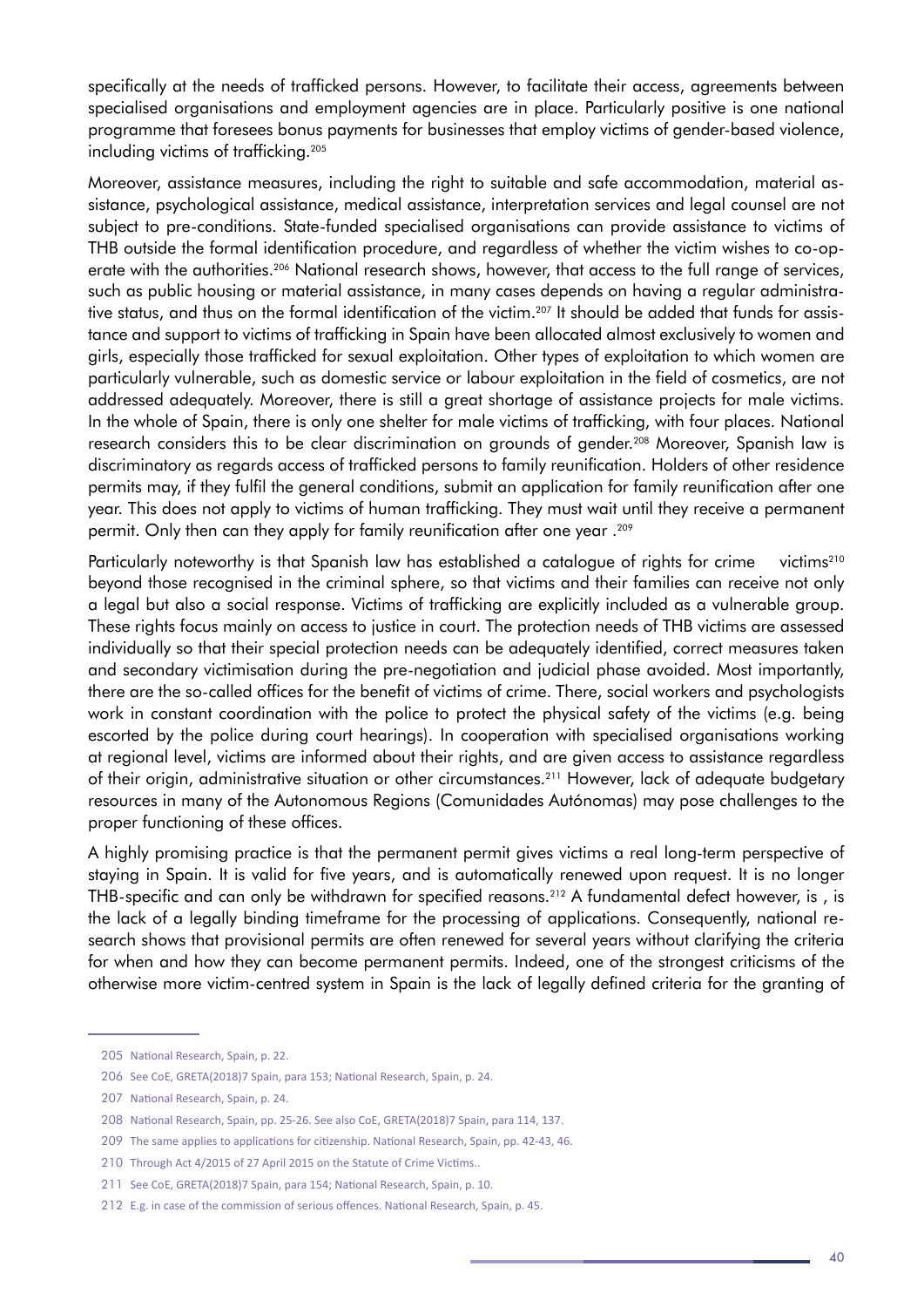specifically at the needs of trafficked persons. However, to facilitate their access, agreements between specialised organisations and employment agencies are in place. Particularly positive is one national programme that foresees bonus payments for businesses that employ victims of gender-based violence, including victims of trafficking.[205]

Moreover, assistance measures, including the right to suitable and safe accommodation, material assistance, psychological assistance, medical assistance, interpretation services and legal counsel are not subject to pre-conditions. State-funded specialised organisations can provide assistance to victims of THB outside the formal identification procedure, and regardless of whether the victim wishes to co-operate with the authorities.[206] National research shows, however, that access to the full range of services, such as public housing or material assistance, in many cases depends on having a regular administrative status, and thus on the formal identification of the victim.[207] It should be added that funds for assistance and support to victims of trafficking in Spain have been allocated almost exclusively to women and girls, especially those trafficked for sexual exploitation. Other types of exploitation to which women are particularly vulnerable, such as domestic service or labour exploitation in the field of cosmetics, are not addressed adequately. Moreover, there is still a great shortage of assistance projects for male victims. In the whole of Spain, there is only one shelter for male victims of trafficking, with four places. National research considers this to be clear discrimination on grounds of gender.[208] Moreover, Spanish law is discriminatory as regards access of trafficked persons to family reunification. Holders of other residence permits may, if they fulfil the general conditions, submit an application for family reunification after one year. This does not apply to victims of human trafficking. They must wait until they receive a permanent permit. Only then can they apply for family reunification after one year .[209]

Particularly noteworthy is that Spanish law has established a catalogue of rights for crime victims[210] beyond those recognised in the criminal sphere, so that victims and their families can receive not only a legal but also a social response. Victims of trafficking are explicitly included as a vulnerable group. These rights focus mainly on access to justice in court. The protection needs of THB victims are assessed individually so that their special protection needs can be adequately identified, correct measures taken and secondary victimisation during the pre-negotiation and judicial phase avoided. Most importantly, there are the so-called offices for the benefit of victims of crime. There, social workers and psychologists work in constant coordination with the police to protect the physical safety of the victims (e.g. being escorted by the police during court hearings). In cooperation with specialised organisations working at regional level, victims are informed about their rights, and are given access to assistance regardless of their origin, administrative situation or other circumstances.[211] However, lack of adequate budgetary resources in many of the Autonomous Regions (Comunidades Autónomas) may pose challenges to the proper functioning of these offices.

A highly promising practice is that the permanent permit gives victims a real long-term perspective of staying in Spain. It is valid for five years, and is automatically renewed upon request. It is no longer THB-specific and can only be withdrawn for specified reasons.[212] A fundamental defect however, is , is the lack of a legally binding timeframe for the processing of applications. Consequently, national research shows that provisional permits are often renewed for several years without clarifying the criteria for when and how they can become permanent permits. Indeed, one of the strongest criticisms of the otherwise more victim-centred system in Spain is the lack of legally defined criteria for the granting of

205 National Research, Spain, p. 22.

206 See CoE, GRETA(2018)7 Spain, para 153; National Research, Spain, p. 24.

207 National Research, Spain, p. 24.

208 National Research, Spain, pp. 25-26. See also CoE, GRETA(2018)7 Spain, para 114, 137.

209 The same applies to applications for citizenship. National Research, Spain, pp. 42-43, 46.

210 Through Act 4/2015 of 27 April 2015 on the Statute of Crime Victims..

211 See CoE, GRETA(2018)7 Spain, para 154; National Research, Spain, p. 10.

212 E.g. in case of the commission of serious offences. National Research, Spain, p. 45.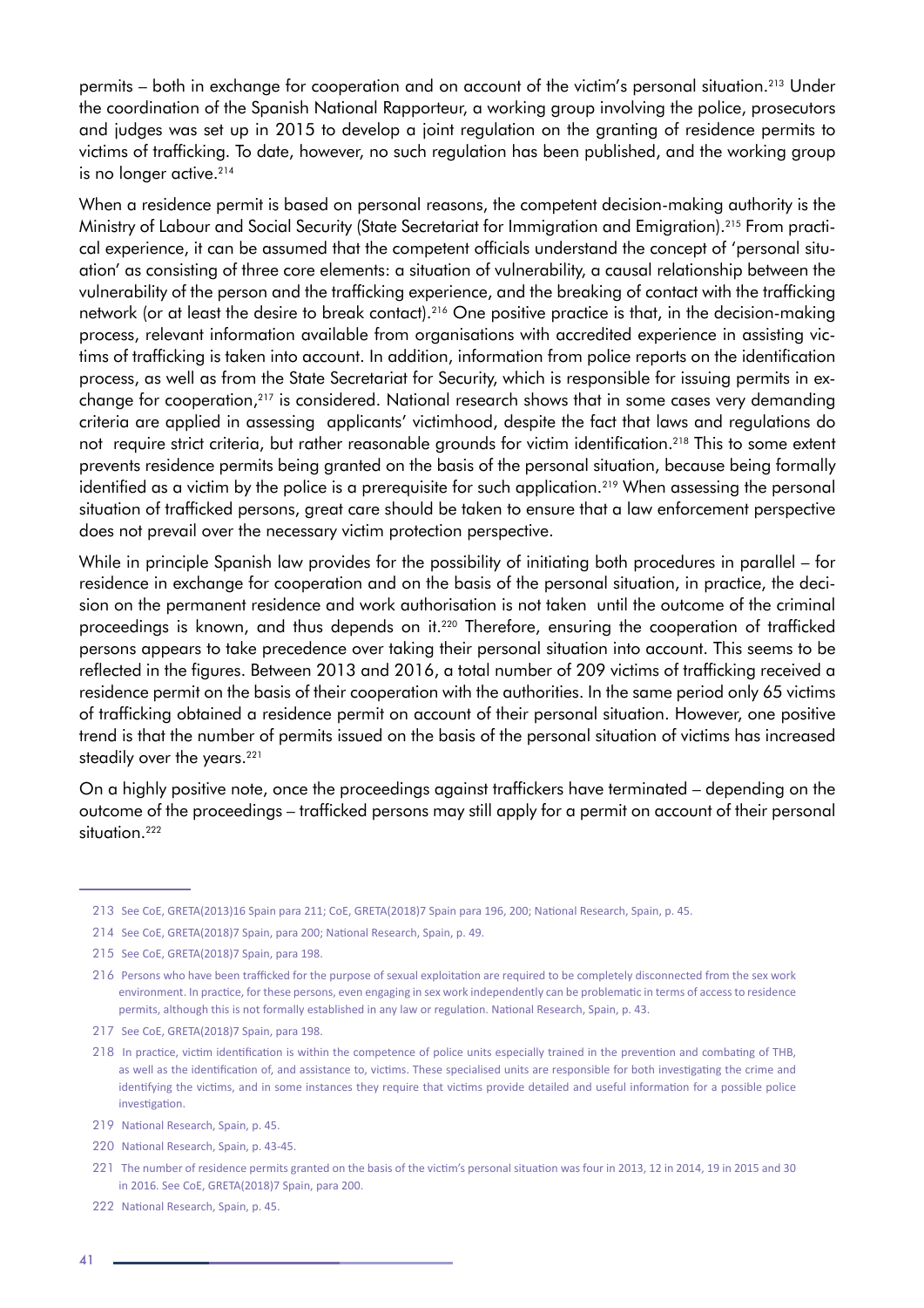permits – both in exchange for cooperation and on account of the victim's personal situation.[213] Under the coordination of the Spanish National Rapporteur, a working group involving the police, prosecutors and judges was set up in 2015 to develop a joint regulation on the granting of residence permits to victims of trafficking. To date, however, no such regulation has been published, and the working group is no longer active.[214]

When a residence permit is based on personal reasons, the competent decision-making authority is the Ministry of Labour and Social Security (State Secretariat for Immigration and Emigration).[215] From practical experience, it can be assumed that the competent officials understand the concept of 'personal situation' as consisting of three core elements: a situation of vulnerability, a causal relationship between the vulnerability of the person and the trafficking experience, and the breaking of contact with the trafficking network (or at least the desire to break contact).[216] One positive practice is that, in the decision-making process, relevant information available from organisations with accredited experience in assisting victims of trafficking is taken into account. In addition, information from police reports on the identification process, as well as from the State Secretariat for Security, which is responsible for issuing permits in exchange for cooperation,[217] is considered. National research shows that in some cases very demanding criteria are applied in assessing applicants' victimhood, despite the fact that laws and regulations do not require strict criteria, but rather reasonable grounds for victim identification.[218] This to some extent prevents residence permits being granted on the basis of the personal situation, because being formally identified as a victim by the police is a prerequisite for such application.[219] When assessing the personal situation of trafficked persons, great care should be taken to ensure that a law enforcement perspective does not prevail over the necessary victim protection perspective.

While in principle Spanish law provides for the possibility of initiating both procedures in parallel – for residence in exchange for cooperation and on the basis of the personal situation, in practice, the decision on the permanent residence and work authorisation is not taken until the outcome of the criminal proceedings is known, and thus depends on it.[220] Therefore, ensuring the cooperation of trafficked persons appears to take precedence over taking their personal situation into account. This seems to be reflected in the figures. Between 2013 and 2016, a total number of 209 victims of trafficking received a residence permit on the basis of their cooperation with the authorities. In the same period only 65 victims of trafficking obtained a residence permit on account of their personal situation. However, one positive trend is that the number of permits issued on the basis of the personal situation of victims has increased steadily over the years.[221]

On a highly positive note, once the proceedings against traffickers have terminated – depending on the outcome of the proceedings – trafficked persons may still apply for a permit on account of their personal situation.[222]

---

213 See CoE, GRETA(2013)16 Spain para 211; CoE, GRETA(2018)7 Spain para 196, 200; National Research, Spain, p. 45.

214 See CoE, GRETA(2018)7 Spain, para 200; National Research, Spain, p. 49.

215 See CoE, GRETA(2018)7 Spain, para 198.

216 Persons who have been trafficked for the purpose of sexual exploitation are required to be completely disconnected from the sex work environment. In practice, for these persons, even engaging in sex work independently can be problematic in terms of access to residence permits, although this is not formally established in any law or regulation. National Research, Spain, p. 43.

217 See CoE, GRETA(2018)7 Spain, para 198.

218 In practice, victim identification is within the competence of police units especially trained in the prevention and combating of THB, as well as the identification of, and assistance to, victims. These specialised units are responsible for both investigating the crime and identifying the victims, and in some instances they require that victims provide detailed and useful information for a possible police investigation.

219 National Research, Spain, p. 45.

220 National Research, Spain, p. 43-45.

221 The number of residence permits granted on the basis of the victim's personal situation was four in 2013, 12 in 2014, 19 in 2015 and 30 in 2016. See CoE, GRETA(2018)7 Spain, para 200.

222 National Research, Spain, p. 45.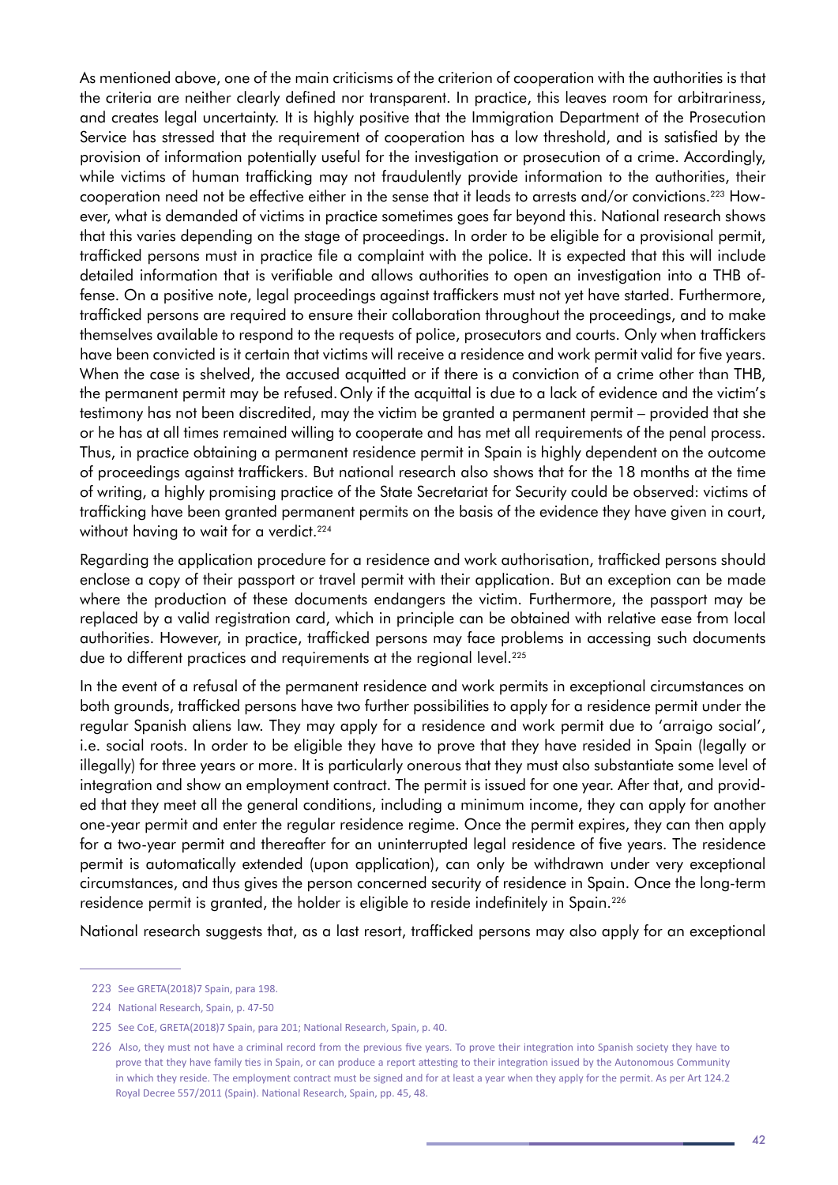As mentioned above, one of the main criticisms of the criterion of cooperation with the authorities is that the criteria are neither clearly defined nor transparent. In practice, this leaves room for arbitrariness, and creates legal uncertainty. It is highly positive that the Immigration Department of the Prosecution Service has stressed that the requirement of cooperation has a low threshold, and is satisfied by the provision of information potentially useful for the investigation or prosecution of a crime. Accordingly, while victims of human trafficking may not fraudulently provide information to the authorities, their cooperation need not be effective either in the sense that it leads to arrests and/or convictions.[223] However, what is demanded of victims in practice sometimes goes far beyond this. National research shows that this varies depending on the stage of proceedings. In order to be eligible for a provisional permit, trafficked persons must in practice file a complaint with the police. It is expected that this will include detailed information that is verifiable and allows authorities to open an investigation into a THB offense. On a positive note, legal proceedings against traffickers must not yet have started. Furthermore, trafficked persons are required to ensure their collaboration throughout the proceedings, and to make themselves available to respond to the requests of police, prosecutors and courts. Only when traffickers have been convicted is it certain that victims will receive a residence and work permit valid for five years. When the case is shelved, the accused acquitted or if there is a conviction of a crime other than THB, the permanent permit may be refused. Only if the acquittal is due to a lack of evidence and the victim's testimony has not been discredited, may the victim be granted a permanent permit – provided that she or he has at all times remained willing to cooperate and has met all requirements of the penal process. Thus, in practice obtaining a permanent residence permit in Spain is highly dependent on the outcome of proceedings against traffickers. But national research also shows that for the 18 months at the time of writing, a highly promising practice of the State Secretariat for Security could be observed: victims of trafficking have been granted permanent permits on the basis of the evidence they have given in court, without having to wait for a verdict.[224]

Regarding the application procedure for a residence and work authorisation, trafficked persons should enclose a copy of their passport or travel permit with their application. But an exception can be made where the production of these documents endangers the victim. Furthermore, the passport may be replaced by a valid registration card, which in principle can be obtained with relative ease from local authorities. However, in practice, trafficked persons may face problems in accessing such documents due to different practices and requirements at the regional level.[225]

In the event of a refusal of the permanent residence and work permits in exceptional circumstances on both grounds, trafficked persons have two further possibilities to apply for a residence permit under the regular Spanish aliens law. They may apply for a residence and work permit due to 'arraigo social', i.e. social roots. In order to be eligible they have to prove that they have resided in Spain (legally or illegally) for three years or more. It is particularly onerous that they must also substantiate some level of integration and show an employment contract. The permit is issued for one year. After that, and provided that they meet all the general conditions, including a minimum income, they can apply for another one-year permit and enter the regular residence regime. Once the permit expires, they can then apply for a two-year permit and thereafter for an uninterrupted legal residence of five years. The residence permit is automatically extended (upon application), can only be withdrawn under very exceptional circumstances, and thus gives the person concerned security of residence in Spain. Once the long-term residence permit is granted, the holder is eligible to reside indefinitely in Spain.[226]

National research suggests that, as a last resort, trafficked persons may also apply for an exceptional

---

223 See GRETA(2018)7 Spain, para 198.

224 National Research, Spain, p. 47-50

225 See CoE, GRETA(2018)7 Spain, para 201; National Research, Spain, p. 40.

226 Also, they must not have a criminal record from the previous five years. To prove their integration into Spanish society they have to prove that they have family ties in Spain, or can produce a report attesting to their integration issued by the Autonomous Community in which they reside. The employment contract must be signed and for at least a year when they apply for the permit. As per Art 124.2 Royal Decree 557/2011 (Spain). National Research, Spain, pp. 45, 48.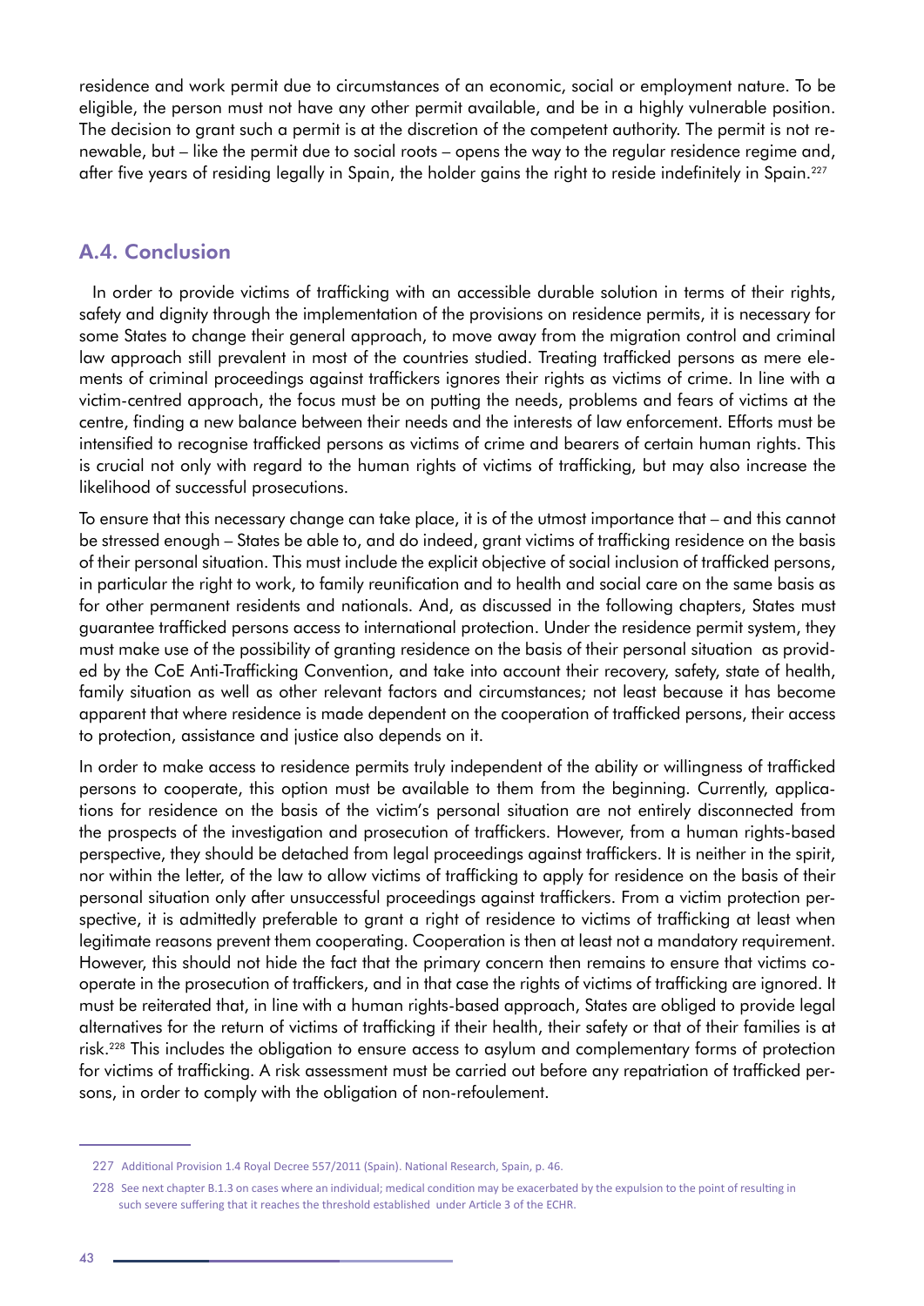residence and work permit due to circumstances of an economic, social or employment nature. To be eligible, the person must not have any other permit available, and be in a highly vulnerable position. The decision to grant such a permit is at the discretion of the competent authority. The permit is not renewable, but – like the permit due to social roots – opens the way to the regular residence regime and, after five years of residing legally in Spain, the holder gains the right to reside indefinitely in Spain.[227]

## A.4. Conclusion

In order to provide victims of trafficking with an accessible durable solution in terms of their rights, safety and dignity through the implementation of the provisions on residence permits, it is necessary for some States to change their general approach, to move away from the migration control and criminal law approach still prevalent in most of the countries studied. Treating trafficked persons as mere elements of criminal proceedings against traffickers ignores their rights as victims of crime. In line with a victim-centred approach, the focus must be on putting the needs, problems and fears of victims at the centre, finding a new balance between their needs and the interests of law enforcement. Efforts must be intensified to recognise trafficked persons as victims of crime and bearers of certain human rights. This is crucial not only with regard to the human rights of victims of trafficking, but may also increase the likelihood of successful prosecutions.

To ensure that this necessary change can take place, it is of the utmost importance that – and this cannot be stressed enough – States be able to, and do indeed, grant victims of trafficking residence on the basis of their personal situation. This must include the explicit objective of social inclusion of trafficked persons, in particular the right to work, to family reunification and to health and social care on the same basis as for other permanent residents and nationals. And, as discussed in the following chapters, States must guarantee trafficked persons access to international protection. Under the residence permit system, they must make use of the possibility of granting residence on the basis of their personal situation as provided by the CoE Anti-Trafficking Convention, and take into account their recovery, safety, state of health, family situation as well as other relevant factors and circumstances; not least because it has become apparent that where residence is made dependent on the cooperation of trafficked persons, their access to protection, assistance and justice also depends on it.

In order to make access to residence permits truly independent of the ability or willingness of trafficked persons to cooperate, this option must be available to them from the beginning. Currently, applications for residence on the basis of the victim's personal situation are not entirely disconnected from the prospects of the investigation and prosecution of traffickers. However, from a human rights-based perspective, they should be detached from legal proceedings against traffickers. It is neither in the spirit, nor within the letter, of the law to allow victims of trafficking to apply for residence on the basis of their personal situation only after unsuccessful proceedings against traffickers. From a victim protection perspective, it is admittedly preferable to grant a right of residence to victims of trafficking at least when legitimate reasons prevent them cooperating. Cooperation is then at least not a mandatory requirement. However, this should not hide the fact that the primary concern then remains to ensure that victims cooperate in the prosecution of traffickers, and in that case the rights of victims of trafficking are ignored. It must be reiterated that, in line with a human rights-based approach, States are obliged to provide legal alternatives for the return of victims of trafficking if their health, their safety or that of their families is at risk.[228] This includes the obligation to ensure access to asylum and complementary forms of protection for victims of trafficking. A risk assessment must be carried out before any repatriation of trafficked persons, in order to comply with the obligation of non-refoulement.

---

227 Additional Provision 1.4 Royal Decree 557/2011 (Spain). National Research, Spain, p. 46.

228 See next chapter B.1.3 on cases where an individual; medical condition may be exacerbated by the expulsion to the point of resulting in such severe suffering that it reaches the threshold established under Article 3 of the ECHR.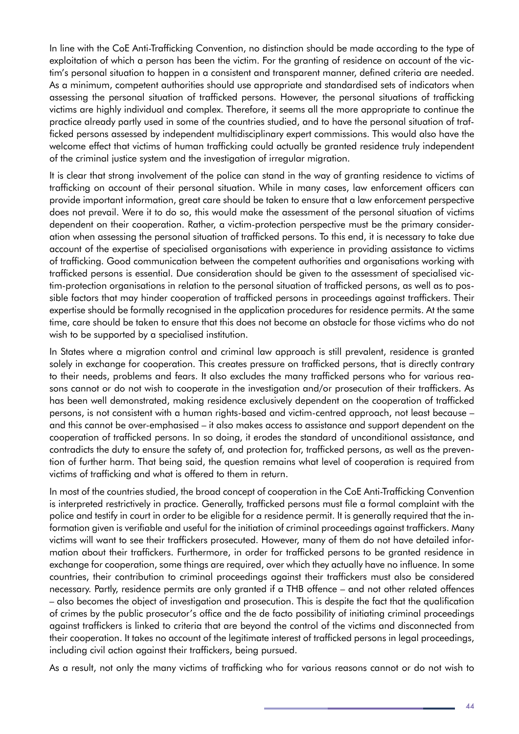In line with the CoE Anti-Trafficking Convention, no distinction should be made according to the type of exploitation of which a person has been the victim. For the granting of residence on account of the victim's personal situation to happen in a consistent and transparent manner, defined criteria are needed. As a minimum, competent authorities should use appropriate and standardised sets of indicators when assessing the personal situation of trafficked persons. However, the personal situations of trafficking victims are highly individual and complex. Therefore, it seems all the more appropriate to continue the practice already partly used in some of the countries studied, and to have the personal situation of trafficked persons assessed by independent multidisciplinary expert commissions. This would also have the welcome effect that victims of human trafficking could actually be granted residence truly independent of the criminal justice system and the investigation of irregular migration.

It is clear that strong involvement of the police can stand in the way of granting residence to victims of trafficking on account of their personal situation. While in many cases, law enforcement officers can provide important information, great care should be taken to ensure that a law enforcement perspective does not prevail. Were it to do so, this would make the assessment of the personal situation of victims dependent on their cooperation. Rather, a victim-protection perspective must be the primary consideration when assessing the personal situation of trafficked persons. To this end, it is necessary to take due account of the expertise of specialised organisations with experience in providing assistance to victims of trafficking. Good communication between the competent authorities and organisations working with trafficked persons is essential. Due consideration should be given to the assessment of specialised victim-protection organisations in relation to the personal situation of trafficked persons, as well as to possible factors that may hinder cooperation of trafficked persons in proceedings against traffickers. Their expertise should be formally recognised in the application procedures for residence permits. At the same time, care should be taken to ensure that this does not become an obstacle for those victims who do not wish to be supported by a specialised institution.

In States where a migration control and criminal law approach is still prevalent, residence is granted solely in exchange for cooperation. This creates pressure on trafficked persons, that is directly contrary to their needs, problems and fears. It also excludes the many trafficked persons who for various reasons cannot or do not wish to cooperate in the investigation and/or prosecution of their traffickers. As has been well demonstrated, making residence exclusively dependent on the cooperation of trafficked persons, is not consistent with a human rights-based and victim-centred approach, not least because – and this cannot be over-emphasised – it also makes access to assistance and support dependent on the cooperation of trafficked persons. In so doing, it erodes the standard of unconditional assistance, and contradicts the duty to ensure the safety of, and protection for, trafficked persons, as well as the prevention of further harm. That being said, the question remains what level of cooperation is required from victims of trafficking and what is offered to them in return.

In most of the countries studied, the broad concept of cooperation in the CoE Anti-Trafficking Convention is interpreted restrictively in practice. Generally, trafficked persons must file a formal complaint with the police and testify in court in order to be eligible for a residence permit. It is generally required that the information given is verifiable and useful for the initiation of criminal proceedings against traffickers. Many victims will want to see their traffickers prosecuted. However, many of them do not have detailed information about their traffickers. Furthermore, in order for trafficked persons to be granted residence in exchange for cooperation, some things are required, over which they actually have no influence. In some countries, their contribution to criminal proceedings against their traffickers must also be considered necessary. Partly, residence permits are only granted if a THB offence – and not other related offences – also becomes the object of investigation and prosecution. This is despite the fact that the qualification of crimes by the public prosecutor's office and the de facto possibility of initiating criminal proceedings against traffickers is linked to criteria that are beyond the control of the victims and disconnected from their cooperation. It takes no account of the legitimate interest of trafficked persons in legal proceedings, including civil action against their traffickers, being pursued.

As a result, not only the many victims of trafficking who for various reasons cannot or do not wish to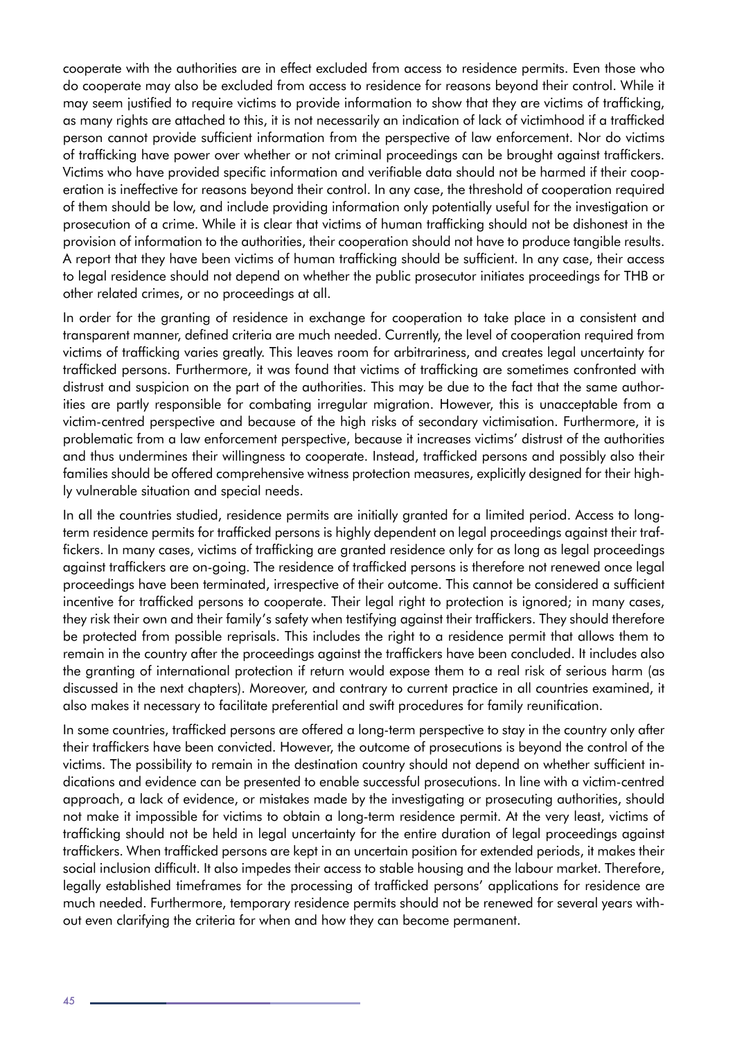cooperate with the authorities are in effect excluded from access to residence permits. Even those who do cooperate may also be excluded from access to residence for reasons beyond their control. While it may seem justified to require victims to provide information to show that they are victims of trafficking, as many rights are attached to this, it is not necessarily an indication of lack of victimhood if a trafficked person cannot provide sufficient information from the perspective of law enforcement. Nor do victims of trafficking have power over whether or not criminal proceedings can be brought against traffickers. Victims who have provided specific information and verifiable data should not be harmed if their cooperation is ineffective for reasons beyond their control. In any case, the threshold of cooperation required of them should be low, and include providing information only potentially useful for the investigation or prosecution of a crime. While it is clear that victims of human trafficking should not be dishonest in the provision of information to the authorities, their cooperation should not have to produce tangible results. A report that they have been victims of human trafficking should be sufficient. In any case, their access to legal residence should not depend on whether the public prosecutor initiates proceedings for THB or other related crimes, or no proceedings at all.

In order for the granting of residence in exchange for cooperation to take place in a consistent and transparent manner, defined criteria are much needed. Currently, the level of cooperation required from victims of trafficking varies greatly. This leaves room for arbitrariness, and creates legal uncertainty for trafficked persons. Furthermore, it was found that victims of trafficking are sometimes confronted with distrust and suspicion on the part of the authorities. This may be due to the fact that the same authorities are partly responsible for combating irregular migration. However, this is unacceptable from a victim-centred perspective and because of the high risks of secondary victimisation. Furthermore, it is problematic from a law enforcement perspective, because it increases victims' distrust of the authorities and thus undermines their willingness to cooperate. Instead, trafficked persons and possibly also their families should be offered comprehensive witness protection measures, explicitly designed for their highly vulnerable situation and special needs.

In all the countries studied, residence permits are initially granted for a limited period. Access to long-term residence permits for trafficked persons is highly dependent on legal proceedings against their traffickers. In many cases, victims of trafficking are granted residence only for as long as legal proceedings against traffickers are on-going. The residence of trafficked persons is therefore not renewed once legal proceedings have been terminated, irrespective of their outcome. This cannot be considered a sufficient incentive for trafficked persons to cooperate. Their legal right to protection is ignored; in many cases, they risk their own and their family's safety when testifying against their traffickers. They should therefore be protected from possible reprisals. This includes the right to a residence permit that allows them to remain in the country after the proceedings against the traffickers have been concluded. It includes also the granting of international protection if return would expose them to a real risk of serious harm (as discussed in the next chapters). Moreover, and contrary to current practice in all countries examined, it also makes it necessary to facilitate preferential and swift procedures for family reunification.

In some countries, trafficked persons are offered a long-term perspective to stay in the country only after their traffickers have been convicted. However, the outcome of prosecutions is beyond the control of the victims. The possibility to remain in the destination country should not depend on whether sufficient indications and evidence can be presented to enable successful prosecutions. In line with a victim-centred approach, a lack of evidence, or mistakes made by the investigating or prosecuting authorities, should not make it impossible for victims to obtain a long-term residence permit. At the very least, victims of trafficking should not be held in legal uncertainty for the entire duration of legal proceedings against traffickers. When trafficked persons are kept in an uncertain position for extended periods, it makes their social inclusion difficult. It also impedes their access to stable housing and the labour market. Therefore, legally established timeframes for the processing of trafficked persons' applications for residence are much needed. Furthermore, temporary residence permits should not be renewed for several years without even clarifying the criteria for when and how they can become permanent.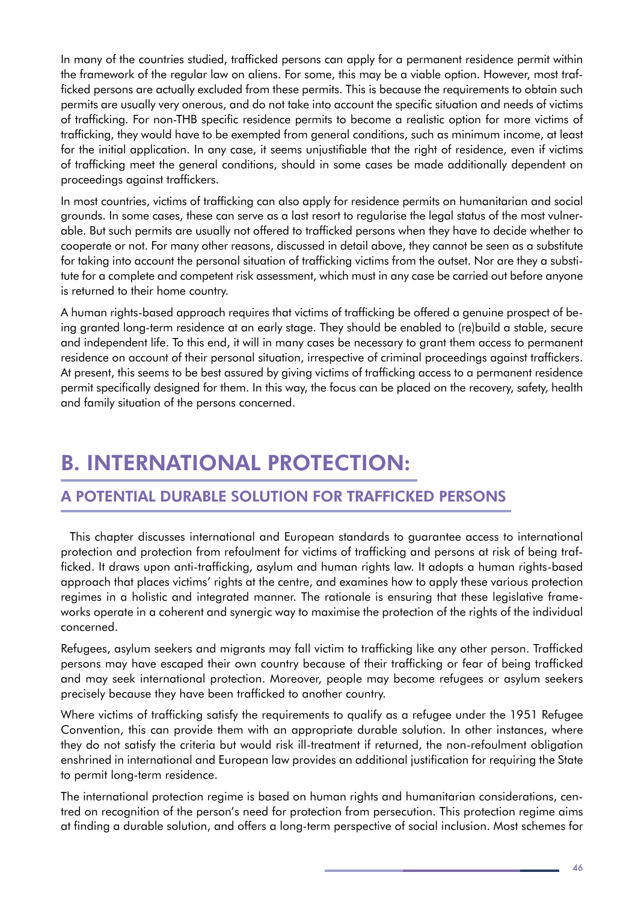In many of the countries studied, trafficked persons can apply for a permanent residence permit within the framework of the regular law on aliens. For some, this may be a viable option. However, most trafficked persons are actually excluded from these permits. This is because the requirements to obtain such permits are usually very onerous, and do not take into account the specific situation and needs of victims of trafficking. For non-THB specific residence permits to become a realistic option for more victims of trafficking, they would have to be exempted from general conditions, such as minimum income, at least for the initial application. In any case, it seems unjustifiable that the right of residence, even if victims of trafficking meet the general conditions, should in some cases be made additionally dependent on proceedings against traffickers.

In most countries, victims of trafficking can also apply for residence permits on humanitarian and social grounds. In some cases, these can serve as a last resort to regularise the legal status of the most vulnerable. But such permits are usually not offered to trafficked persons when they have to decide whether to cooperate or not. For many other reasons, discussed in detail above, they cannot be seen as a substitute for taking into account the personal situation of trafficking victims from the outset. Nor are they a substitute for a complete and competent risk assessment, which must in any case be carried out before anyone is returned to their home country.

A human rights-based approach requires that victims of trafficking be offered a genuine prospect of being granted long-term residence at an early stage. They should be enabled to (re)build a stable, secure and independent life. To this end, it will in many cases be necessary to grant them access to permanent residence on account of their personal situation, irrespective of criminal proceedings against traffickers. At present, this seems to be best assured by giving victims of trafficking access to a permanent residence permit specifically designed for them. In this way, the focus can be placed on the recovery, safety, health and family situation of the persons concerned.

# B. INTERNATIONAL PROTECTION:

## A POTENTIAL DURABLE SOLUTION FOR TRAFFICKED PERSONS

This chapter discusses international and European standards to guarantee access to international protection and protection from refoulment for victims of trafficking and persons at risk of being trafficked. It draws upon anti-trafficking, asylum and human rights law. It adopts a human rights-based approach that places victims' rights at the centre, and examines how to apply these various protection regimes in a holistic and integrated manner. The rationale is ensuring that these legislative frameworks operate in a coherent and synergic way to maximise the protection of the rights of the individual concerned.

Refugees, asylum seekers and migrants may fall victim to trafficking like any other person. Trafficked persons may have escaped their own country because of their trafficking or fear of being trafficked and may seek international protection. Moreover, people may become refugees or asylum seekers precisely because they have been trafficked to another country.

Where victims of trafficking satisfy the requirements to qualify as a refugee under the 1951 Refugee Convention, this can provide them with an appropriate durable solution. In other instances, where they do not satisfy the criteria but would risk ill-treatment if returned, the non-refoulment obligation enshrined in international and European law provides an additional justification for requiring the State to permit long-term residence.

The international protection regime is based on human rights and humanitarian considerations, centred on recognition of the person's need for protection from persecution. This protection regime aims at finding a durable solution, and offers a long-term perspective of social inclusion. Most schemes for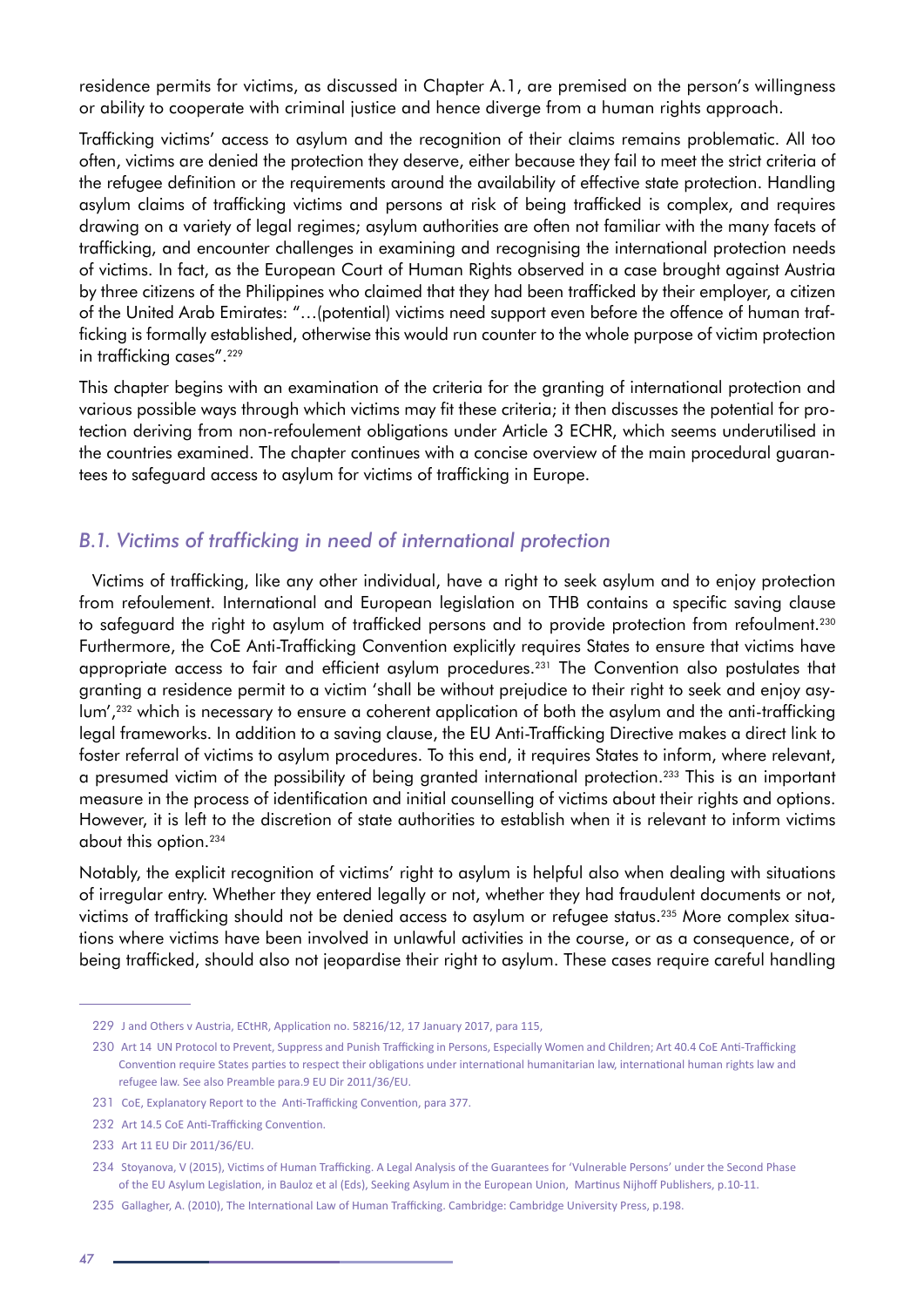residence permits for victims, as discussed in Chapter A.1, are premised on the person's willingness or ability to cooperate with criminal justice and hence diverge from a human rights approach.

Trafficking victims' access to asylum and the recognition of their claims remains problematic. All too often, victims are denied the protection they deserve, either because they fail to meet the strict criteria of the refugee definition or the requirements around the availability of effective state protection. Handling asylum claims of trafficking victims and persons at risk of being trafficked is complex, and requires drawing on a variety of legal regimes; asylum authorities are often not familiar with the many facets of trafficking, and encounter challenges in examining and recognising the international protection needs of victims. In fact, as the European Court of Human Rights observed in a case brought against Austria by three citizens of the Philippines who claimed that they had been trafficked by their employer, a citizen of the United Arab Emirates: "…(potential) victims need support even before the offence of human trafficking is formally established, otherwise this would run counter to the whole purpose of victim protection in trafficking cases".[229]

This chapter begins with an examination of the criteria for the granting of international protection and various possible ways through which victims may fit these criteria; it then discusses the potential for protection deriving from non-refoulement obligations under Article 3 ECHR, which seems underutilised in the countries examined. The chapter continues with a concise overview of the main procedural guarantees to safeguard access to asylum for victims of trafficking in Europe.

## *B.1. Victims of trafficking in need of international protection*

Victims of trafficking, like any other individual, have a right to seek asylum and to enjoy protection from refoulement. International and European legislation on THB contains a specific saving clause to safeguard the right to asylum of trafficked persons and to provide protection from refoulment.[230] Furthermore, the CoE Anti-Trafficking Convention explicitly requires States to ensure that victims have appropriate access to fair and efficient asylum procedures.[231] The Convention also postulates that granting a residence permit to a victim 'shall be without prejudice to their right to seek and enjoy asylum',[232] which is necessary to ensure a coherent application of both the asylum and the anti-trafficking legal frameworks. In addition to a saving clause, the EU Anti-Trafficking Directive makes a direct link to foster referral of victims to asylum procedures. To this end, it requires States to inform, where relevant, a presumed victim of the possibility of being granted international protection.[233] This is an important measure in the process of identification and initial counselling of victims about their rights and options. However, it is left to the discretion of state authorities to establish when it is relevant to inform victims about this option.[234]

Notably, the explicit recognition of victims' right to asylum is helpful also when dealing with situations of irregular entry. Whether they entered legally or not, whether they had fraudulent documents or not, victims of trafficking should not be denied access to asylum or refugee status.[235] More complex situations where victims have been involved in unlawful activities in the course, or as a consequence, of or being trafficked, should also not jeopardise their right to asylum. These cases require careful handling

---

229 J and Others v Austria, ECtHR, Application no. 58216/12, 17 January 2017, para 115,

230 Art 14 UN Protocol to Prevent, Suppress and Punish Trafficking in Persons, Especially Women and Children; Art 40.4 CoE Anti-Trafficking Convention require States parties to respect their obligations under international humanitarian law, international human rights law and refugee law. See also Preamble para.9 EU Dir 2011/36/EU.

231 CoE, Explanatory Report to the Anti-Trafficking Convention, para 377.

232 Art 14.5 CoE Anti-Trafficking Convention.

233 Art 11 EU Dir 2011/36/EU.

234 Stoyanova, V (2015), Victims of Human Trafficking. A Legal Analysis of the Guarantees for 'Vulnerable Persons' under the Second Phase of the EU Asylum Legislation, in Bauloz et al (Eds), Seeking Asylum in the European Union, Martinus Nijhoff Publishers, p.10-11.

235 Gallagher, A. (2010), The International Law of Human Trafficking. Cambridge: Cambridge University Press, p.198.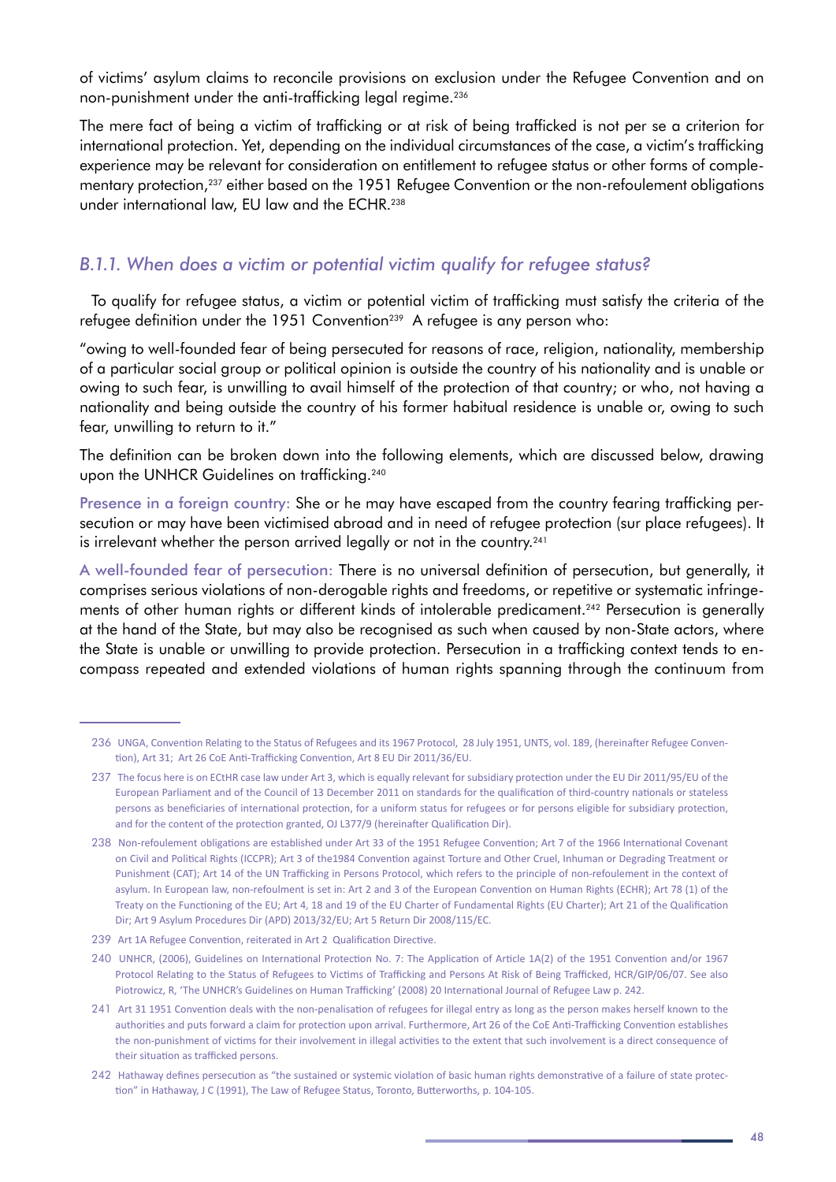of victims' asylum claims to reconcile provisions on exclusion under the Refugee Convention and on non-punishment under the anti-trafficking legal regime.[236]

The mere fact of being a victim of trafficking or at risk of being trafficked is not per se a criterion for international protection. Yet, depending on the individual circumstances of the case, a victim's trafficking experience may be relevant for consideration on entitlement to refugee status or other forms of complementary protection,[237] either based on the 1951 Refugee Convention or the non-refoulement obligations under international law, EU law and the ECHR.[238]

### *B.1.1. When does a victim or potential victim qualify for refugee status?*

To qualify for refugee status, a victim or potential victim of trafficking must satisfy the criteria of the refugee definition under the 1951 Convention[239] A refugee is any person who:

"owing to well-founded fear of being persecuted for reasons of race, religion, nationality, membership of a particular social group or political opinion is outside the country of his nationality and is unable or owing to such fear, is unwilling to avail himself of the protection of that country; or who, not having a nationality and being outside the country of his former habitual residence is unable or, owing to such fear, unwilling to return to it."

The definition can be broken down into the following elements, which are discussed below, drawing upon the UNHCR Guidelines on trafficking.[240]

**Presence in a foreign country:** She or he may have escaped from the country fearing trafficking persecution or may have been victimised abroad and in need of refugee protection (sur place refugees). It is irrelevant whether the person arrived legally or not in the country.[241]

**A well-founded fear of persecution:** There is no universal definition of persecution, but generally, it comprises serious violations of non-derogable rights and freedoms, or repetitive or systematic infringements of other human rights or different kinds of intolerable predicament.[242] Persecution is generally at the hand of the State, but may also be recognised as such when caused by non-State actors, where the State is unable or unwilling to provide protection. Persecution in a trafficking context tends to encompass repeated and extended violations of human rights spanning through the continuum from

---

236 UNGA, Convention Relating to the Status of Refugees and its 1967 Protocol, 28 July 1951, UNTS, vol. 189, (hereinafter Refugee Convention), Art 31; Art 26 CoE Anti-Trafficking Convention, Art 8 EU Dir 2011/36/EU.

237 The focus here is on ECtHR case law under Art 3, which is equally relevant for subsidiary protection under the EU Dir 2011/95/EU of the European Parliament and of the Council of 13 December 2011 on standards for the qualification of third-country nationals or stateless persons as beneficiaries of international protection, for a uniform status for refugees or for persons eligible for subsidiary protection, and for the content of the protection granted, OJ L377/9 (hereinafter Qualification Dir).

238 Non-refoulement obligations are established under Art 33 of the 1951 Refugee Convention; Art 7 of the 1966 International Covenant on Civil and Political Rights (ICCPR); Art 3 of the1984 Convention against Torture and Other Cruel, Inhuman or Degrading Treatment or Punishment (CAT); Art 14 of the UN Trafficking in Persons Protocol, which refers to the principle of non-refoulement in the context of asylum. In European law, non-refoulment is set in: Art 2 and 3 of the European Convention on Human Rights (ECHR); Art 78 (1) of the Treaty on the Functioning of the EU; Art 4, 18 and 19 of the EU Charter of Fundamental Rights (EU Charter); Art 21 of the Qualification Dir; Art 9 Asylum Procedures Dir (APD) 2013/32/EU; Art 5 Return Dir 2008/115/EC.

239 Art 1A Refugee Convention, reiterated in Art 2 Qualification Directive.

240 UNHCR, (2006), Guidelines on International Protection No. 7: The Application of Article 1A(2) of the 1951 Convention and/or 1967 Protocol Relating to the Status of Refugees to Victims of Trafficking and Persons At Risk of Being Trafficked, HCR/GIP/06/07. See also Piotrowicz, R, 'The UNHCR's Guidelines on Human Trafficking' (2008) 20 International Journal of Refugee Law p. 242.

241 Art 31 1951 Convention deals with the non-penalisation of refugees for illegal entry as long as the person makes herself known to the authorities and puts forward a claim for protection upon arrival. Furthermore, Art 26 of the CoE Anti-Trafficking Convention establishes the non-punishment of victims for their involvement in illegal activities to the extent that such involvement is a direct consequence of their situation as trafficked persons.

242 Hathaway defines persecution as "the sustained or systemic violation of basic human rights demonstrative of a failure of state protection" in Hathaway, J C (1991), The Law of Refugee Status, Toronto, Butterworths, p. 104-105.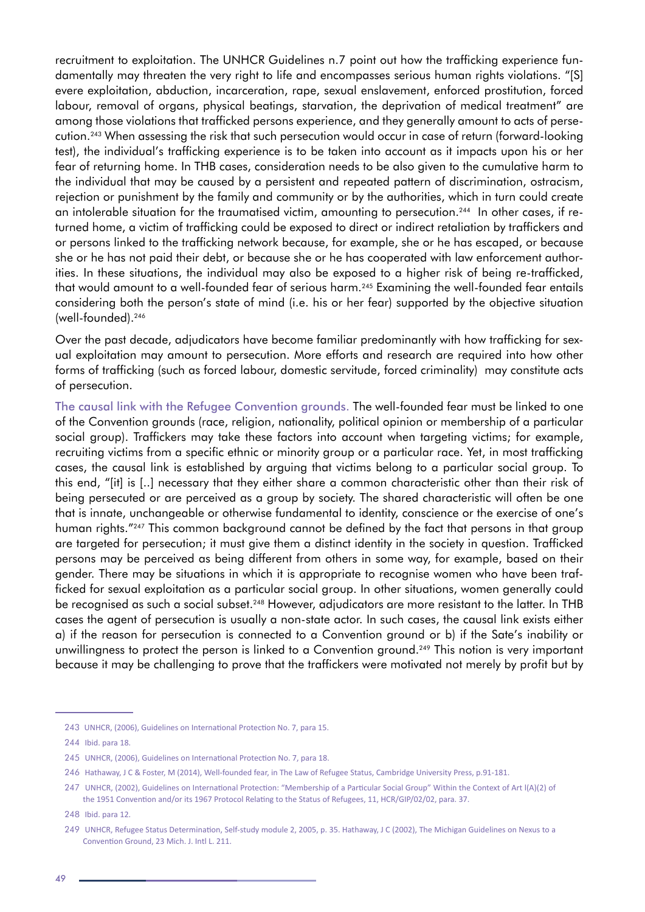recruitment to exploitation. The UNHCR Guidelines n.7 point out how the trafficking experience fundamentally may threaten the very right to life and encompasses serious human rights violations. "[S]evere exploitation, abduction, incarceration, rape, sexual enslavement, enforced prostitution, forced labour, removal of organs, physical beatings, starvation, the deprivation of medical treatment" are among those violations that trafficked persons experience, and they generally amount to acts of persecution.[243] When assessing the risk that such persecution would occur in case of return (forward-looking test), the individual's trafficking experience is to be taken into account as it impacts upon his or her fear of returning home. In THB cases, consideration needs to be also given to the cumulative harm to the individual that may be caused by a persistent and repeated pattern of discrimination, ostracism, rejection or punishment by the family and community or by the authorities, which in turn could create an intolerable situation for the traumatised victim, amounting to persecution.[244] In other cases, if returned home, a victim of trafficking could be exposed to direct or indirect retaliation by traffickers and or persons linked to the trafficking network because, for example, she or he has escaped, or because she or he has not paid their debt, or because she or he has cooperated with law enforcement authorities. In these situations, the individual may also be exposed to a higher risk of being re-trafficked, that would amount to a well-founded fear of serious harm.[245] Examining the well-founded fear entails considering both the person's state of mind (i.e. his or her fear) supported by the objective situation (well-founded).[246]

Over the past decade, adjudicators have become familiar predominantly with how trafficking for sexual exploitation may amount to persecution. More efforts and research are required into how other forms of trafficking (such as forced labour, domestic servitude, forced criminality) may constitute acts of persecution.

**The causal link with the Refugee Convention grounds.** The well-founded fear must be linked to one of the Convention grounds (race, religion, nationality, political opinion or membership of a particular social group). Traffickers may take these factors into account when targeting victims; for example, recruiting victims from a specific ethnic or minority group or a particular race. Yet, in most trafficking cases, the causal link is established by arguing that victims belong to a particular social group. To this end, "[it] is [..] necessary that they either share a common characteristic other than their risk of being persecuted or are perceived as a group by society. The shared characteristic will often be one that is innate, unchangeable or otherwise fundamental to identity, conscience or the exercise of one's human rights."[247] This common background cannot be defined by the fact that persons in that group are targeted for persecution; it must give them a distinct identity in the society in question. Trafficked persons may be perceived as being different from others in some way, for example, based on their gender. There may be situations in which it is appropriate to recognise women who have been trafficked for sexual exploitation as a particular social group. In other situations, women generally could be recognised as such a social subset.[248] However, adjudicators are more resistant to the latter. In THB cases the agent of persecution is usually a non-state actor. In such cases, the causal link exists either a) if the reason for persecution is connected to a Convention ground or b) if the Sate's inability or unwillingness to protect the person is linked to a Convention ground.[249] This notion is very important because it may be challenging to prove that the traffickers were motivated not merely by profit but by

---

243 UNHCR, (2006), Guidelines on International Protection No. 7, para 15.

244 Ibid. para 18.

245 UNHCR, (2006), Guidelines on International Protection No. 7, para 18.

246 Hathaway, J C & Foster, M (2014), Well-founded fear, in The Law of Refugee Status, Cambridge University Press, p.91-181.

247 UNHCR, (2002), Guidelines on International Protection: "Membership of a Particular Social Group" Within the Context of Art I(A)(2) of the 1951 Convention and/or its 1967 Protocol Relating to the Status of Refugees, 11, HCR/GIP/02/02, para. 37.

248 Ibid. para 12.

249 UNHCR, Refugee Status Determination, Self-study module 2, 2005, p. 35. Hathaway, J C (2002), The Michigan Guidelines on Nexus to a Convention Ground, 23 Mich. J. Intl L. 211.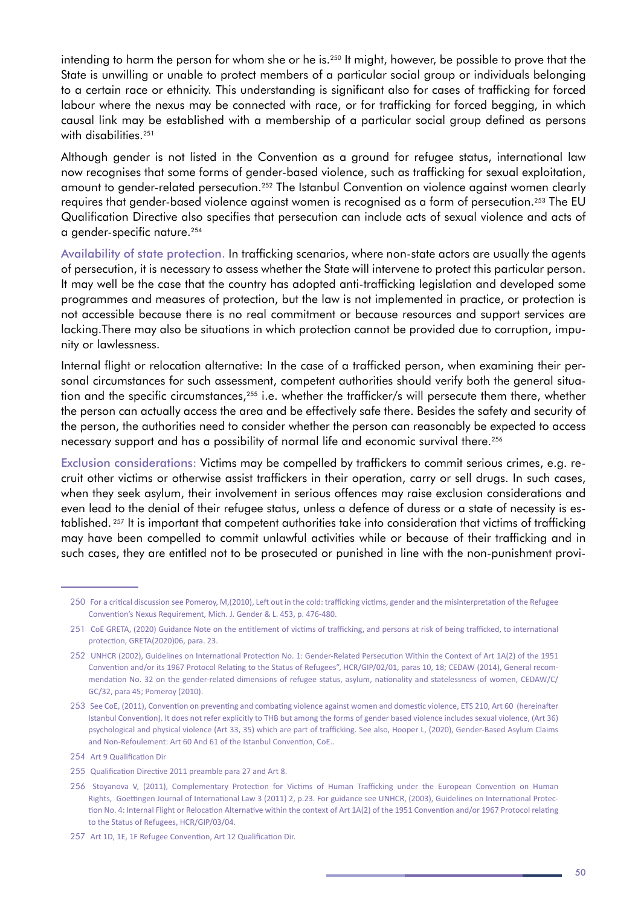intending to harm the person for whom she or he is.[250] It might, however, be possible to prove that the State is unwilling or unable to protect members of a particular social group or individuals belonging to a certain race or ethnicity. This understanding is significant also for cases of trafficking for forced labour where the nexus may be connected with race, or for trafficking for forced begging, in which causal link may be established with a membership of a particular social group defined as persons with disabilities.[251]

Although gender is not listed in the Convention as a ground for refugee status, international law now recognises that some forms of gender-based violence, such as trafficking for sexual exploitation, amount to gender-related persecution.[252] The Istanbul Convention on violence against women clearly requires that gender-based violence against women is recognised as a form of persecution.[253] The EU Qualification Directive also specifies that persecution can include acts of sexual violence and acts of a gender-specific nature.[254]

Availability of state protection. In trafficking scenarios, where non-state actors are usually the agents of persecution, it is necessary to assess whether the State will intervene to protect this particular person. It may well be the case that the country has adopted anti-trafficking legislation and developed some programmes and measures of protection, but the law is not implemented in practice, or protection is not accessible because there is no real commitment or because resources and support services are lacking.There may also be situations in which protection cannot be provided due to corruption, impunity or lawlessness.

Internal flight or relocation alternative: In the case of a trafficked person, when examining their personal circumstances for such assessment, competent authorities should verify both the general situation and the specific circumstances,[255] i.e. whether the trafficker/s will persecute them there, whether the person can actually access the area and be effectively safe there. Besides the safety and security of the person, the authorities need to consider whether the person can reasonably be expected to access necessary support and has a possibility of normal life and economic survival there.[256]

Exclusion considerations: Victims may be compelled by traffickers to commit serious crimes, e.g. recruit other victims or otherwise assist traffickers in their operation, carry or sell drugs. In such cases, when they seek asylum, their involvement in serious offences may raise exclusion considerations and even lead to the denial of their refugee status, unless a defence of duress or a state of necessity is established. [257] It is important that competent authorities take into consideration that victims of trafficking may have been compelled to commit unlawful activities while or because of their trafficking and in such cases, they are entitled not to be prosecuted or punished in line with the non-punishment provi-

---

250 For a critical discussion see Pomeroy, M,(2010), Left out in the cold: trafficking victims, gender and the misinterpretation of the Refugee Convention's Nexus Requirement, Mich. J. Gender & L. 453, p. 476-480.

251 CoE GRETA, (2020) Guidance Note on the entitlement of victims of trafficking, and persons at risk of being trafficked, to international protection, GRETA(2020)06, para. 23.

252 UNHCR (2002), Guidelines on International Protection No. 1: Gender-Related Persecution Within the Context of Art 1A(2) of the 1951 Convention and/or its 1967 Protocol Relating to the Status of Refugees", HCR/GIP/02/01, paras 10, 18; CEDAW (2014), General recommendation No. 32 on the gender-related dimensions of refugee status, asylum, nationality and statelessness of women, CEDAW/C/GC/32, para 45; Pomeroy (2010).

253 See CoE, (2011), Convention on preventing and combating violence against women and domestic violence, ETS 210, Art 60 (hereinafter Istanbul Convention). It does not refer explicitly to THB but among the forms of gender based violence includes sexual violence, (Art 36) psychological and physical violence (Art 33, 35) which are part of trafficking. See also, Hooper L, (2020), Gender-Based Asylum Claims and Non-Refoulement: Art 60 And 61 of the Istanbul Convention, CoE..

254 Art 9 Qualification Dir

255 Qualification Directive 2011 preamble para 27 and Art 8.

256 Stoyanova V, (2011), Complementary Protection for Victims of Human Trafficking under the European Convention on Human Rights, Goettingen Journal of International Law 3 (2011) 2, p.23. For guidance see UNHCR, (2003), Guidelines on International Protection No. 4: Internal Flight or Relocation Alternative within the context of Art 1A(2) of the 1951 Convention and/or 1967 Protocol relating to the Status of Refugees, HCR/GIP/03/04.

257 Art 1D, 1E, 1F Refugee Convention, Art 12 Qualification Dir.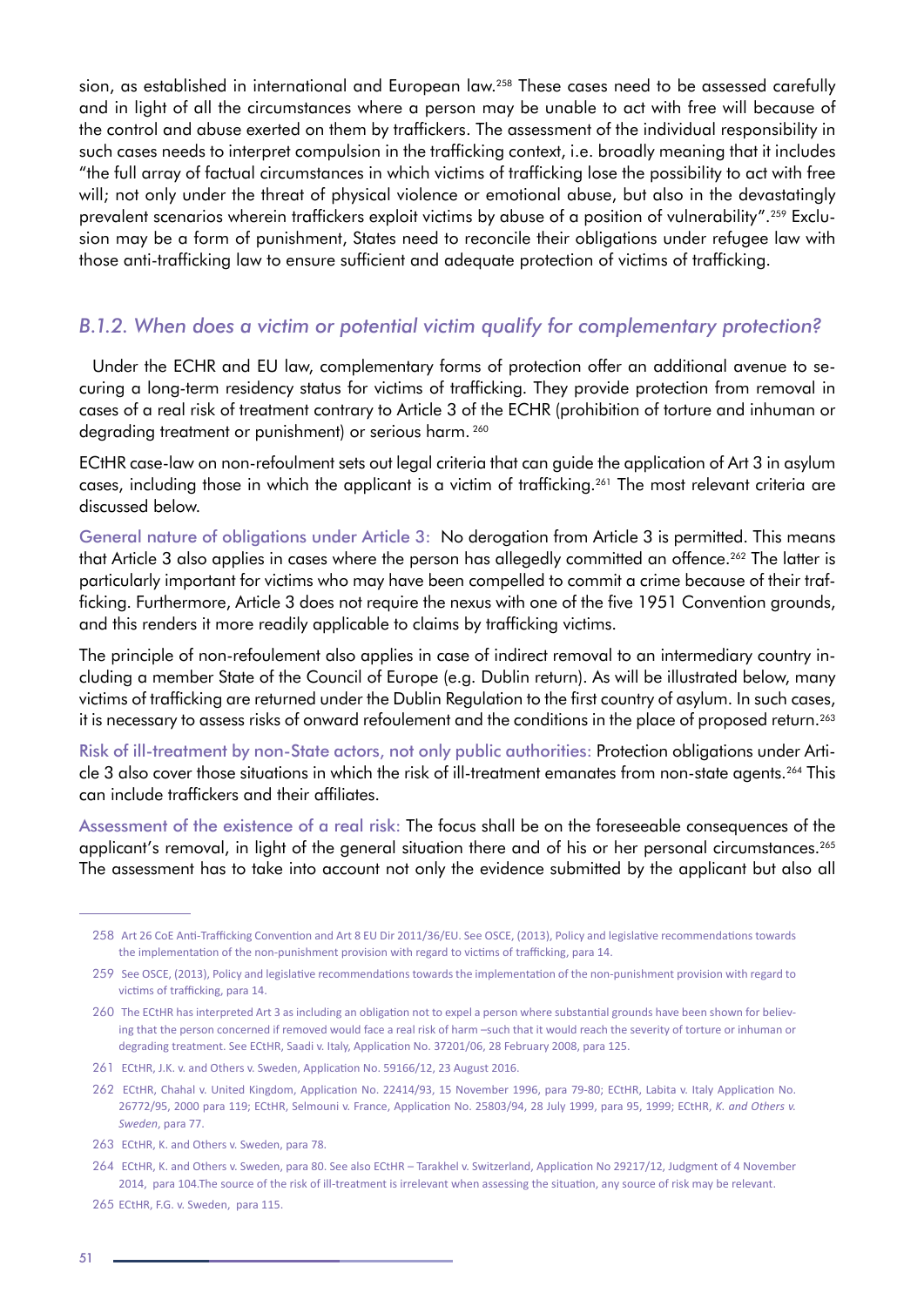sion, as established in international and European law.[258] These cases need to be assessed carefully and in light of all the circumstances where a person may be unable to act with free will because of the control and abuse exerted on them by traffickers. The assessment of the individual responsibility in such cases needs to interpret compulsion in the trafficking context, i.e. broadly meaning that it includes "the full array of factual circumstances in which victims of trafficking lose the possibility to act with free will; not only under the threat of physical violence or emotional abuse, but also in the devastatingly prevalent scenarios wherein traffickers exploit victims by abuse of a position of vulnerability".[259] Exclusion may be a form of punishment, States need to reconcile their obligations under refugee law with those anti-trafficking law to ensure sufficient and adequate protection of victims of trafficking.

### *B.1.2. When does a victim or potential victim qualify for complementary protection?*

Under the ECHR and EU law, complementary forms of protection offer an additional avenue to securing a long-term residency status for victims of trafficking. They provide protection from removal in cases of a real risk of treatment contrary to Article 3 of the ECHR (prohibition of torture and inhuman or degrading treatment or punishment) or serious harm. [260]

ECtHR case-law on non-refoulment sets out legal criteria that can guide the application of Art 3 in asylum cases, including those in which the applicant is a victim of trafficking.[261] The most relevant criteria are discussed below.

General nature of obligations under Article 3: No derogation from Article 3 is permitted. This means that Article 3 also applies in cases where the person has allegedly committed an offence.[262] The latter is particularly important for victims who may have been compelled to commit a crime because of their trafficking. Furthermore, Article 3 does not require the nexus with one of the five 1951 Convention grounds, and this renders it more readily applicable to claims by trafficking victims.

The principle of non-refoulement also applies in case of indirect removal to an intermediary country including a member State of the Council of Europe (e.g. Dublin return). As will be illustrated below, many victims of trafficking are returned under the Dublin Regulation to the first country of asylum. In such cases, it is necessary to assess risks of onward refoulement and the conditions in the place of proposed return.[263]

Risk of ill-treatment by non-State actors, not only public authorities: Protection obligations under Article 3 also cover those situations in which the risk of ill-treatment emanates from non-state agents.[264] This can include traffickers and their affiliates.

Assessment of the existence of a real risk: The focus shall be on the foreseeable consequences of the applicant's removal, in light of the general situation there and of his or her personal circumstances.[265] The assessment has to take into account not only the evidence submitted by the applicant but also all

---

258 Art 26 CoE Anti-Trafficking Convention and Art 8 EU Dir 2011/36/EU. See OSCE, (2013), Policy and legislative recommendations towards the implementation of the non-punishment provision with regard to victims of trafficking, para 14.

259 See OSCE, (2013), Policy and legislative recommendations towards the implementation of the non-punishment provision with regard to victims of trafficking, para 14.

260 The ECtHR has interpreted Art 3 as including an obligation not to expel a person where substantial grounds have been shown for believing that the person concerned if removed would face a real risk of harm –such that it would reach the severity of torture or inhuman or degrading treatment. See ECtHR, Saadi v. Italy, Application No. 37201/06, 28 February 2008, para 125.

261 ECtHR, J.K. v. and Others v. Sweden, Application No. 59166/12, 23 August 2016.

262 ECtHR, Chahal v. United Kingdom, Application No. 22414/93, 15 November 1996, para 79-80; ECtHR, Labita v. Italy Application No. 26772/95, 2000 para 119; ECtHR, Selmouni v. France, Application No. 25803/94, 28 July 1999, para 95, 1999; ECtHR, *K. and Others v. Sweden*, para 77.

263 ECtHR, K. and Others v. Sweden, para 78.

264 ECtHR, K. and Others v. Sweden, para 80. See also ECtHR – Tarakhel v. Switzerland, Application No 29217/12, Judgment of 4 November 2014, para 104.The source of the risk of ill-treatment is irrelevant when assessing the situation, any source of risk may be relevant.

265 ECtHR, F.G. v. Sweden, para 115.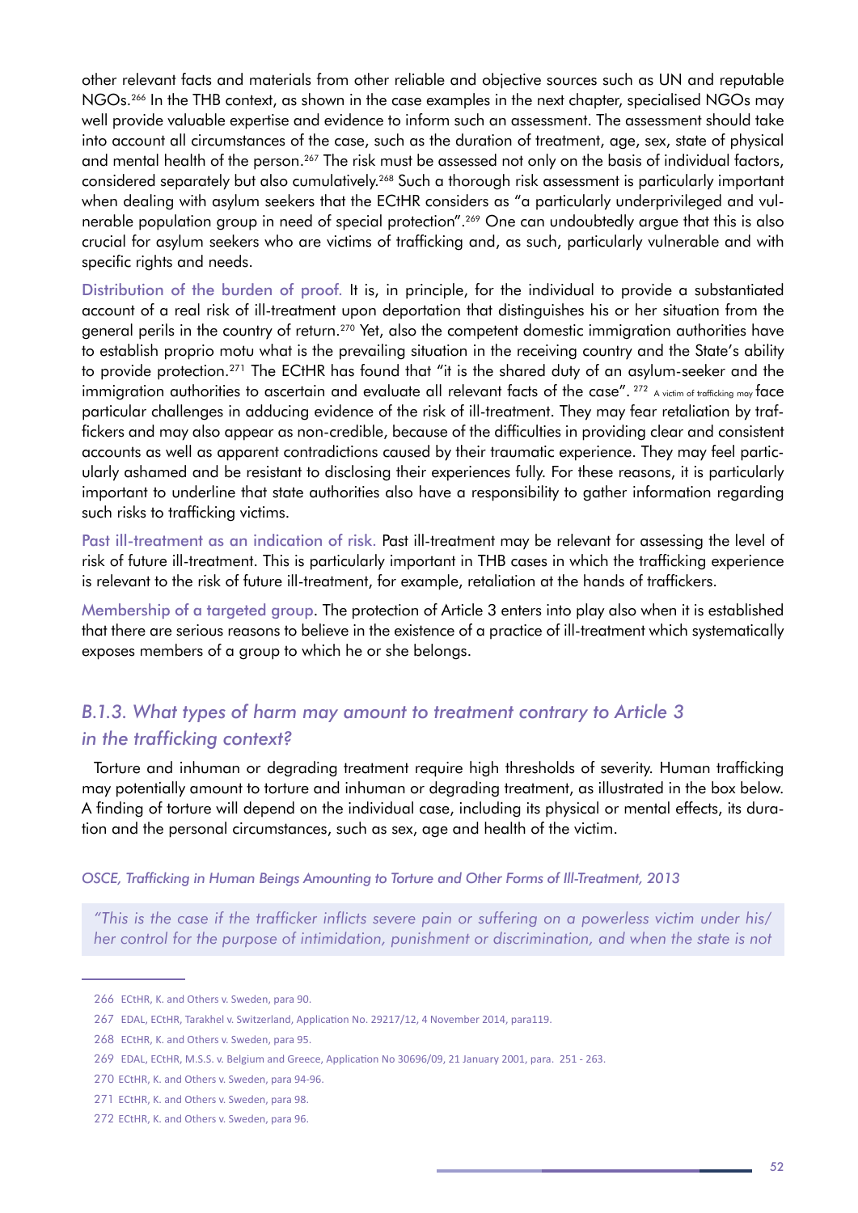other relevant facts and materials from other reliable and objective sources such as UN and reputable NGOs.[266] In the THB context, as shown in the case examples in the next chapter, specialised NGOs may well provide valuable expertise and evidence to inform such an assessment. The assessment should take into account all circumstances of the case, such as the duration of treatment, age, sex, state of physical and mental health of the person.[267] The risk must be assessed not only on the basis of individual factors, considered separately but also cumulatively.[268] Such a thorough risk assessment is particularly important when dealing with asylum seekers that the ECtHR considers as "a particularly underprivileged and vulnerable population group in need of special protection".[269] One can undoubtedly argue that this is also crucial for asylum seekers who are victims of trafficking and, as such, particularly vulnerable and with specific rights and needs.

**Distribution of the burden of proof.** It is, in principle, for the individual to provide a substantiated account of a real risk of ill-treatment upon deportation that distinguishes his or her situation from the general perils in the country of return.[270] Yet, also the competent domestic immigration authorities have to establish proprio motu what is the prevailing situation in the receiving country and the State's ability to provide protection.[271] The ECtHR has found that "it is the shared duty of an asylum-seeker and the immigration authorities to ascertain and evaluate all relevant facts of the case". [272] A victim of trafficking may face particular challenges in adducing evidence of the risk of ill-treatment. They may fear retaliation by traffickers and may also appear as non-credible, because of the difficulties in providing clear and consistent accounts as well as apparent contradictions caused by their traumatic experience. They may feel particularly ashamed and be resistant to disclosing their experiences fully. For these reasons, it is particularly important to underline that state authorities also have a responsibility to gather information regarding such risks to trafficking victims.

**Past ill-treatment as an indication of risk.** Past ill-treatment may be relevant for assessing the level of risk of future ill-treatment. This is particularly important in THB cases in which the trafficking experience is relevant to the risk of future ill-treatment, for example, retaliation at the hands of traffickers.

**Membership of a targeted group.** The protection of Article 3 enters into play also when it is established that there are serious reasons to believe in the existence of a practice of ill-treatment which systematically exposes members of a group to which he or she belongs.

### *B.1.3. What types of harm may amount to treatment contrary to Article 3 in the trafficking context?*

Torture and inhuman or degrading treatment require high thresholds of severity. Human trafficking may potentially amount to torture and inhuman or degrading treatment, as illustrated in the box below. A finding of torture will depend on the individual case, including its physical or mental effects, its duration and the personal circumstances, such as sex, age and health of the victim.

*OSCE, Trafficking in Human Beings Amounting to Torture and Other Forms of Ill-Treatment, 2013*

> *"This is the case if the trafficker inflicts severe pain or suffering on a powerless victim under his/her control for the purpose of intimidation, punishment or discrimination, and when the state is not*

---

266 ECtHR, K. and Others v. Sweden, para 90.

267 EDAL, ECtHR, Tarakhel v. Switzerland, Application No. 29217/12, 4 November 2014, para119.

268 ECtHR, K. and Others v. Sweden, para 95.

269 EDAL, ECtHR, M.S.S. v. Belgium and Greece, Application No 30696/09, 21 January 2001, para. 251 - 263.

270 ECtHR, K. and Others v. Sweden, para 94-96.

271 ECtHR, K. and Others v. Sweden, para 98.

272 ECtHR, K. and Others v. Sweden, para 96.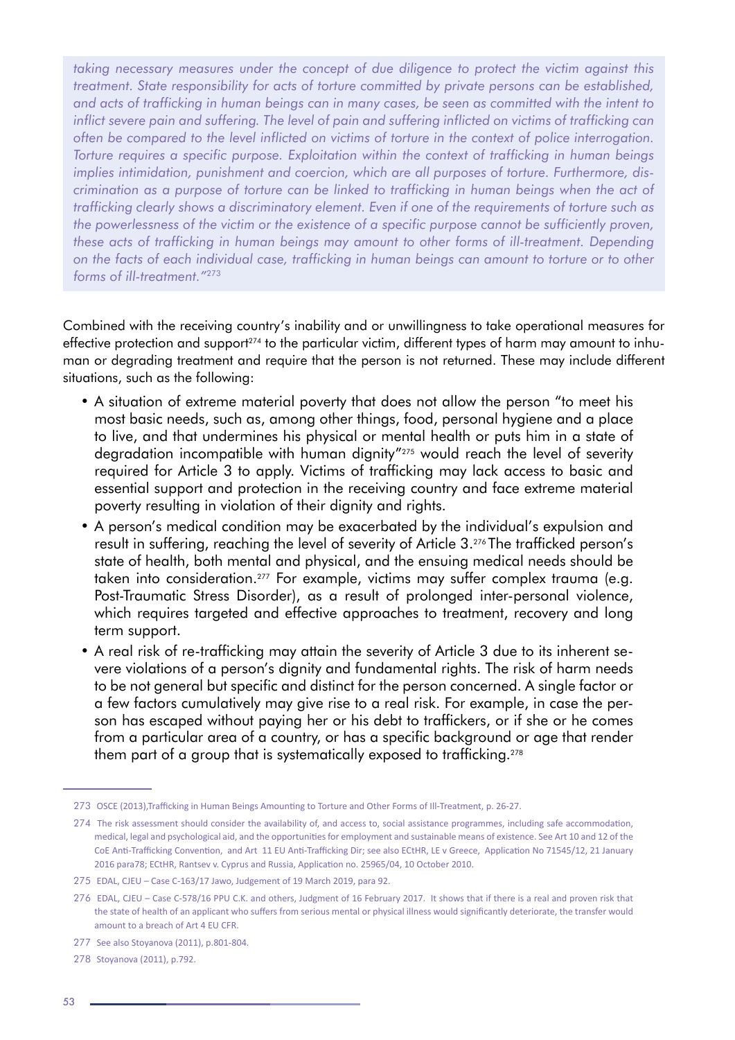*taking necessary measures under the concept of due diligence to protect the victim against this treatment. State responsibility for acts of torture committed by private persons can be established, and acts of trafficking in human beings can in many cases, be seen as committed with the intent to inflict severe pain and suffering. The level of pain and suffering inflicted on victims of trafficking can often be compared to the level inflicted on victims of torture in the context of police interrogation. Torture requires a specific purpose. Exploitation within the context of trafficking in human beings implies intimidation, punishment and coercion, which are all purposes of torture. Furthermore, discrimination as a purpose of torture can be linked to trafficking in human beings when the act of trafficking clearly shows a discriminatory element. Even if one of the requirements of torture such as the powerlessness of the victim or the existence of a specific purpose cannot be sufficiently proven, these acts of trafficking in human beings may amount to other forms of ill-treatment. Depending on the facts of each individual case, trafficking in human beings can amount to torture or to other forms of ill-treatment."*[273]

Combined with the receiving country's inability and or unwillingness to take operational measures for effective protection and support[274] to the particular victim, different types of harm may amount to inhuman or degrading treatment and require that the person is not returned. These may include different situations, such as the following:

- A situation of extreme material poverty that does not allow the person "to meet his most basic needs, such as, among other things, food, personal hygiene and a place to live, and that undermines his physical or mental health or puts him in a state of degradation incompatible with human dignity"[275] would reach the level of severity required for Article 3 to apply. Victims of trafficking may lack access to basic and essential support and protection in the receiving country and face extreme material poverty resulting in violation of their dignity and rights.
- A person's medical condition may be exacerbated by the individual's expulsion and result in suffering, reaching the level of severity of Article 3.[276] The trafficked person's state of health, both mental and physical, and the ensuing medical needs should be taken into consideration.[277] For example, victims may suffer complex trauma (e.g. Post-Traumatic Stress Disorder), as a result of prolonged inter-personal violence, which requires targeted and effective approaches to treatment, recovery and long term support.
- A real risk of re-trafficking may attain the severity of Article 3 due to its inherent severe violations of a person's dignity and fundamental rights. The risk of harm needs to be not general but specific and distinct for the person concerned. A single factor or a few factors cumulatively may give rise to a real risk. For example, in case the person has escaped without paying her or his debt to traffickers, or if she or he comes from a particular area of a country, or has a specific background or age that render them part of a group that is systematically exposed to trafficking.[278]

---

273 OSCE (2013),Trafficking in Human Beings Amounting to Torture and Other Forms of Ill-Treatment, p. 26-27.

274 The risk assessment should consider the availability of, and access to, social assistance programmes, including safe accommodation, medical, legal and psychological aid, and the opportunities for employment and sustainable means of existence. See Art 10 and 12 of the CoE Anti-Trafficking Convention, and Art 11 EU Anti-Trafficking Dir; see also ECtHR, LE v Greece, Application No 71545/12, 21 January 2016 para78; ECtHR, Rantsev v. Cyprus and Russia, Application no. 25965/04, 10 October 2010.

275 EDAL, CJEU – Case C-163/17 Jawo, Judgement of 19 March 2019, para 92.

276 EDAL, CJEU – Case C-578/16 PPU C.K. and others, Judgment of 16 February 2017. It shows that if there is a real and proven risk that the state of health of an applicant who suffers from serious mental or physical illness would significantly deteriorate, the transfer would amount to a breach of Art 4 EU CFR.

277 See also Stoyanova (2011), p.801-804.

278 Stoyanova (2011), p.792.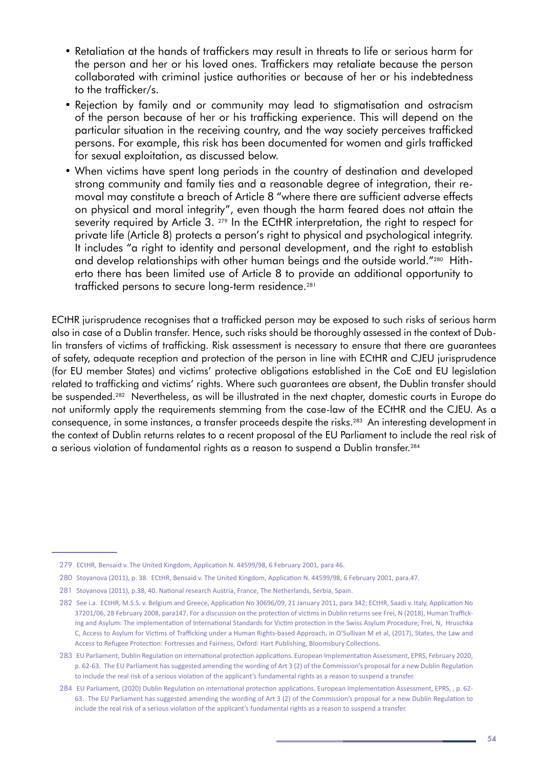- Retaliation at the hands of traffickers may result in threats to life or serious harm for the person and her or his loved ones. Traffickers may retaliate because the person collaborated with criminal justice authorities or because of her or his indebtedness to the trafficker/s.
- Rejection by family and or community may lead to stigmatisation and ostracism of the person because of her or his trafficking experience. This will depend on the particular situation in the receiving country, and the way society perceives trafficked persons. For example, this risk has been documented for women and girls trafficked for sexual exploitation, as discussed below.
- When victims have spent long periods in the country of destination and developed strong community and family ties and a reasonable degree of integration, their removal may constitute a breach of Article 8 "where there are sufficient adverse effects on physical and moral integrity", even though the harm feared does not attain the severity required by Article 3. [279] In the ECtHR interpretation, the right to respect for private life (Article 8) protects a person's right to physical and psychological integrity. It includes "a right to identity and personal development, and the right to establish and develop relationships with other human beings and the outside world."[280] Hitherto there has been limited use of Article 8 to provide an additional opportunity to trafficked persons to secure long-term residence.[281]

ECtHR jurisprudence recognises that a trafficked person may be exposed to such risks of serious harm also in case of a Dublin transfer. Hence, such risks should be thoroughly assessed in the context of Dublin transfers of victims of trafficking. Risk assessment is necessary to ensure that there are guarantees of safety, adequate reception and protection of the person in line with ECtHR and CJEU jurisprudence (for EU member States) and victims' protective obligations established in the CoE and EU legislation related to trafficking and victims' rights. Where such guarantees are absent, the Dublin transfer should be suspended.[282] Nevertheless, as will be illustrated in the next chapter, domestic courts in Europe do not uniformly apply the requirements stemming from the case-law of the ECtHR and the CJEU. As a consequence, in some instances, a transfer proceeds despite the risks.[283] An interesting development in the context of Dublin returns relates to a recent proposal of the EU Parliament to include the real risk of a serious violation of fundamental rights as a reason to suspend a Dublin transfer.[284]

---

279 ECtHR, Bensaid v. The United Kingdom, Application N. 44599/98, 6 February 2001, para 46.

280 Stoyanova (2011), p. 38. ECtHR, Bensaid v. The United Kingdom, Application N. 44599/98, 6 February 2001, para.47.

281 Stoyanova (2011), p.38, 40. National research Austria, France, The Netherlands, Serbia, Spain.

282 See i.a. ECtHR, M.S.S. v. Belgium and Greece, Application No 30696/09, 21 January 2011, para 342; ECtHR, Saadi v. Italy, Application No 37201/06, 28 February 2008, para147. For a discussion on the protection of victims in Dublin returns see Frei, N (2018), Human Trafficking and Asylum: The implementation of International Standards for Victim protection in the Swiss Asylum Procedure; Frei, N, Hruschka C, Access to Asylum for Victims of Trafficking under a Human Rights-based Approach, in O'Sullivan M et al, (2017), States, the Law and Access to Refugee Protection: Fortresses and Fairness, Oxford: Hart Publishing, Bloomsbury Collections.

283 EU Parliament, Dublin Regulation on international protection applications. European Implementation Assessment, EPRS, February 2020, p. 62-63. The EU Parliament has suggested amending the wording of Art 3 (2) of the Commission's proposal for a new Dublin Regulation to include the real risk of a serious violation of the applicant's fundamental rights as a reason to suspend a transfer.

284 EU Parliament, (2020) Dublin Regulation on international protection applications. European Implementation Assessment, EPRS, , p. 62-63. The EU Parliament has suggested amending the wording of Art 3 (2) of the Commission's proposal for a new Dublin Regulation to include the real risk of a serious violation of the applicant's fundamental rights as a reason to suspend a transfer.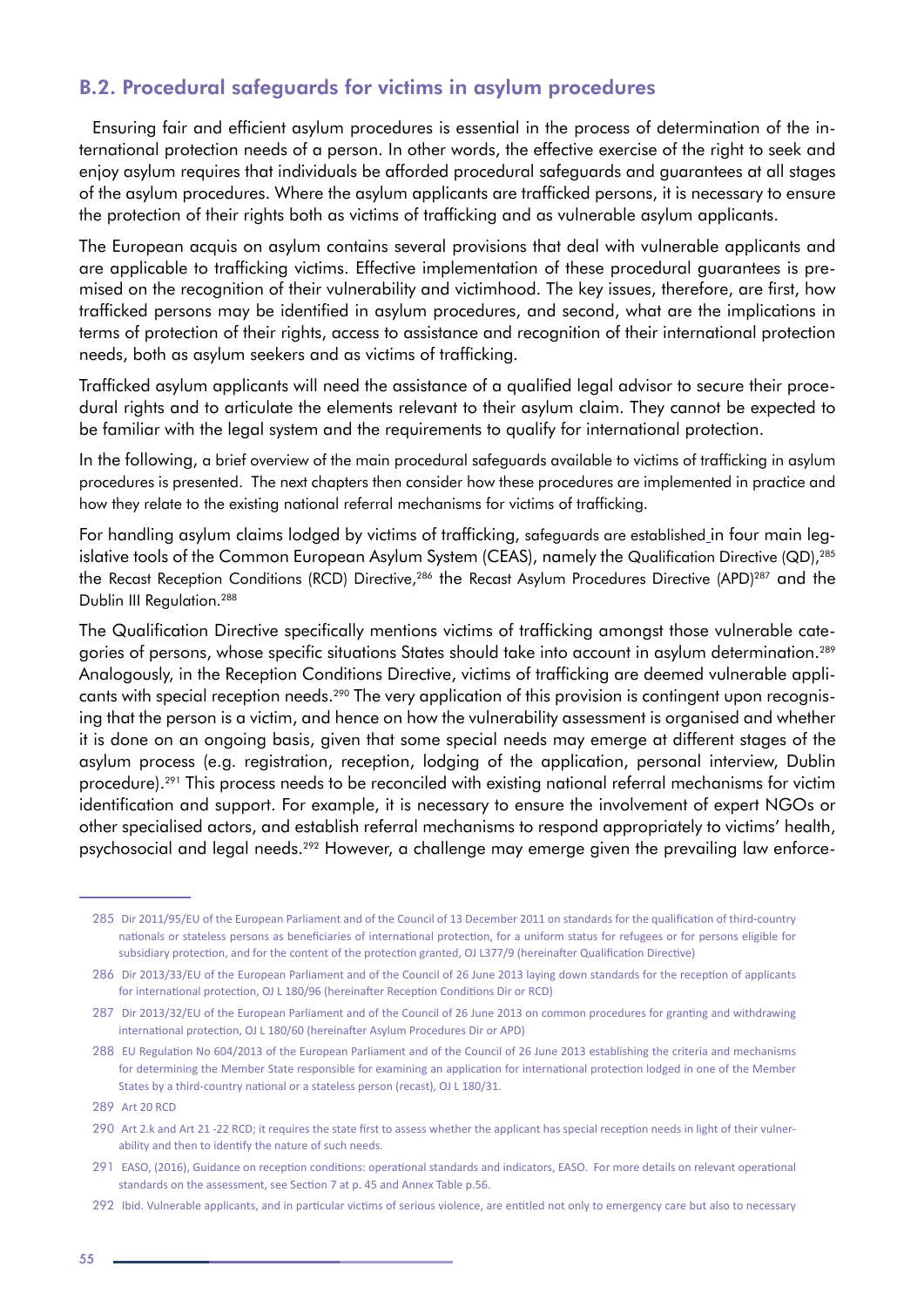## B.2. Procedural safeguards for victims in asylum procedures

Ensuring fair and efficient asylum procedures is essential in the process of determination of the international protection needs of a person. In other words, the effective exercise of the right to seek and enjoy asylum requires that individuals be afforded procedural safeguards and guarantees at all stages of the asylum procedures. Where the asylum applicants are trafficked persons, it is necessary to ensure the protection of their rights both as victims of trafficking and as vulnerable asylum applicants.

The European acquis on asylum contains several provisions that deal with vulnerable applicants and are applicable to trafficking victims. Effective implementation of these procedural guarantees is premised on the recognition of their vulnerability and victimhood. The key issues, therefore, are first, how trafficked persons may be identified in asylum procedures, and second, what are the implications in terms of protection of their rights, access to assistance and recognition of their international protection needs, both as asylum seekers and as victims of trafficking.

Trafficked asylum applicants will need the assistance of a qualified legal advisor to secure their procedural rights and to articulate the elements relevant to their asylum claim. They cannot be expected to be familiar with the legal system and the requirements to qualify for international protection.

In the following, a brief overview of the main procedural safeguards available to victims of trafficking in asylum procedures is presented. The next chapters then consider how these procedures are implemented in practice and how they relate to the existing national referral mechanisms for victims of trafficking.

For handling asylum claims lodged by victims of trafficking, safeguards are established in four main legislative tools of the Common European Asylum System (CEAS), namely the Qualification Directive (QD),[285] the Recast Reception Conditions (RCD) Directive,[286] the Recast Asylum Procedures Directive (APD)[287] and the Dublin III Regulation.[288]

The Qualification Directive specifically mentions victims of trafficking amongst those vulnerable categories of persons, whose specific situations States should take into account in asylum determination.[289] Analogously, in the Reception Conditions Directive, victims of trafficking are deemed vulnerable applicants with special reception needs.[290] The very application of this provision is contingent upon recognising that the person is a victim, and hence on how the vulnerability assessment is organised and whether it is done on an ongoing basis, given that some special needs may emerge at different stages of the asylum process (e.g. registration, reception, lodging of the application, personal interview, Dublin procedure).[291] This process needs to be reconciled with existing national referral mechanisms for victim identification and support. For example, it is necessary to ensure the involvement of expert NGOs or other specialised actors, and establish referral mechanisms to respond appropriately to victims' health, psychosocial and legal needs.[292] However, a challenge may emerge given the prevailing law enforce-

---

285 Dir 2011/95/EU of the European Parliament and of the Council of 13 December 2011 on standards for the qualification of third-country nationals or stateless persons as beneficiaries of international protection, for a uniform status for refugees or for persons eligible for subsidiary protection, and for the content of the protection granted, OJ L377/9 (hereinafter Qualification Directive)

286 Dir 2013/33/EU of the European Parliament and of the Council of 26 June 2013 laying down standards for the reception of applicants for international protection, OJ L 180/96 (hereinafter Reception Conditions Dir or RCD)

287 Dir 2013/32/EU of the European Parliament and of the Council of 26 June 2013 on common procedures for granting and withdrawing international protection, OJ L 180/60 (hereinafter Asylum Procedures Dir or APD)

288 EU Regulation No 604/2013 of the European Parliament and of the Council of 26 June 2013 establishing the criteria and mechanisms for determining the Member State responsible for examining an application for international protection lodged in one of the Member States by a third-country national or a stateless person (recast), OJ L 180/31.

289 Art 20 RCD

290 Art 2.k and Art 21 -22 RCD; it requires the state first to assess whether the applicant has special reception needs in light of their vulnerability and then to identify the nature of such needs.

291 EASO, (2016), Guidance on reception conditions: operational standards and indicators, EASO. For more details on relevant operational standards on the assessment, see Section 7 at p. 45 and Annex Table p.56.

292 Ibid. Vulnerable applicants, and in particular victims of serious violence, are entitled not only to emergency care but also to necessary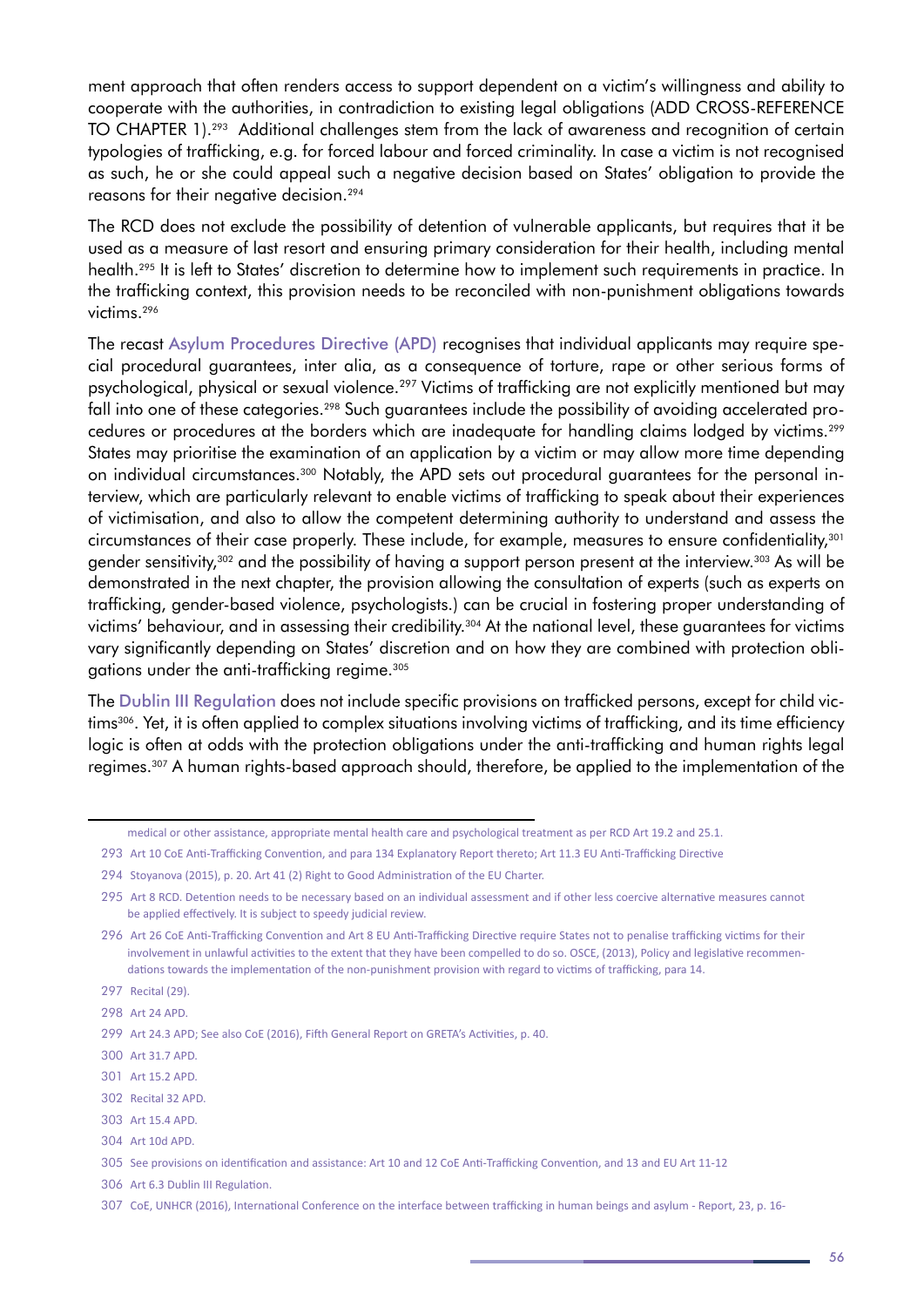ment approach that often renders access to support dependent on a victim's willingness and ability to cooperate with the authorities, in contradiction to existing legal obligations (ADD CROSS-REFERENCE TO CHAPTER 1).[293] Additional challenges stem from the lack of awareness and recognition of certain typologies of trafficking, e.g. for forced labour and forced criminality. In case a victim is not recognised as such, he or she could appeal such a negative decision based on States' obligation to provide the reasons for their negative decision.[294]

The RCD does not exclude the possibility of detention of vulnerable applicants, but requires that it be used as a measure of last resort and ensuring primary consideration for their health, including mental health.[295] It is left to States' discretion to determine how to implement such requirements in practice. In the trafficking context, this provision needs to be reconciled with non-punishment obligations towards victims.[296]

The recast Asylum Procedures Directive (APD) recognises that individual applicants may require special procedural guarantees, inter alia, as a consequence of torture, rape or other serious forms of psychological, physical or sexual violence.[297] Victims of trafficking are not explicitly mentioned but may fall into one of these categories.[298] Such guarantees include the possibility of avoiding accelerated procedures or procedures at the borders which are inadequate for handling claims lodged by victims.[299] States may prioritise the examination of an application by a victim or may allow more time depending on individual circumstances.[300] Notably, the APD sets out procedural guarantees for the personal interview, which are particularly relevant to enable victims of trafficking to speak about their experiences of victimisation, and also to allow the competent determining authority to understand and assess the circumstances of their case properly. These include, for example, measures to ensure confidentiality,[301] gender sensitivity,[302] and the possibility of having a support person present at the interview.[303] As will be demonstrated in the next chapter, the provision allowing the consultation of experts (such as experts on trafficking, gender-based violence, psychologists.) can be crucial in fostering proper understanding of victims' behaviour, and in assessing their credibility.[304] At the national level, these guarantees for victims vary significantly depending on States' discretion and on how they are combined with protection obligations under the anti-trafficking regime.[305]

The Dublin III Regulation does not include specific provisions on trafficked persons, except for child victims[306]. Yet, it is often applied to complex situations involving victims of trafficking, and its time efficiency logic is often at odds with the protection obligations under the anti-trafficking and human rights legal regimes.[307] A human rights-based approach should, therefore, be applied to the implementation of the

---

medical or other assistance, appropriate mental health care and psychological treatment as per RCD Art 19.2 and 25.1.

293 Art 10 CoE Anti-Trafficking Convention, and para 134 Explanatory Report thereto; Art 11.3 EU Anti-Trafficking Directive

294 Stoyanova (2015), p. 20. Art 41 (2) Right to Good Administration of the EU Charter.

295 Art 8 RCD. Detention needs to be necessary based on an individual assessment and if other less coercive alternative measures cannot be applied effectively. It is subject to speedy judicial review.

296 Art 26 CoE Anti-Trafficking Convention and Art 8 EU Anti-Trafficking Directive require States not to penalise trafficking victims for their involvement in unlawful activities to the extent that they have been compelled to do so. OSCE, (2013), Policy and legislative recommendations towards the implementation of the non-punishment provision with regard to victims of trafficking, para 14.

297 Recital (29).

298 Art 24 APD.

299 Art 24.3 APD; See also CoE (2016), Fifth General Report on GRETA's Activities, p. 40.

300 Art 31.7 APD.

301 Art 15.2 APD.

302 Recital 32 APD.

303 Art 15.4 APD.

304 Art 10d APD.

305 See provisions on identification and assistance: Art 10 and 12 CoE Anti-Trafficking Convention, and 13 and EU Art 11-12

306 Art 6.3 Dublin III Regulation.

307 CoE, UNHCR (2016), International Conference on the interface between trafficking in human beings and asylum - Report, 23, p. 16-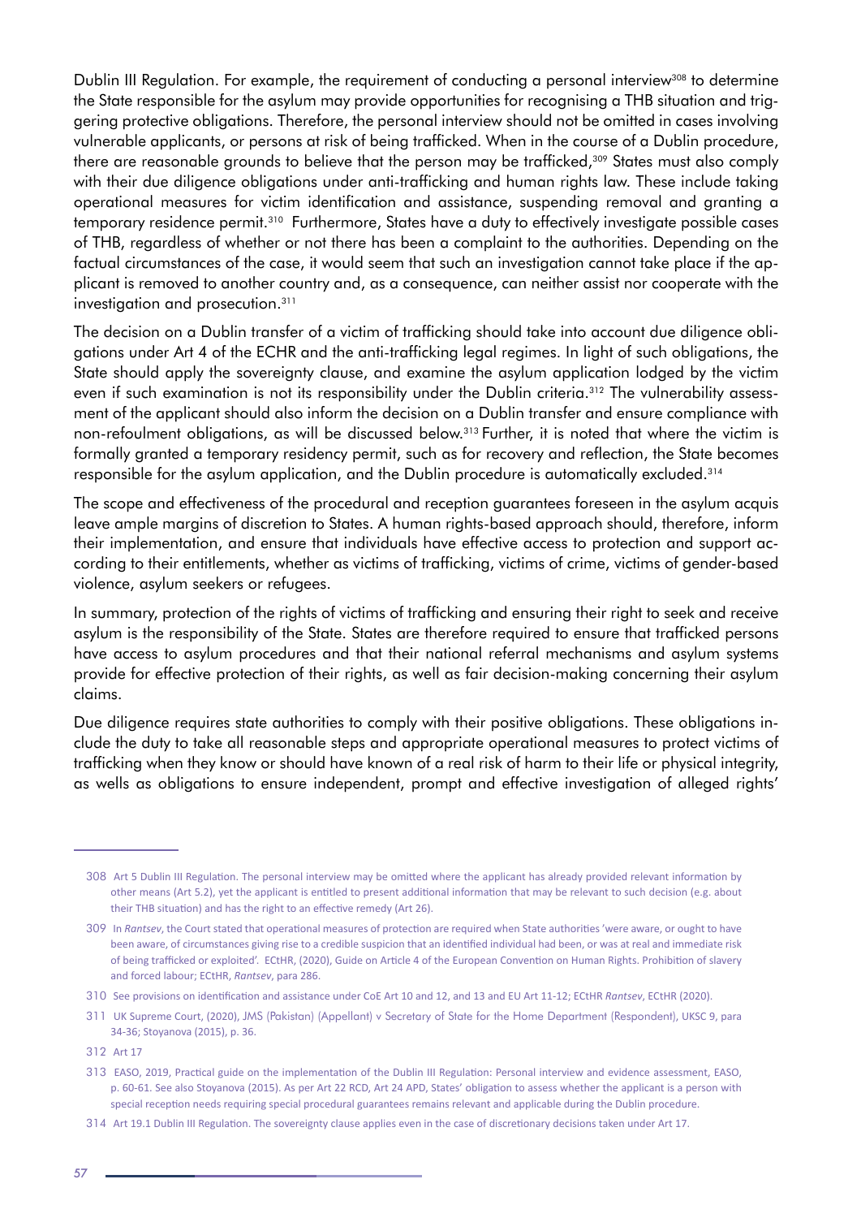Dublin III Regulation. For example, the requirement of conducting a personal interview[308] to determine the State responsible for the asylum may provide opportunities for recognising a THB situation and triggering protective obligations. Therefore, the personal interview should not be omitted in cases involving vulnerable applicants, or persons at risk of being trafficked. When in the course of a Dublin procedure, there are reasonable grounds to believe that the person may be trafficked,[309] States must also comply with their due diligence obligations under anti-trafficking and human rights law. These include taking operational measures for victim identification and assistance, suspending removal and granting a temporary residence permit.[310] Furthermore, States have a duty to effectively investigate possible cases of THB, regardless of whether or not there has been a complaint to the authorities. Depending on the factual circumstances of the case, it would seem that such an investigation cannot take place if the applicant is removed to another country and, as a consequence, can neither assist nor cooperate with the investigation and prosecution.[311]

The decision on a Dublin transfer of a victim of trafficking should take into account due diligence obligations under Art 4 of the ECHR and the anti-trafficking legal regimes. In light of such obligations, the State should apply the sovereignty clause, and examine the asylum application lodged by the victim even if such examination is not its responsibility under the Dublin criteria.[312] The vulnerability assessment of the applicant should also inform the decision on a Dublin transfer and ensure compliance with non-refoulment obligations, as will be discussed below.[313] Further, it is noted that where the victim is formally granted a temporary residency permit, such as for recovery and reflection, the State becomes responsible for the asylum application, and the Dublin procedure is automatically excluded.[314]

The scope and effectiveness of the procedural and reception guarantees foreseen in the asylum acquis leave ample margins of discretion to States. A human rights-based approach should, therefore, inform their implementation, and ensure that individuals have effective access to protection and support according to their entitlements, whether as victims of trafficking, victims of crime, victims of gender-based violence, asylum seekers or refugees.

In summary, protection of the rights of victims of trafficking and ensuring their right to seek and receive asylum is the responsibility of the State. States are therefore required to ensure that trafficked persons have access to asylum procedures and that their national referral mechanisms and asylum systems provide for effective protection of their rights, as well as fair decision-making concerning their asylum claims.

Due diligence requires state authorities to comply with their positive obligations. These obligations include the duty to take all reasonable steps and appropriate operational measures to protect victims of trafficking when they know or should have known of a real risk of harm to their life or physical integrity, as wells as obligations to ensure independent, prompt and effective investigation of alleged rights'

---

308 Art 5 Dublin III Regulation. The personal interview may be omitted where the applicant has already provided relevant information by other means (Art 5.2), yet the applicant is entitled to present additional information that may be relevant to such decision (e.g. about their THB situation) and has the right to an effective remedy (Art 26).

309 In *Rantsev*, the Court stated that operational measures of protection are required when State authorities 'were aware, or ought to have been aware, of circumstances giving rise to a credible suspicion that an identified individual had been, or was at real and immediate risk of being trafficked or exploited'. ECtHR, (2020), Guide on Article 4 of the European Convention on Human Rights. Prohibition of slavery and forced labour; ECtHR, *Rantsev*, para 286.

310 See provisions on identification and assistance under CoE Art 10 and 12, and 13 and EU Art 11-12; ECtHR *Rantsev*, ECtHR (2020).

311 UK Supreme Court, (2020), JMS (Pakistan) (Appellant) v Secretary of State for the Home Department (Respondent), UKSC 9, para 34-36; Stoyanova (2015), p. 36.

312 Art 17

313 EASO, 2019, Practical guide on the implementation of the Dublin III Regulation: Personal interview and evidence assessment, EASO, p. 60-61. See also Stoyanova (2015). As per Art 22 RCD, Art 24 APD, States' obligation to assess whether the applicant is a person with special reception needs requiring special procedural guarantees remains relevant and applicable during the Dublin procedure.

314 Art 19.1 Dublin III Regulation. The sovereignty clause applies even in the case of discretionary decisions taken under Art 17.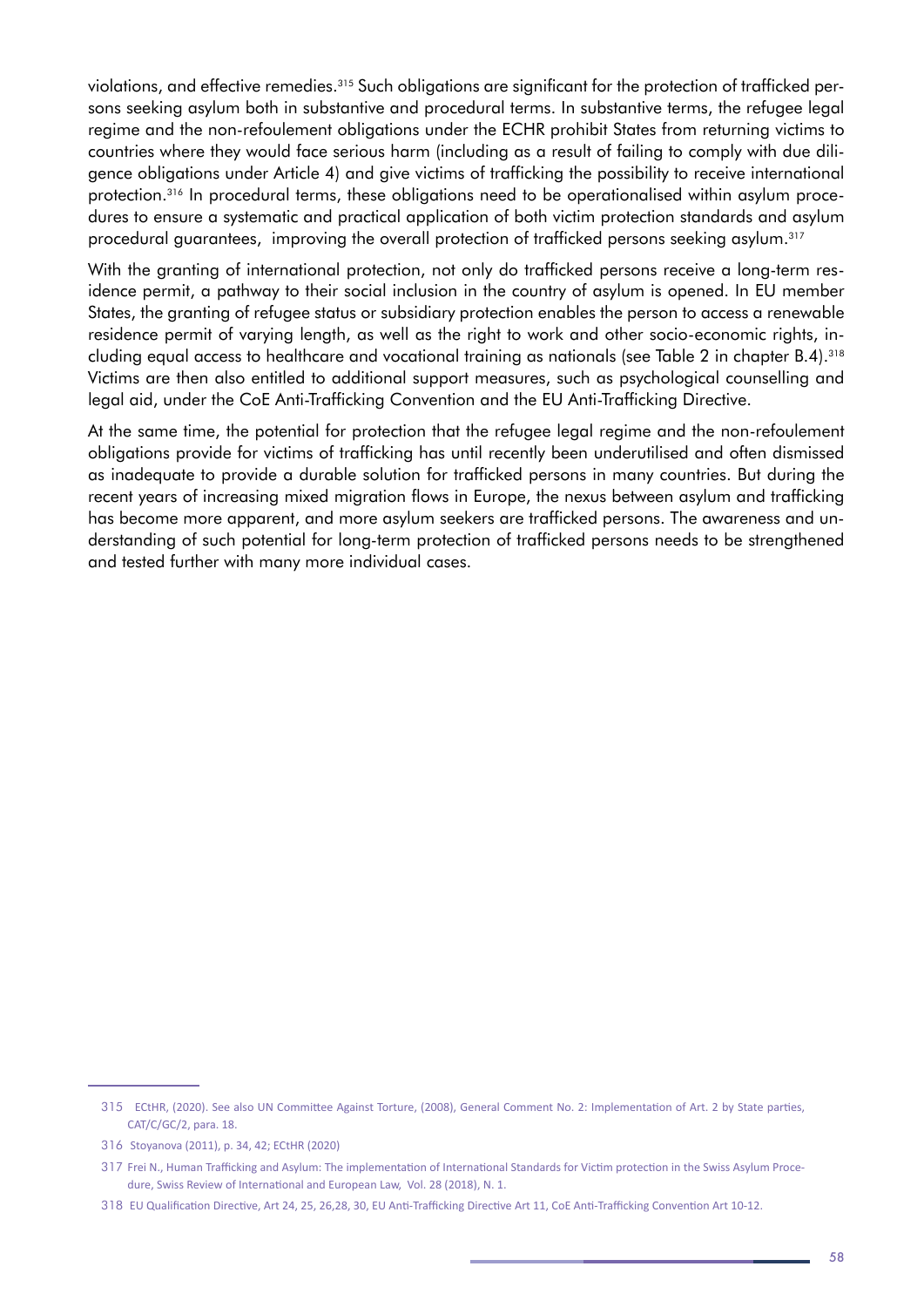violations, and effective remedies.[315] Such obligations are significant for the protection of trafficked persons seeking asylum both in substantive and procedural terms. In substantive terms, the refugee legal regime and the non-refoulement obligations under the ECHR prohibit States from returning victims to countries where they would face serious harm (including as a result of failing to comply with due diligence obligations under Article 4) and give victims of trafficking the possibility to receive international protection.[316] In procedural terms, these obligations need to be operationalised within asylum procedures to ensure a systematic and practical application of both victim protection standards and asylum procedural guarantees, improving the overall protection of trafficked persons seeking asylum.[317]

With the granting of international protection, not only do trafficked persons receive a long-term residence permit, a pathway to their social inclusion in the country of asylum is opened. In EU member States, the granting of refugee status or subsidiary protection enables the person to access a renewable residence permit of varying length, as well as the right to work and other socio-economic rights, including equal access to healthcare and vocational training as nationals (see Table 2 in chapter B.4).[318] Victims are then also entitled to additional support measures, such as psychological counselling and legal aid, under the CoE Anti-Trafficking Convention and the EU Anti-Trafficking Directive.

At the same time, the potential for protection that the refugee legal regime and the non-refoulement obligations provide for victims of trafficking has until recently been underutilised and often dismissed as inadequate to provide a durable solution for trafficked persons in many countries. But during the recent years of increasing mixed migration flows in Europe, the nexus between asylum and trafficking has become more apparent, and more asylum seekers are trafficked persons. The awareness and understanding of such potential for long-term protection of trafficked persons needs to be strengthened and tested further with many more individual cases.

---

315 ECtHR, (2020). See also UN Committee Against Torture, (2008), General Comment No. 2: Implementation of Art. 2 by State parties, CAT/C/GC/2, para. 18.

316 Stoyanova (2011), p. 34, 42; ECtHR (2020)

317 Frei N., Human Trafficking and Asylum: The implementation of International Standards for Victim protection in the Swiss Asylum Procedure, Swiss Review of International and European Law, Vol. 28 (2018), N. 1.

318 EU Qualification Directive, Art 24, 25, 26,28, 30, EU Anti-Trafficking Directive Art 11, CoE Anti-Trafficking Convention Art 10-12.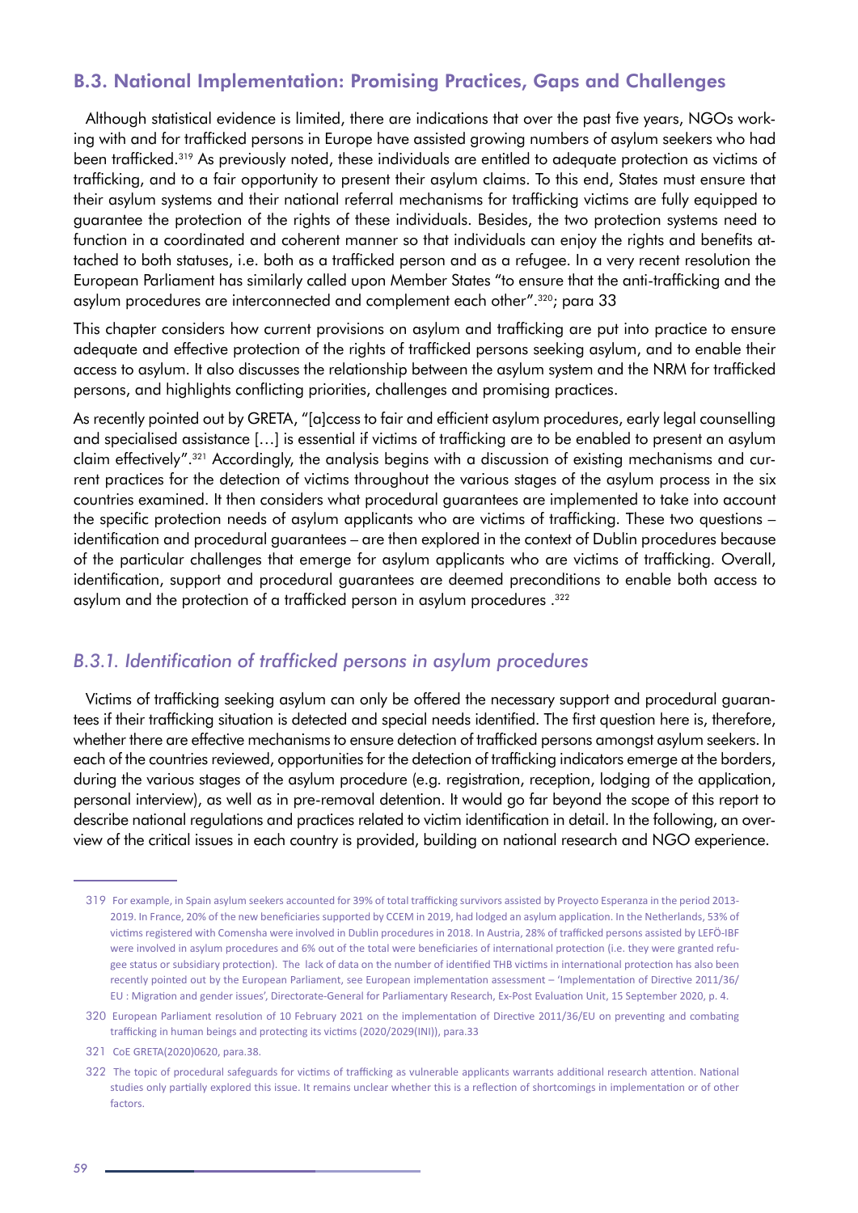## B.3. National Implementation: Promising Practices, Gaps and Challenges

Although statistical evidence is limited, there are indications that over the past five years, NGOs working with and for trafficked persons in Europe have assisted growing numbers of asylum seekers who had been trafficked.[319] As previously noted, these individuals are entitled to adequate protection as victims of trafficking, and to a fair opportunity to present their asylum claims. To this end, States must ensure that their asylum systems and their national referral mechanisms for trafficking victims are fully equipped to guarantee the protection of the rights of these individuals. Besides, the two protection systems need to function in a coordinated and coherent manner so that individuals can enjoy the rights and benefits attached to both statuses, i.e. both as a trafficked person and as a refugee. In a very recent resolution the European Parliament has similarly called upon Member States "to ensure that the anti-trafficking and the asylum procedures are interconnected and complement each other".[320]; para 33

This chapter considers how current provisions on asylum and trafficking are put into practice to ensure adequate and effective protection of the rights of trafficked persons seeking asylum, and to enable their access to asylum. It also discusses the relationship between the asylum system and the NRM for trafficked persons, and highlights conflicting priorities, challenges and promising practices.

As recently pointed out by GRETA, "[a]ccess to fair and efficient asylum procedures, early legal counselling and specialised assistance […] is essential if victims of trafficking are to be enabled to present an asylum claim effectively".[321] Accordingly, the analysis begins with a discussion of existing mechanisms and current practices for the detection of victims throughout the various stages of the asylum process in the six countries examined. It then considers what procedural guarantees are implemented to take into account the specific protection needs of asylum applicants who are victims of trafficking. These two questions – identification and procedural guarantees – are then explored in the context of Dublin procedures because of the particular challenges that emerge for asylum applicants who are victims of trafficking. Overall, identification, support and procedural guarantees are deemed preconditions to enable both access to asylum and the protection of a trafficked person in asylum procedures .[322]

### *B.3.1. Identification of trafficked persons in asylum procedures*

Victims of trafficking seeking asylum can only be offered the necessary support and procedural guarantees if their trafficking situation is detected and special needs identified. The first question here is, therefore, whether there are effective mechanisms to ensure detection of trafficked persons amongst asylum seekers. In each of the countries reviewed, opportunities for the detection of trafficking indicators emerge at the borders, during the various stages of the asylum procedure (e.g. registration, reception, lodging of the application, personal interview), as well as in pre-removal detention. It would go far beyond the scope of this report to describe national regulations and practices related to victim identification in detail. In the following, an overview of the critical issues in each country is provided, building on national research and NGO experience.

---

319 For example, in Spain asylum seekers accounted for 39% of total trafficking survivors assisted by Proyecto Esperanza in the period 2013-2019. In France, 20% of the new beneficiaries supported by CCEM in 2019, had lodged an asylum application. In the Netherlands, 53% of victims registered with Comensha were involved in Dublin procedures in 2018. In Austria, 28% of trafficked persons assisted by LEFÖ-IBF were involved in asylum procedures and 6% out of the total were beneficiaries of international protection (i.e. they were granted refugee status or subsidiary protection). The lack of data on the number of identified THB victims in international protection has also been recently pointed out by the European Parliament, see European implementation assessment – 'Implementation of Directive 2011/36/EU : Migration and gender issues', Directorate-General for Parliamentary Research, Ex-Post Evaluation Unit, 15 September 2020, p. 4.

320 European Parliament resolution of 10 February 2021 on the implementation of Directive 2011/36/EU on preventing and combating trafficking in human beings and protecting its victims (2020/2029(INI)), para.33

321 CoE GRETA(2020)0620, para.38.

322 The topic of procedural safeguards for victims of trafficking as vulnerable applicants warrants additional research attention. National studies only partially explored this issue. It remains unclear whether this is a reflection of shortcomings in implementation or of other factors.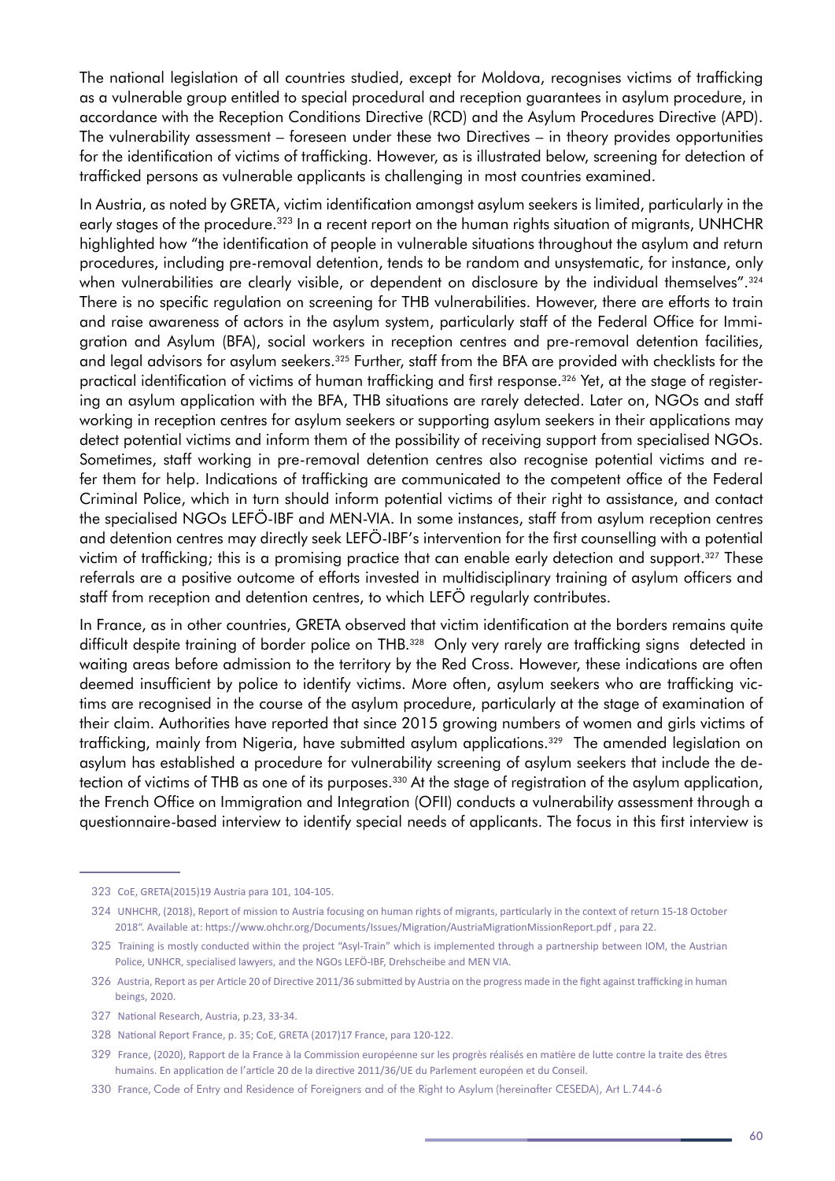The national legislation of all countries studied, except for Moldova, recognises victims of trafficking as a vulnerable group entitled to special procedural and reception guarantees in asylum procedure, in accordance with the Reception Conditions Directive (RCD) and the Asylum Procedures Directive (APD). The vulnerability assessment – foreseen under these two Directives – in theory provides opportunities for the identification of victims of trafficking. However, as is illustrated below, screening for detection of trafficked persons as vulnerable applicants is challenging in most countries examined.

In Austria, as noted by GRETA, victim identification amongst asylum seekers is limited, particularly in the early stages of the procedure.[323] In a recent report on the human rights situation of migrants, UNHCHR highlighted how "the identification of people in vulnerable situations throughout the asylum and return procedures, including pre-removal detention, tends to be random and unsystematic, for instance, only when vulnerabilities are clearly visible, or dependent on disclosure by the individual themselves".[324] There is no specific regulation on screening for THB vulnerabilities. However, there are efforts to train and raise awareness of actors in the asylum system, particularly staff of the Federal Office for Immigration and Asylum (BFA), social workers in reception centres and pre-removal detention facilities, and legal advisors for asylum seekers.[325] Further, staff from the BFA are provided with checklists for the practical identification of victims of human trafficking and first response.[326] Yet, at the stage of registering an asylum application with the BFA, THB situations are rarely detected. Later on, NGOs and staff working in reception centres for asylum seekers or supporting asylum seekers in their applications may detect potential victims and inform them of the possibility of receiving support from specialised NGOs. Sometimes, staff working in pre-removal detention centres also recognise potential victims and refer them for help. Indications of trafficking are communicated to the competent office of the Federal Criminal Police, which in turn should inform potential victims of their right to assistance, and contact the specialised NGOs LEFÖ-IBF and MEN-VIA. In some instances, staff from asylum reception centres and detention centres may directly seek LEFÖ-IBF's intervention for the first counselling with a potential victim of trafficking; this is a promising practice that can enable early detection and support.[327] These referrals are a positive outcome of efforts invested in multidisciplinary training of asylum officers and staff from reception and detention centres, to which LEFÖ regularly contributes.

In France, as in other countries, GRETA observed that victim identification at the borders remains quite difficult despite training of border police on THB.[328] Only very rarely are trafficking signs detected in waiting areas before admission to the territory by the Red Cross. However, these indications are often deemed insufficient by police to identify victims. More often, asylum seekers who are trafficking victims are recognised in the course of the asylum procedure, particularly at the stage of examination of their claim. Authorities have reported that since 2015 growing numbers of women and girls victims of trafficking, mainly from Nigeria, have submitted asylum applications.[329] The amended legislation on asylum has established a procedure for vulnerability screening of asylum seekers that include the detection of victims of THB as one of its purposes.[330] At the stage of registration of the asylum application, the French Office on Immigration and Integration (OFII) conducts a vulnerability assessment through a questionnaire-based interview to identify special needs of applicants. The focus in this first interview is

---

323 CoE, GRETA(2015)19 Austria para 101, 104-105.

324 UNHCHR, (2018), Report of mission to Austria focusing on human rights of migrants, particularly in the context of return 15-18 October 2018". Available at: https://www.ohchr.org/Documents/Issues/Migration/AustriaMigrationMissionReport.pdf , para 22.

325 Training is mostly conducted within the project "Asyl-Train" which is implemented through a partnership between IOM, the Austrian Police, UNHCR, specialised lawyers, and the NGOs LEFÖ-IBF, Drehscheibe and MEN VIA.

326 Austria, Report as per Article 20 of Directive 2011/36 submitted by Austria on the progress made in the fight against trafficking in human beings, 2020.

327 National Research, Austria, p.23, 33-34.

328 National Report France, p. 35; CoE, GRETA (2017)17 France, para 120-122.

329 France, (2020), Rapport de la France à la Commission européenne sur les progrès réalisés en matière de lutte contre la traite des êtres humains. En application de l'article 20 de la directive 2011/36/UE du Parlement européen et du Conseil.

330 France, Code of Entry and Residence of Foreigners and of the Right to Asylum (hereinafter CESEDA), Art L.744-6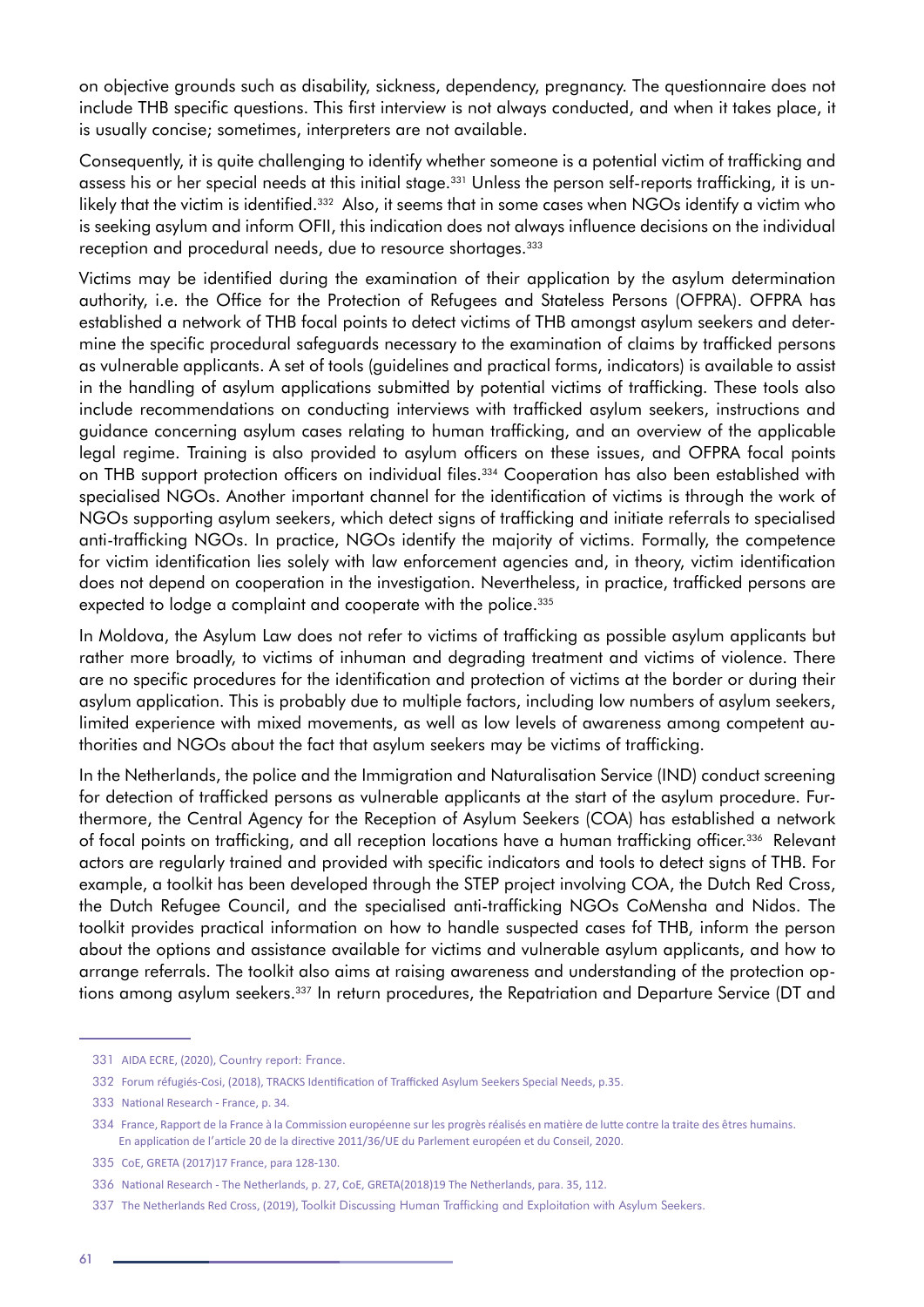on objective grounds such as disability, sickness, dependency, pregnancy. The questionnaire does not include THB specific questions. This first interview is not always conducted, and when it takes place, it is usually concise; sometimes, interpreters are not available.

Consequently, it is quite challenging to identify whether someone is a potential victim of trafficking and assess his or her special needs at this initial stage.[331] Unless the person self-reports trafficking, it is unlikely that the victim is identified.[332] Also, it seems that in some cases when NGOs identify a victim who is seeking asylum and inform OFII, this indication does not always influence decisions on the individual reception and procedural needs, due to resource shortages.[333]

Victims may be identified during the examination of their application by the asylum determination authority, i.e. the Office for the Protection of Refugees and Stateless Persons (OFPRA). OFPRA has established a network of THB focal points to detect victims of THB amongst asylum seekers and determine the specific procedural safeguards necessary to the examination of claims by trafficked persons as vulnerable applicants. A set of tools (guidelines and practical forms, indicators) is available to assist in the handling of asylum applications submitted by potential victims of trafficking. These tools also include recommendations on conducting interviews with trafficked asylum seekers, instructions and guidance concerning asylum cases relating to human trafficking, and an overview of the applicable legal regime. Training is also provided to asylum officers on these issues, and OFPRA focal points on THB support protection officers on individual files.[334] Cooperation has also been established with specialised NGOs. Another important channel for the identification of victims is through the work of NGOs supporting asylum seekers, which detect signs of trafficking and initiate referrals to specialised anti-trafficking NGOs. In practice, NGOs identify the majority of victims. Formally, the competence for victim identification lies solely with law enforcement agencies and, in theory, victim identification does not depend on cooperation in the investigation. Nevertheless, in practice, trafficked persons are expected to lodge a complaint and cooperate with the police.[335]

In Moldova, the Asylum Law does not refer to victims of trafficking as possible asylum applicants but rather more broadly, to victims of inhuman and degrading treatment and victims of violence. There are no specific procedures for the identification and protection of victims at the border or during their asylum application. This is probably due to multiple factors, including low numbers of asylum seekers, limited experience with mixed movements, as well as low levels of awareness among competent authorities and NGOs about the fact that asylum seekers may be victims of trafficking.

In the Netherlands, the police and the Immigration and Naturalisation Service (IND) conduct screening for detection of trafficked persons as vulnerable applicants at the start of the asylum procedure. Furthermore, the Central Agency for the Reception of Asylum Seekers (COA) has established a network of focal points on trafficking, and all reception locations have a human trafficking officer.[336] Relevant actors are regularly trained and provided with specific indicators and tools to detect signs of THB. For example, a toolkit has been developed through the STEP project involving COA, the Dutch Red Cross, the Dutch Refugee Council, and the specialised anti-trafficking NGOs CoMensha and Nidos. The toolkit provides practical information on how to handle suspected cases fof THB, inform the person about the options and assistance available for victims and vulnerable asylum applicants, and how to arrange referrals. The toolkit also aims at raising awareness and understanding of the protection options among asylum seekers.[337] In return procedures, the Repatriation and Departure Service (DT and

---

331 AIDA ECRE, (2020), Country report: France.

332 Forum réfugiés-Cosi, (2018), TRACKS Identification of Trafficked Asylum Seekers Special Needs, p.35.

333 National Research - France, p. 34.

334 France, Rapport de la France à la Commission européenne sur les progrès réalisés en matière de lutte contre la traite des êtres humains. En application de l'article 20 de la directive 2011/36/UE du Parlement européen et du Conseil, 2020.

335 CoE, GRETA (2017)17 France, para 128-130.

336 National Research - The Netherlands, p. 27, CoE, GRETA(2018)19 The Netherlands, para. 35, 112.

337 The Netherlands Red Cross, (2019), Toolkit Discussing Human Trafficking and Exploitation with Asylum Seekers.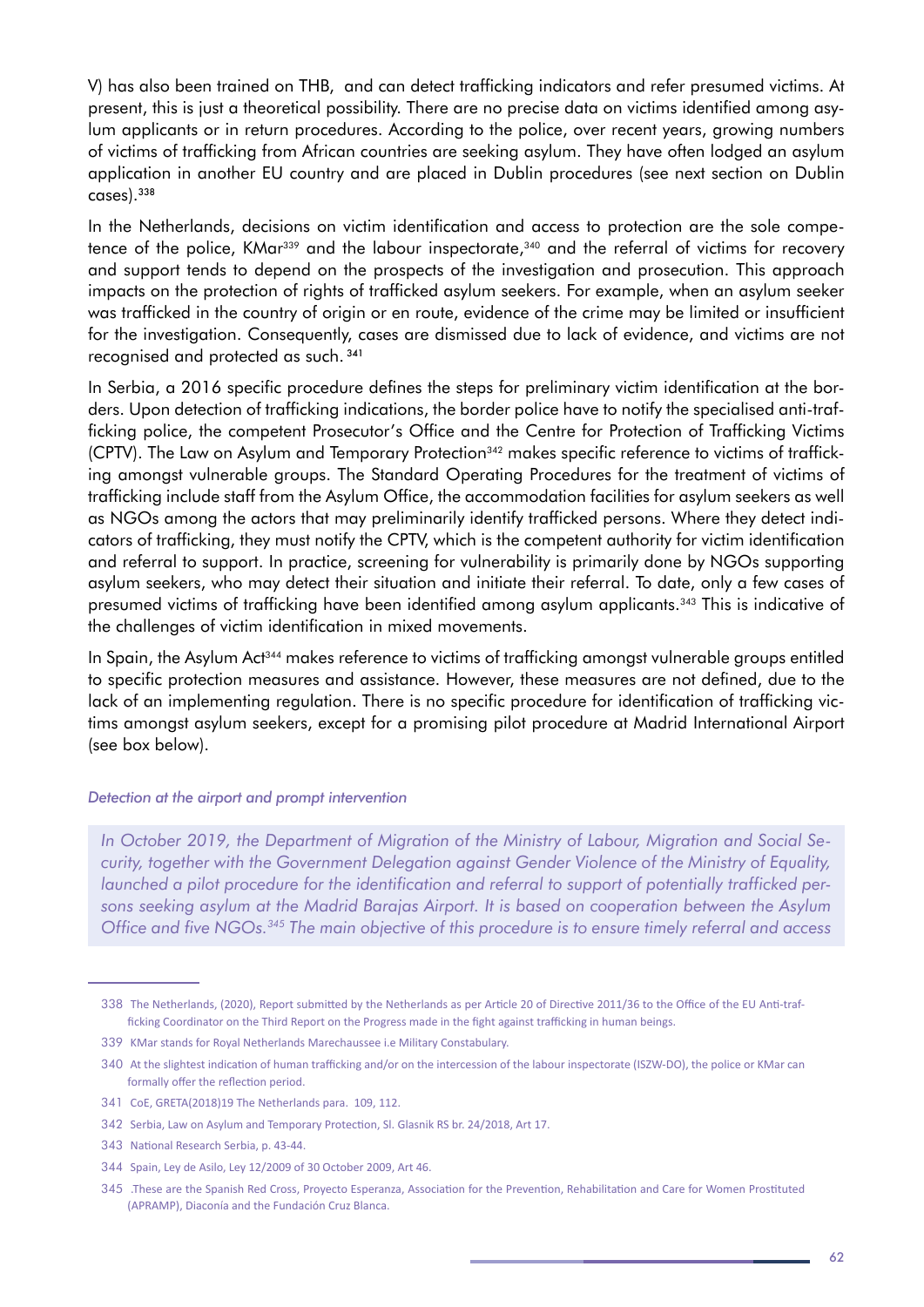V) has also been trained on THB, and can detect trafficking indicators and refer presumed victims. At present, this is just a theoretical possibility. There are no precise data on victims identified among asylum applicants or in return procedures. According to the police, over recent years, growing numbers of victims of trafficking from African countries are seeking asylum. They have often lodged an asylum application in another EU country and are placed in Dublin procedures (see next section on Dublin cases).[338]

In the Netherlands, decisions on victim identification and access to protection are the sole competence of the police, KMar[339] and the labour inspectorate,[340] and the referral of victims for recovery and support tends to depend on the prospects of the investigation and prosecution. This approach impacts on the protection of rights of trafficked asylum seekers. For example, when an asylum seeker was trafficked in the country of origin or en route, evidence of the crime may be limited or insufficient for the investigation. Consequently, cases are dismissed due to lack of evidence, and victims are not recognised and protected as such.[341]

In Serbia, a 2016 specific procedure defines the steps for preliminary victim identification at the borders. Upon detection of trafficking indications, the border police have to notify the specialised anti-trafficking police, the competent Prosecutor's Office and the Centre for Protection of Trafficking Victims (CPTV). The Law on Asylum and Temporary Protection[342] makes specific reference to victims of trafficking amongst vulnerable groups. The Standard Operating Procedures for the treatment of victims of trafficking include staff from the Asylum Office, the accommodation facilities for asylum seekers as well as NGOs among the actors that may preliminarily identify trafficked persons. Where they detect indicators of trafficking, they must notify the CPTV, which is the competent authority for victim identification and referral to support. In practice, screening for vulnerability is primarily done by NGOs supporting asylum seekers, who may detect their situation and initiate their referral. To date, only a few cases of presumed victims of trafficking have been identified among asylum applicants.[343] This is indicative of the challenges of victim identification in mixed movements.

In Spain, the Asylum Act[344] makes reference to victims of trafficking amongst vulnerable groups entitled to specific protection measures and assistance. However, these measures are not defined, due to the lack of an implementing regulation. There is no specific procedure for identification of trafficking victims amongst asylum seekers, except for a promising pilot procedure at Madrid International Airport (see box below).

*Detection at the airport and prompt intervention*

*In October 2019, the Department of Migration of the Ministry of Labour, Migration and Social Security, together with the Government Delegation against Gender Violence of the Ministry of Equality, launched a pilot procedure for the identification and referral to support of potentially trafficked persons seeking asylum at the Madrid Barajas Airport. It is based on cooperation between the Asylum Office and five NGOs.[345] The main objective of this procedure is to ensure timely referral and access*

---

338 The Netherlands, (2020), Report submitted by the Netherlands as per Article 20 of Directive 2011/36 to the Office of the EU Anti-trafficking Coordinator on the Third Report on the Progress made in the fight against trafficking in human beings.

339 KMar stands for Royal Netherlands Marechaussee i.e Military Constabulary.

340 At the slightest indication of human trafficking and/or on the intercession of the labour inspectorate (ISZW-DO), the police or KMar can formally offer the reflection period.

341 CoE, GRETA(2018)19 The Netherlands para. 109, 112.

342 Serbia, Law on Asylum and Temporary Protection, Sl. Glasnik RS br. 24/2018, Art 17.

343 National Research Serbia, p. 43-44.

344 Spain, Ley de Asilo, Ley 12/2009 of 30 October 2009, Art 46.

345 .These are the Spanish Red Cross, Proyecto Esperanza, Association for the Prevention, Rehabilitation and Care for Women Prostituted (APRAMP), Diaconía and the Fundación Cruz Blanca.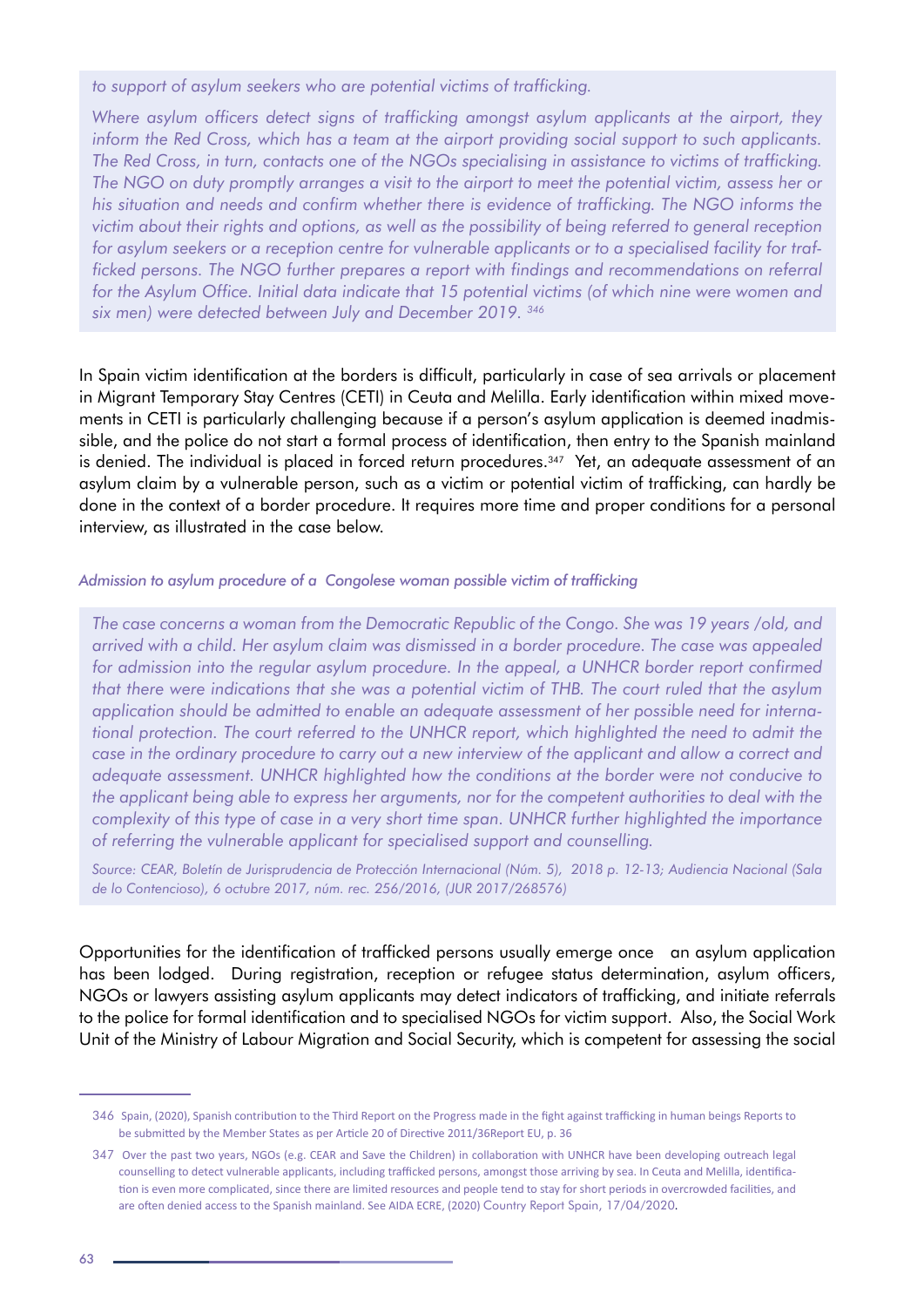*to support of asylum seekers who are potential victims of trafficking.*

*Where asylum officers detect signs of trafficking amongst asylum applicants at the airport, they inform the Red Cross, which has a team at the airport providing social support to such applicants. The Red Cross, in turn, contacts one of the NGOs specialising in assistance to victims of trafficking. The NGO on duty promptly arranges a visit to the airport to meet the potential victim, assess her or his situation and needs and confirm whether there is evidence of trafficking. The NGO informs the victim about their rights and options, as well as the possibility of being referred to general reception for asylum seekers or a reception centre for vulnerable applicants or to a specialised facility for trafficked persons. The NGO further prepares a report with findings and recommendations on referral for the Asylum Office. Initial data indicate that 15 potential victims (of which nine were women and six men) were detected between July and December 2019.* [346]

In Spain victim identification at the borders is difficult, particularly in case of sea arrivals or placement in Migrant Temporary Stay Centres (CETI) in Ceuta and Melilla. Early identification within mixed movements in CETI is particularly challenging because if a person's asylum application is deemed inadmissible, and the police do not start a formal process of identification, then entry to the Spanish mainland is denied. The individual is placed in forced return procedures.[347] Yet, an adequate assessment of an asylum claim by a vulnerable person, such as a victim or potential victim of trafficking, can hardly be done in the context of a border procedure. It requires more time and proper conditions for a personal interview, as illustrated in the case below.

*Admission to asylum procedure of a Congolese woman possible victim of trafficking*

*The case concerns a woman from the Democratic Republic of the Congo. She was 19 years /old, and arrived with a child. Her asylum claim was dismissed in a border procedure. The case was appealed for admission into the regular asylum procedure. In the appeal, a UNHCR border report confirmed that there were indications that she was a potential victim of THB. The court ruled that the asylum application should be admitted to enable an adequate assessment of her possible need for international protection. The court referred to the UNHCR report, which highlighted the need to admit the case in the ordinary procedure to carry out a new interview of the applicant and allow a correct and adequate assessment. UNHCR highlighted how the conditions at the border were not conducive to the applicant being able to express her arguments, nor for the competent authorities to deal with the complexity of this type of case in a very short time span. UNHCR further highlighted the importance of referring the vulnerable applicant for specialised support and counselling.*

*Source: CEAR, Boletín de Jurisprudencia de Protección Internacional (Núm. 5), 2018 p. 12-13; Audiencia Nacional (Sala de lo Contencioso), 6 octubre 2017, núm. rec. 256/2016, (JUR 2017/268576)*

Opportunities for the identification of trafficked persons usually emerge once an asylum application has been lodged. During registration, reception or refugee status determination, asylum officers, NGOs or lawyers assisting asylum applicants may detect indicators of trafficking, and initiate referrals to the police for formal identification and to specialised NGOs for victim support. Also, the Social Work Unit of the Ministry of Labour Migration and Social Security, which is competent for assessing the social

---

346 Spain, (2020), Spanish contribution to the Third Report on the Progress made in the fight against trafficking in human beings Reports to be submitted by the Member States as per Article 20 of Directive 2011/36Report EU, p. 36

347 Over the past two years, NGOs (e.g. CEAR and Save the Children) in collaboration with UNHCR have been developing outreach legal counselling to detect vulnerable applicants, including trafficked persons, amongst those arriving by sea. In Ceuta and Melilla, identification is even more complicated, since there are limited resources and people tend to stay for short periods in overcrowded facilities, and are often denied access to the Spanish mainland. See AIDA ECRE, (2020) Country Report Spain, 17/04/2020.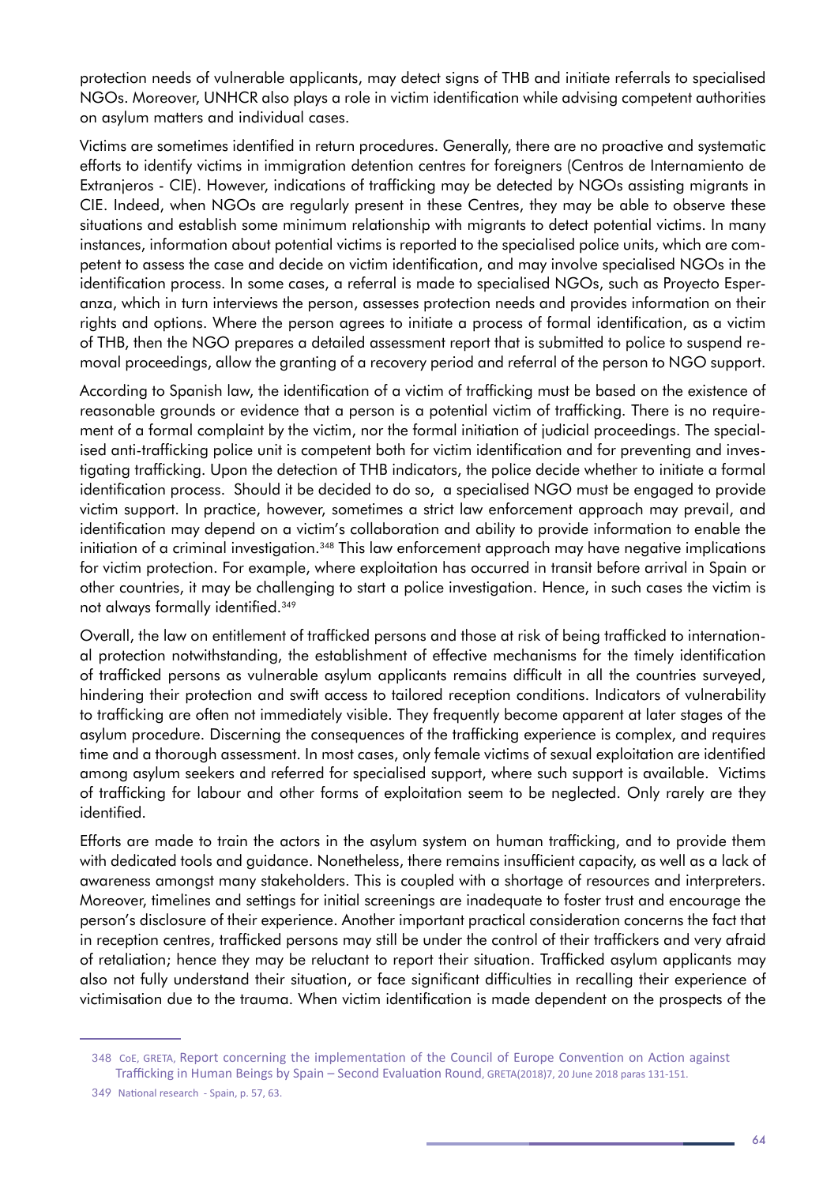protection needs of vulnerable applicants, may detect signs of THB and initiate referrals to specialised NGOs. Moreover, UNHCR also plays a role in victim identification while advising competent authorities on asylum matters and individual cases.

Victims are sometimes identified in return procedures. Generally, there are no proactive and systematic efforts to identify victims in immigration detention centres for foreigners (Centros de Internamiento de Extranjeros - CIE). However, indications of trafficking may be detected by NGOs assisting migrants in CIE. Indeed, when NGOs are regularly present in these Centres, they may be able to observe these situations and establish some minimum relationship with migrants to detect potential victims. In many instances, information about potential victims is reported to the specialised police units, which are competent to assess the case and decide on victim identification, and may involve specialised NGOs in the identification process. In some cases, a referral is made to specialised NGOs, such as Proyecto Esperanza, which in turn interviews the person, assesses protection needs and provides information on their rights and options. Where the person agrees to initiate a process of formal identification, as a victim of THB, then the NGO prepares a detailed assessment report that is submitted to police to suspend removal proceedings, allow the granting of a recovery period and referral of the person to NGO support.

According to Spanish law, the identification of a victim of trafficking must be based on the existence of reasonable grounds or evidence that a person is a potential victim of trafficking. There is no requirement of a formal complaint by the victim, nor the formal initiation of judicial proceedings. The specialised anti-trafficking police unit is competent both for victim identification and for preventing and investigating trafficking. Upon the detection of THB indicators, the police decide whether to initiate a formal identification process. Should it be decided to do so, a specialised NGO must be engaged to provide victim support. In practice, however, sometimes a strict law enforcement approach may prevail, and identification may depend on a victim's collaboration and ability to provide information to enable the initiation of a criminal investigation.[348] This law enforcement approach may have negative implications for victim protection. For example, where exploitation has occurred in transit before arrival in Spain or other countries, it may be challenging to start a police investigation. Hence, in such cases the victim is not always formally identified.[349]

Overall, the law on entitlement of trafficked persons and those at risk of being trafficked to international protection notwithstanding, the establishment of effective mechanisms for the timely identification of trafficked persons as vulnerable asylum applicants remains difficult in all the countries surveyed, hindering their protection and swift access to tailored reception conditions. Indicators of vulnerability to trafficking are often not immediately visible. They frequently become apparent at later stages of the asylum procedure. Discerning the consequences of the trafficking experience is complex, and requires time and a thorough assessment. In most cases, only female victims of sexual exploitation are identified among asylum seekers and referred for specialised support, where such support is available. Victims of trafficking for labour and other forms of exploitation seem to be neglected. Only rarely are they identified.

Efforts are made to train the actors in the asylum system on human trafficking, and to provide them with dedicated tools and guidance. Nonetheless, there remains insufficient capacity, as well as a lack of awareness amongst many stakeholders. This is coupled with a shortage of resources and interpreters. Moreover, timelines and settings for initial screenings are inadequate to foster trust and encourage the person's disclosure of their experience. Another important practical consideration concerns the fact that in reception centres, trafficked persons may still be under the control of their traffickers and very afraid of retaliation; hence they may be reluctant to report their situation. Trafficked asylum applicants may also not fully understand their situation, or face significant difficulties in recalling their experience of victimisation due to the trauma. When victim identification is made dependent on the prospects of the

---

348 CoE, GRETA, Report concerning the implementation of the Council of Europe Convention on Action against Trafficking in Human Beings by Spain – Second Evaluation Round, GRETA(2018)7, 20 June 2018 paras 131-151.

349 National research - Spain, p. 57, 63.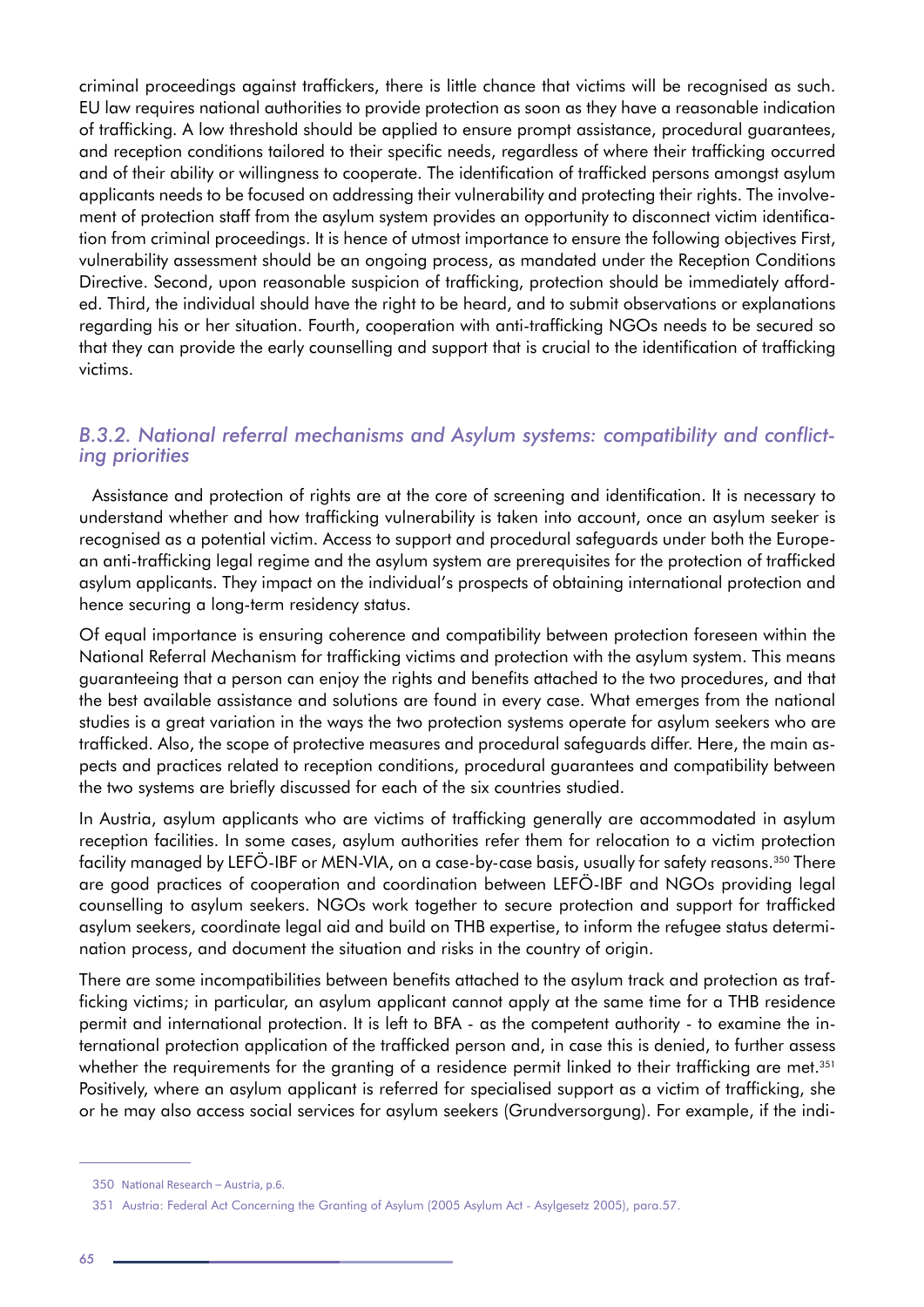criminal proceedings against traffickers, there is little chance that victims will be recognised as such. EU law requires national authorities to provide protection as soon as they have a reasonable indication of trafficking. A low threshold should be applied to ensure prompt assistance, procedural guarantees, and reception conditions tailored to their specific needs, regardless of where their trafficking occurred and of their ability or willingness to cooperate. The identification of trafficked persons amongst asylum applicants needs to be focused on addressing their vulnerability and protecting their rights. The involvement of protection staff from the asylum system provides an opportunity to disconnect victim identification from criminal proceedings. It is hence of utmost importance to ensure the following objectives First, vulnerability assessment should be an ongoing process, as mandated under the Reception Conditions Directive. Second, upon reasonable suspicion of trafficking, protection should be immediately afforded. Third, the individual should have the right to be heard, and to submit observations or explanations regarding his or her situation. Fourth, cooperation with anti-trafficking NGOs needs to be secured so that they can provide the early counselling and support that is crucial to the identification of trafficking victims.

### *B.3.2. National referral mechanisms and Asylum systems: compatibility and conflicting priorities*

Assistance and protection of rights are at the core of screening and identification. It is necessary to understand whether and how trafficking vulnerability is taken into account, once an asylum seeker is recognised as a potential victim. Access to support and procedural safeguards under both the European anti-trafficking legal regime and the asylum system are prerequisites for the protection of trafficked asylum applicants. They impact on the individual's prospects of obtaining international protection and hence securing a long-term residency status.

Of equal importance is ensuring coherence and compatibility between protection foreseen within the National Referral Mechanism for trafficking victims and protection with the asylum system. This means guaranteeing that a person can enjoy the rights and benefits attached to the two procedures, and that the best available assistance and solutions are found in every case. What emerges from the national studies is a great variation in the ways the two protection systems operate for asylum seekers who are trafficked. Also, the scope of protective measures and procedural safeguards differ. Here, the main aspects and practices related to reception conditions, procedural guarantees and compatibility between the two systems are briefly discussed for each of the six countries studied.

In Austria, asylum applicants who are victims of trafficking generally are accommodated in asylum reception facilities. In some cases, asylum authorities refer them for relocation to a victim protection facility managed by LEFÖ-IBF or MEN-VIA, on a case-by-case basis, usually for safety reasons.[350] There are good practices of cooperation and coordination between LEFÖ-IBF and NGOs providing legal counselling to asylum seekers. NGOs work together to secure protection and support for trafficked asylum seekers, coordinate legal aid and build on THB expertise, to inform the refugee status determination process, and document the situation and risks in the country of origin.

There are some incompatibilities between benefits attached to the asylum track and protection as trafficking victims; in particular, an asylum applicant cannot apply at the same time for a THB residence permit and international protection. It is left to BFA - as the competent authority - to examine the international protection application of the trafficked person and, in case this is denied, to further assess whether the requirements for the granting of a residence permit linked to their trafficking are met.[351] Positively, where an asylum applicant is referred for specialised support as a victim of trafficking, she or he may also access social services for asylum seekers (Grundversorgung). For example, if the indi-

---

350 National Research – Austria, p.6.

351 Austria: Federal Act Concerning the Granting of Asylum (2005 Asylum Act - Asylgesetz 2005), para.57.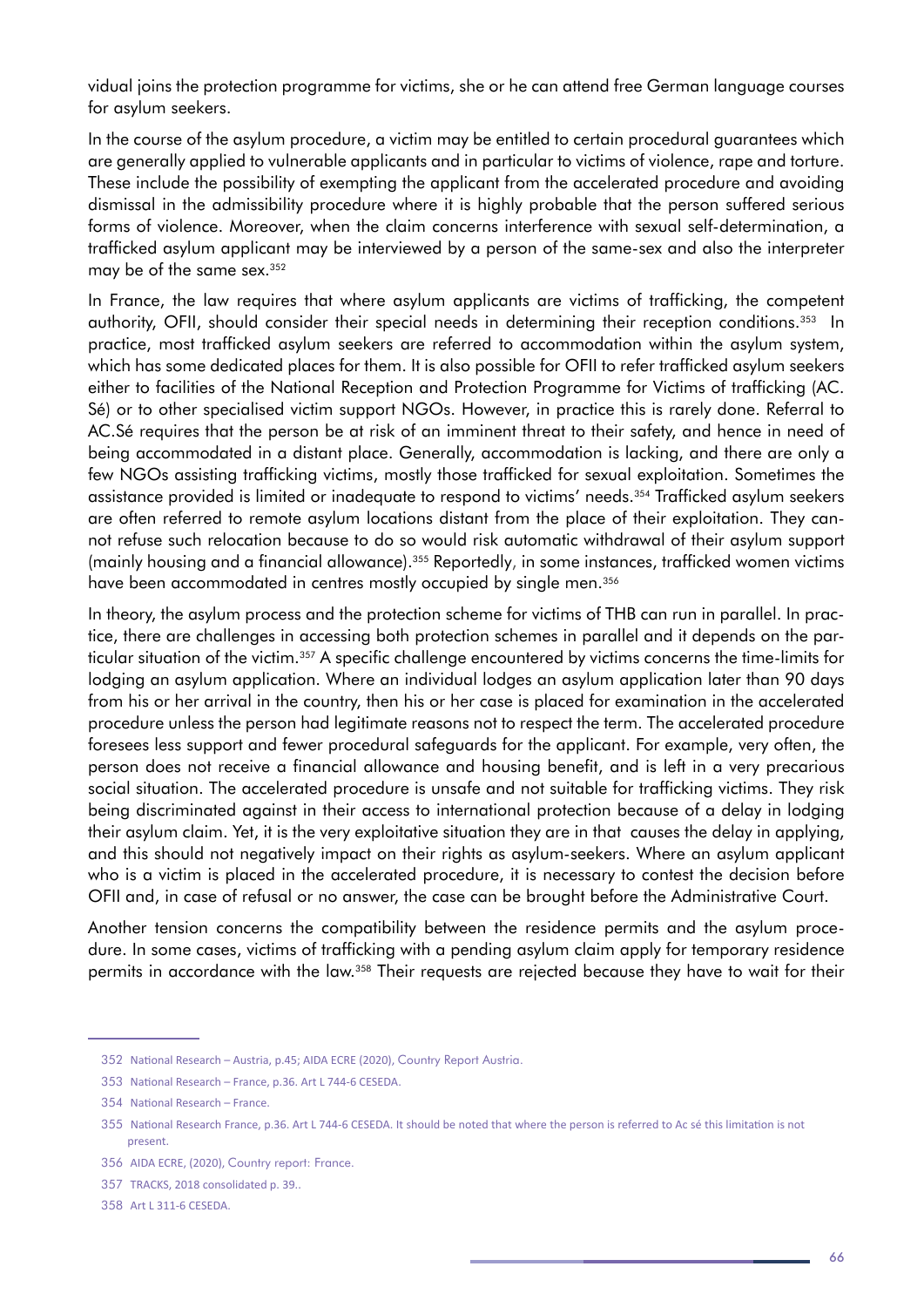vidual joins the protection programme for victims, she or he can attend free German language courses for asylum seekers.

In the course of the asylum procedure, a victim may be entitled to certain procedural guarantees which are generally applied to vulnerable applicants and in particular to victims of violence, rape and torture. These include the possibility of exempting the applicant from the accelerated procedure and avoiding dismissal in the admissibility procedure where it is highly probable that the person suffered serious forms of violence. Moreover, when the claim concerns interference with sexual self-determination, a trafficked asylum applicant may be interviewed by a person of the same-sex and also the interpreter may be of the same sex.[352]

In France, the law requires that where asylum applicants are victims of trafficking, the competent authority, OFII, should consider their special needs in determining their reception conditions.[353] In practice, most trafficked asylum seekers are referred to accommodation within the asylum system, which has some dedicated places for them. It is also possible for OFII to refer trafficked asylum seekers either to facilities of the National Reception and Protection Programme for Victims of trafficking (AC. Sé) or to other specialised victim support NGOs. However, in practice this is rarely done. Referral to AC.Sé requires that the person be at risk of an imminent threat to their safety, and hence in need of being accommodated in a distant place. Generally, accommodation is lacking, and there are only a few NGOs assisting trafficking victims, mostly those trafficked for sexual exploitation. Sometimes the assistance provided is limited or inadequate to respond to victims' needs.[354] Trafficked asylum seekers are often referred to remote asylum locations distant from the place of their exploitation. They cannot refuse such relocation because to do so would risk automatic withdrawal of their asylum support (mainly housing and a financial allowance).[355] Reportedly, in some instances, trafficked women victims have been accommodated in centres mostly occupied by single men.[356]

In theory, the asylum process and the protection scheme for victims of THB can run in parallel. In practice, there are challenges in accessing both protection schemes in parallel and it depends on the particular situation of the victim.[357] A specific challenge encountered by victims concerns the time-limits for lodging an asylum application. Where an individual lodges an asylum application later than 90 days from his or her arrival in the country, then his or her case is placed for examination in the accelerated procedure unless the person had legitimate reasons not to respect the term. The accelerated procedure foresees less support and fewer procedural safeguards for the applicant. For example, very often, the person does not receive a financial allowance and housing benefit, and is left in a very precarious social situation. The accelerated procedure is unsafe and not suitable for trafficking victims. They risk being discriminated against in their access to international protection because of a delay in lodging their asylum claim. Yet, it is the very exploitative situation they are in that causes the delay in applying, and this should not negatively impact on their rights as asylum-seekers. Where an asylum applicant who is a victim is placed in the accelerated procedure, it is necessary to contest the decision before OFII and, in case of refusal or no answer, the case can be brought before the Administrative Court.

Another tension concerns the compatibility between the residence permits and the asylum procedure. In some cases, victims of trafficking with a pending asylum claim apply for temporary residence permits in accordance with the law.[358] Their requests are rejected because they have to wait for their

---

352 National Research – Austria, p.45; AIDA ECRE (2020), Country Report Austria.

353 National Research – France, p.36. Art L 744-6 CESEDA.

354 National Research – France.

355 National Research France, p.36. Art L 744-6 CESEDA. It should be noted that where the person is referred to Ac sé this limitation is not present.

356 AIDA ECRE, (2020), Country report: France.

357 TRACKS, 2018 consolidated p. 39..

358 Art L 311-6 CESEDA.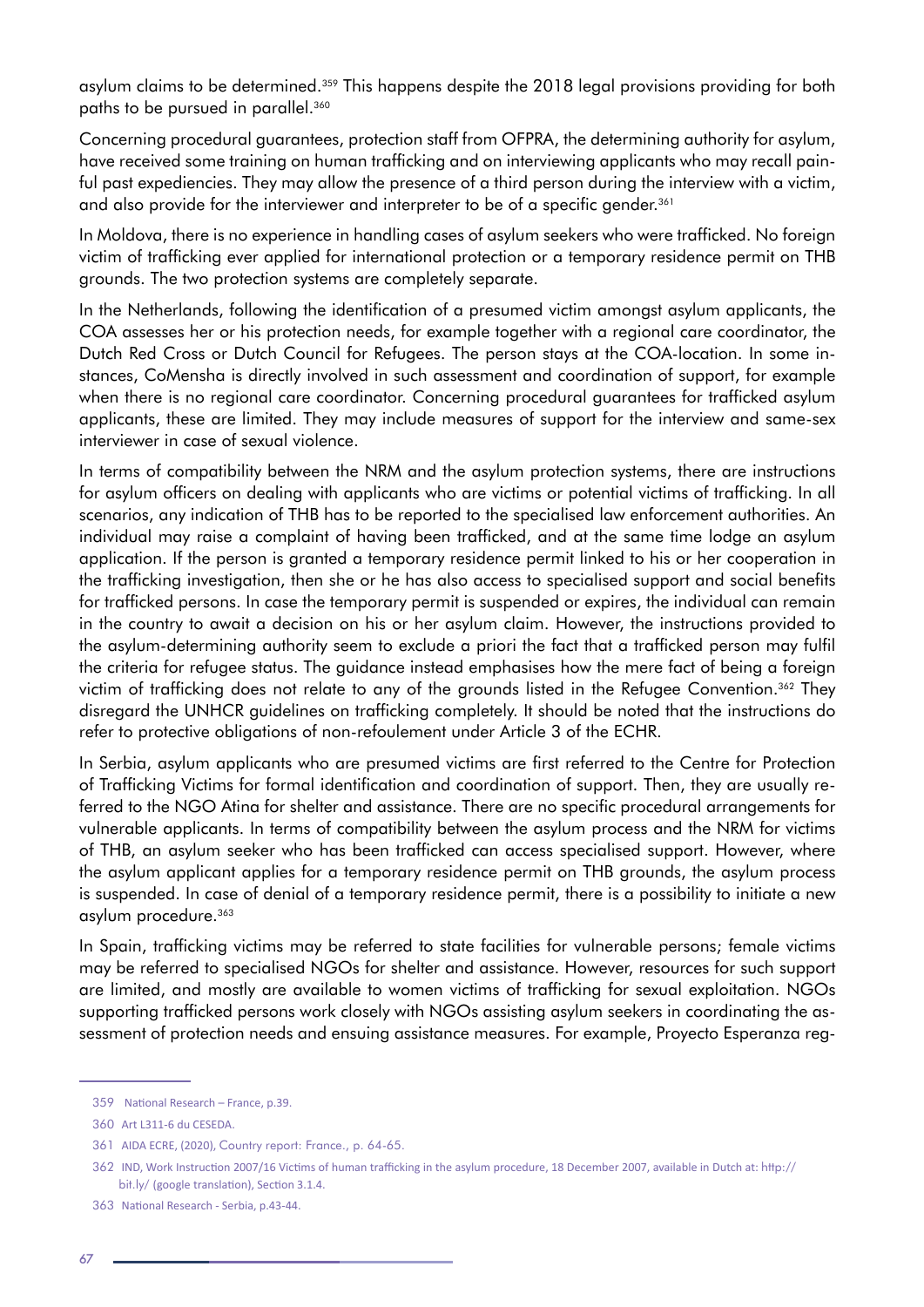asylum claims to be determined.[359] This happens despite the 2018 legal provisions providing for both paths to be pursued in parallel.[360]

Concerning procedural guarantees, protection staff from OFPRA, the determining authority for asylum, have received some training on human trafficking and on interviewing applicants who may recall painful past expediencies. They may allow the presence of a third person during the interview with a victim, and also provide for the interviewer and interpreter to be of a specific gender.[361]

In Moldova, there is no experience in handling cases of asylum seekers who were trafficked. No foreign victim of trafficking ever applied for international protection or a temporary residence permit on THB grounds. The two protection systems are completely separate.

In the Netherlands, following the identification of a presumed victim amongst asylum applicants, the COA assesses her or his protection needs, for example together with a regional care coordinator, the Dutch Red Cross or Dutch Council for Refugees. The person stays at the COA-location. In some instances, CoMensha is directly involved in such assessment and coordination of support, for example when there is no regional care coordinator. Concerning procedural guarantees for trafficked asylum applicants, these are limited. They may include measures of support for the interview and same-sex interviewer in case of sexual violence.

In terms of compatibility between the NRM and the asylum protection systems, there are instructions for asylum officers on dealing with applicants who are victims or potential victims of trafficking. In all scenarios, any indication of THB has to be reported to the specialised law enforcement authorities. An individual may raise a complaint of having been trafficked, and at the same time lodge an asylum application. If the person is granted a temporary residence permit linked to his or her cooperation in the trafficking investigation, then she or he has also access to specialised support and social benefits for trafficked persons. In case the temporary permit is suspended or expires, the individual can remain in the country to await a decision on his or her asylum claim. However, the instructions provided to the asylum-determining authority seem to exclude a priori the fact that a trafficked person may fulfil the criteria for refugee status. The guidance instead emphasises how the mere fact of being a foreign victim of trafficking does not relate to any of the grounds listed in the Refugee Convention.[362] They disregard the UNHCR guidelines on trafficking completely. It should be noted that the instructions do refer to protective obligations of non-refoulement under Article 3 of the ECHR.

In Serbia, asylum applicants who are presumed victims are first referred to the Centre for Protection of Trafficking Victims for formal identification and coordination of support. Then, they are usually referred to the NGO Atina for shelter and assistance. There are no specific procedural arrangements for vulnerable applicants. In terms of compatibility between the asylum process and the NRM for victims of THB, an asylum seeker who has been trafficked can access specialised support. However, where the asylum applicant applies for a temporary residence permit on THB grounds, the asylum process is suspended. In case of denial of a temporary residence permit, there is a possibility to initiate a new asylum procedure.[363]

In Spain, trafficking victims may be referred to state facilities for vulnerable persons; female victims may be referred to specialised NGOs for shelter and assistance. However, resources for such support are limited, and mostly are available to women victims of trafficking for sexual exploitation. NGOs supporting trafficked persons work closely with NGOs assisting asylum seekers in coordinating the assessment of protection needs and ensuing assistance measures. For example, Proyecto Esperanza reg-

---

359 National Research – France, p.39.

360 Art L311-6 du CESEDA.

361 AIDA ECRE, (2020), Country report: France., p. 64-65.

362 IND, Work Instruction 2007/16 Victims of human trafficking in the asylum procedure, 18 December 2007, available in Dutch at: http://bit.ly/ (google translation), Section 3.1.4.

363 National Research - Serbia, p.43-44.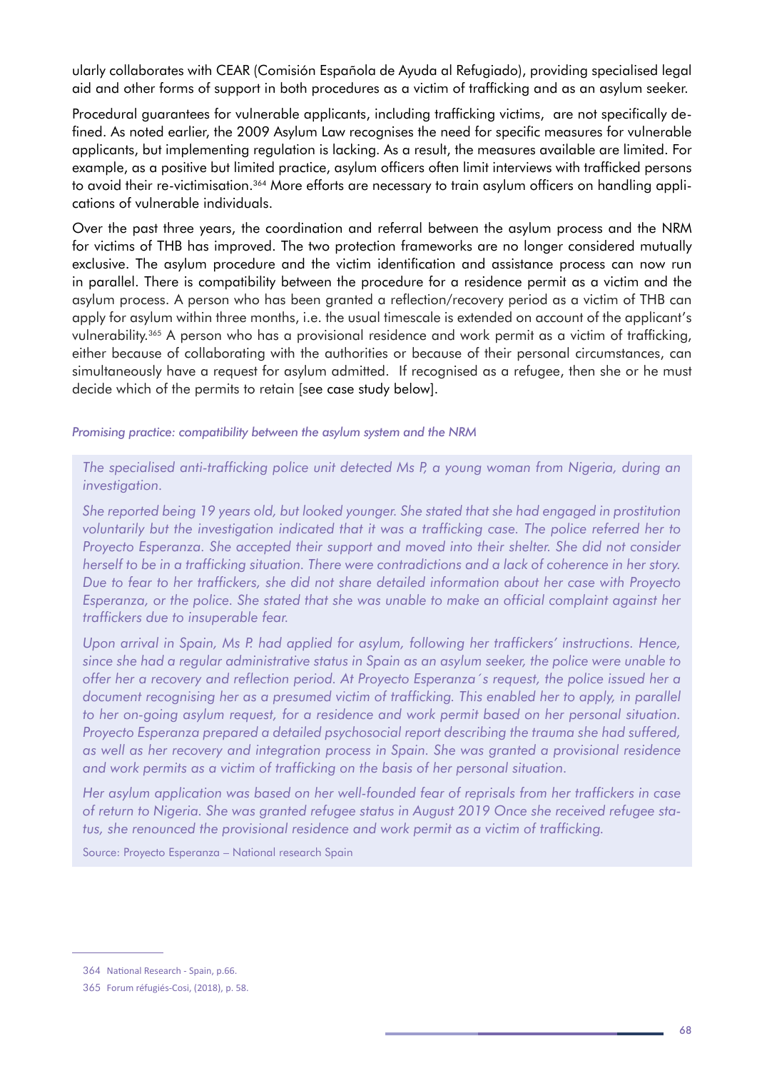ularly collaborates with CEAR (Comisión Española de Ayuda al Refugiado), providing specialised legal aid and other forms of support in both procedures as a victim of trafficking and as an asylum seeker.

Procedural guarantees for vulnerable applicants, including trafficking victims, are not specifically defined. As noted earlier, the 2009 Asylum Law recognises the need for specific measures for vulnerable applicants, but implementing regulation is lacking. As a result, the measures available are limited. For example, as a positive but limited practice, asylum officers often limit interviews with trafficked persons to avoid their re-victimisation.[364] More efforts are necessary to train asylum officers on handling applications of vulnerable individuals.

Over the past three years, the coordination and referral between the asylum process and the NRM for victims of THB has improved. The two protection frameworks are no longer considered mutually exclusive. The asylum procedure and the victim identification and assistance process can now run in parallel. There is compatibility between the procedure for a residence permit as a victim and the asylum process. A person who has been granted a reflection/recovery period as a victim of THB can apply for asylum within three months, i.e. the usual timescale is extended on account of the applicant's vulnerability.[365] A person who has a provisional residence and work permit as a victim of trafficking, either because of collaborating with the authorities or because of their personal circumstances, can simultaneously have a request for asylum admitted. If recognised as a refugee, then she or he must decide which of the permits to retain [see case study below].

*Promising practice: compatibility between the asylum system and the NRM*

> *The specialised anti-trafficking police unit detected Ms P, a young woman from Nigeria, during an investigation.*
>
> *She reported being 19 years old, but looked younger. She stated that she had engaged in prostitution voluntarily but the investigation indicated that it was a trafficking case. The police referred her to Proyecto Esperanza. She accepted their support and moved into their shelter. She did not consider herself to be in a trafficking situation. There were contradictions and a lack of coherence in her story. Due to fear to her traffickers, she did not share detailed information about her case with Proyecto Esperanza, or the police. She stated that she was unable to make an official complaint against her traffickers due to insuperable fear.*
>
> *Upon arrival in Spain, Ms P. had applied for asylum, following her traffickers' instructions. Hence, since she had a regular administrative status in Spain as an asylum seeker, the police were unable to offer her a recovery and reflection period. At Proyecto Esperanza´s request, the police issued her a document recognising her as a presumed victim of trafficking. This enabled her to apply, in parallel to her on-going asylum request, for a residence and work permit based on her personal situation. Proyecto Esperanza prepared a detailed psychosocial report describing the trauma she had suffered, as well as her recovery and integration process in Spain. She was granted a provisional residence and work permits as a victim of trafficking on the basis of her personal situation.*
>
> *Her asylum application was based on her well-founded fear of reprisals from her traffickers in case of return to Nigeria. She was granted refugee status in August 2019 Once she received refugee status, she renounced the provisional residence and work permit as a victim of trafficking.*
>
> Source: Proyecto Esperanza – National research Spain

---

364 National Research - Spain, p.66.

365 Forum réfugiés-Cosi, (2018), p. 58.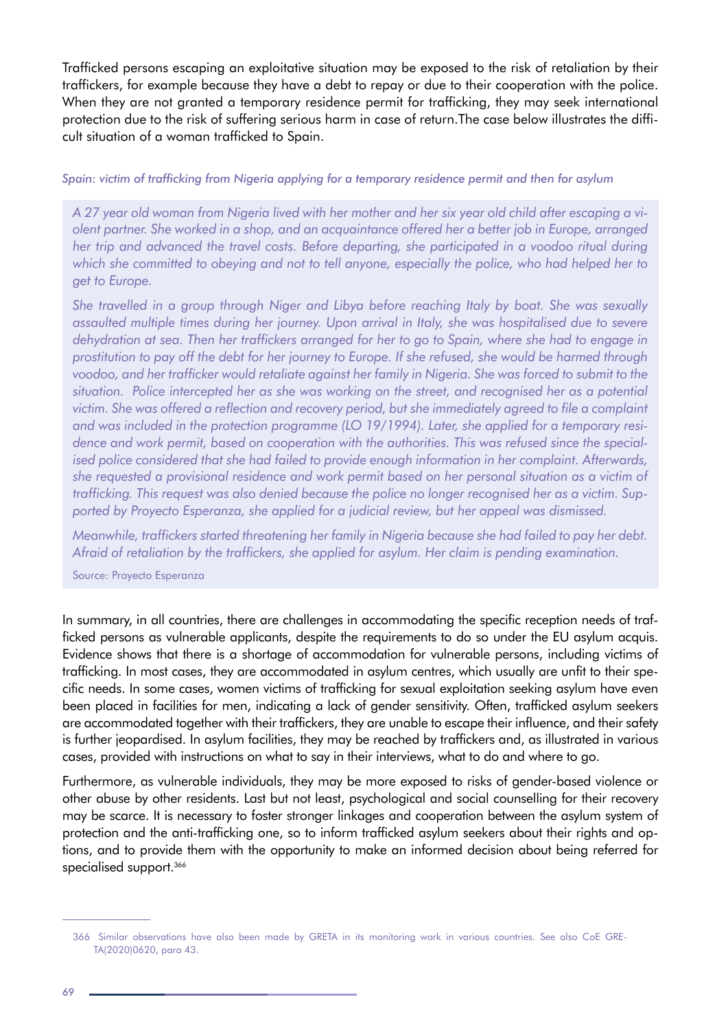Trafficked persons escaping an exploitative situation may be exposed to the risk of retaliation by their traffickers, for example because they have a debt to repay or due to their cooperation with the police. When they are not granted a temporary residence permit for trafficking, they may seek international protection due to the risk of suffering serious harm in case of return.The case below illustrates the difficult situation of a woman trafficked to Spain.

*Spain: victim of trafficking from Nigeria applying for a temporary residence permit and then for asylum*

> *A 27 year old woman from Nigeria lived with her mother and her six year old child after escaping a violent partner. She worked in a shop, and an acquaintance offered her a better job in Europe, arranged her trip and advanced the travel costs. Before departing, she participated in a voodoo ritual during which she committed to obeying and not to tell anyone, especially the police, who had helped her to get to Europe.*
>
> *She travelled in a group through Niger and Libya before reaching Italy by boat. She was sexually assaulted multiple times during her journey. Upon arrival in Italy, she was hospitalised due to severe dehydration at sea. Then her traffickers arranged for her to go to Spain, where she had to engage in prostitution to pay off the debt for her journey to Europe. If she refused, she would be harmed through voodoo, and her trafficker would retaliate against her family in Nigeria. She was forced to submit to the situation. Police intercepted her as she was working on the street, and recognised her as a potential victim. She was offered a reflection and recovery period, but she immediately agreed to file a complaint and was included in the protection programme (LO 19/1994). Later, she applied for a temporary residence and work permit, based on cooperation with the authorities. This was refused since the specialised police considered that she had failed to provide enough information in her complaint. Afterwards, she requested a provisional residence and work permit based on her personal situation as a victim of trafficking. This request was also denied because the police no longer recognised her as a victim. Supported by Proyecto Esperanza, she applied for a judicial review, but her appeal was dismissed.*
>
> *Meanwhile, traffickers started threatening her family in Nigeria because she had failed to pay her debt. Afraid of retaliation by the traffickers, she applied for asylum. Her claim is pending examination.*
>
> Source: Proyecto Esperanza

In summary, in all countries, there are challenges in accommodating the specific reception needs of trafficked persons as vulnerable applicants, despite the requirements to do so under the EU asylum acquis. Evidence shows that there is a shortage of accommodation for vulnerable persons, including victims of trafficking. In most cases, they are accommodated in asylum centres, which usually are unfit to their specific needs. In some cases, women victims of trafficking for sexual exploitation seeking asylum have even been placed in facilities for men, indicating a lack of gender sensitivity. Often, trafficked asylum seekers are accommodated together with their traffickers, they are unable to escape their influence, and their safety is further jeopardised. In asylum facilities, they may be reached by traffickers and, as illustrated in various cases, provided with instructions on what to say in their interviews, what to do and where to go.

Furthermore, as vulnerable individuals, they may be more exposed to risks of gender-based violence or other abuse by other residents. Last but not least, psychological and social counselling for their recovery may be scarce. It is necessary to foster stronger linkages and cooperation between the asylum system of protection and the anti-trafficking one, so to inform trafficked asylum seekers about their rights and options, and to provide them with the opportunity to make an informed decision about being referred for specialised support.[366]

---

366 Similar observations have also been made by GRETA in its monitoring work in various countries. See also CoE GRETA(2020)0620, para 43.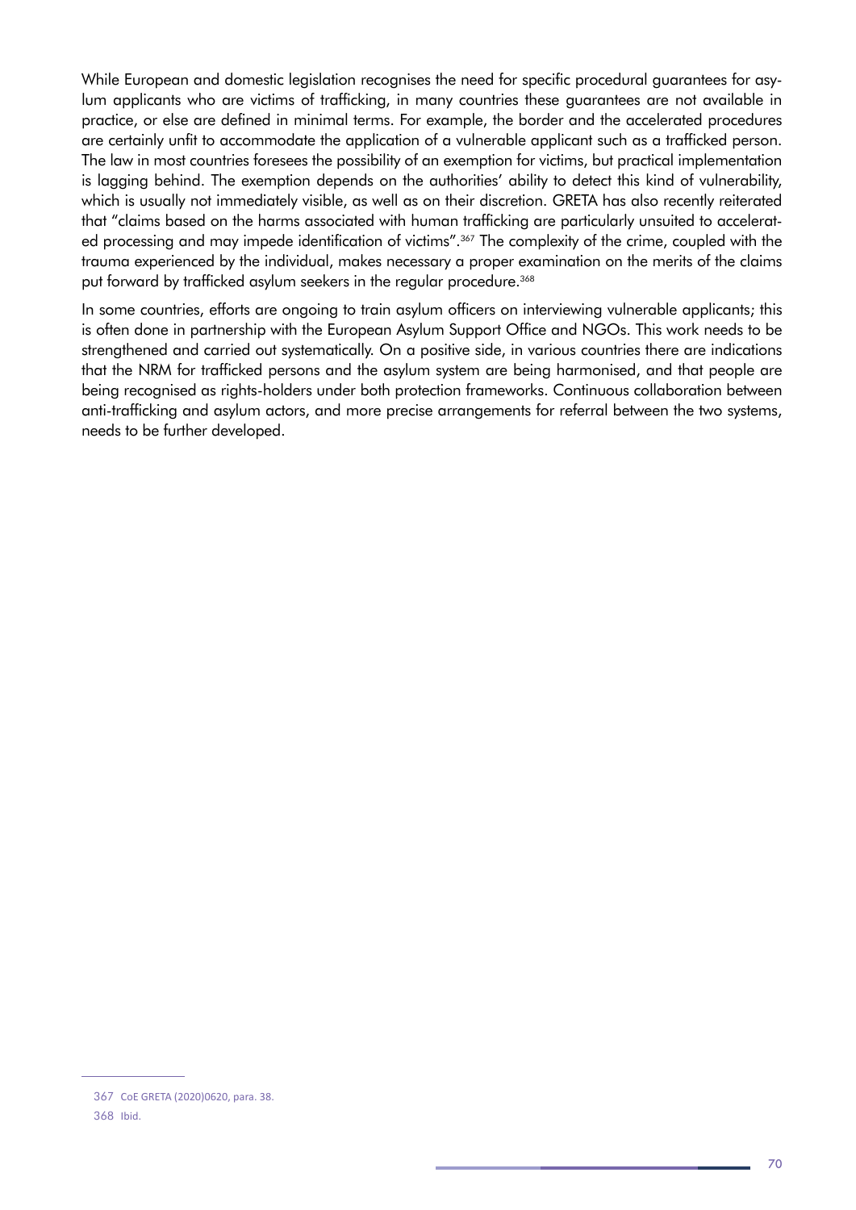While European and domestic legislation recognises the need for specific procedural guarantees for asylum applicants who are victims of trafficking, in many countries these guarantees are not available in practice, or else are defined in minimal terms. For example, the border and the accelerated procedures are certainly unfit to accommodate the application of a vulnerable applicant such as a trafficked person. The law in most countries foresees the possibility of an exemption for victims, but practical implementation is lagging behind. The exemption depends on the authorities' ability to detect this kind of vulnerability, which is usually not immediately visible, as well as on their discretion. GRETA has also recently reiterated that "claims based on the harms associated with human trafficking are particularly unsuited to accelerated processing and may impede identification of victims".[367] The complexity of the crime, coupled with the trauma experienced by the individual, makes necessary a proper examination on the merits of the claims put forward by trafficked asylum seekers in the regular procedure.[368]

In some countries, efforts are ongoing to train asylum officers on interviewing vulnerable applicants; this is often done in partnership with the European Asylum Support Office and NGOs. This work needs to be strengthened and carried out systematically. On a positive side, in various countries there are indications that the NRM for trafficked persons and the asylum system are being harmonised, and that people are being recognised as rights-holders under both protection frameworks. Continuous collaboration between anti-trafficking and asylum actors, and more precise arrangements for referral between the two systems, needs to be further developed.

---

367 CoE GRETA (2020)0620, para. 38.

368 Ibid.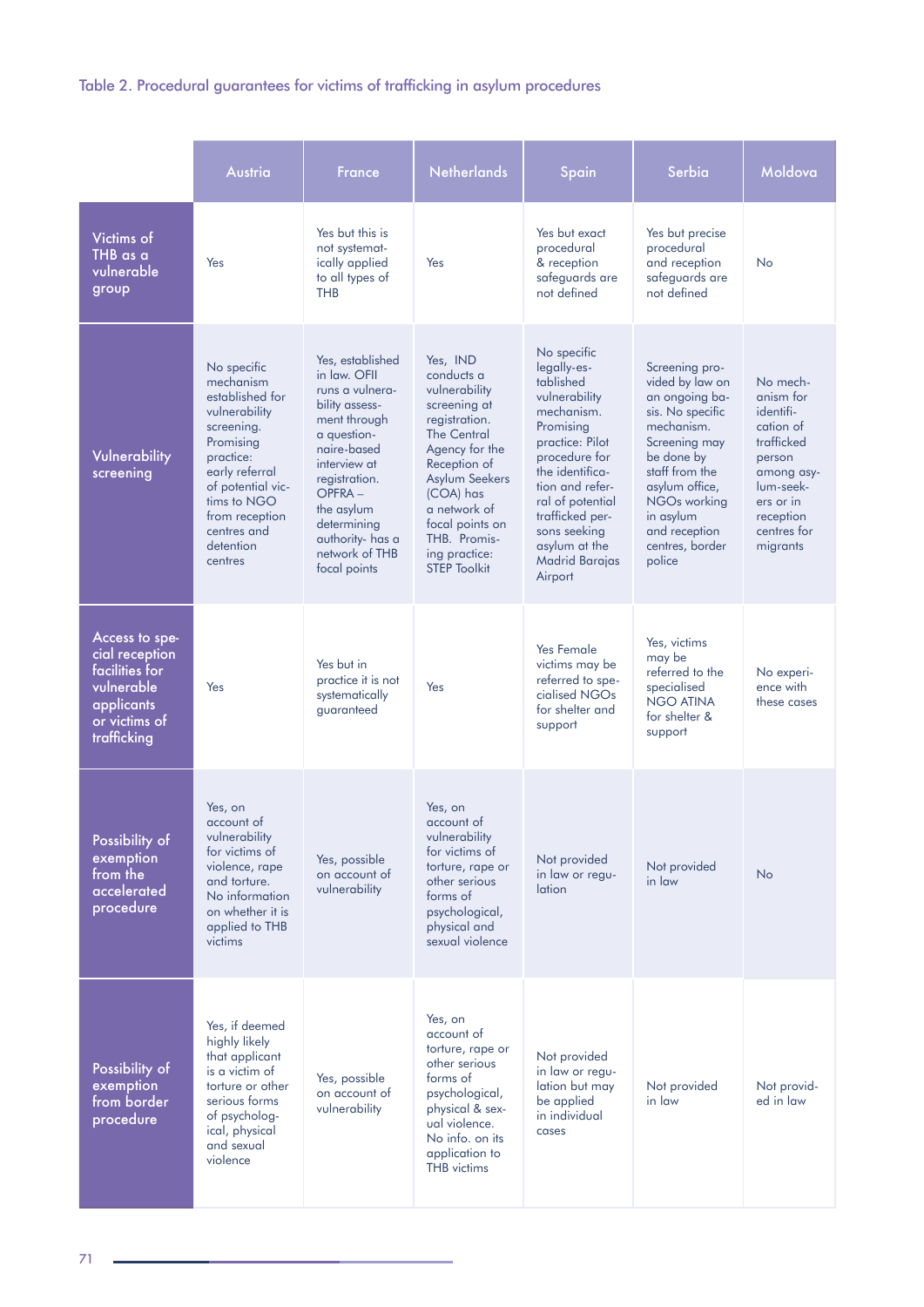Table 2. Procedural guarantees for victims of trafficking in asylum procedures

| | Austria | France | Netherlands | Spain | Serbia | Moldova |
|---|---|---|---|---|---|---|
| Victims of THB as a vulnerable group | Yes | Yes but this is not systematically applied to all types of THB | Yes | Yes but exact procedural & reception safeguards are not defined | Yes but precise procedural and reception safeguards are not defined | No |
| Vulnerability screening | No specific mechanism established for vulnerability screening. Promising practice: early referral of potential victims to NGO from reception centres and detention centres | Yes, established in law. OFII runs a vulnerability assessment through a questionnaire-based interview at registration. OPFRA – the asylum determining authority- has a network of THB focal points | Yes, IND conducts a vulnerability screening at registration. The Central Agency for the Reception of Asylum Seekers (COA) has a network of focal points on THB. Promising practice: STEP Toolkit | No specific legally-established vulnerability mechanism. Promising practice: Pilot procedure for the identification and referral of potential trafficked persons seeking asylum at the Madrid Barajas Airport | Screening provided by law on an ongoing basis. No specific mechanism. Screening may be done by staff from the asylum office, NGOs working in asylum and reception centres, border police | No mechanism for identification of trafficked person among asylum-seekers or in reception centres for migrants |
| Access to special reception facilities for vulnerable applicants or victims of trafficking | Yes | Yes but in practice it is not systematically guaranteed | Yes | Yes Female victims may be referred to specialised NGOs for shelter and support | Yes, victims may be referred to the specialised NGO ATINA for shelter & support | No experience with these cases |
| Possibility of exemption from the accelerated procedure | Yes, on account of vulnerability for victims of violence, rape and torture. No information on whether it is applied to THB victims | Yes, possible on account of vulnerability | Yes, on account of vulnerability for victims of torture, rape or other serious forms of psychological, physical and sexual violence | Not provided in law or regulation | Not provided in law | No |
| Possibility of exemption from border procedure | Yes, if deemed highly likely that applicant is a victim of torture or other serious forms of psychological, physical and sexual violence | Yes, possible on account of vulnerability | Yes, on account of torture, rape or other serious forms of psychological, physical & sexual violence. No info. on its application to THB victims | Not provided in law or regulation but may be applied in individual cases | Not provided in law | Not provided in law |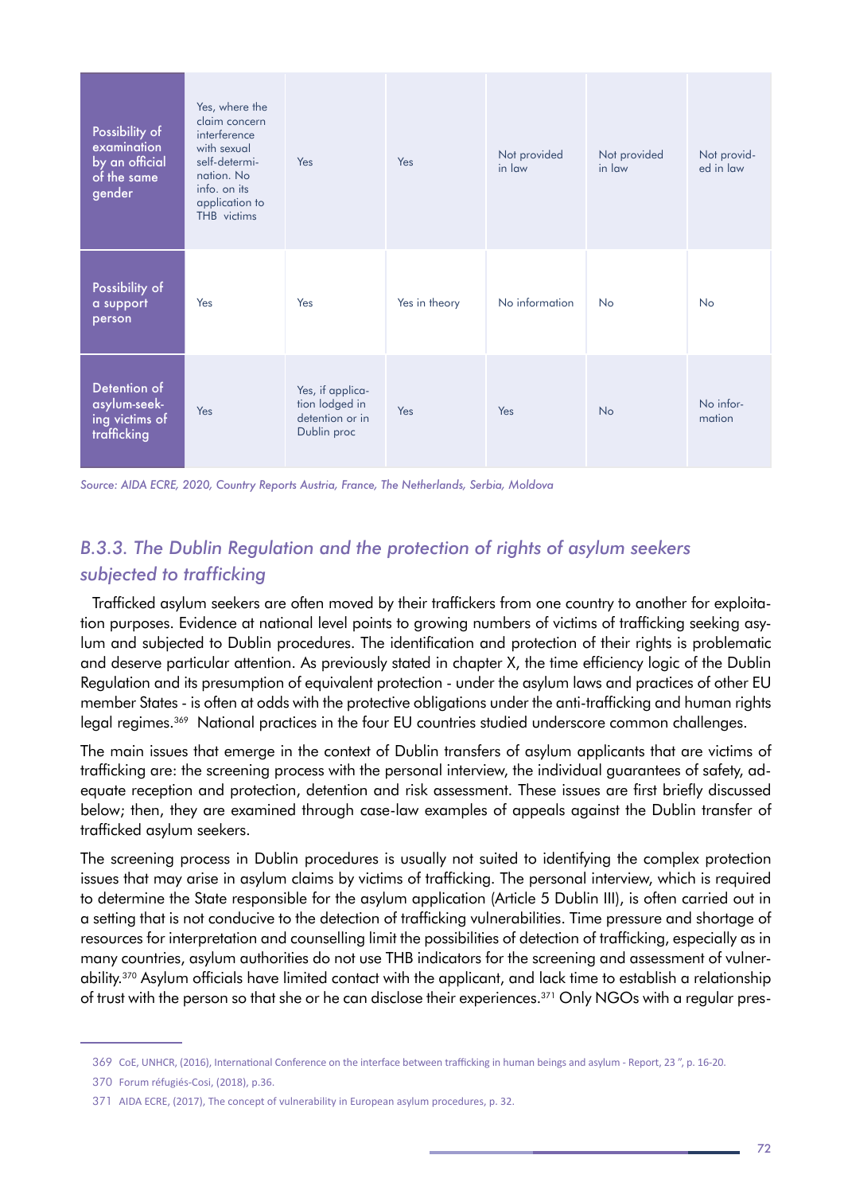| Possibility of examination by an official of the same gender | Yes, where the claim concern interference with sexual self-determination. No info. on its application to THB victims | Yes | Yes | Not provided in law | Not provided in law | Not provided in law |
|---|---|---|---|---|---|---|
| Possibility of a support person | Yes | Yes | Yes in theory | No information | No | No |
| Detention of asylum-seeking victims of trafficking | Yes | Yes, if application lodged in detention or in Dublin proc | Yes | Yes | No | No information |

*Source: AIDA ECRE, 2020, Country Reports Austria, France, The Netherlands, Serbia, Moldova*

### *B.3.3. The Dublin Regulation and the protection of rights of asylum seekers subjected to trafficking*

Trafficked asylum seekers are often moved by their traffickers from one country to another for exploitation purposes. Evidence at national level points to growing numbers of victims of trafficking seeking asylum and subjected to Dublin procedures. The identification and protection of their rights is problematic and deserve particular attention. As previously stated in chapter X, the time efficiency logic of the Dublin Regulation and its presumption of equivalent protection - under the asylum laws and practices of other EU member States - is often at odds with the protective obligations under the anti-trafficking and human rights legal regimes.[369] National practices in the four EU countries studied underscore common challenges.

The main issues that emerge in the context of Dublin transfers of asylum applicants that are victims of trafficking are: the screening process with the personal interview, the individual guarantees of safety, adequate reception and protection, detention and risk assessment. These issues are first briefly discussed below; then, they are examined through case-law examples of appeals against the Dublin transfer of trafficked asylum seekers.

The screening process in Dublin procedures is usually not suited to identifying the complex protection issues that may arise in asylum claims by victims of trafficking. The personal interview, which is required to determine the State responsible for the asylum application (Article 5 Dublin III), is often carried out in a setting that is not conducive to the detection of trafficking vulnerabilities. Time pressure and shortage of resources for interpretation and counselling limit the possibilities of detection of trafficking, especially as in many countries, asylum authorities do not use THB indicators for the screening and assessment of vulnerability.[370] Asylum officials have limited contact with the applicant, and lack time to establish a relationship of trust with the person so that she or he can disclose their experiences.[371] Only NGOs with a regular pres-

369 CoE, UNHCR, (2016), International Conference on the interface between trafficking in human beings and asylum - Report, 23 ", p. 16-20.

370 Forum réfugiés-Cosi, (2018), p.36.

371 AIDA ECRE, (2017), The concept of vulnerability in European asylum procedures, p. 32.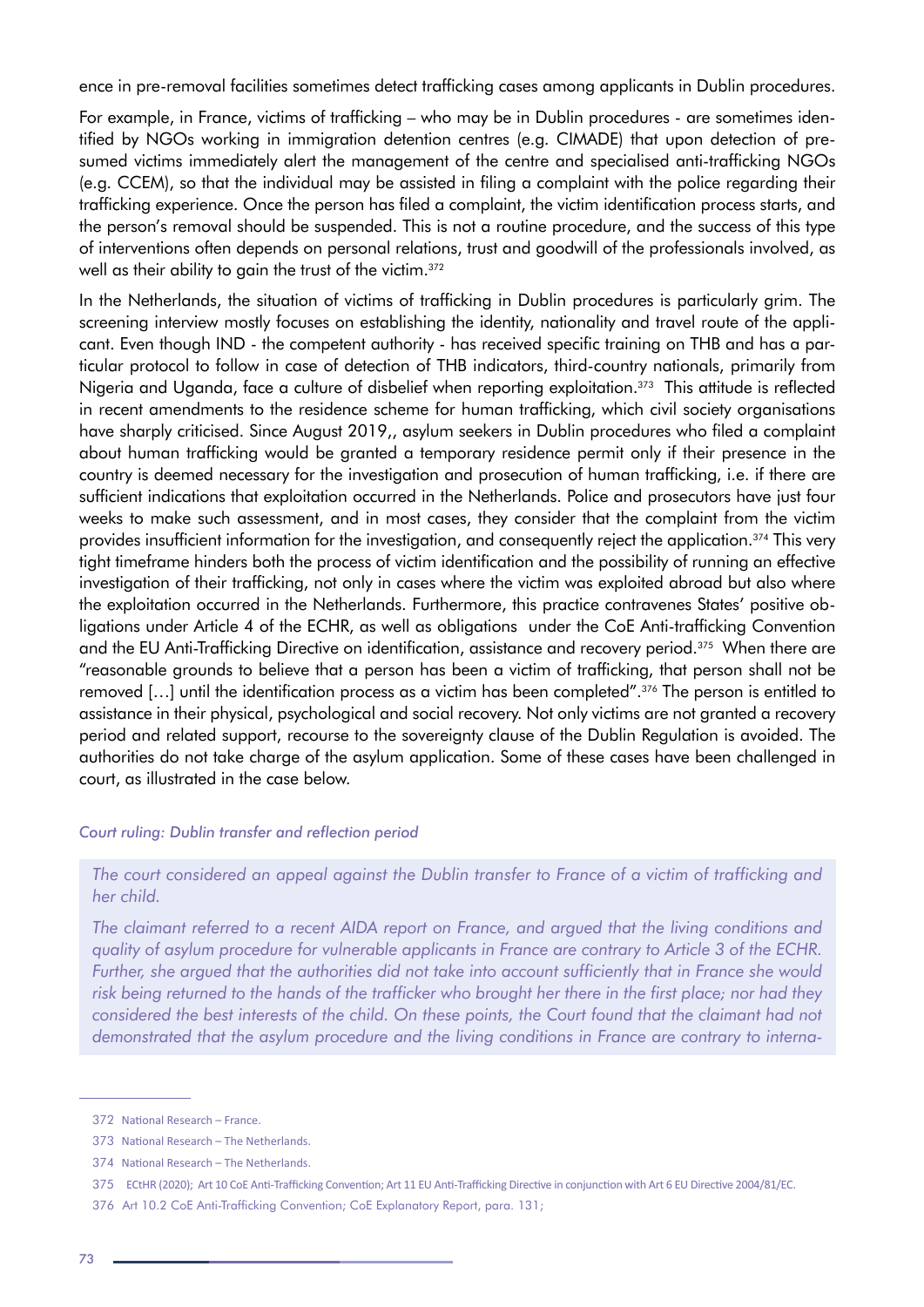ence in pre-removal facilities sometimes detect trafficking cases among applicants in Dublin procedures.

For example, in France, victims of trafficking – who may be in Dublin procedures - are sometimes identified by NGOs working in immigration detention centres (e.g. CIMADE) that upon detection of presumed victims immediately alert the management of the centre and specialised anti-trafficking NGOs (e.g. CCEM), so that the individual may be assisted in filing a complaint with the police regarding their trafficking experience. Once the person has filed a complaint, the victim identification process starts, and the person's removal should be suspended. This is not a routine procedure, and the success of this type of interventions often depends on personal relations, trust and goodwill of the professionals involved, as well as their ability to gain the trust of the victim.[372]

In the Netherlands, the situation of victims of trafficking in Dublin procedures is particularly grim. The screening interview mostly focuses on establishing the identity, nationality and travel route of the applicant. Even though IND - the competent authority - has received specific training on THB and has a particular protocol to follow in case of detection of THB indicators, third-country nationals, primarily from Nigeria and Uganda, face a culture of disbelief when reporting exploitation.[373] This attitude is reflected in recent amendments to the residence scheme for human trafficking, which civil society organisations have sharply criticised. Since August 2019,, asylum seekers in Dublin procedures who filed a complaint about human trafficking would be granted a temporary residence permit only if their presence in the country is deemed necessary for the investigation and prosecution of human trafficking, i.e. if there are sufficient indications that exploitation occurred in the Netherlands. Police and prosecutors have just four weeks to make such assessment, and in most cases, they consider that the complaint from the victim provides insufficient information for the investigation, and consequently reject the application.[374] This very tight timeframe hinders both the process of victim identification and the possibility of running an effective investigation of their trafficking, not only in cases where the victim was exploited abroad but also where the exploitation occurred in the Netherlands. Furthermore, this practice contravenes States' positive obligations under Article 4 of the ECHR, as well as obligations under the CoE Anti-trafficking Convention and the EU Anti-Trafficking Directive on identification, assistance and recovery period.[375] When there are "reasonable grounds to believe that a person has been a victim of trafficking, that person shall not be removed […] until the identification process as a victim has been completed".[376] The person is entitled to assistance in their physical, psychological and social recovery. Not only victims are not granted a recovery period and related support, recourse to the sovereignty clause of the Dublin Regulation is avoided. The authorities do not take charge of the asylum application. Some of these cases have been challenged in court, as illustrated in the case below.

*Court ruling: Dublin transfer and reflection period*

*The court considered an appeal against the Dublin transfer to France of a victim of trafficking and her child.*

*The claimant referred to a recent AIDA report on France, and argued that the living conditions and quality of asylum procedure for vulnerable applicants in France are contrary to Article 3 of the ECHR. Further, she argued that the authorities did not take into account sufficiently that in France she would risk being returned to the hands of the trafficker who brought her there in the first place; nor had they considered the best interests of the child. On these points, the Court found that the claimant had not demonstrated that the asylum procedure and the living conditions in France are contrary to interna-*

---

372 National Research – France.

373 National Research – The Netherlands.

374 National Research – The Netherlands.

375 ECtHR (2020); Art 10 CoE Anti-Trafficking Convention; Art 11 EU Anti-Trafficking Directive in conjunction with Art 6 EU Directive 2004/81/EC.

376 Art 10.2 CoE Anti-Trafficking Convention; CoE Explanatory Report, para. 131;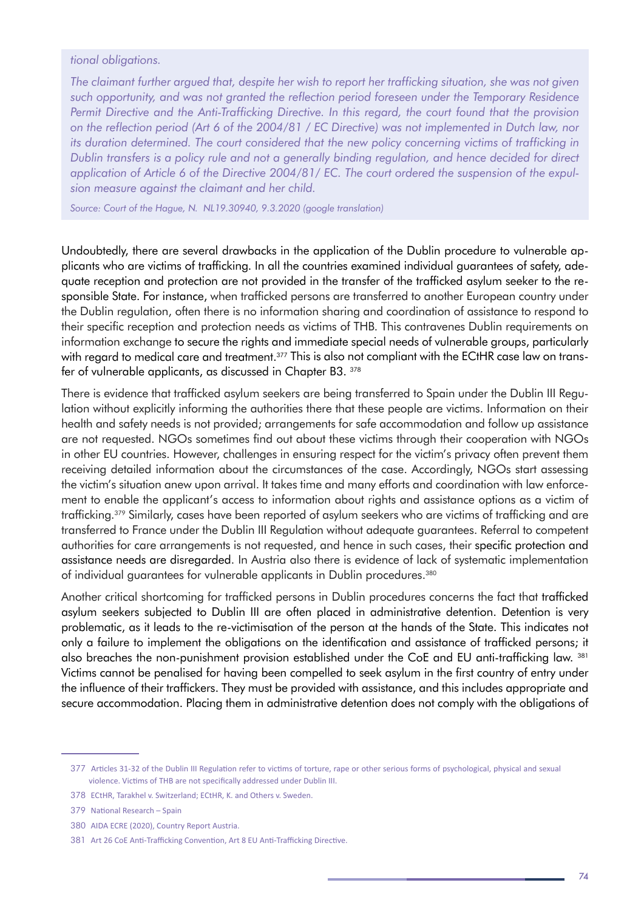*tional obligations.*

*The claimant further argued that, despite her wish to report her trafficking situation, she was not given such opportunity, and was not granted the reflection period foreseen under the Temporary Residence Permit Directive and the Anti-Trafficking Directive. In this regard, the court found that the provision on the reflection period (Art 6 of the 2004/81 / EC Directive) was not implemented in Dutch law, nor its duration determined. The court considered that the new policy concerning victims of trafficking in Dublin transfers is a policy rule and not a generally binding regulation, and hence decided for direct application of Article 6 of the Directive 2004/81/ EC. The court ordered the suspension of the expulsion measure against the claimant and her child.*

*Source: Court of the Hague, N. NL19.30940, 9.3.2020 (google translation)*

Undoubtedly, there are several drawbacks in the application of the Dublin procedure to vulnerable applicants who are victims of trafficking. In all the countries examined individual guarantees of safety, adequate reception and protection are not provided in the transfer of the trafficked asylum seeker to the responsible State. For instance, when trafficked persons are transferred to another European country under the Dublin regulation, often there is no information sharing and coordination of assistance to respond to their specific reception and protection needs as victims of THB. This contravenes Dublin requirements on information exchange to secure the rights and immediate special needs of vulnerable groups, particularly with regard to medical care and treatment.[377] This is also not compliant with the ECtHR case law on transfer of vulnerable applicants, as discussed in Chapter B3. [378]

There is evidence that trafficked asylum seekers are being transferred to Spain under the Dublin III Regulation without explicitly informing the authorities there that these people are victims. Information on their health and safety needs is not provided; arrangements for safe accommodation and follow up assistance are not requested. NGOs sometimes find out about these victims through their cooperation with NGOs in other EU countries. However, challenges in ensuring respect for the victim's privacy often prevent them receiving detailed information about the circumstances of the case. Accordingly, NGOs start assessing the victim's situation anew upon arrival. It takes time and many efforts and coordination with law enforcement to enable the applicant's access to information about rights and assistance options as a victim of trafficking.[379] Similarly, cases have been reported of asylum seekers who are victims of trafficking and are transferred to France under the Dublin III Regulation without adequate guarantees. Referral to competent authorities for care arrangements is not requested, and hence in such cases, their specific protection and assistance needs are disregarded. In Austria also there is evidence of lack of systematic implementation of individual guarantees for vulnerable applicants in Dublin procedures.[380]

Another critical shortcoming for trafficked persons in Dublin procedures concerns the fact that trafficked asylum seekers subjected to Dublin III are often placed in administrative detention. Detention is very problematic, as it leads to the re-victimisation of the person at the hands of the State. This indicates not only a failure to implement the obligations on the identification and assistance of trafficked persons; it also breaches the non-punishment provision established under the CoE and EU anti-trafficking law. [381] Victims cannot be penalised for having been compelled to seek asylum in the first country of entry under the influence of their traffickers. They must be provided with assistance, and this includes appropriate and secure accommodation. Placing them in administrative detention does not comply with the obligations of

---

377 Articles 31-32 of the Dublin III Regulation refer to victims of torture, rape or other serious forms of psychological, physical and sexual violence. Victims of THB are not specifically addressed under Dublin III.

378 ECtHR, Tarakhel v. Switzerland; ECtHR, K. and Others v. Sweden.

379 National Research – Spain

380 AIDA ECRE (2020), Country Report Austria.

381 Art 26 CoE Anti-Trafficking Convention, Art 8 EU Anti-Trafficking Directive.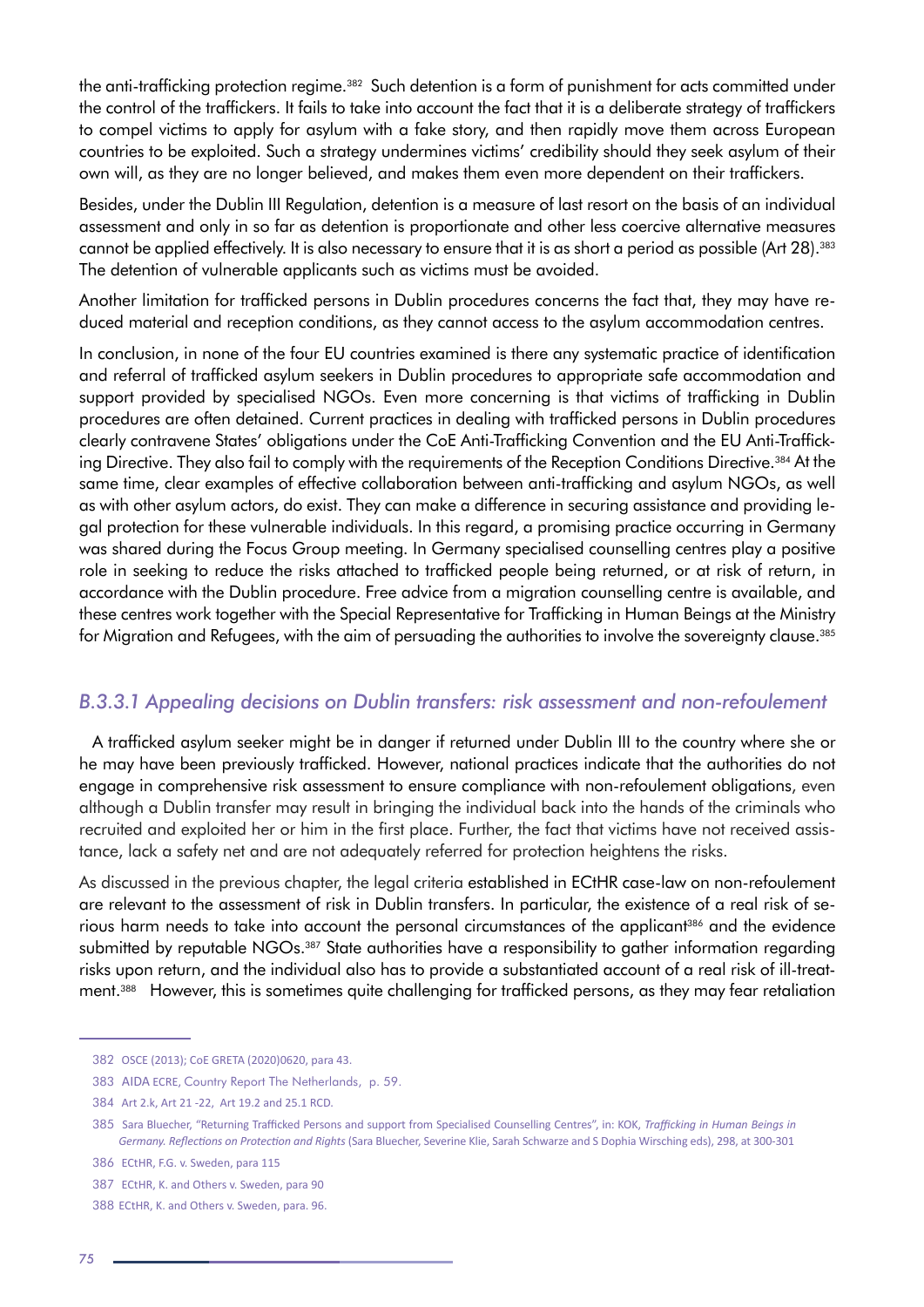the anti-trafficking protection regime.[382] Such detention is a form of punishment for acts committed under the control of the traffickers. It fails to take into account the fact that it is a deliberate strategy of traffickers to compel victims to apply for asylum with a fake story, and then rapidly move them across European countries to be exploited. Such a strategy undermines victims' credibility should they seek asylum of their own will, as they are no longer believed, and makes them even more dependent on their traffickers.

Besides, under the Dublin III Regulation, detention is a measure of last resort on the basis of an individual assessment and only in so far as detention is proportionate and other less coercive alternative measures cannot be applied effectively. It is also necessary to ensure that it is as short a period as possible (Art 28).[383] The detention of vulnerable applicants such as victims must be avoided.

Another limitation for trafficked persons in Dublin procedures concerns the fact that, they may have reduced material and reception conditions, as they cannot access to the asylum accommodation centres.

In conclusion, in none of the four EU countries examined is there any systematic practice of identification and referral of trafficked asylum seekers in Dublin procedures to appropriate safe accommodation and support provided by specialised NGOs. Even more concerning is that victims of trafficking in Dublin procedures are often detained. Current practices in dealing with trafficked persons in Dublin procedures clearly contravene States' obligations under the CoE Anti-Trafficking Convention and the EU Anti-Trafficking Directive. They also fail to comply with the requirements of the Reception Conditions Directive.[384] At the same time, clear examples of effective collaboration between anti-trafficking and asylum NGOs, as well as with other asylum actors, do exist. They can make a difference in securing assistance and providing legal protection for these vulnerable individuals. In this regard, a promising practice occurring in Germany was shared during the Focus Group meeting. In Germany specialised counselling centres play a positive role in seeking to reduce the risks attached to trafficked people being returned, or at risk of return, in accordance with the Dublin procedure. Free advice from a migration counselling centre is available, and these centres work together with the Special Representative for Trafficking in Human Beings at the Ministry for Migration and Refugees, with the aim of persuading the authorities to involve the sovereignty clause.[385]

### *B.3.3.1 Appealing decisions on Dublin transfers: risk assessment and non-refoulement*

A trafficked asylum seeker might be in danger if returned under Dublin III to the country where she or he may have been previously trafficked. However, national practices indicate that the authorities do not engage in comprehensive risk assessment to ensure compliance with non-refoulement obligations, even although a Dublin transfer may result in bringing the individual back into the hands of the criminals who recruited and exploited her or him in the first place. Further, the fact that victims have not received assistance, lack a safety net and are not adequately referred for protection heightens the risks.

As discussed in the previous chapter, the legal criteria established in ECtHR case-law on non-refoulement are relevant to the assessment of risk in Dublin transfers. In particular, the existence of a real risk of serious harm needs to take into account the personal circumstances of the applicant[386] and the evidence submitted by reputable NGOs.[387] State authorities have a responsibility to gather information regarding risks upon return, and the individual also has to provide a substantiated account of a real risk of ill-treatment.[388] However, this is sometimes quite challenging for trafficked persons, as they may fear retaliation

---

382 OSCE (2013); CoE GRETA (2020)0620, para 43.

383 AIDA ECRE, Country Report The Netherlands, p. 59.

384 Art 2.k, Art 21 -22, Art 19.2 and 25.1 RCD.

385 Sara Bluecher, "Returning Trafficked Persons and support from Specialised Counselling Centres", in: KOK, *Trafficking in Human Beings in Germany. Reflections on Protection and Rights* (Sara Bluecher, Severine Klie, Sarah Schwarze and S Dophia Wirsching eds), 298, at 300-301

386 ECtHR, F.G. v. Sweden, para 115

387 ECtHR, K. and Others v. Sweden, para 90

388 ECtHR, K. and Others v. Sweden, para. 96.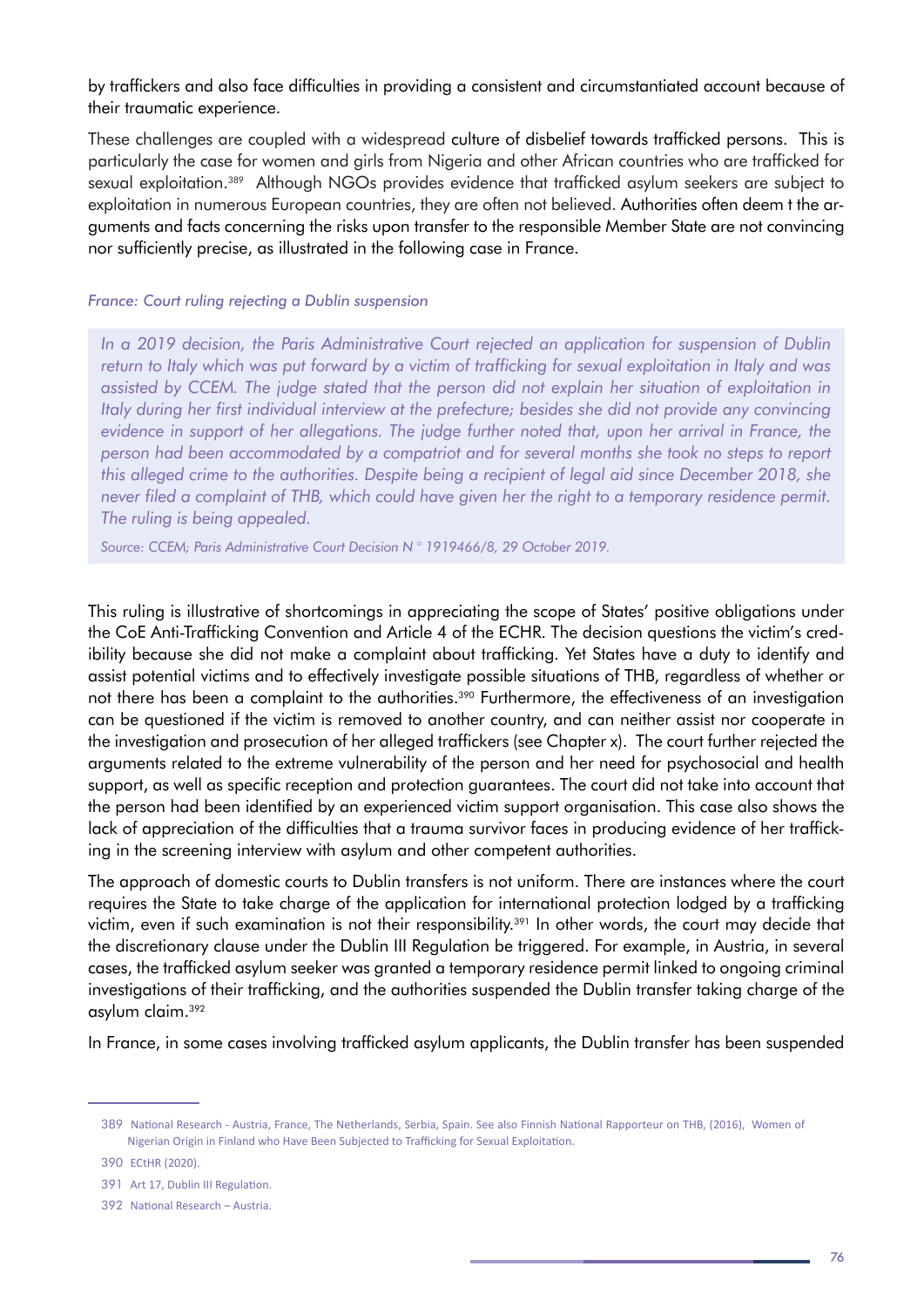by traffickers and also face difficulties in providing a consistent and circumstantiated account because of their traumatic experience.

These challenges are coupled with a widespread culture of disbelief towards trafficked persons. This is particularly the case for women and girls from Nigeria and other African countries who are trafficked for sexual exploitation.[389] Although NGOs provides evidence that trafficked asylum seekers are subject to exploitation in numerous European countries, they are often not believed. Authorities often deem t the arguments and facts concerning the risks upon transfer to the responsible Member State are not convincing nor sufficiently precise, as illustrated in the following case in France.

*France: Court ruling rejecting a Dublin suspension*

> *In a 2019 decision, the Paris Administrative Court rejected an application for suspension of Dublin return to Italy which was put forward by a victim of trafficking for sexual exploitation in Italy and was assisted by CCEM. The judge stated that the person did not explain her situation of exploitation in Italy during her first individual interview at the prefecture; besides she did not provide any convincing evidence in support of her allegations. The judge further noted that, upon her arrival in France, the person had been accommodated by a compatriot and for several months she took no steps to report this alleged crime to the authorities. Despite being a recipient of legal aid since December 2018, she never filed a complaint of THB, which could have given her the right to a temporary residence permit. The ruling is being appealed.*
>
> *Source: CCEM; Paris Administrative Court Decision N ° 1919466/8, 29 October 2019.*

This ruling is illustrative of shortcomings in appreciating the scope of States' positive obligations under the CoE Anti-Trafficking Convention and Article 4 of the ECHR. The decision questions the victim's credibility because she did not make a complaint about trafficking. Yet States have a duty to identify and assist potential victims and to effectively investigate possible situations of THB, regardless of whether or not there has been a complaint to the authorities.[390] Furthermore, the effectiveness of an investigation can be questioned if the victim is removed to another country, and can neither assist nor cooperate in the investigation and prosecution of her alleged traffickers (see Chapter x). The court further rejected the arguments related to the extreme vulnerability of the person and her need for psychosocial and health support, as well as specific reception and protection guarantees. The court did not take into account that the person had been identified by an experienced victim support organisation. This case also shows the lack of appreciation of the difficulties that a trauma survivor faces in producing evidence of her trafficking in the screening interview with asylum and other competent authorities.

The approach of domestic courts to Dublin transfers is not uniform. There are instances where the court requires the State to take charge of the application for international protection lodged by a trafficking victim, even if such examination is not their responsibility.[391] In other words, the court may decide that the discretionary clause under the Dublin III Regulation be triggered. For example, in Austria, in several cases, the trafficked asylum seeker was granted a temporary residence permit linked to ongoing criminal investigations of their trafficking, and the authorities suspended the Dublin transfer taking charge of the asylum claim.[392]

In France, in some cases involving trafficked asylum applicants, the Dublin transfer has been suspended

---

389 National Research - Austria, France, The Netherlands, Serbia, Spain. See also Finnish National Rapporteur on THB, (2016), Women of Nigerian Origin in Finland who Have Been Subjected to Trafficking for Sexual Exploitation.

390 ECtHR (2020).

391 Art 17, Dublin III Regulation.

392 National Research – Austria.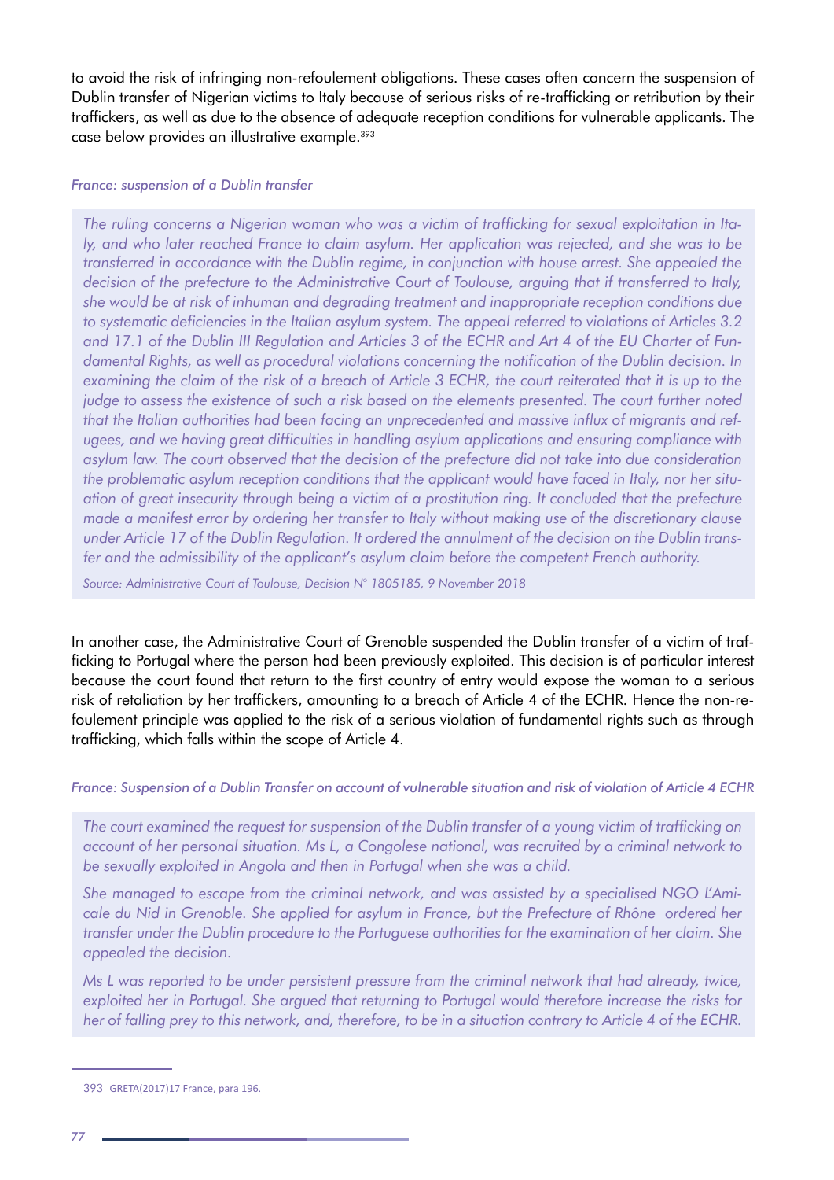to avoid the risk of infringing non-refoulement obligations. These cases often concern the suspension of Dublin transfer of Nigerian victims to Italy because of serious risks of re-trafficking or retribution by their traffickers, as well as due to the absence of adequate reception conditions for vulnerable applicants. The case below provides an illustrative example.[393]

*France: suspension of a Dublin transfer*

> *The ruling concerns a Nigerian woman who was a victim of trafficking for sexual exploitation in Italy, and who later reached France to claim asylum. Her application was rejected, and she was to be transferred in accordance with the Dublin regime, in conjunction with house arrest. She appealed the decision of the prefecture to the Administrative Court of Toulouse, arguing that if transferred to Italy, she would be at risk of inhuman and degrading treatment and inappropriate reception conditions due to systematic deficiencies in the Italian asylum system. The appeal referred to violations of Articles 3.2 and 17.1 of the Dublin III Regulation and Articles 3 of the ECHR and Art 4 of the EU Charter of Fundamental Rights, as well as procedural violations concerning the notification of the Dublin decision. In examining the claim of the risk of a breach of Article 3 ECHR, the court reiterated that it is up to the judge to assess the existence of such a risk based on the elements presented. The court further noted that the Italian authorities had been facing an unprecedented and massive influx of migrants and refugees, and we having great difficulties in handling asylum applications and ensuring compliance with asylum law. The court observed that the decision of the prefecture did not take into due consideration the problematic asylum reception conditions that the applicant would have faced in Italy, nor her situation of great insecurity through being a victim of a prostitution ring. It concluded that the prefecture made a manifest error by ordering her transfer to Italy without making use of the discretionary clause under Article 17 of the Dublin Regulation. It ordered the annulment of the decision on the Dublin transfer and the admissibility of the applicant's asylum claim before the competent French authority.*
>
> *Source: Administrative Court of Toulouse, Decision N° 1805185, 9 November 2018*

In another case, the Administrative Court of Grenoble suspended the Dublin transfer of a victim of trafficking to Portugal where the person had been previously exploited. This decision is of particular interest because the court found that return to the first country of entry would expose the woman to a serious risk of retaliation by her traffickers, amounting to a breach of Article 4 of the ECHR. Hence the non-refoulement principle was applied to the risk of a serious violation of fundamental rights such as through trafficking, which falls within the scope of Article 4.

*France: Suspension of a Dublin Transfer on account of vulnerable situation and risk of violation of Article 4 ECHR*

> *The court examined the request for suspension of the Dublin transfer of a young victim of trafficking on account of her personal situation. Ms L, a Congolese national, was recruited by a criminal network to be sexually exploited in Angola and then in Portugal when she was a child.*
>
> *She managed to escape from the criminal network, and was assisted by a specialised NGO L'Amicale du Nid in Grenoble. She applied for asylum in France, but the Prefecture of Rhône ordered her transfer under the Dublin procedure to the Portuguese authorities for the examination of her claim. She appealed the decision.*
>
> *Ms L was reported to be under persistent pressure from the criminal network that had already, twice, exploited her in Portugal. She argued that returning to Portugal would therefore increase the risks for her of falling prey to this network, and, therefore, to be in a situation contrary to Article 4 of the ECHR.*

---

393 GRETA(2017)17 France, para 196.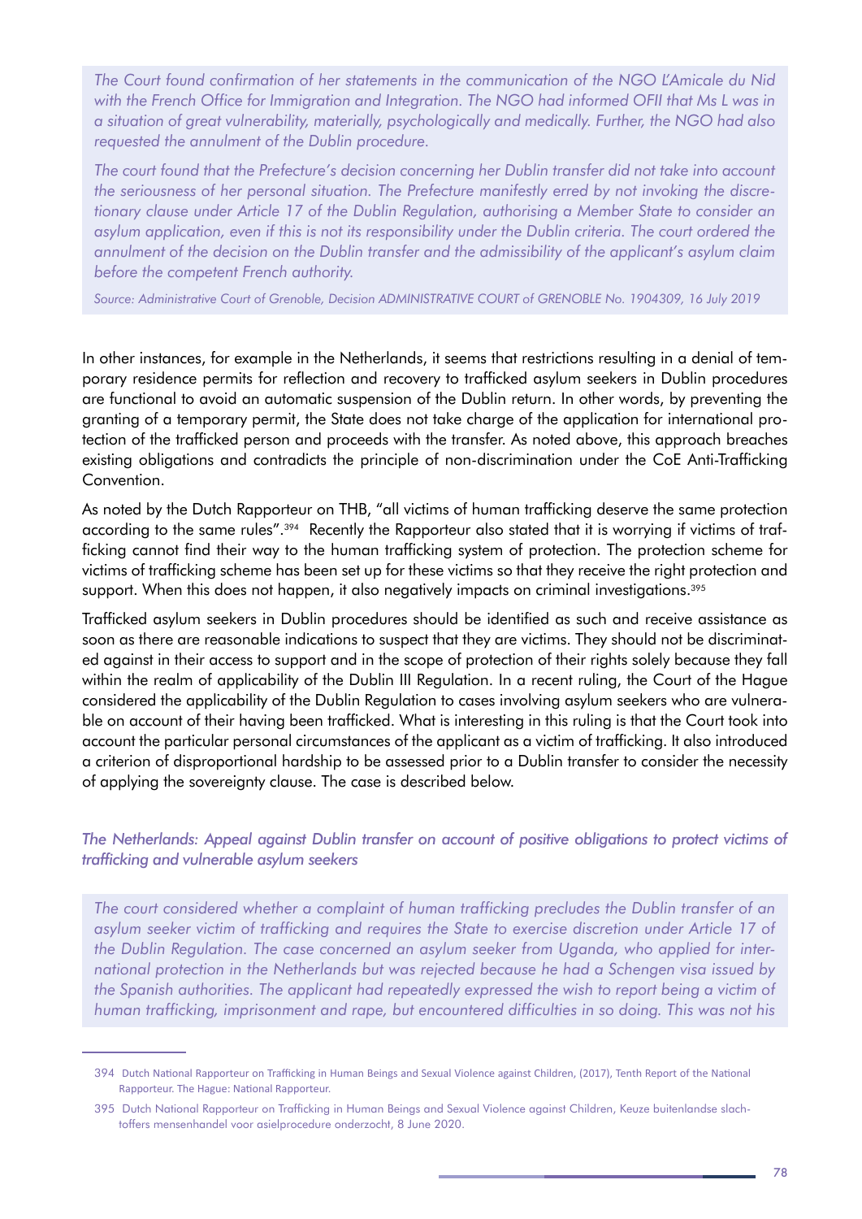*The Court found confirmation of her statements in the communication of the NGO L'Amicale du Nid with the French Office for Immigration and Integration. The NGO had informed OFII that Ms L was in a situation of great vulnerability, materially, psychologically and medically. Further, the NGO had also requested the annulment of the Dublin procedure.*

*The court found that the Prefecture's decision concerning her Dublin transfer did not take into account the seriousness of her personal situation. The Prefecture manifestly erred by not invoking the discretionary clause under Article 17 of the Dublin Regulation, authorising a Member State to consider an asylum application, even if this is not its responsibility under the Dublin criteria. The court ordered the annulment of the decision on the Dublin transfer and the admissibility of the applicant's asylum claim before the competent French authority.*

*Source: Administrative Court of Grenoble, Decision ADMINISTRATIVE COURT of GRENOBLE No. 1904309, 16 July 2019*

In other instances, for example in the Netherlands, it seems that restrictions resulting in a denial of temporary residence permits for reflection and recovery to trafficked asylum seekers in Dublin procedures are functional to avoid an automatic suspension of the Dublin return. In other words, by preventing the granting of a temporary permit, the State does not take charge of the application for international protection of the trafficked person and proceeds with the transfer. As noted above, this approach breaches existing obligations and contradicts the principle of non-discrimination under the CoE Anti-Trafficking Convention.

As noted by the Dutch Rapporteur on THB, "all victims of human trafficking deserve the same protection according to the same rules".[394] Recently the Rapporteur also stated that it is worrying if victims of trafficking cannot find their way to the human trafficking system of protection. The protection scheme for victims of trafficking scheme has been set up for these victims so that they receive the right protection and support. When this does not happen, it also negatively impacts on criminal investigations.[395]

Trafficked asylum seekers in Dublin procedures should be identified as such and receive assistance as soon as there are reasonable indications to suspect that they are victims. They should not be discriminated against in their access to support and in the scope of protection of their rights solely because they fall within the realm of applicability of the Dublin III Regulation. In a recent ruling, the Court of the Hague considered the applicability of the Dublin Regulation to cases involving asylum seekers who are vulnerable on account of their having been trafficked. What is interesting in this ruling is that the Court took into account the particular personal circumstances of the applicant as a victim of trafficking. It also introduced a criterion of disproportional hardship to be assessed prior to a Dublin transfer to consider the necessity of applying the sovereignty clause. The case is described below.

### *The Netherlands: Appeal against Dublin transfer on account of positive obligations to protect victims of trafficking and vulnerable asylum seekers*

*The court considered whether a complaint of human trafficking precludes the Dublin transfer of an asylum seeker victim of trafficking and requires the State to exercise discretion under Article 17 of the Dublin Regulation. The case concerned an asylum seeker from Uganda, who applied for international protection in the Netherlands but was rejected because he had a Schengen visa issued by the Spanish authorities. The applicant had repeatedly expressed the wish to report being a victim of human trafficking, imprisonment and rape, but encountered difficulties in so doing. This was not his*

---

394 Dutch National Rapporteur on Trafficking in Human Beings and Sexual Violence against Children, (2017), Tenth Report of the National Rapporteur. The Hague: National Rapporteur.

395 Dutch National Rapporteur on Trafficking in Human Beings and Sexual Violence against Children, Keuze buitenlandse slachtoffers mensenhandel voor asielprocedure onderzocht, 8 June 2020.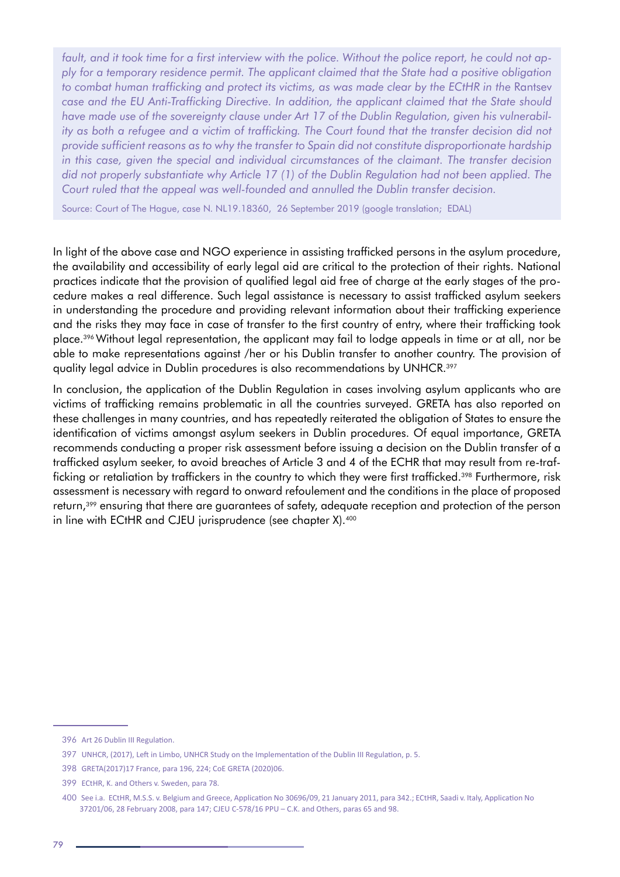*fault, and it took time for a first interview with the police. Without the police report, he could not apply for a temporary residence permit. The applicant claimed that the State had a positive obligation to combat human trafficking and protect its victims, as was made clear by the ECtHR in the* Rantsev *case and the EU Anti-Trafficking Directive. In addition, the applicant claimed that the State should have made use of the sovereignty clause under Art 17 of the Dublin Regulation, given his vulnerability as both a refugee and a victim of trafficking. The Court found that the transfer decision did not provide sufficient reasons as to why the transfer to Spain did not constitute disproportionate hardship in this case, given the special and individual circumstances of the claimant. The transfer decision did not properly substantiate why Article 17 (1) of the Dublin Regulation had not been applied. The Court ruled that the appeal was well-founded and annulled the Dublin transfer decision.*

Source: Court of The Hague, case N. NL19.18360, 26 September 2019 (google translation; EDAL)

In light of the above case and NGO experience in assisting trafficked persons in the asylum procedure, the availability and accessibility of early legal aid are critical to the protection of their rights. National practices indicate that the provision of qualified legal aid free of charge at the early stages of the procedure makes a real difference. Such legal assistance is necessary to assist trafficked asylum seekers in understanding the procedure and providing relevant information about their trafficking experience and the risks they may face in case of transfer to the first country of entry, where their trafficking took place.[396] Without legal representation, the applicant may fail to lodge appeals in time or at all, nor be able to make representations against /her or his Dublin transfer to another country. The provision of quality legal advice in Dublin procedures is also recommendations by UNHCR.[397]

In conclusion, the application of the Dublin Regulation in cases involving asylum applicants who are victims of trafficking remains problematic in all the countries surveyed. GRETA has also reported on these challenges in many countries, and has repeatedly reiterated the obligation of States to ensure the identification of victims amongst asylum seekers in Dublin procedures. Of equal importance, GRETA recommends conducting a proper risk assessment before issuing a decision on the Dublin transfer of a trafficked asylum seeker, to avoid breaches of Article 3 and 4 of the ECHR that may result from re-trafficking or retaliation by traffickers in the country to which they were first trafficked.[398] Furthermore, risk assessment is necessary with regard to onward refoulement and the conditions in the place of proposed return,[399] ensuring that there are guarantees of safety, adequate reception and protection of the person in line with ECtHR and CJEU jurisprudence (see chapter X).[400]

---

396 Art 26 Dublin III Regulation.

397 UNHCR, (2017), Left in Limbo, UNHCR Study on the Implementation of the Dublin III Regulation, p. 5.

398 GRETA(2017)17 France, para 196, 224; CoE GRETA (2020)06.

399 ECtHR, K. and Others v. Sweden, para 78.

400 See i.a. ECtHR, M.S.S. v. Belgium and Greece, Application No 30696/09, 21 January 2011, para 342.; ECtHR, Saadi v. Italy, Application No 37201/06, 28 February 2008, para 147; CJEU C-578/16 PPU – C.K. and Others, paras 65 and 98.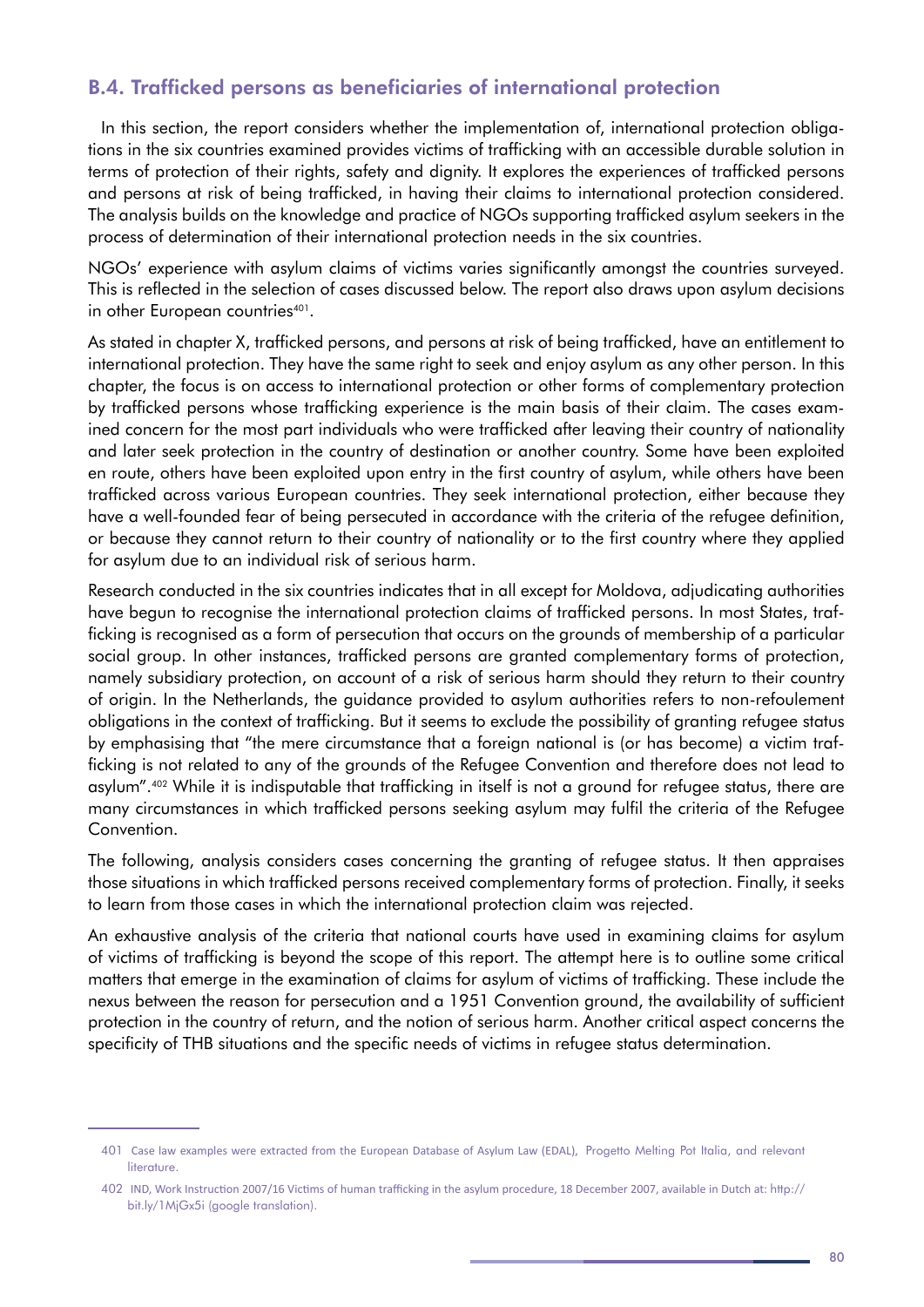## B.4. Trafficked persons as beneficiaries of international protection

In this section, the report considers whether the implementation of, international protection obligations in the six countries examined provides victims of trafficking with an accessible durable solution in terms of protection of their rights, safety and dignity. It explores the experiences of trafficked persons and persons at risk of being trafficked, in having their claims to international protection considered. The analysis builds on the knowledge and practice of NGOs supporting trafficked asylum seekers in the process of determination of their international protection needs in the six countries.

NGOs' experience with asylum claims of victims varies significantly amongst the countries surveyed. This is reflected in the selection of cases discussed below. The report also draws upon asylum decisions in other European countries[401].

As stated in chapter X, trafficked persons, and persons at risk of being trafficked, have an entitlement to international protection. They have the same right to seek and enjoy asylum as any other person. In this chapter, the focus is on access to international protection or other forms of complementary protection by trafficked persons whose trafficking experience is the main basis of their claim. The cases examined concern for the most part individuals who were trafficked after leaving their country of nationality and later seek protection in the country of destination or another country. Some have been exploited en route, others have been exploited upon entry in the first country of asylum, while others have been trafficked across various European countries. They seek international protection, either because they have a well-founded fear of being persecuted in accordance with the criteria of the refugee definition, or because they cannot return to their country of nationality or to the first country where they applied for asylum due to an individual risk of serious harm.

Research conducted in the six countries indicates that in all except for Moldova, adjudicating authorities have begun to recognise the international protection claims of trafficked persons. In most States, trafficking is recognised as a form of persecution that occurs on the grounds of membership of a particular social group. In other instances, trafficked persons are granted complementary forms of protection, namely subsidiary protection, on account of a risk of serious harm should they return to their country of origin. In the Netherlands, the guidance provided to asylum authorities refers to non-refoulement obligations in the context of trafficking. But it seems to exclude the possibility of granting refugee status by emphasising that "the mere circumstance that a foreign national is (or has become) a victim trafficking is not related to any of the grounds of the Refugee Convention and therefore does not lead to asylum".[402] While it is indisputable that trafficking in itself is not a ground for refugee status, there are many circumstances in which trafficked persons seeking asylum may fulfil the criteria of the Refugee Convention.

The following, analysis considers cases concerning the granting of refugee status. It then appraises those situations in which trafficked persons received complementary forms of protection. Finally, it seeks to learn from those cases in which the international protection claim was rejected.

An exhaustive analysis of the criteria that national courts have used in examining claims for asylum of victims of trafficking is beyond the scope of this report. The attempt here is to outline some critical matters that emerge in the examination of claims for asylum of victims of trafficking. These include the nexus between the reason for persecution and a 1951 Convention ground, the availability of sufficient protection in the country of return, and the notion of serious harm. Another critical aspect concerns the specificity of THB situations and the specific needs of victims in refugee status determination.

---

401 Case law examples were extracted from the European Database of Asylum Law (EDAL), Progetto Melting Pot Italia, and relevant literature.

402 IND, Work Instruction 2007/16 Victims of human trafficking in the asylum procedure, 18 December 2007, available in Dutch at: http://bit.ly/1MjGx5i (google translation).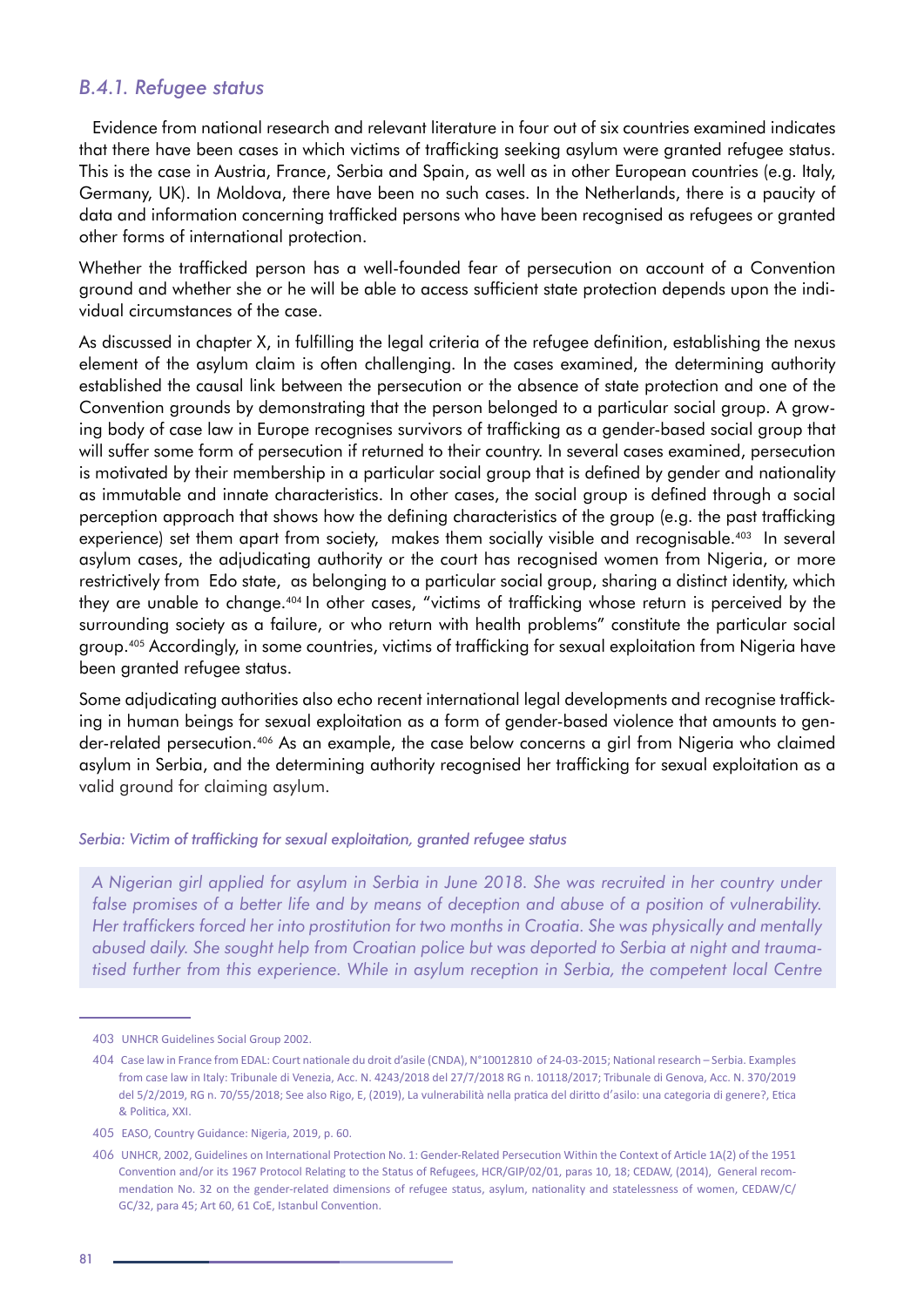### *B.4.1. Refugee status*

Evidence from national research and relevant literature in four out of six countries examined indicates that there have been cases in which victims of trafficking seeking asylum were granted refugee status. This is the case in Austria, France, Serbia and Spain, as well as in other European countries (e.g. Italy, Germany, UK). In Moldova, there have been no such cases. In the Netherlands, there is a paucity of data and information concerning trafficked persons who have been recognised as refugees or granted other forms of international protection.

Whether the trafficked person has a well-founded fear of persecution on account of a Convention ground and whether she or he will be able to access sufficient state protection depends upon the individual circumstances of the case.

As discussed in chapter X, in fulfilling the legal criteria of the refugee definition, establishing the nexus element of the asylum claim is often challenging. In the cases examined, the determining authority established the causal link between the persecution or the absence of state protection and one of the Convention grounds by demonstrating that the person belonged to a particular social group. A growing body of case law in Europe recognises survivors of trafficking as a gender-based social group that will suffer some form of persecution if returned to their country. In several cases examined, persecution is motivated by their membership in a particular social group that is defined by gender and nationality as immutable and innate characteristics. In other cases, the social group is defined through a social perception approach that shows how the defining characteristics of the group (e.g. the past trafficking experience) set them apart from society, makes them socially visible and recognisable.[403] In several asylum cases, the adjudicating authority or the court has recognised women from Nigeria, or more restrictively from Edo state, as belonging to a particular social group, sharing a distinct identity, which they are unable to change.[404] In other cases, "victims of trafficking whose return is perceived by the surrounding society as a failure, or who return with health problems" constitute the particular social group.[405] Accordingly, in some countries, victims of trafficking for sexual exploitation from Nigeria have been granted refugee status.

Some adjudicating authorities also echo recent international legal developments and recognise trafficking in human beings for sexual exploitation as a form of gender-based violence that amounts to gender-related persecution.[406] As an example, the case below concerns a girl from Nigeria who claimed asylum in Serbia, and the determining authority recognised her trafficking for sexual exploitation as a valid ground for claiming asylum.

*Serbia: Victim of trafficking for sexual exploitation, granted refugee status*

*A Nigerian girl applied for asylum in Serbia in June 2018. She was recruited in her country under false promises of a better life and by means of deception and abuse of a position of vulnerability. Her traffickers forced her into prostitution for two months in Croatia. She was physically and mentally abused daily. She sought help from Croatian police but was deported to Serbia at night and traumatised further from this experience. While in asylum reception in Serbia, the competent local Centre*

---

403 UNHCR Guidelines Social Group 2002.

404 Case law in France from EDAL: Court nationale du droit d'asile (CNDA), N°10012810 of 24-03-2015; National research – Serbia. Examples from case law in Italy: Tribunale di Venezia, Acc. N. 4243/2018 del 27/7/2018 RG n. 10118/2017; Tribunale di Genova, Acc. N. 370/2019 del 5/2/2019, RG n. 70/55/2018; See also Rigo, E, (2019), La vulnerabilità nella pratica del diritto d'asilo: una categoria di genere?, Etica & Politica, XXI.

405 EASO, Country Guidance: Nigeria, 2019, p. 60.

406 UNHCR, 2002, Guidelines on International Protection No. 1: Gender-Related Persecution Within the Context of Article 1A(2) of the 1951 Convention and/or its 1967 Protocol Relating to the Status of Refugees, HCR/GIP/02/01, paras 10, 18; CEDAW, (2014), General recommendation No. 32 on the gender-related dimensions of refugee status, asylum, nationality and statelessness of women, CEDAW/C/GC/32, para 45; Art 60, 61 CoE, Istanbul Convention.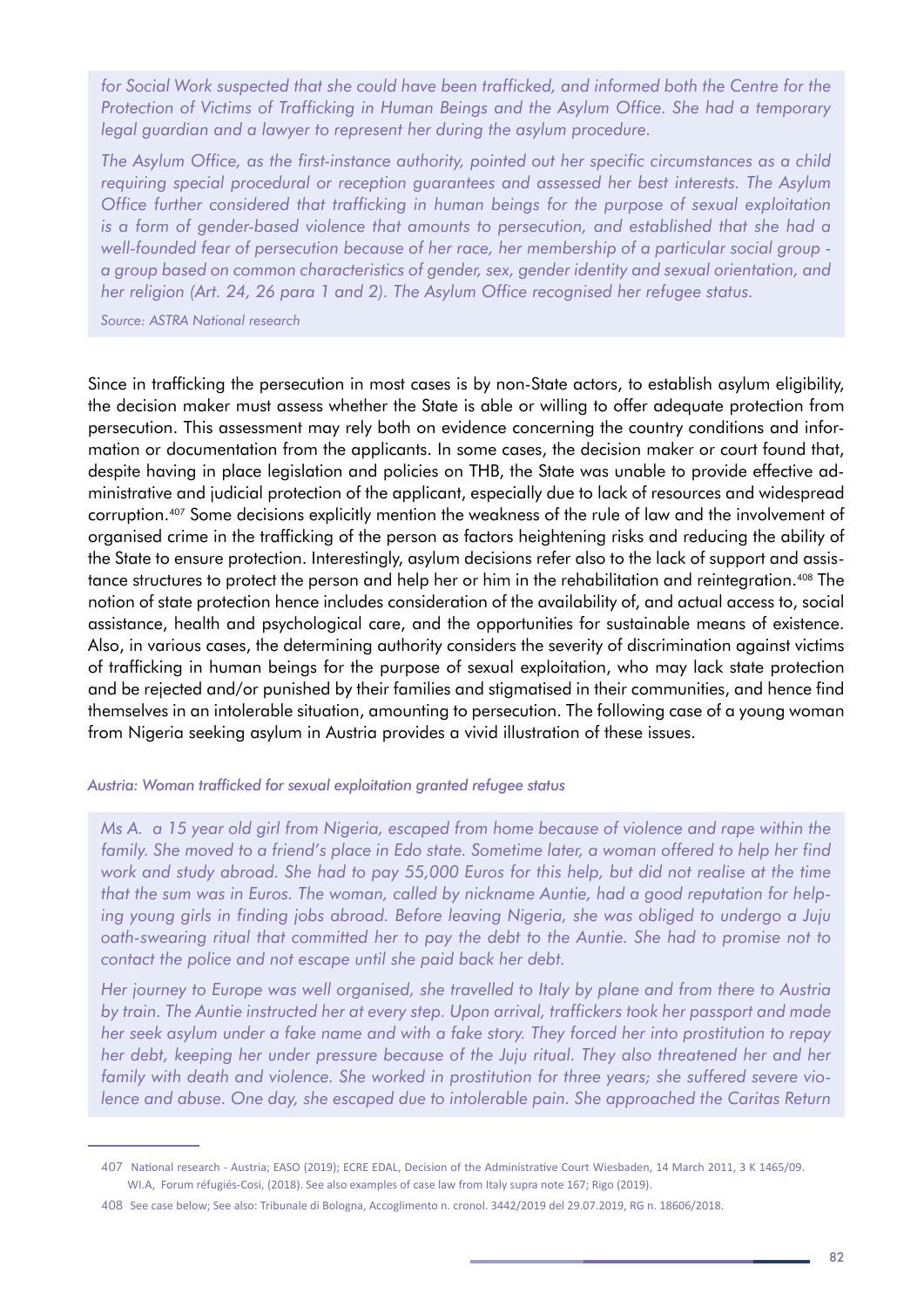*for Social Work suspected that she could have been trafficked, and informed both the Centre for the Protection of Victims of Trafficking in Human Beings and the Asylum Office. She had a temporary legal guardian and a lawyer to represent her during the asylum procedure.*

*The Asylum Office, as the first-instance authority, pointed out her specific circumstances as a child requiring special procedural or reception guarantees and assessed her best interests. The Asylum Office further considered that trafficking in human beings for the purpose of sexual exploitation is a form of gender-based violence that amounts to persecution, and established that she had a well-founded fear of persecution because of her race, her membership of a particular social group - a group based on common characteristics of gender, sex, gender identity and sexual orientation, and her religion (Art. 24, 26 para 1 and 2). The Asylum Office recognised her refugee status.*

*Source: ASTRA National research*

Since in trafficking the persecution in most cases is by non-State actors, to establish asylum eligibility, the decision maker must assess whether the State is able or willing to offer adequate protection from persecution. This assessment may rely both on evidence concerning the country conditions and information or documentation from the applicants. In some cases, the decision maker or court found that, despite having in place legislation and policies on THB, the State was unable to provide effective administrative and judicial protection of the applicant, especially due to lack of resources and widespread corruption.[407] Some decisions explicitly mention the weakness of the rule of law and the involvement of organised crime in the trafficking of the person as factors heightening risks and reducing the ability of the State to ensure protection. Interestingly, asylum decisions refer also to the lack of support and assistance structures to protect the person and help her or him in the rehabilitation and reintegration.[408] The notion of state protection hence includes consideration of the availability of, and actual access to, social assistance, health and psychological care, and the opportunities for sustainable means of existence. Also, in various cases, the determining authority considers the severity of discrimination against victims of trafficking in human beings for the purpose of sexual exploitation, who may lack state protection and be rejected and/or punished by their families and stigmatised in their communities, and hence find themselves in an intolerable situation, amounting to persecution. The following case of a young woman from Nigeria seeking asylum in Austria provides a vivid illustration of these issues.

*Austria: Woman trafficked for sexual exploitation granted refugee status*

*Ms A. a 15 year old girl from Nigeria, escaped from home because of violence and rape within the family. She moved to a friend's place in Edo state. Sometime later, a woman offered to help her find work and study abroad. She had to pay 55,000 Euros for this help, but did not realise at the time that the sum was in Euros. The woman, called by nickname Auntie, had a good reputation for helping young girls in finding jobs abroad. Before leaving Nigeria, she was obliged to undergo a Juju oath-swearing ritual that committed her to pay the debt to the Auntie. She had to promise not to contact the police and not escape until she paid back her debt.*

*Her journey to Europe was well organised, she travelled to Italy by plane and from there to Austria by train. The Auntie instructed her at every step. Upon arrival, traffickers took her passport and made her seek asylum under a fake name and with a fake story. They forced her into prostitution to repay her debt, keeping her under pressure because of the Juju ritual. They also threatened her and her family with death and violence. She worked in prostitution for three years; she suffered severe violence and abuse. One day, she escaped due to intolerable pain. She approached the Caritas Return*

---

407 National research - Austria; EASO (2019); ECRE EDAL, Decision of the Administrative Court Wiesbaden, 14 March 2011, 3 K 1465/09. WI.A, Forum réfugiés-Cosi, (2018). See also examples of case law from Italy supra note 167; Rigo (2019).

408 See case below; See also: Tribunale di Bologna, Accoglimento n. cronol. 3442/2019 del 29.07.2019, RG n. 18606/2018.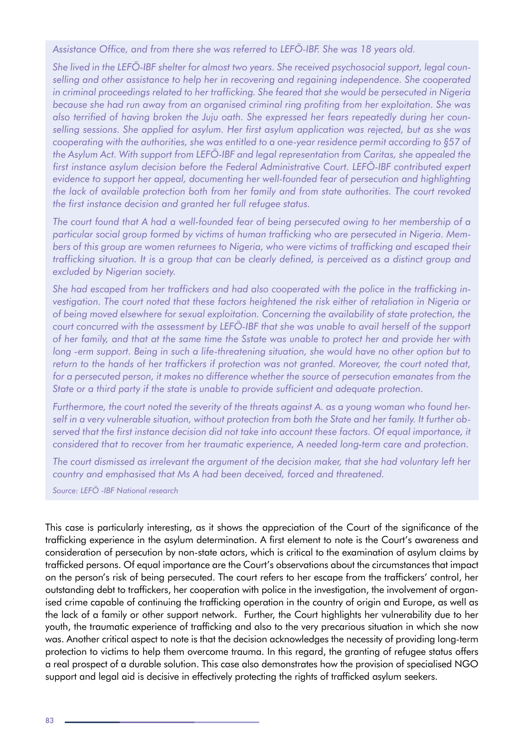*Assistance Office, and from there she was referred to LEFÖ-IBF. She was 18 years old.*

*She lived in the LEFÖ-IBF shelter for almost two years. She received psychosocial support, legal counselling and other assistance to help her in recovering and regaining independence. She cooperated in criminal proceedings related to her trafficking. She feared that she would be persecuted in Nigeria because she had run away from an organised criminal ring profiting from her exploitation. She was also terrified of having broken the Juju oath. She expressed her fears repeatedly during her counselling sessions. She applied for asylum. Her first asylum application was rejected, but as she was cooperating with the authorities, she was entitled to a one-year residence permit according to §57 of the Asylum Act. With support from LEFÖ-IBF and legal representation from Caritas, she appealed the first instance asylum decision before the Federal Administrative Court. LEFÖ-IBF contributed expert evidence to support her appeal, documenting her well-founded fear of persecution and highlighting the lack of available protection both from her family and from state authorities. The court revoked the first instance decision and granted her full refugee status.*

*The court found that A had a well-founded fear of being persecuted owing to her membership of a particular social group formed by victims of human trafficking who are persecuted in Nigeria. Members of this group are women returnees to Nigeria, who were victims of trafficking and escaped their trafficking situation. It is a group that can be clearly defined, is perceived as a distinct group and excluded by Nigerian society.*

*She had escaped from her traffickers and had also cooperated with the police in the trafficking investigation. The court noted that these factors heightened the risk either of retaliation in Nigeria or of being moved elsewhere for sexual exploitation. Concerning the availability of state protection, the court concurred with the assessment by LEFÖ-IBF that she was unable to avail herself of the support of her family, and that at the same time the Sstate was unable to protect her and provide her with long -erm support. Being in such a life-threatening situation, she would have no other option but to return to the hands of her traffickers if protection was not granted. Moreover, the court noted that, for a persecuted person, it makes no difference whether the source of persecution emanates from the State or a third party if the state is unable to provide sufficient and adequate protection.*

*Furthermore, the court noted the severity of the threats against A. as a young woman who found herself in a very vulnerable situation, without protection from both the State and her family. It further observed that the first instance decision did not take into account these factors. Of equal importance, it considered that to recover from her traumatic experience, A needed long-term care and protection.*

*The court dismissed as irrelevant the argument of the decision maker, that she had voluntary left her country and emphasised that Ms A had been deceived, forced and threatened.*

*Source: LEFÖ -IBF National research*

This case is particularly interesting, as it shows the appreciation of the Court of the significance of the trafficking experience in the asylum determination. A first element to note is the Court's awareness and consideration of persecution by non-state actors, which is critical to the examination of asylum claims by trafficked persons. Of equal importance are the Court's observations about the circumstances that impact on the person's risk of being persecuted. The court refers to her escape from the traffickers' control, her outstanding debt to traffickers, her cooperation with police in the investigation, the involvement of organised crime capable of continuing the trafficking operation in the country of origin and Europe, as well as the lack of a family or other support network. Further, the Court highlights her vulnerability due to her youth, the traumatic experience of trafficking and also to the very precarious situation in which she now was. Another critical aspect to note is that the decision acknowledges the necessity of providing long-term protection to victims to help them overcome trauma. In this regard, the granting of refugee status offers a real prospect of a durable solution. This case also demonstrates how the provision of specialised NGO support and legal aid is decisive in effectively protecting the rights of trafficked asylum seekers.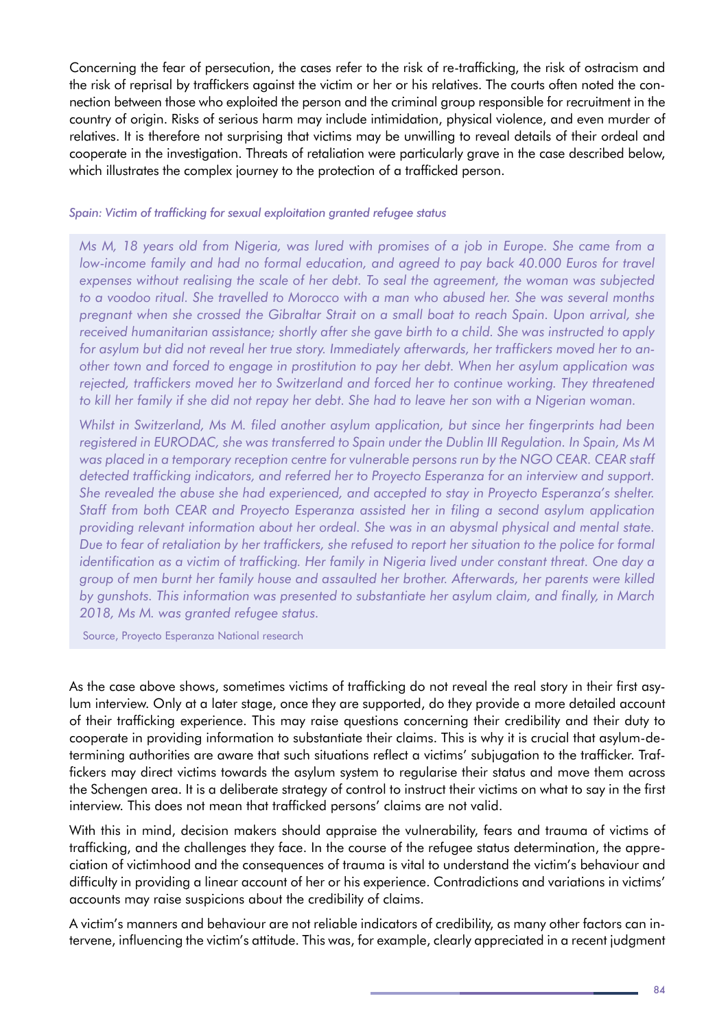Concerning the fear of persecution, the cases refer to the risk of re-trafficking, the risk of ostracism and the risk of reprisal by traffickers against the victim or her or his relatives. The courts often noted the connection between those who exploited the person and the criminal group responsible for recruitment in the country of origin. Risks of serious harm may include intimidation, physical violence, and even murder of relatives. It is therefore not surprising that victims may be unwilling to reveal details of their ordeal and cooperate in the investigation. Threats of retaliation were particularly grave in the case described below, which illustrates the complex journey to the protection of a trafficked person.

*Spain: Victim of trafficking for sexual exploitation granted refugee status*

> *Ms M, 18 years old from Nigeria, was lured with promises of a job in Europe. She came from a low-income family and had no formal education, and agreed to pay back 40.000 Euros for travel expenses without realising the scale of her debt. To seal the agreement, the woman was subjected to a voodoo ritual. She travelled to Morocco with a man who abused her. She was several months pregnant when she crossed the Gibraltar Strait on a small boat to reach Spain. Upon arrival, she received humanitarian assistance; shortly after she gave birth to a child. She was instructed to apply for asylum but did not reveal her true story. Immediately afterwards, her traffickers moved her to another town and forced to engage in prostitution to pay her debt. When her asylum application was rejected, traffickers moved her to Switzerland and forced her to continue working. They threatened to kill her family if she did not repay her debt. She had to leave her son with a Nigerian woman.*
>
> *Whilst in Switzerland, Ms M. filed another asylum application, but since her fingerprints had been registered in EURODAC, she was transferred to Spain under the Dublin III Regulation. In Spain, Ms M was placed in a temporary reception centre for vulnerable persons run by the NGO CEAR. CEAR staff detected trafficking indicators, and referred her to Proyecto Esperanza for an interview and support. She revealed the abuse she had experienced, and accepted to stay in Proyecto Esperanza's shelter. Staff from both CEAR and Proyecto Esperanza assisted her in filing a second asylum application providing relevant information about her ordeal. She was in an abysmal physical and mental state. Due to fear of retaliation by her traffickers, she refused to report her situation to the police for formal identification as a victim of trafficking. Her family in Nigeria lived under constant threat. One day a group of men burnt her family house and assaulted her brother. Afterwards, her parents were killed by gunshots. This information was presented to substantiate her asylum claim, and finally, in March 2018, Ms M. was granted refugee status.*
>
> Source, Proyecto Esperanza National research

As the case above shows, sometimes victims of trafficking do not reveal the real story in their first asylum interview. Only at a later stage, once they are supported, do they provide a more detailed account of their trafficking experience. This may raise questions concerning their credibility and their duty to cooperate in providing information to substantiate their claims. This is why it is crucial that asylum-determining authorities are aware that such situations reflect a victims' subjugation to the trafficker. Traffickers may direct victims towards the asylum system to regularise their status and move them across the Schengen area. It is a deliberate strategy of control to instruct their victims on what to say in the first interview. This does not mean that trafficked persons' claims are not valid.

With this in mind, decision makers should appraise the vulnerability, fears and trauma of victims of trafficking, and the challenges they face. In the course of the refugee status determination, the appreciation of victimhood and the consequences of trauma is vital to understand the victim's behaviour and difficulty in providing a linear account of her or his experience. Contradictions and variations in victims' accounts may raise suspicions about the credibility of claims.

A victim's manners and behaviour are not reliable indicators of credibility, as many other factors can intervene, influencing the victim's attitude. This was, for example, clearly appreciated in a recent judgment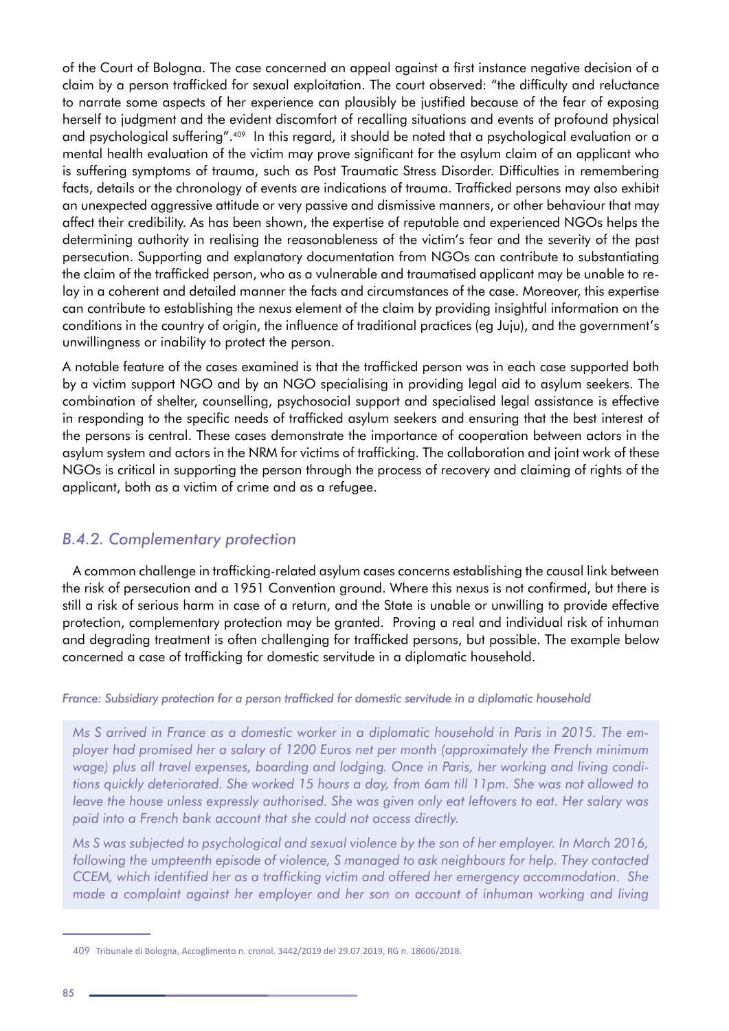of the Court of Bologna. The case concerned an appeal against a first instance negative decision of a claim by a person trafficked for sexual exploitation. The court observed: "the difficulty and reluctance to narrate some aspects of her experience can plausibly be justified because of the fear of exposing herself to judgment and the evident discomfort of recalling situations and events of profound physical and psychological suffering".[409] In this regard, it should be noted that a psychological evaluation or a mental health evaluation of the victim may prove significant for the asylum claim of an applicant who is suffering symptoms of trauma, such as Post Traumatic Stress Disorder. Difficulties in remembering facts, details or the chronology of events are indications of trauma. Trafficked persons may also exhibit an unexpected aggressive attitude or very passive and dismissive manners, or other behaviour that may affect their credibility. As has been shown, the expertise of reputable and experienced NGOs helps the determining authority in realising the reasonableness of the victim's fear and the severity of the past persecution. Supporting and explanatory documentation from NGOs can contribute to substantiating the claim of the trafficked person, who as a vulnerable and traumatised applicant may be unable to relay in a coherent and detailed manner the facts and circumstances of the case. Moreover, this expertise can contribute to establishing the nexus element of the claim by providing insightful information on the conditions in the country of origin, the influence of traditional practices (eg Juju), and the government's unwillingness or inability to protect the person.

A notable feature of the cases examined is that the trafficked person was in each case supported both by a victim support NGO and by an NGO specialising in providing legal aid to asylum seekers. The combination of shelter, counselling, psychosocial support and specialised legal assistance is effective in responding to the specific needs of trafficked asylum seekers and ensuring that the best interest of the persons is central. These cases demonstrate the importance of cooperation between actors in the asylum system and actors in the NRM for victims of trafficking. The collaboration and joint work of these NGOs is critical in supporting the person through the process of recovery and claiming of rights of the applicant, both as a victim of crime and as a refugee.

### *B.4.2. Complementary protection*

A common challenge in trafficking-related asylum cases concerns establishing the causal link between the risk of persecution and a 1951 Convention ground. Where this nexus is not confirmed, but there is still a risk of serious harm in case of a return, and the State is unable or unwilling to provide effective protection, complementary protection may be granted. Proving a real and individual risk of inhuman and degrading treatment is often challenging for trafficked persons, but possible. The example below concerned a case of trafficking for domestic servitude in a diplomatic household.

*France: Subsidiary protection for a person trafficked for domestic servitude in a diplomatic household*

*Ms S arrived in France as a domestic worker in a diplomatic household in Paris in 2015. The employer had promised her a salary of 1200 Euros net per month (approximately the French minimum wage) plus all travel expenses, boarding and lodging. Once in Paris, her working and living conditions quickly deteriorated. She worked 15 hours a day, from 6am till 11pm. She was not allowed to leave the house unless expressly authorised. She was given only eat leftovers to eat. Her salary was paid into a French bank account that she could not access directly.*

*Ms S was subjected to psychological and sexual violence by the son of her employer. In March 2016, following the umpteenth episode of violence, S managed to ask neighbours for help. They contacted CCEM, which identified her as a trafficking victim and offered her emergency accommodation. She made a complaint against her employer and her son on account of inhuman working and living*

409 Tribunale di Bologna, Accoglimento n. cronol. 3442/2019 del 29.07.2019, RG n. 18606/2018.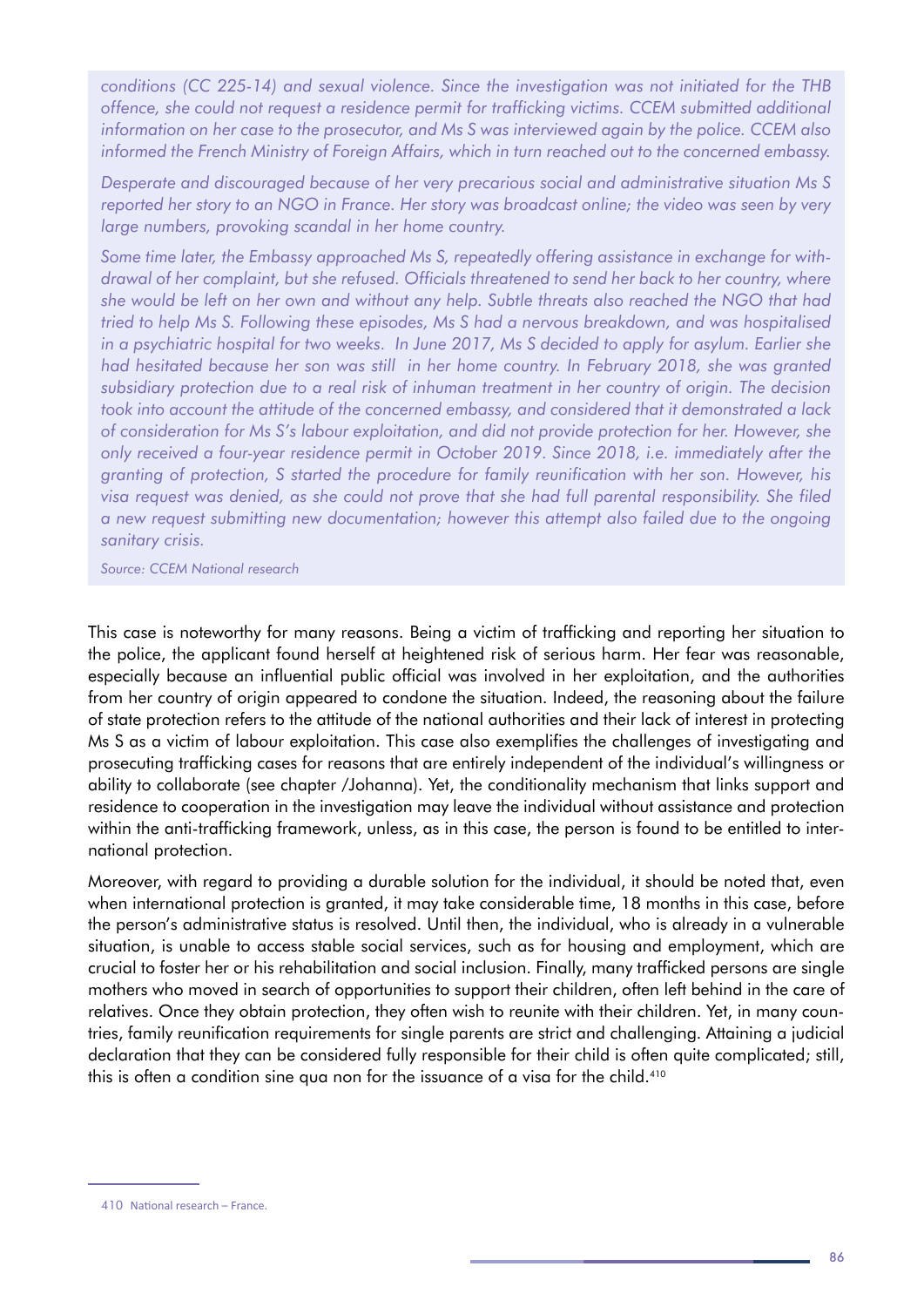*conditions (CC 225-14) and sexual violence. Since the investigation was not initiated for the THB offence, she could not request a residence permit for trafficking victims. CCEM submitted additional information on her case to the prosecutor, and Ms S was interviewed again by the police. CCEM also informed the French Ministry of Foreign Affairs, which in turn reached out to the concerned embassy.*

*Desperate and discouraged because of her very precarious social and administrative situation Ms S reported her story to an NGO in France. Her story was broadcast online; the video was seen by very large numbers, provoking scandal in her home country.*

*Some time later, the Embassy approached Ms S, repeatedly offering assistance in exchange for withdrawal of her complaint, but she refused. Officials threatened to send her back to her country, where she would be left on her own and without any help. Subtle threats also reached the NGO that had tried to help Ms S. Following these episodes, Ms S had a nervous breakdown, and was hospitalised in a psychiatric hospital for two weeks. In June 2017, Ms S decided to apply for asylum. Earlier she had hesitated because her son was still in her home country. In February 2018, she was granted subsidiary protection due to a real risk of inhuman treatment in her country of origin. The decision took into account the attitude of the concerned embassy, and considered that it demonstrated a lack of consideration for Ms S's labour exploitation, and did not provide protection for her. However, she only received a four-year residence permit in October 2019. Since 2018, i.e. immediately after the granting of protection, S started the procedure for family reunification with her son. However, his visa request was denied, as she could not prove that she had full parental responsibility. She filed a new request submitting new documentation; however this attempt also failed due to the ongoing sanitary crisis.*

*Source: CCEM National research*

This case is noteworthy for many reasons. Being a victim of trafficking and reporting her situation to the police, the applicant found herself at heightened risk of serious harm. Her fear was reasonable, especially because an influential public official was involved in her exploitation, and the authorities from her country of origin appeared to condone the situation. Indeed, the reasoning about the failure of state protection refers to the attitude of the national authorities and their lack of interest in protecting Ms S as a victim of labour exploitation. This case also exemplifies the challenges of investigating and prosecuting trafficking cases for reasons that are entirely independent of the individual's willingness or ability to collaborate (see chapter /Johanna). Yet, the conditionality mechanism that links support and residence to cooperation in the investigation may leave the individual without assistance and protection within the anti-trafficking framework, unless, as in this case, the person is found to be entitled to international protection.

Moreover, with regard to providing a durable solution for the individual, it should be noted that, even when international protection is granted, it may take considerable time, 18 months in this case, before the person's administrative status is resolved. Until then, the individual, who is already in a vulnerable situation, is unable to access stable social services, such as for housing and employment, which are crucial to foster her or his rehabilitation and social inclusion. Finally, many trafficked persons are single mothers who moved in search of opportunities to support their children, often left behind in the care of relatives. Once they obtain protection, they often wish to reunite with their children. Yet, in many countries, family reunification requirements for single parents are strict and challenging. Attaining a judicial declaration that they can be considered fully responsible for their child is often quite complicated; still, this is often a condition sine qua non for the issuance of a visa for the child.[410]

---

410 National research – France.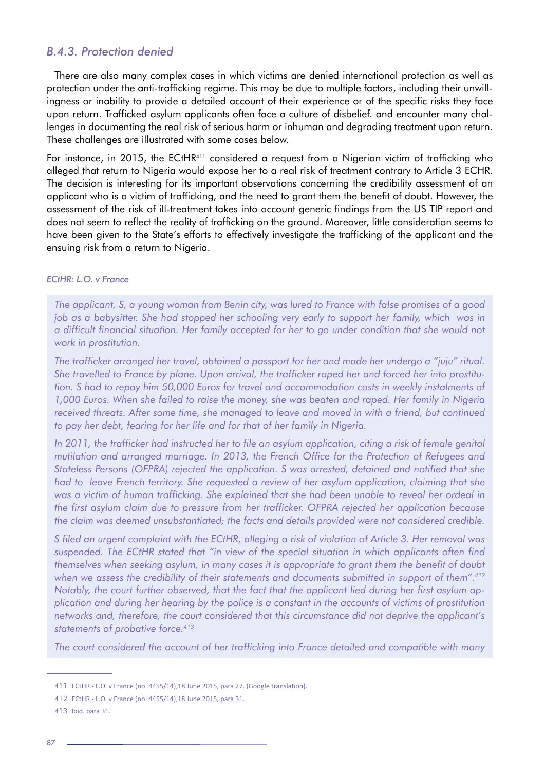### *B.4.3. Protection denied*

There are also many complex cases in which victims are denied international protection as well as protection under the anti-trafficking regime. This may be due to multiple factors, including their unwillingness or inability to provide a detailed account of their experience or of the specific risks they face upon return. Trafficked asylum applicants often face a culture of disbelief. and encounter many challenges in documenting the real risk of serious harm or inhuman and degrading treatment upon return. These challenges are illustrated with some cases below.

For instance, in 2015, the ECtHR[411] considered a request from a Nigerian victim of trafficking who alleged that return to Nigeria would expose her to a real risk of treatment contrary to Article 3 ECHR. The decision is interesting for its important observations concerning the credibility assessment of an applicant who is a victim of trafficking, and the need to grant them the benefit of doubt. However, the assessment of the risk of ill-treatment takes into account generic findings from the US TIP report and does not seem to reflect the reality of trafficking on the ground. Moreover, little consideration seems to have been given to the State's efforts to effectively investigate the trafficking of the applicant and the ensuing risk from a return to Nigeria.

*ECtHR: L.O. v France*

*The applicant, S, a young woman from Benin city, was lured to France with false promises of a good job as a babysitter. She had stopped her schooling very early to support her family, which was in a difficult financial situation. Her family accepted for her to go under condition that she would not work in prostitution.*

*The trafficker arranged her travel, obtained a passport for her and made her undergo a "juju" ritual. She travelled to France by plane. Upon arrival, the trafficker raped her and forced her into prostitution. S had to repay him 50,000 Euros for travel and accommodation costs in weekly instalments of 1,000 Euros. When she failed to raise the money, she was beaten and raped. Her family in Nigeria received threats. After some time, she managed to leave and moved in with a friend, but continued to pay her debt, fearing for her life and for that of her family in Nigeria.*

*In 2011, the trafficker had instructed her to file an asylum application, citing a risk of female genital mutilation and arranged marriage. In 2013, the French Office for the Protection of Refugees and Stateless Persons (OFPRA) rejected the application. S was arrested, detained and notified that she had to leave French territory. She requested a review of her asylum application, claiming that she was a victim of human trafficking. She explained that she had been unable to reveal her ordeal in the first asylum claim due to pressure from her trafficker. OFPRA rejected her application because the claim was deemed unsubstantiated; the facts and details provided were not considered credible.*

*S filed an urgent complaint with the ECtHR, alleging a risk of violation of Article 3. Her removal was suspended. The ECtHR stated that "in view of the special situation in which applicants often find themselves when seeking asylum, in many cases it is appropriate to grant them the benefit of doubt when we assess the credibility of their statements and documents submitted in support of them".[412] Notably, the court further observed, that the fact that the applicant lied during her first asylum application and during her hearing by the police is a constant in the accounts of victims of prostitution networks and, therefore, the court considered that this circumstance did not deprive the applicant's statements of probative force.[413]*

*The court considered the account of her trafficking into France detailed and compatible with many*

---

411 ECtHR - L.O. v France (no. 4455/14),18 June 2015, para 27. (Google translation).

412 ECtHR - L.O. v France (no. 4455/14),18 June 2015, para 31.

413 Ibid. para 31.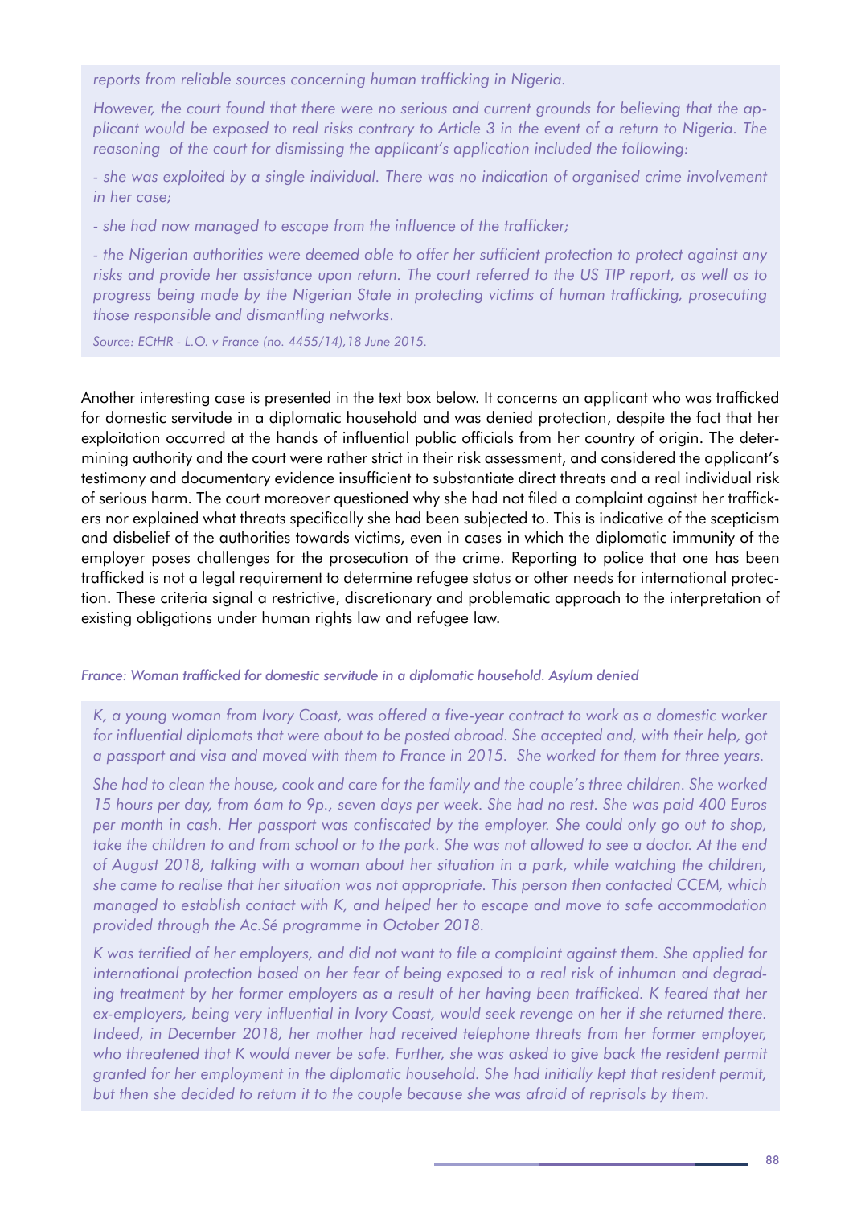*reports from reliable sources concerning human trafficking in Nigeria.*

*However, the court found that there were no serious and current grounds for believing that the applicant would be exposed to real risks contrary to Article 3 in the event of a return to Nigeria. The reasoning of the court for dismissing the applicant's application included the following:*

*- she was exploited by a single individual. There was no indication of organised crime involvement in her case;*

*- she had now managed to escape from the influence of the trafficker;*

*- the Nigerian authorities were deemed able to offer her sufficient protection to protect against any risks and provide her assistance upon return. The court referred to the US TIP report, as well as to progress being made by the Nigerian State in protecting victims of human trafficking, prosecuting those responsible and dismantling networks.*

*Source: ECtHR - L.O. v France (no. 4455/14),18 June 2015.*

Another interesting case is presented in the text box below. It concerns an applicant who was trafficked for domestic servitude in a diplomatic household and was denied protection, despite the fact that her exploitation occurred at the hands of influential public officials from her country of origin. The determining authority and the court were rather strict in their risk assessment, and considered the applicant's testimony and documentary evidence insufficient to substantiate direct threats and a real individual risk of serious harm. The court moreover questioned why she had not filed a complaint against her traffickers nor explained what threats specifically she had been subjected to. This is indicative of the scepticism and disbelief of the authorities towards victims, even in cases in which the diplomatic immunity of the employer poses challenges for the prosecution of the crime. Reporting to police that one has been trafficked is not a legal requirement to determine refugee status or other needs for international protection. These criteria signal a restrictive, discretionary and problematic approach to the interpretation of existing obligations under human rights law and refugee law.

*France: Woman trafficked for domestic servitude in a diplomatic household. Asylum denied*

*K, a young woman from Ivory Coast, was offered a five-year contract to work as a domestic worker for influential diplomats that were about to be posted abroad. She accepted and, with their help, got a passport and visa and moved with them to France in 2015. She worked for them for three years.*

*She had to clean the house, cook and care for the family and the couple's three children. She worked 15 hours per day, from 6am to 9p., seven days per week. She had no rest. She was paid 400 Euros per month in cash. Her passport was confiscated by the employer. She could only go out to shop, take the children to and from school or to the park. She was not allowed to see a doctor. At the end of August 2018, talking with a woman about her situation in a park, while watching the children, she came to realise that her situation was not appropriate. This person then contacted CCEM, which managed to establish contact with K, and helped her to escape and move to safe accommodation provided through the Ac.Sé programme in October 2018.*

*K was terrified of her employers, and did not want to file a complaint against them. She applied for international protection based on her fear of being exposed to a real risk of inhuman and degrading treatment by her former employers as a result of her having been trafficked. K feared that her ex-employers, being very influential in Ivory Coast, would seek revenge on her if she returned there. Indeed, in December 2018, her mother had received telephone threats from her former employer, who threatened that K would never be safe. Further, she was asked to give back the resident permit granted for her employment in the diplomatic household. She had initially kept that resident permit, but then she decided to return it to the couple because she was afraid of reprisals by them.*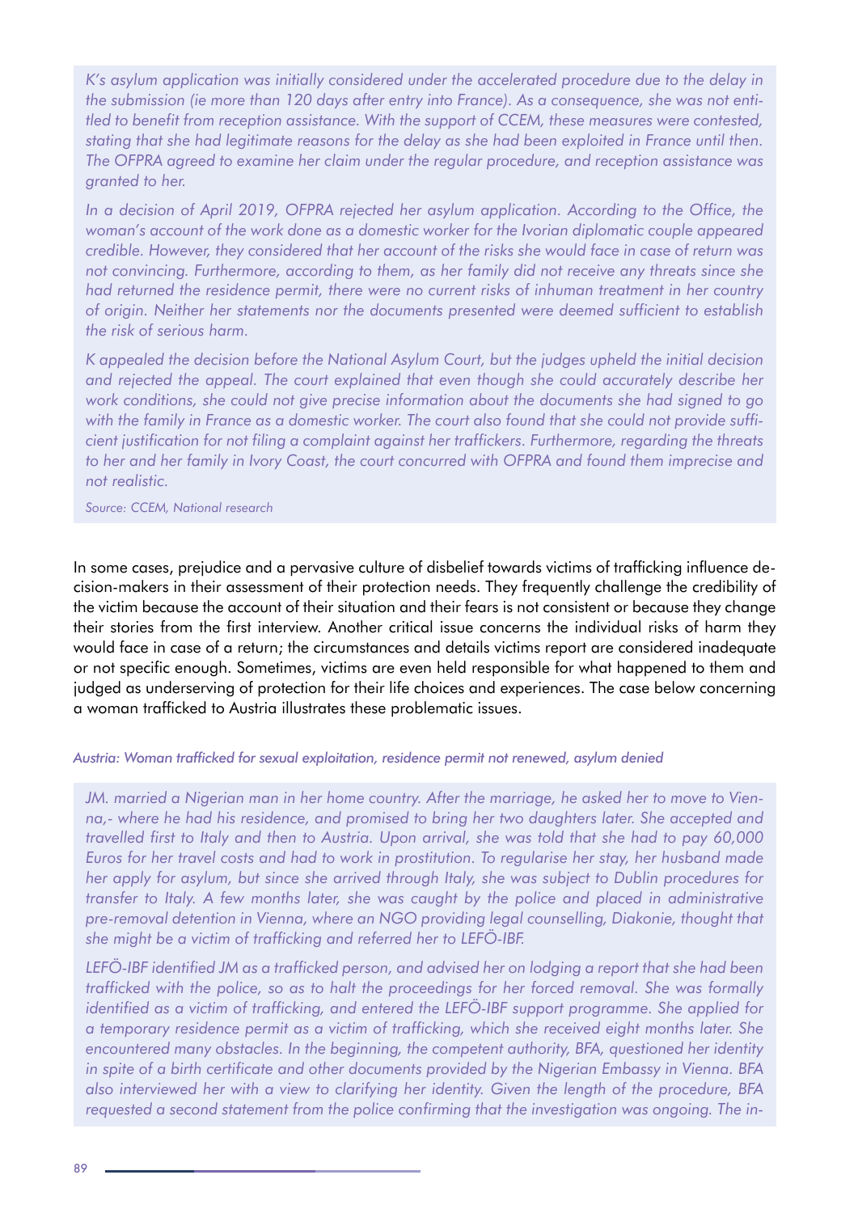*K's asylum application was initially considered under the accelerated procedure due to the delay in the submission (ie more than 120 days after entry into France). As a consequence, she was not entitled to benefit from reception assistance. With the support of CCEM, these measures were contested, stating that she had legitimate reasons for the delay as she had been exploited in France until then. The OFPRA agreed to examine her claim under the regular procedure, and reception assistance was granted to her.*

*In a decision of April 2019, OFPRA rejected her asylum application. According to the Office, the woman's account of the work done as a domestic worker for the Ivorian diplomatic couple appeared credible. However, they considered that her account of the risks she would face in case of return was not convincing. Furthermore, according to them, as her family did not receive any threats since she had returned the residence permit, there were no current risks of inhuman treatment in her country of origin. Neither her statements nor the documents presented were deemed sufficient to establish the risk of serious harm.*

*K appealed the decision before the National Asylum Court, but the judges upheld the initial decision and rejected the appeal. The court explained that even though she could accurately describe her work conditions, she could not give precise information about the documents she had signed to go with the family in France as a domestic worker. The court also found that she could not provide sufficient justification for not filing a complaint against her traffickers. Furthermore, regarding the threats to her and her family in Ivory Coast, the court concurred with OFPRA and found them imprecise and not realistic.*

*Source: CCEM, National research*

In some cases, prejudice and a pervasive culture of disbelief towards victims of trafficking influence decision-makers in their assessment of their protection needs. They frequently challenge the credibility of the victim because the account of their situation and their fears is not consistent or because they change their stories from the first interview. Another critical issue concerns the individual risks of harm they would face in case of a return; the circumstances and details victims report are considered inadequate or not specific enough. Sometimes, victims are even held responsible for what happened to them and judged as underserving of protection for their life choices and experiences. The case below concerning a woman trafficked to Austria illustrates these problematic issues.

*Austria: Woman trafficked for sexual exploitation, residence permit not renewed, asylum denied*

*JM. married a Nigerian man in her home country. After the marriage, he asked her to move to Vienna,- where he had his residence, and promised to bring her two daughters later. She accepted and travelled first to Italy and then to Austria. Upon arrival, she was told that she had to pay 60,000 Euros for her travel costs and had to work in prostitution. To regularise her stay, her husband made her apply for asylum, but since she arrived through Italy, she was subject to Dublin procedures for transfer to Italy. A few months later, she was caught by the police and placed in administrative pre-removal detention in Vienna, where an NGO providing legal counselling, Diakonie, thought that she might be a victim of trafficking and referred her to LEFÖ-IBF.*

*LEFÖ-IBF identified JM as a trafficked person, and advised her on lodging a report that she had been trafficked with the police, so as to halt the proceedings for her forced removal. She was formally identified as a victim of trafficking, and entered the LEFÖ-IBF support programme. She applied for a temporary residence permit as a victim of trafficking, which she received eight months later. She encountered many obstacles. In the beginning, the competent authority, BFA, questioned her identity in spite of a birth certificate and other documents provided by the Nigerian Embassy in Vienna. BFA also interviewed her with a view to clarifying her identity. Given the length of the procedure, BFA requested a second statement from the police confirming that the investigation was ongoing. The in-*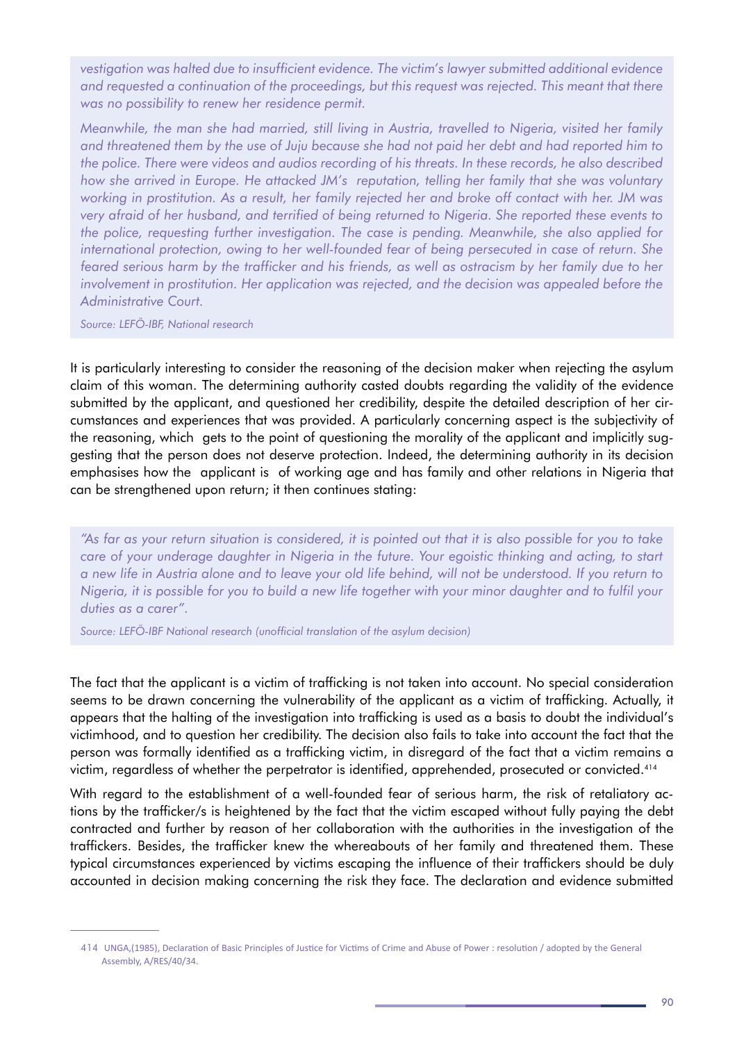*vestigation was halted due to insufficient evidence. The victim's lawyer submitted additional evidence and requested a continuation of the proceedings, but this request was rejected. This meant that there was no possibility to renew her residence permit.*

*Meanwhile, the man she had married, still living in Austria, travelled to Nigeria, visited her family and threatened them by the use of Juju because she had not paid her debt and had reported him to the police. There were videos and audios recording of his threats. In these records, he also described how she arrived in Europe. He attacked JM's reputation, telling her family that she was voluntary working in prostitution. As a result, her family rejected her and broke off contact with her. JM was very afraid of her husband, and terrified of being returned to Nigeria. She reported these events to the police, requesting further investigation. The case is pending. Meanwhile, she also applied for international protection, owing to her well-founded fear of being persecuted in case of return. She feared serious harm by the trafficker and his friends, as well as ostracism by her family due to her involvement in prostitution. Her application was rejected, and the decision was appealed before the Administrative Court.*

*Source: LEFÖ-IBF, National research*

It is particularly interesting to consider the reasoning of the decision maker when rejecting the asylum claim of this woman. The determining authority casted doubts regarding the validity of the evidence submitted by the applicant, and questioned her credibility, despite the detailed description of her circumstances and experiences that was provided. A particularly concerning aspect is the subjectivity of the reasoning, which gets to the point of questioning the morality of the applicant and implicitly suggesting that the person does not deserve protection. Indeed, the determining authority in its decision emphasises how the applicant is of working age and has family and other relations in Nigeria that can be strengthened upon return; it then continues stating:

*"As far as your return situation is considered, it is pointed out that it is also possible for you to take care of your underage daughter in Nigeria in the future. Your egoistic thinking and acting, to start a new life in Austria alone and to leave your old life behind, will not be understood. If you return to Nigeria, it is possible for you to build a new life together with your minor daughter and to fulfil your duties as a carer".*

*Source: LEFÖ-IBF National research (unofficial translation of the asylum decision)*

The fact that the applicant is a victim of trafficking is not taken into account. No special consideration seems to be drawn concerning the vulnerability of the applicant as a victim of trafficking. Actually, it appears that the halting of the investigation into trafficking is used as a basis to doubt the individual's victimhood, and to question her credibility. The decision also fails to take into account the fact that the person was formally identified as a trafficking victim, in disregard of the fact that a victim remains a victim, regardless of whether the perpetrator is identified, apprehended, prosecuted or convicted.[414]

With regard to the establishment of a well-founded fear of serious harm, the risk of retaliatory actions by the trafficker/s is heightened by the fact that the victim escaped without fully paying the debt contracted and further by reason of her collaboration with the authorities in the investigation of the traffickers. Besides, the trafficker knew the whereabouts of her family and threatened them. These typical circumstances experienced by victims escaping the influence of their traffickers should be duly accounted in decision making concerning the risk they face. The declaration and evidence submitted

---

414 UNGA,(1985), Declaration of Basic Principles of Justice for Victims of Crime and Abuse of Power : resolution / adopted by the General Assembly, A/RES/40/34.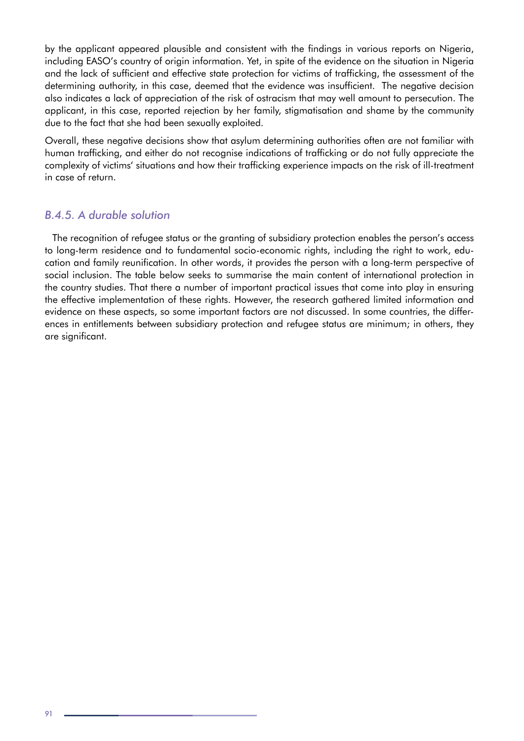by the applicant appeared plausible and consistent with the findings in various reports on Nigeria, including EASO's country of origin information. Yet, in spite of the evidence on the situation in Nigeria and the lack of sufficient and effective state protection for victims of trafficking, the assessment of the determining authority, in this case, deemed that the evidence was insufficient. The negative decision also indicates a lack of appreciation of the risk of ostracism that may well amount to persecution. The applicant, in this case, reported rejection by her family, stigmatisation and shame by the community due to the fact that she had been sexually exploited.

Overall, these negative decisions show that asylum determining authorities often are not familiar with human trafficking, and either do not recognise indications of trafficking or do not fully appreciate the complexity of victims' situations and how their trafficking experience impacts on the risk of ill-treatment in case of return.

### *B.4.5. A durable solution*

The recognition of refugee status or the granting of subsidiary protection enables the person's access to long-term residence and to fundamental socio-economic rights, including the right to work, education and family reunification. In other words, it provides the person with a long-term perspective of social inclusion. The table below seeks to summarise the main content of international protection in the country studies. That there a number of important practical issues that come into play in ensuring the effective implementation of these rights. However, the research gathered limited information and evidence on these aspects, so some important factors are not discussed. In some countries, the differences in entitlements between subsidiary protection and refugee status are minimum; in others, they are significant.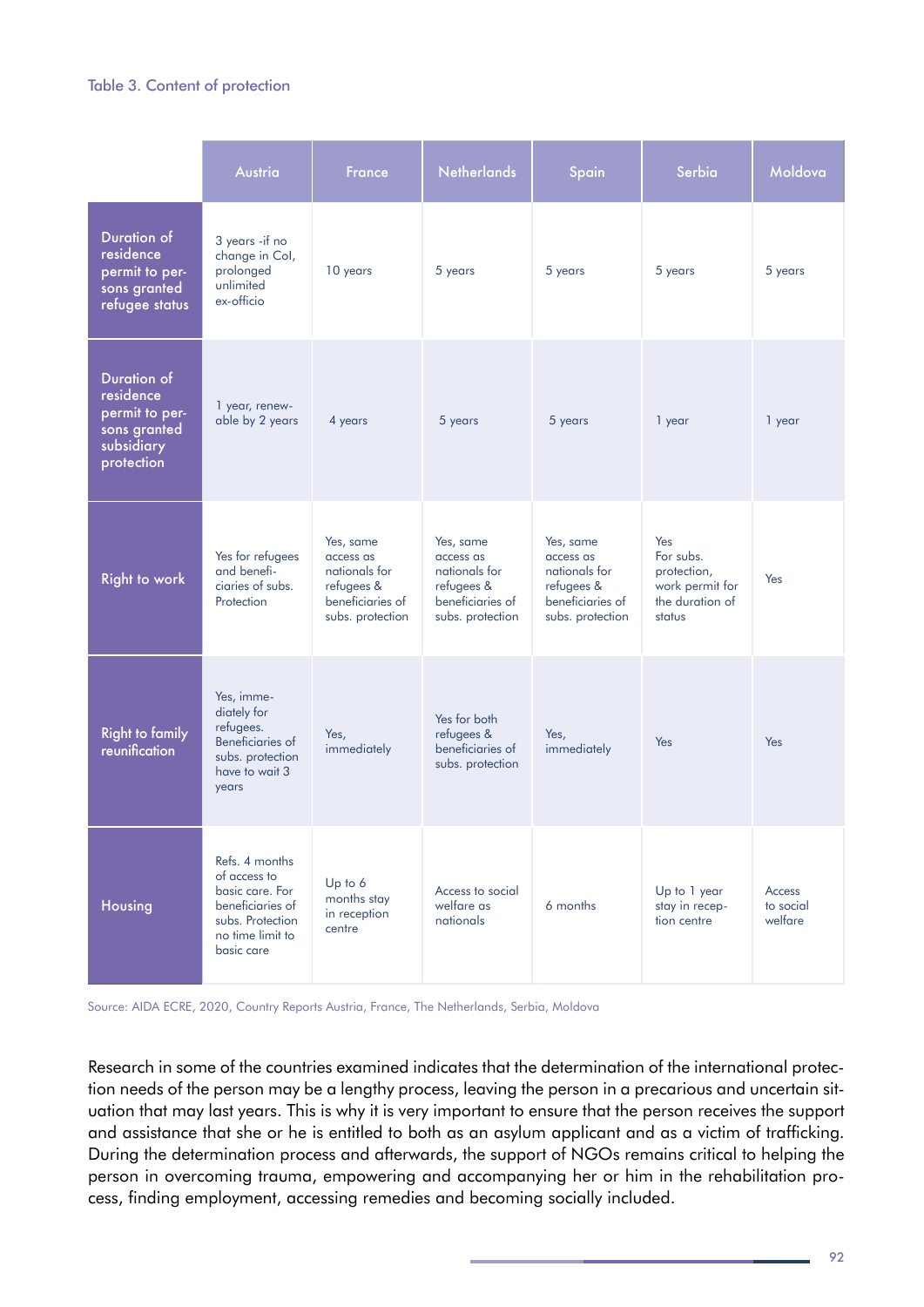Table 3. Content of protection

| | Austria | France | Netherlands | Spain | Serbia | Moldova |
|---|---|---|---|---|---|---|
| Duration of residence permit to persons granted refugee status | 3 years -if no change in CoI, prolonged unlimited ex-officio | 10 years | 5 years | 5 years | 5 years | 5 years |
| Duration of residence permit to persons granted subsidiary protection | 1 year, renewable by 2 years | 4 years | 5 years | 5 years | 1 year | 1 year |
| Right to work | Yes for refugees and beneficiaries of subs. Protection | Yes, same access as nationals for refugees & beneficiaries of subs. protection | Yes, same access as nationals for refugees & beneficiaries of subs. protection | Yes, same access as nationals for refugees & beneficiaries of subs. protection | Yes For subs. protection, work permit for the duration of status | Yes |
| Right to family reunification | Yes, immediately for refugees. Beneficiaries of subs. protection have to wait 3 years | Yes, immediately | Yes for both refugees & beneficiaries of subs. protection | Yes, immediately | Yes | Yes |
| Housing | Refs. 4 months of access to basic care. For beneficiaries of subs. Protection no time limit to basic care | Up to 6 months stay in reception centre | Access to social welfare as nationals | 6 months | Up to 1 year stay in reception centre | Access to social welfare |

Source: AIDA ECRE, 2020, Country Reports Austria, France, The Netherlands, Serbia, Moldova

Research in some of the countries examined indicates that the determination of the international protection needs of the person may be a lengthy process, leaving the person in a precarious and uncertain situation that may last years. This is why it is very important to ensure that the person receives the support and assistance that she or he is entitled to both as an asylum applicant and as a victim of trafficking. During the determination process and afterwards, the support of NGOs remains critical to helping the person in overcoming trauma, empowering and accompanying her or him in the rehabilitation process, finding employment, accessing remedies and becoming socially included.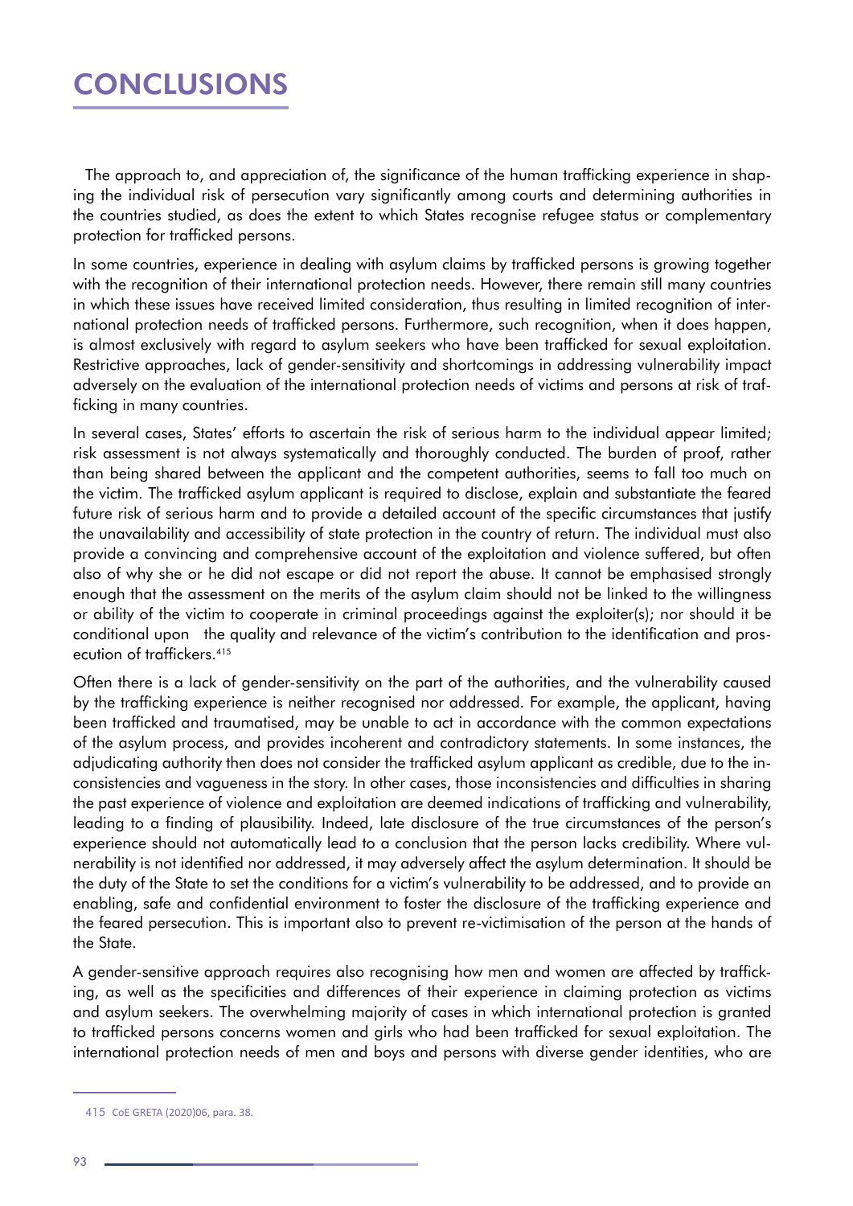# CONCLUSIONS

The approach to, and appreciation of, the significance of the human trafficking experience in shaping the individual risk of persecution vary significantly among courts and determining authorities in the countries studied, as does the extent to which States recognise refugee status or complementary protection for trafficked persons.

In some countries, experience in dealing with asylum claims by trafficked persons is growing together with the recognition of their international protection needs. However, there remain still many countries in which these issues have received limited consideration, thus resulting in limited recognition of international protection needs of trafficked persons. Furthermore, such recognition, when it does happen, is almost exclusively with regard to asylum seekers who have been trafficked for sexual exploitation. Restrictive approaches, lack of gender-sensitivity and shortcomings in addressing vulnerability impact adversely on the evaluation of the international protection needs of victims and persons at risk of trafficking in many countries.

In several cases, States' efforts to ascertain the risk of serious harm to the individual appear limited; risk assessment is not always systematically and thoroughly conducted. The burden of proof, rather than being shared between the applicant and the competent authorities, seems to fall too much on the victim. The trafficked asylum applicant is required to disclose, explain and substantiate the feared future risk of serious harm and to provide a detailed account of the specific circumstances that justify the unavailability and accessibility of state protection in the country of return. The individual must also provide a convincing and comprehensive account of the exploitation and violence suffered, but often also of why she or he did not escape or did not report the abuse. It cannot be emphasised strongly enough that the assessment on the merits of the asylum claim should not be linked to the willingness or ability of the victim to cooperate in criminal proceedings against the exploiter(s); nor should it be conditional upon the quality and relevance of the victim's contribution to the identification and prosecution of traffickers.[415]

Often there is a lack of gender-sensitivity on the part of the authorities, and the vulnerability caused by the trafficking experience is neither recognised nor addressed. For example, the applicant, having been trafficked and traumatised, may be unable to act in accordance with the common expectations of the asylum process, and provides incoherent and contradictory statements. In some instances, the adjudicating authority then does not consider the trafficked asylum applicant as credible, due to the inconsistencies and vagueness in the story. In other cases, those inconsistencies and difficulties in sharing the past experience of violence and exploitation are deemed indications of trafficking and vulnerability, leading to a finding of plausibility. Indeed, late disclosure of the true circumstances of the person's experience should not automatically lead to a conclusion that the person lacks credibility. Where vulnerability is not identified nor addressed, it may adversely affect the asylum determination. It should be the duty of the State to set the conditions for a victim's vulnerability to be addressed, and to provide an enabling, safe and confidential environment to foster the disclosure of the trafficking experience and the feared persecution. This is important also to prevent re-victimisation of the person at the hands of the State.

A gender-sensitive approach requires also recognising how men and women are affected by trafficking, as well as the specificities and differences of their experience in claiming protection as victims and asylum seekers. The overwhelming majority of cases in which international protection is granted to trafficked persons concerns women and girls who had been trafficked for sexual exploitation. The international protection needs of men and boys and persons with diverse gender identities, who are

415 CoE GRETA (2020)06, para. 38.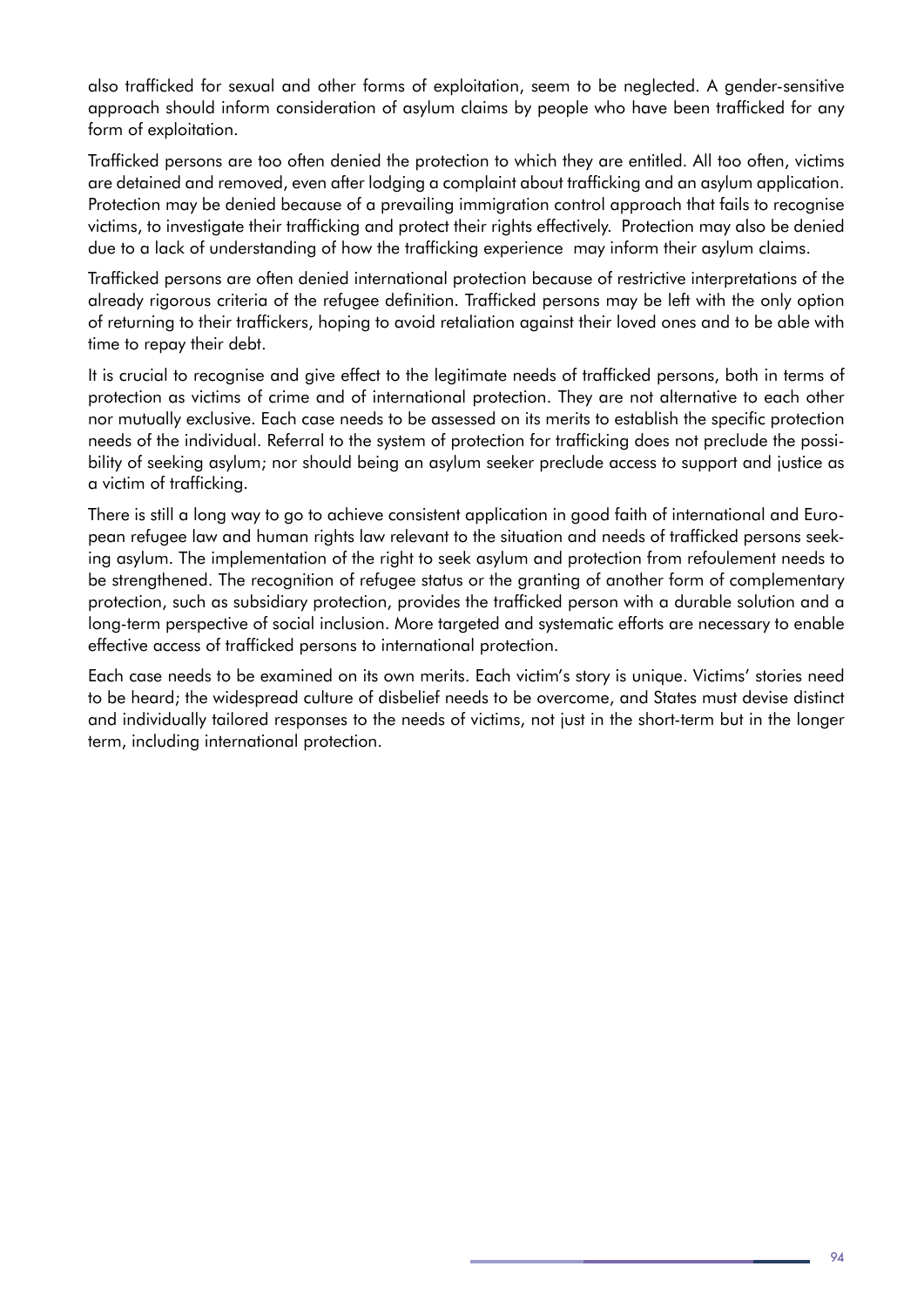also trafficked for sexual and other forms of exploitation, seem to be neglected. A gender-sensitive approach should inform consideration of asylum claims by people who have been trafficked for any form of exploitation.

Trafficked persons are too often denied the protection to which they are entitled. All too often, victims are detained and removed, even after lodging a complaint about trafficking and an asylum application. Protection may be denied because of a prevailing immigration control approach that fails to recognise victims, to investigate their trafficking and protect their rights effectively. Protection may also be denied due to a lack of understanding of how the trafficking experience may inform their asylum claims.

Trafficked persons are often denied international protection because of restrictive interpretations of the already rigorous criteria of the refugee definition. Trafficked persons may be left with the only option of returning to their traffickers, hoping to avoid retaliation against their loved ones and to be able with time to repay their debt.

It is crucial to recognise and give effect to the legitimate needs of trafficked persons, both in terms of protection as victims of crime and of international protection. They are not alternative to each other nor mutually exclusive. Each case needs to be assessed on its merits to establish the specific protection needs of the individual. Referral to the system of protection for trafficking does not preclude the possibility of seeking asylum; nor should being an asylum seeker preclude access to support and justice as a victim of trafficking.

There is still a long way to go to achieve consistent application in good faith of international and European refugee law and human rights law relevant to the situation and needs of trafficked persons seeking asylum. The implementation of the right to seek asylum and protection from refoulement needs to be strengthened. The recognition of refugee status or the granting of another form of complementary protection, such as subsidiary protection, provides the trafficked person with a durable solution and a long-term perspective of social inclusion. More targeted and systematic efforts are necessary to enable effective access of trafficked persons to international protection.

Each case needs to be examined on its own merits. Each victim's story is unique. Victims' stories need to be heard; the widespread culture of disbelief needs to be overcome, and States must devise distinct and individually tailored responses to the needs of victims, not just in the short-term but in the longer term, including international protection.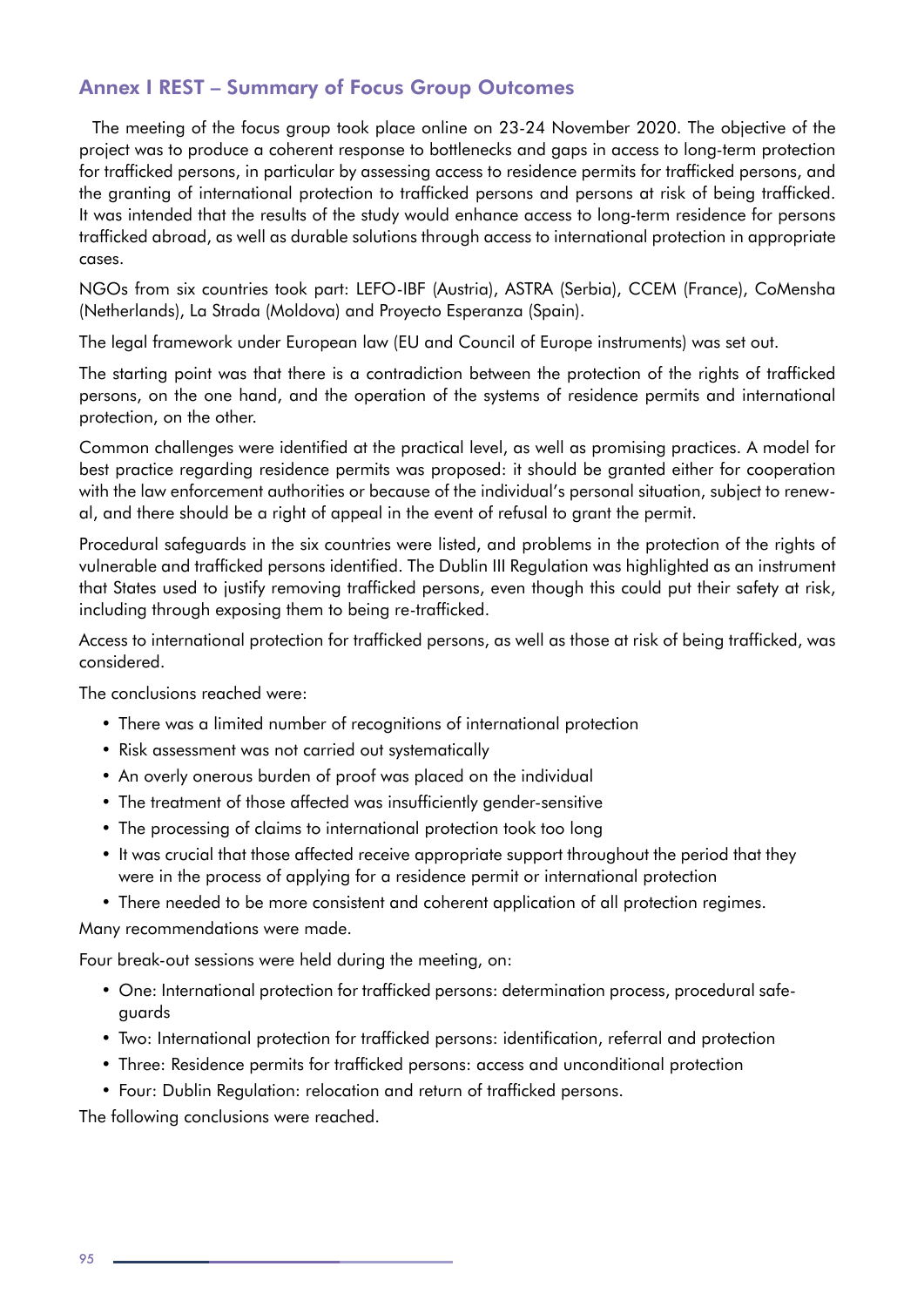## Annex I REST – Summary of Focus Group Outcomes

The meeting of the focus group took place online on 23-24 November 2020. The objective of the project was to produce a coherent response to bottlenecks and gaps in access to long-term protection for trafficked persons, in particular by assessing access to residence permits for trafficked persons, and the granting of international protection to trafficked persons and persons at risk of being trafficked. It was intended that the results of the study would enhance access to long-term residence for persons trafficked abroad, as well as durable solutions through access to international protection in appropriate cases.

NGOs from six countries took part: LEFO-IBF (Austria), ASTRA (Serbia), CCEM (France), CoMensha (Netherlands), La Strada (Moldova) and Proyecto Esperanza (Spain).

The legal framework under European law (EU and Council of Europe instruments) was set out.

The starting point was that there is a contradiction between the protection of the rights of trafficked persons, on the one hand, and the operation of the systems of residence permits and international protection, on the other.

Common challenges were identified at the practical level, as well as promising practices. A model for best practice regarding residence permits was proposed: it should be granted either for cooperation with the law enforcement authorities or because of the individual's personal situation, subject to renewal, and there should be a right of appeal in the event of refusal to grant the permit.

Procedural safeguards in the six countries were listed, and problems in the protection of the rights of vulnerable and trafficked persons identified. The Dublin III Regulation was highlighted as an instrument that States used to justify removing trafficked persons, even though this could put their safety at risk, including through exposing them to being re-trafficked.

Access to international protection for trafficked persons, as well as those at risk of being trafficked, was considered.

The conclusions reached were:

- There was a limited number of recognitions of international protection
- Risk assessment was not carried out systematically
- An overly onerous burden of proof was placed on the individual
- The treatment of those affected was insufficiently gender-sensitive
- The processing of claims to international protection took too long
- It was crucial that those affected receive appropriate support throughout the period that they were in the process of applying for a residence permit or international protection
- There needed to be more consistent and coherent application of all protection regimes.

Many recommendations were made.

Four break-out sessions were held during the meeting, on:

- One: International protection for trafficked persons: determination process, procedural safeguards
- Two: International protection for trafficked persons: identification, referral and protection
- Three: Residence permits for trafficked persons: access and unconditional protection
- Four: Dublin Regulation: relocation and return of trafficked persons.

The following conclusions were reached.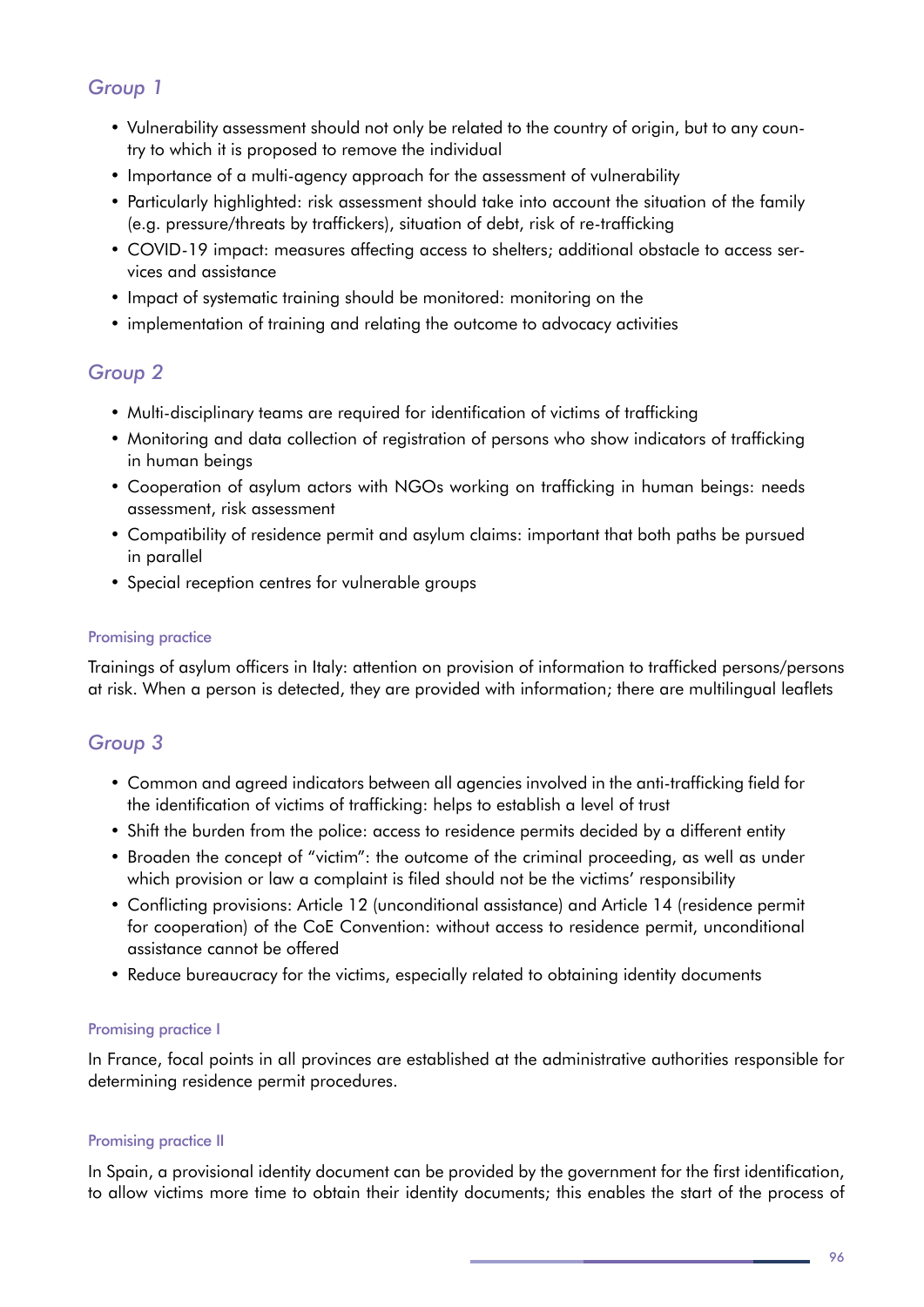## *Group 1*

- Vulnerability assessment should not only be related to the country of origin, but to any country to which it is proposed to remove the individual
- Importance of a multi-agency approach for the assessment of vulnerability
- Particularly highlighted: risk assessment should take into account the situation of the family (e.g. pressure/threats by traffickers), situation of debt, risk of re-trafficking
- COVID-19 impact: measures affecting access to shelters; additional obstacle to access services and assistance
- Impact of systematic training should be monitored: monitoring on the
- implementation of training and relating the outcome to advocacy activities

## *Group 2*

- Multi-disciplinary teams are required for identification of victims of trafficking
- Monitoring and data collection of registration of persons who show indicators of trafficking in human beings
- Cooperation of asylum actors with NGOs working on trafficking in human beings: needs assessment, risk assessment
- Compatibility of residence permit and asylum claims: important that both paths be pursued in parallel
- Special reception centres for vulnerable groups

#### Promising practice

Trainings of asylum officers in Italy: attention on provision of information to trafficked persons/persons at risk. When a person is detected, they are provided with information; there are multilingual leaflets

## *Group 3*

- Common and agreed indicators between all agencies involved in the anti-trafficking field for the identification of victims of trafficking: helps to establish a level of trust
- Shift the burden from the police: access to residence permits decided by a different entity
- Broaden the concept of "victim": the outcome of the criminal proceeding, as well as under which provision or law a complaint is filed should not be the victims' responsibility
- Conflicting provisions: Article 12 (unconditional assistance) and Article 14 (residence permit for cooperation) of the CoE Convention: without access to residence permit, unconditional assistance cannot be offered
- Reduce bureaucracy for the victims, especially related to obtaining identity documents

#### Promising practice I

In France, focal points in all provinces are established at the administrative authorities responsible for determining residence permit procedures.

#### Promising practice II

In Spain, a provisional identity document can be provided by the government for the first identification, to allow victims more time to obtain their identity documents; this enables the start of the process of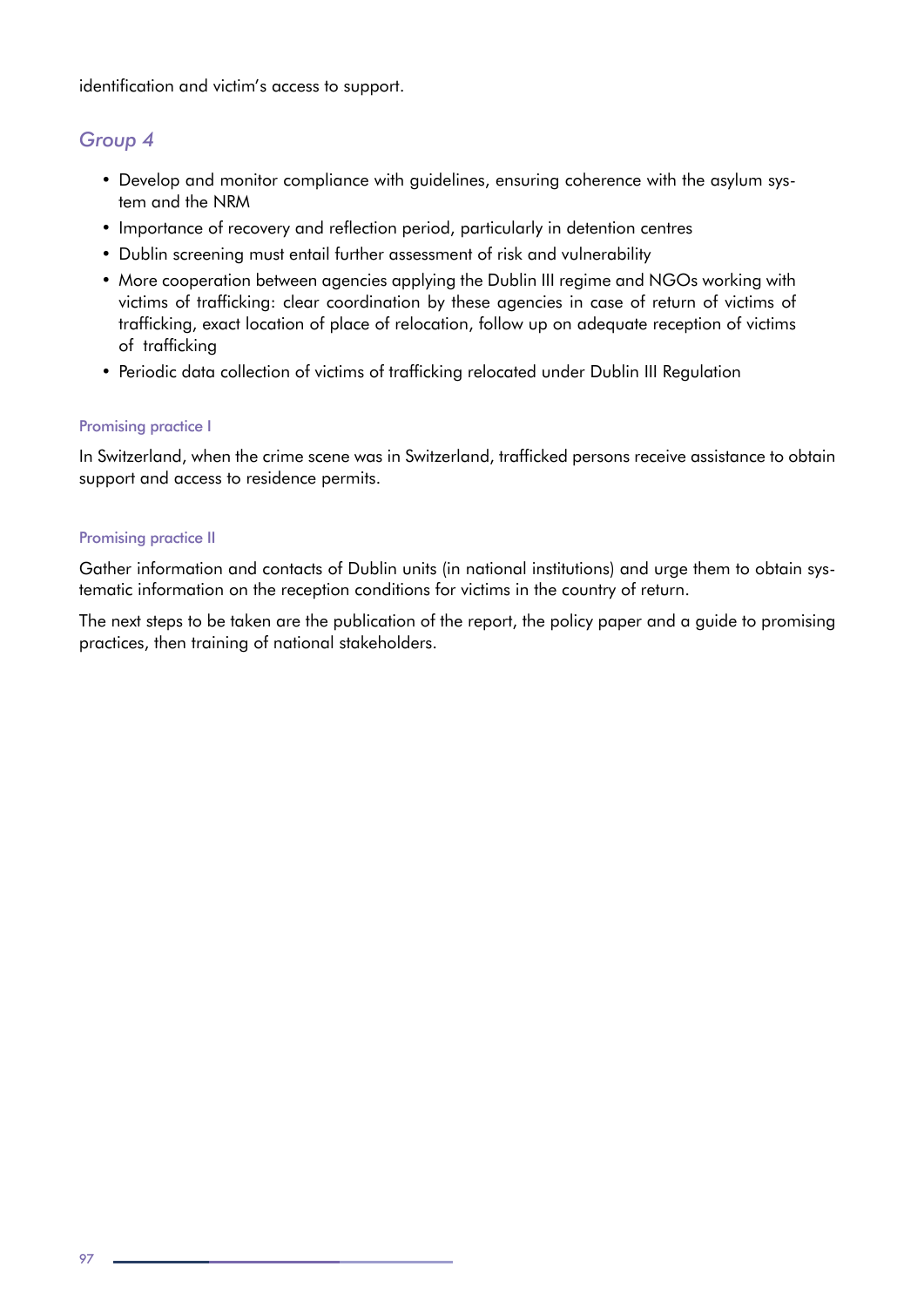identification and victim's access to support.

## *Group 4*

- Develop and monitor compliance with guidelines, ensuring coherence with the asylum system and the NRM
- Importance of recovery and reflection period, particularly in detention centres
- Dublin screening must entail further assessment of risk and vulnerability
- More cooperation between agencies applying the Dublin III regime and NGOs working with victims of trafficking: clear coordination by these agencies in case of return of victims of trafficking, exact location of place of relocation, follow up on adequate reception of victims of trafficking
- Periodic data collection of victims of trafficking relocated under Dublin III Regulation

#### Promising practice I

In Switzerland, when the crime scene was in Switzerland, trafficked persons receive assistance to obtain support and access to residence permits.

#### Promising practice II

Gather information and contacts of Dublin units (in national institutions) and urge them to obtain systematic information on the reception conditions for victims in the country of return.

The next steps to be taken are the publication of the report, the policy paper and a guide to promising practices, then training of national stakeholders.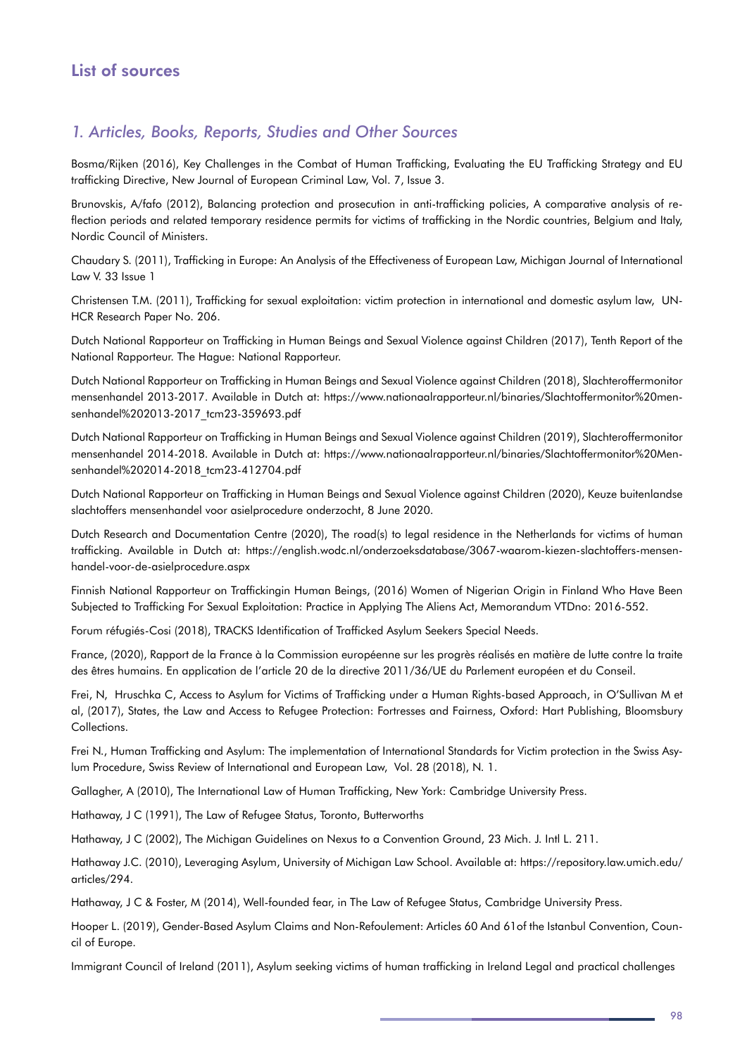## List of sources

### *1. Articles, Books, Reports, Studies and Other Sources*

Bosma/Rijken (2016), Key Challenges in the Combat of Human Trafficking, Evaluating the EU Trafficking Strategy and EU trafficking Directive, New Journal of European Criminal Law, Vol. 7, Issue 3.

Brunovskis, A/fafo (2012), Balancing protection and prosecution in anti-trafficking policies, A comparative analysis of reflection periods and related temporary residence permits for victims of trafficking in the Nordic countries, Belgium and Italy, Nordic Council of Ministers.

Chaudary S. (2011), Trafficking in Europe: An Analysis of the Effectiveness of European Law, Michigan Journal of International Law V. 33 Issue 1

Christensen T.M. (2011), Trafficking for sexual exploitation: victim protection in international and domestic asylum law, UNHCR Research Paper No. 206.

Dutch National Rapporteur on Trafficking in Human Beings and Sexual Violence against Children (2017), Tenth Report of the National Rapporteur. The Hague: National Rapporteur.

Dutch National Rapporteur on Trafficking in Human Beings and Sexual Violence against Children (2018), Slachteroffermonitor mensenhandel 2013-2017. Available in Dutch at: https://www.nationaalrapporteur.nl/binaries/Slachtoffermonitor%20mensenhandel%202013-2017_tcm23-359693.pdf

Dutch National Rapporteur on Trafficking in Human Beings and Sexual Violence against Children (2019), Slachteroffermonitor mensenhandel 2014-2018. Available in Dutch at: https://www.nationaalrapporteur.nl/binaries/Slachtoffermonitor%20Mensenhandel%202014-2018_tcm23-412704.pdf

Dutch National Rapporteur on Trafficking in Human Beings and Sexual Violence against Children (2020), Keuze buitenlandse slachtoffers mensenhandel voor asielprocedure onderzocht, 8 June 2020.

Dutch Research and Documentation Centre (2020), The road(s) to legal residence in the Netherlands for victims of human trafficking. Available in Dutch at: https://english.wodc.nl/onderzoeksdatabase/3067-waarom-kiezen-slachtoffers-mensenhandel-voor-de-asielprocedure.aspx

Finnish National Rapporteur on Traffickingin Human Beings, (2016) Women of Nigerian Origin in Finland Who Have Been Subjected to Trafficking For Sexual Exploitation: Practice in Applying The Aliens Act, Memorandum VTDno: 2016-552.

Forum réfugiés-Cosi (2018), TRACKS Identification of Trafficked Asylum Seekers Special Needs.

France, (2020), Rapport de la France à la Commission européenne sur les progrès réalisés en matière de lutte contre la traite des êtres humains. En application de l'article 20 de la directive 2011/36/UE du Parlement européen et du Conseil.

Frei, N, Hruschka C, Access to Asylum for Victims of Trafficking under a Human Rights-based Approach, in O'Sullivan M et al, (2017), States, the Law and Access to Refugee Protection: Fortresses and Fairness, Oxford: Hart Publishing, Bloomsbury Collections.

Frei N., Human Trafficking and Asylum: The implementation of International Standards for Victim protection in the Swiss Asylum Procedure, Swiss Review of International and European Law, Vol. 28 (2018), N. 1.

Gallagher, A (2010), The International Law of Human Trafficking, New York: Cambridge University Press.

Hathaway, J C (1991), The Law of Refugee Status, Toronto, Butterworths

Hathaway, J C (2002), The Michigan Guidelines on Nexus to a Convention Ground, 23 Mich. J. Intl L. 211.

Hathaway J.C. (2010), Leveraging Asylum, University of Michigan Law School. Available at: https://repository.law.umich.edu/articles/294.

Hathaway, J C & Foster, M (2014), Well-founded fear, in The Law of Refugee Status, Cambridge University Press.

Hooper L. (2019), Gender-Based Asylum Claims and Non-Refoulement: Articles 60 And 61of the Istanbul Convention, Council of Europe.

Immigrant Council of Ireland (2011), Asylum seeking victims of human trafficking in Ireland Legal and practical challenges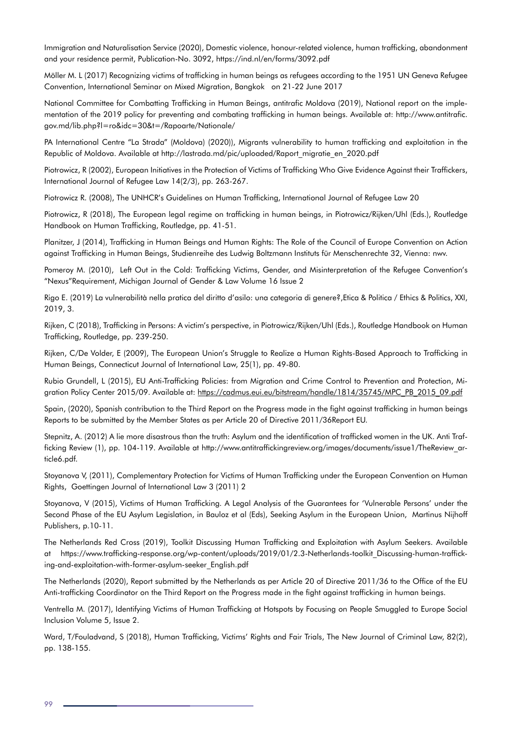Immigration and Naturalisation Service (2020), Domestic violence, honour-related violence, human trafficking, abandonment and your residence permit, Publication-No. 3092, https://ind.nl/en/forms/3092.pdf

Möller M. L (2017) Recognizing victims of trafficking in human beings as refugees according to the 1951 UN Geneva Refugee Convention, International Seminar on Mixed Migration, Bangkok on 21-22 June 2017

National Committee for Combatting Trafficking in Human Beings, antitrafic Moldova (2019), National report on the implementation of the 2019 policy for preventing and combating trafficking in human beings. Available at: http://www.antitrafic.gov.md/lib.php?l=ro&idc=30&t=/Rapoarte/Nationale/

PA International Centre "La Strada" (Moldova) (2020)), Migrants vulnerability to human trafficking and exploitation in the Republic of Moldova. Available at http://lastrada.md/pic/uploaded/Raport_migratie_en_2020.pdf

Piotrowicz, R (2002), European Initiatives in the Protection of Victims of Trafficking Who Give Evidence Against their Traffickers, International Journal of Refugee Law 14(2/3), pp. 263-267.

Piotrowicz R. (2008), The UNHCR's Guidelines on Human Trafficking, International Journal of Refugee Law 20

Piotrowicz, R (2018), The European legal regime on trafficking in human beings, in Piotrowicz/Rijken/Uhl (Eds.), Routledge Handbook on Human Trafficking, Routledge, pp. 41-51.

Planitzer, J (2014), Trafficking in Human Beings and Human Rights: The Role of the Council of Europe Convention on Action against Trafficking in Human Beings, Studienreihe des Ludwig Boltzmann Instituts für Menschenrechte 32, Vienna: nwv.

Pomeroy M. (2010), Left Out in the Cold: Trafficking Victims, Gender, and Misinterpretation of the Refugee Convention's "Nexus"Requirement, Michigan Journal of Gender & Law Volume 16 Issue 2

Rigo E. (2019) La vulnerabilità nella pratica del diritto d'asilo: una categoria di genere?,Etica & Politica / Ethics & Politics, XXI, 2019, 3.

Rijken, C (2018), Trafficking in Persons: A victim's perspective, in Piotrowicz/Rijken/Uhl (Eds.), Routledge Handbook on Human Trafficking, Routledge, pp. 239-250.

Rijken, C/De Volder, E (2009), The European Union's Struggle to Realize a Human Rights-Based Approach to Trafficking in Human Beings, Connecticut Journal of International Law, 25(1), pp. 49-80.

Rubio Grundell, L (2015), EU Anti-Trafficking Policies: from Migration and Crime Control to Prevention and Protection, Migration Policy Center 2015/09. Available at: https://cadmus.eui.eu/bitstream/handle/1814/35745/MPC_PB_2015_09.pdf

Spain, (2020), Spanish contribution to the Third Report on the Progress made in the fight against trafficking in human beings Reports to be submitted by the Member States as per Article 20 of Directive 2011/36Report EU.

Stepnitz, A. (2012) A lie more disastrous than the truth: Asylum and the identification of trafficked women in the UK. Anti Trafficking Review (1), pp. 104-119. Available at http://www.antitraffickingreview.org/images/documents/issue1/TheReview_article6.pdf.

Stoyanova V, (2011), Complementary Protection for Victims of Human Trafficking under the European Convention on Human Rights, Goettingen Journal of International Law 3 (2011) 2

Stoyanova, V (2015), Victims of Human Trafficking. A Legal Analysis of the Guarantees for 'Vulnerable Persons' under the Second Phase of the EU Asylum Legislation, in Bauloz et al (Eds), Seeking Asylum in the European Union, Martinus Nijhoff Publishers, p.10-11.

The Netherlands Red Cross (2019), Toolkit Discussing Human Trafficking and Exploitation with Asylum Seekers. Available at https://www.trafficking-response.org/wp-content/uploads/2019/01/2.3-Netherlands-toolkit_Discussing-human-trafficking-and-exploitation-with-former-asylum-seeker_English.pdf

The Netherlands (2020), Report submitted by the Netherlands as per Article 20 of Directive 2011/36 to the Office of the EU Anti-trafficking Coordinator on the Third Report on the Progress made in the fight against trafficking in human beings.

Ventrella M. (2017), Identifying Victims of Human Trafficking at Hotspots by Focusing on People Smuggled to Europe Social Inclusion Volume 5, Issue 2.

Ward, T/Fouladvand, S (2018), Human Trafficking, Victims' Rights and Fair Trials, The New Journal of Criminal Law, 82(2), pp. 138-155.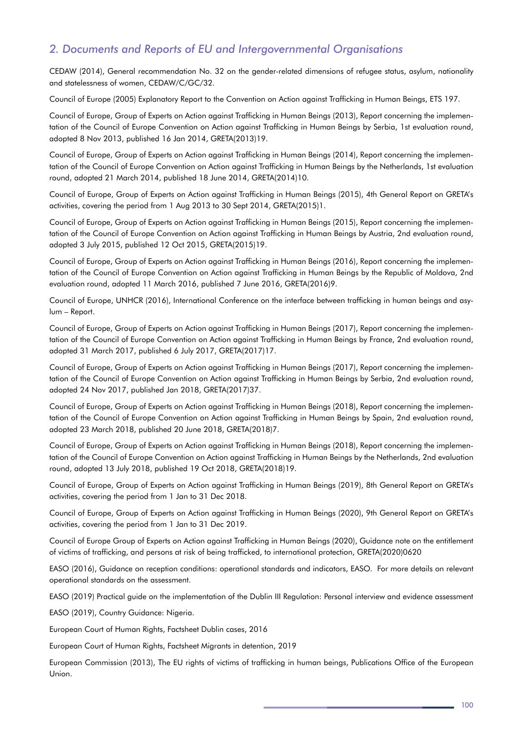## *2. Documents and Reports of EU and Intergovernmental Organisations*

CEDAW (2014), General recommendation No. 32 on the gender-related dimensions of refugee status, asylum, nationality and statelessness of women, CEDAW/C/GC/32.

Council of Europe (2005) Explanatory Report to the Convention on Action against Trafficking in Human Beings, ETS 197.

Council of Europe, Group of Experts on Action against Trafficking in Human Beings (2013), Report concerning the implementation of the Council of Europe Convention on Action against Trafficking in Human Beings by Serbia, 1st evaluation round, adopted 8 Nov 2013, published 16 Jan 2014, GRETA(2013)19.

Council of Europe, Group of Experts on Action against Trafficking in Human Beings (2014), Report concerning the implementation of the Council of Europe Convention on Action against Trafficking in Human Beings by the Netherlands, 1st evaluation round, adopted 21 March 2014, published 18 June 2014, GRETA(2014)10.

Council of Europe, Group of Experts on Action against Trafficking in Human Beings (2015), 4th General Report on GRETA's activities, covering the period from 1 Aug 2013 to 30 Sept 2014, GRETA(2015)1.

Council of Europe, Group of Experts on Action against Trafficking in Human Beings (2015), Report concerning the implementation of the Council of Europe Convention on Action against Trafficking in Human Beings by Austria, 2nd evaluation round, adopted 3 July 2015, published 12 Oct 2015, GRETA(2015)19.

Council of Europe, Group of Experts on Action against Trafficking in Human Beings (2016), Report concerning the implementation of the Council of Europe Convention on Action against Trafficking in Human Beings by the Republic of Moldova, 2nd evaluation round, adopted 11 March 2016, published 7 June 2016, GRETA(2016)9.

Council of Europe, UNHCR (2016), International Conference on the interface between trafficking in human beings and asylum – Report.

Council of Europe, Group of Experts on Action against Trafficking in Human Beings (2017), Report concerning the implementation of the Council of Europe Convention on Action against Trafficking in Human Beings by France, 2nd evaluation round, adopted 31 March 2017, published 6 July 2017, GRETA(2017)17.

Council of Europe, Group of Experts on Action against Trafficking in Human Beings (2017), Report concerning the implementation of the Council of Europe Convention on Action against Trafficking in Human Beings by Serbia, 2nd evaluation round, adopted 24 Nov 2017, published Jan 2018, GRETA(2017)37.

Council of Europe, Group of Experts on Action against Trafficking in Human Beings (2018), Report concerning the implementation of the Council of Europe Convention on Action against Trafficking in Human Beings by Spain, 2nd evaluation round, adopted 23 March 2018, published 20 June 2018, GRETA(2018)7.

Council of Europe, Group of Experts on Action against Trafficking in Human Beings (2018), Report concerning the implementation of the Council of Europe Convention on Action against Trafficking in Human Beings by the Netherlands, 2nd evaluation round, adopted 13 July 2018, published 19 Oct 2018, GRETA(2018)19.

Council of Europe, Group of Experts on Action against Trafficking in Human Beings (2019), 8th General Report on GRETA's activities, covering the period from 1 Jan to 31 Dec 2018.

Council of Europe, Group of Experts on Action against Trafficking in Human Beings (2020), 9th General Report on GRETA's activities, covering the period from 1 Jan to 31 Dec 2019.

Council of Europe Group of Experts on Action against Trafficking in Human Beings (2020), Guidance note on the entitlement of victims of trafficking, and persons at risk of being trafficked, to international protection, GRETA(2020)0620

EASO (2016), Guidance on reception conditions: operational standards and indicators, EASO. For more details on relevant operational standards on the assessment.

EASO (2019) Practical guide on the implementation of the Dublin III Regulation: Personal interview and evidence assessment

EASO (2019), Country Guidance: Nigeria.

European Court of Human Rights, Factsheet Dublin cases, 2016

European Court of Human Rights, Factsheet Migrants in detention, 2019

European Commission (2013), The EU rights of victims of trafficking in human beings, Publications Office of the European Union.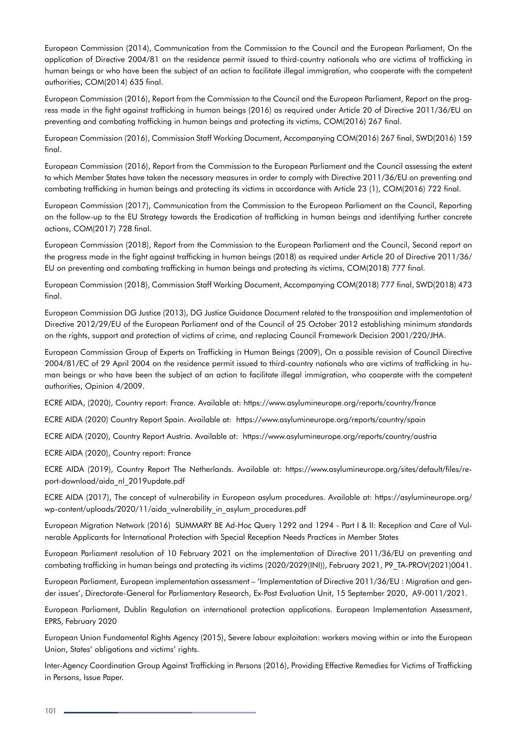European Commission (2014), Communication from the Commission to the Council and the European Parliament, On the application of Directive 2004/81 on the residence permit issued to third-country nationals who are victims of trafficking in human beings or who have been the subject of an action to facilitate illegal immigration, who cooperate with the competent authorities, COM(2014) 635 final.

European Commission (2016), Report from the Commission to the Council and the European Parliament, Report on the progress made in the fight against trafficking in human beings (2016) as required under Article 20 of Directive 2011/36/EU on preventing and combating trafficking in human beings and protecting its victims, COM(2016) 267 final.

European Commission (2016), Commission Staff Working Document, Accompanying COM(2016) 267 final, SWD(2016) 159 final.

European Commission (2016), Report from the Commission to the European Parliament and the Council assessing the extent to which Member States have taken the necessary measures in order to comply with Directive 2011/36/EU on preventing and combating trafficking in human beings and protecting its victims in accordance with Article 23 (1), COM(2016) 722 final.

European Commission (2017), Communication from the Commission to the European Parliament an the Council, Reporting on the follow-up to the EU Strategy towards the Eradication of trafficking in human beings and identifying further concrete actions, COM(2017) 728 final.

European Commission (2018), Report from the Commission to the European Parliament and the Council, Second report on the progress made in the fight against trafficking in human beings (2018) as required under Article 20 of Directive 2011/36/EU on preventing and combating trafficking in human beings and protecting its victims, COM(2018) 777 final.

European Commission (2018), Commission Staff Working Document, Accompanying COM(2018) 777 final, SWD(2018) 473 final.

European Commission DG Justice (2013), DG Justice Guidance Document related to the transposition and implementation of Directive 2012/29/EU of the European Parliament and of the Council of 25 October 2012 establishing minimum standards on the rights, support and protection of victims of crime, and replacing Council Framework Decision 2001/220/JHA.

European Commission Group of Experts on Trafficking in Human Beings (2009), On a possible revision of Council Directive 2004/81/EC of 29 April 2004 on the residence permit issued to third-country nationals who are victims of trafficking in human beings or who have been the subject of an action to facilitate illegal immigration, who cooperate with the competent authorities, Opinion 4/2009.

ECRE AIDA, (2020), Country report: France. Available at: https://www.asylumineurope.org/reports/country/france

ECRE AIDA (2020) Country Report Spain. Available at: https://www.asylumineurope.org/reports/country/spain

ECRE AIDA (2020), Country Report Austria. Available at: https://www.asylumineurope.org/reports/country/austria

ECRE AIDA (2020), Country report: France

ECRE AIDA (2019), Country Report The Netherlands. Available at: https://www.asylumineurope.org/sites/default/files/report-download/aida_nl_2019update.pdf

ECRE AIDA (2017), The concept of vulnerability in European asylum procedures. Available at: https://asylumineurope.org/wp-content/uploads/2020/11/aida_vulnerability_in_asylum_procedures.pdf

European Migration Network (2016) SUMMARY BE Ad-Hoc Query 1292 and 1294 - Part I & II: Reception and Care of Vulnerable Applicants for International Protection with Special Reception Needs Practices in Member States

European Parliament resolution of 10 February 2021 on the implementation of Directive 2011/36/EU on preventing and combating trafficking in human beings and protecting its victims (2020/2029(INI)), February 2021, P9_TA-PROV(2021)0041.

European Parliament, European implementation assessment – 'Implementation of Directive 2011/36/EU : Migration and gender issues', Directorate-General for Parliamentary Research, Ex-Post Evaluation Unit, 15 September 2020, A9-0011/2021.

European Parliament, Dublin Regulation on international protection applications. European Implementation Assessment, EPRS, February 2020

European Union Fundamental Rights Agency (2015), Severe labour exploitation: workers moving within or into the European Union, States' obligations and victims' rights.

Inter-Agency Coordination Group Against Trafficking in Persons (2016), Providing Effective Remedies for Victims of Trafficking in Persons, Issue Paper.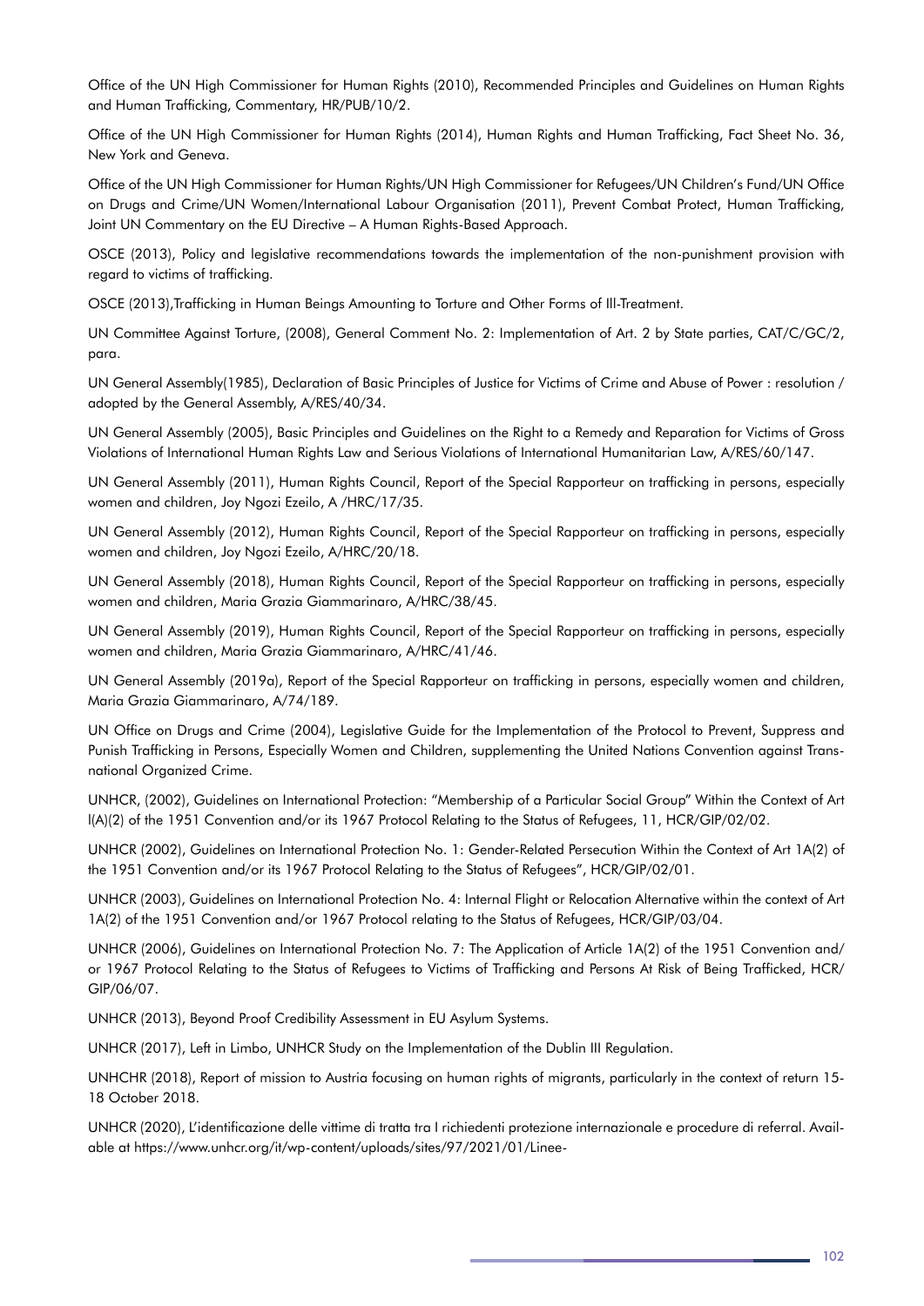Office of the UN High Commissioner for Human Rights (2010), Recommended Principles and Guidelines on Human Rights and Human Trafficking, Commentary, HR/PUB/10/2.

Office of the UN High Commissioner for Human Rights (2014), Human Rights and Human Trafficking, Fact Sheet No. 36, New York and Geneva.

Office of the UN High Commissioner for Human Rights/UN High Commissioner for Refugees/UN Children's Fund/UN Office on Drugs and Crime/UN Women/International Labour Organisation (2011), Prevent Combat Protect, Human Trafficking, Joint UN Commentary on the EU Directive – A Human Rights-Based Approach.

OSCE (2013), Policy and legislative recommendations towards the implementation of the non-punishment provision with regard to victims of trafficking.

OSCE (2013),Trafficking in Human Beings Amounting to Torture and Other Forms of Ill-Treatment.

UN Committee Against Torture, (2008), General Comment No. 2: Implementation of Art. 2 by State parties, CAT/C/GC/2, para.

UN General Assembly(1985), Declaration of Basic Principles of Justice for Victims of Crime and Abuse of Power : resolution / adopted by the General Assembly, A/RES/40/34.

UN General Assembly (2005), Basic Principles and Guidelines on the Right to a Remedy and Reparation for Victims of Gross Violations of International Human Rights Law and Serious Violations of International Humanitarian Law, A/RES/60/147.

UN General Assembly (2011), Human Rights Council, Report of the Special Rapporteur on trafficking in persons, especially women and children, Joy Ngozi Ezeilo, A /HRC/17/35.

UN General Assembly (2012), Human Rights Council, Report of the Special Rapporteur on trafficking in persons, especially women and children, Joy Ngozi Ezeilo, A/HRC/20/18.

UN General Assembly (2018), Human Rights Council, Report of the Special Rapporteur on trafficking in persons, especially women and children, Maria Grazia Giammarinaro, A/HRC/38/45.

UN General Assembly (2019), Human Rights Council, Report of the Special Rapporteur on trafficking in persons, especially women and children, Maria Grazia Giammarinaro, A/HRC/41/46.

UN General Assembly (2019a), Report of the Special Rapporteur on trafficking in persons, especially women and children, Maria Grazia Giammarinaro, A/74/189.

UN Office on Drugs and Crime (2004), Legislative Guide for the Implementation of the Protocol to Prevent, Suppress and Punish Trafficking in Persons, Especially Women and Children, supplementing the United Nations Convention against Transnational Organized Crime.

UNHCR, (2002), Guidelines on International Protection: "Membership of a Particular Social Group" Within the Context of Art l(A)(2) of the 1951 Convention and/or its 1967 Protocol Relating to the Status of Refugees, 11, HCR/GIP/02/02.

UNHCR (2002), Guidelines on International Protection No. 1: Gender-Related Persecution Within the Context of Art 1A(2) of the 1951 Convention and/or its 1967 Protocol Relating to the Status of Refugees", HCR/GIP/02/01.

UNHCR (2003), Guidelines on International Protection No. 4: Internal Flight or Relocation Alternative within the context of Art 1A(2) of the 1951 Convention and/or 1967 Protocol relating to the Status of Refugees, HCR/GIP/03/04.

UNHCR (2006), Guidelines on International Protection No. 7: The Application of Article 1A(2) of the 1951 Convention and/ or 1967 Protocol Relating to the Status of Refugees to Victims of Trafficking and Persons At Risk of Being Trafficked, HCR/ GIP/06/07.

UNHCR (2013), Beyond Proof Credibility Assessment in EU Asylum Systems.

UNHCR (2017), Left in Limbo, UNHCR Study on the Implementation of the Dublin III Regulation.

UNHCHR (2018), Report of mission to Austria focusing on human rights of migrants, particularly in the context of return 15-18 October 2018.

UNHCR (2020), L'identificazione delle vittime di tratta tra I richiedenti protezione internazionale e procedure di referral. Available at https://www.unhcr.org/it/wp-content/uploads/sites/97/2021/01/Linee-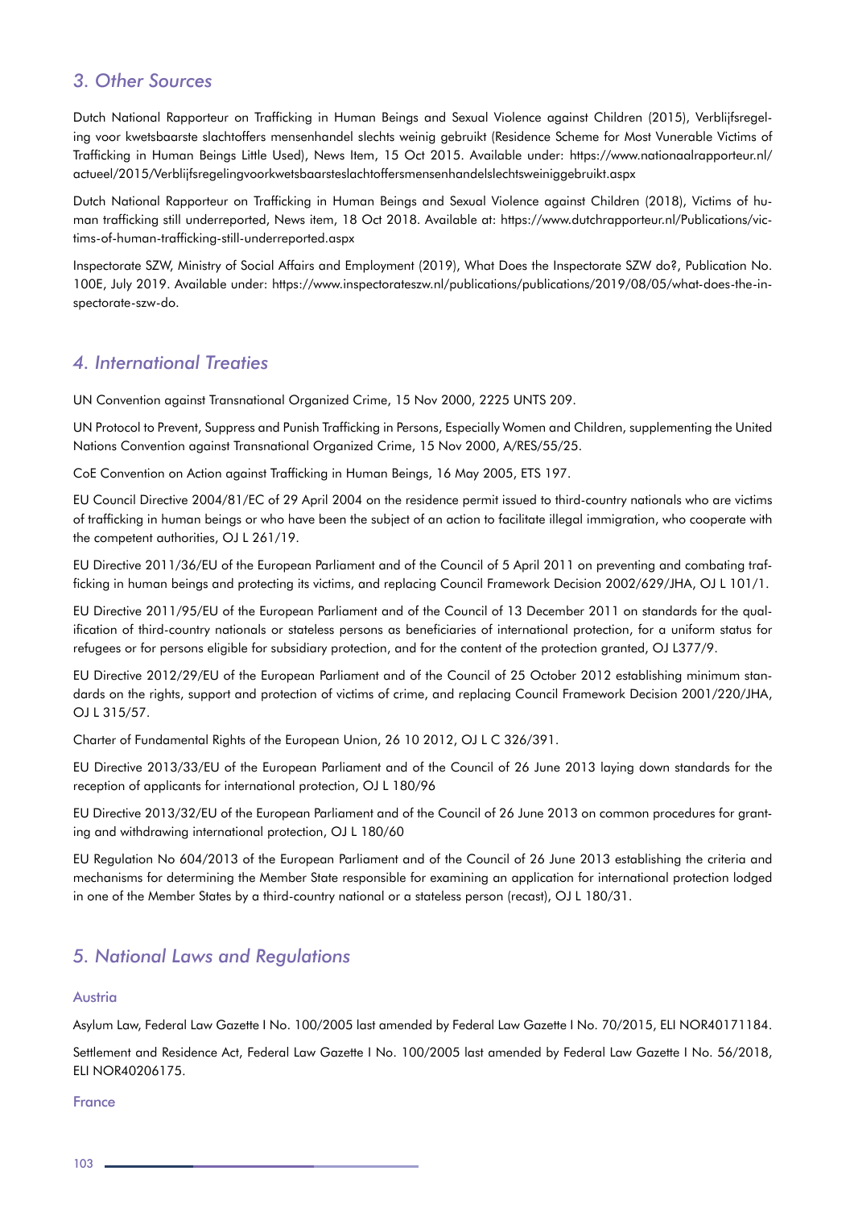## 3. Other Sources

Dutch National Rapporteur on Trafficking in Human Beings and Sexual Violence against Children (2015), Verblijfsregeling voor kwetsbaarste slachtoffers mensenhandel slechts weinig gebruikt (Residence Scheme for Most Vunerable Victims of Trafficking in Human Beings Little Used), News Item, 15 Oct 2015. Available under: https://www.nationaalrapporteur.nl/actueel/2015/Verblijfsregelingvoorkwetsbaarsteslachtoffersmensenhandelslechtsweiniggebruikt.aspx

Dutch National Rapporteur on Trafficking in Human Beings and Sexual Violence against Children (2018), Victims of human trafficking still underreported, News item, 18 Oct 2018. Available at: https://www.dutchrapporteur.nl/Publications/victims-of-human-trafficking-still-underreported.aspx

Inspectorate SZW, Ministry of Social Affairs and Employment (2019), What Does the Inspectorate SZW do?, Publication No. 100E, July 2019. Available under: https://www.inspectorateszw.nl/publications/publications/2019/08/05/what-does-the-inspectorate-szw-do.

## 4. International Treaties

UN Convention against Transnational Organized Crime, 15 Nov 2000, 2225 UNTS 209.

UN Protocol to Prevent, Suppress and Punish Trafficking in Persons, Especially Women and Children, supplementing the United Nations Convention against Transnational Organized Crime, 15 Nov 2000, A/RES/55/25.

CoE Convention on Action against Trafficking in Human Beings, 16 May 2005, ETS 197.

EU Council Directive 2004/81/EC of 29 April 2004 on the residence permit issued to third-country nationals who are victims of trafficking in human beings or who have been the subject of an action to facilitate illegal immigration, who cooperate with the competent authorities, OJ L 261/19.

EU Directive 2011/36/EU of the European Parliament and of the Council of 5 April 2011 on preventing and combating trafficking in human beings and protecting its victims, and replacing Council Framework Decision 2002/629/JHA, OJ L 101/1.

EU Directive 2011/95/EU of the European Parliament and of the Council of 13 December 2011 on standards for the qualification of third-country nationals or stateless persons as beneficiaries of international protection, for a uniform status for refugees or for persons eligible for subsidiary protection, and for the content of the protection granted, OJ L377/9.

EU Directive 2012/29/EU of the European Parliament and of the Council of 25 October 2012 establishing minimum standards on the rights, support and protection of victims of crime, and replacing Council Framework Decision 2001/220/JHA, OJ L 315/57.

Charter of Fundamental Rights of the European Union, 26 10 2012, OJ L C 326/391.

EU Directive 2013/33/EU of the European Parliament and of the Council of 26 June 2013 laying down standards for the reception of applicants for international protection, OJ L 180/96

EU Directive 2013/32/EU of the European Parliament and of the Council of 26 June 2013 on common procedures for granting and withdrawing international protection, OJ L 180/60

EU Regulation No 604/2013 of the European Parliament and of the Council of 26 June 2013 establishing the criteria and mechanisms for determining the Member State responsible for examining an application for international protection lodged in one of the Member States by a third-country national or a stateless person (recast), OJ L 180/31.

## 5. National Laws and Regulations

### Austria

Asylum Law, Federal Law Gazette I No. 100/2005 last amended by Federal Law Gazette I No. 70/2015, ELI NOR40171184.

Settlement and Residence Act, Federal Law Gazette I No. 100/2005 last amended by Federal Law Gazette I No. 56/2018, ELI NOR40206175.

### France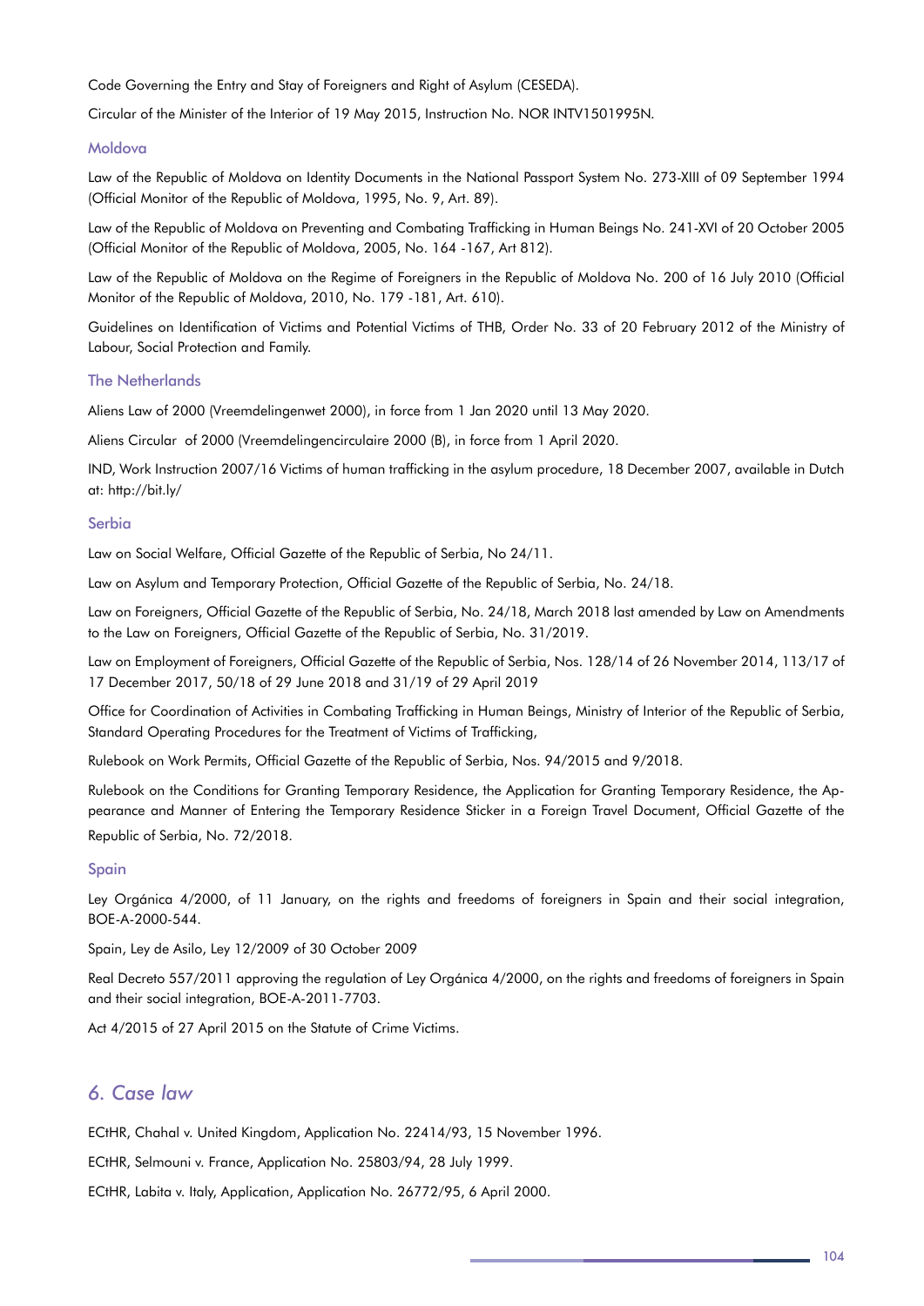Code Governing the Entry and Stay of Foreigners and Right of Asylum (CESEDA).

Circular of the Minister of the Interior of 19 May 2015, Instruction No. NOR INTV1501995N.

### Moldova

Law of the Republic of Moldova on Identity Documents in the National Passport System No. 273-XIII of 09 September 1994 (Official Monitor of the Republic of Moldova, 1995, No. 9, Art. 89).

Law of the Republic of Moldova on Preventing and Combating Trafficking in Human Beings No. 241-XVI of 20 October 2005 (Official Monitor of the Republic of Moldova, 2005, No. 164 -167, Art 812).

Law of the Republic of Moldova on the Regime of Foreigners in the Republic of Moldova No. 200 of 16 July 2010 (Official Monitor of the Republic of Moldova, 2010, No. 179 -181, Art. 610).

Guidelines on Identification of Victims and Potential Victims of THB, Order No. 33 of 20 February 2012 of the Ministry of Labour, Social Protection and Family.

### The Netherlands

Aliens Law of 2000 (Vreemdelingenwet 2000), in force from 1 Jan 2020 until 13 May 2020.

Aliens Circular of 2000 (Vreemdelingencirculaire 2000 (B), in force from 1 April 2020.

IND, Work Instruction 2007/16 Victims of human trafficking in the asylum procedure, 18 December 2007, available in Dutch at: http://bit.ly/

### Serbia

Law on Social Welfare, Official Gazette of the Republic of Serbia, No 24/11.

Law on Asylum and Temporary Protection, Official Gazette of the Republic of Serbia, No. 24/18.

Law on Foreigners, Official Gazette of the Republic of Serbia, No. 24/18, March 2018 last amended by Law on Amendments to the Law on Foreigners, Official Gazette of the Republic of Serbia, No. 31/2019.

Law on Employment of Foreigners, Official Gazette of the Republic of Serbia, Nos. 128/14 of 26 November 2014, 113/17 of 17 December 2017, 50/18 of 29 June 2018 and 31/19 of 29 April 2019

Office for Coordination of Activities in Combating Trafficking in Human Beings, Ministry of Interior of the Republic of Serbia, Standard Operating Procedures for the Treatment of Victims of Trafficking,

Rulebook on Work Permits, Official Gazette of the Republic of Serbia, Nos. 94/2015 and 9/2018.

Rulebook on the Conditions for Granting Temporary Residence, the Application for Granting Temporary Residence, the Appearance and Manner of Entering the Temporary Residence Sticker in a Foreign Travel Document, Official Gazette of the Republic of Serbia, No. 72/2018.

### Spain

Ley Orgánica 4/2000, of 11 January, on the rights and freedoms of foreigners in Spain and their social integration, BOE-A-2000-544.

Spain, Ley de Asilo, Ley 12/2009 of 30 October 2009

Real Decreto 557/2011 approving the regulation of Ley Orgánica 4/2000, on the rights and freedoms of foreigners in Spain and their social integration, BOE-A-2011-7703.

Act 4/2015 of 27 April 2015 on the Statute of Crime Victims.

## *6. Case law*

ECtHR, Chahal v. United Kingdom, Application No. 22414/93, 15 November 1996.

ECtHR, Selmouni v. France, Application No. 25803/94, 28 July 1999.

ECtHR, Labita v. Italy, Application, Application No. 26772/95, 6 April 2000.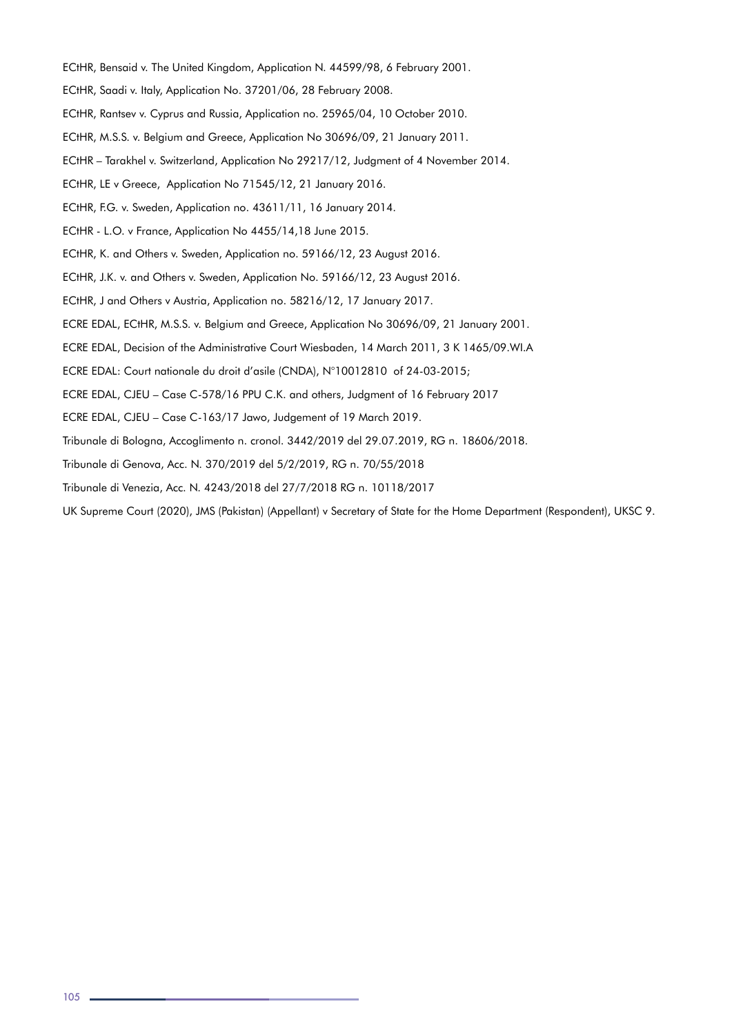ECtHR, Bensaid v. The United Kingdom, Application N. 44599/98, 6 February 2001.

ECtHR, Saadi v. Italy, Application No. 37201/06, 28 February 2008.

ECtHR, Rantsev v. Cyprus and Russia, Application no. 25965/04, 10 October 2010.

ECtHR, M.S.S. v. Belgium and Greece, Application No 30696/09, 21 January 2011.

ECtHR – Tarakhel v. Switzerland, Application No 29217/12, Judgment of 4 November 2014.

ECtHR, LE v Greece, Application No 71545/12, 21 January 2016.

ECtHR, F.G. v. Sweden, Application no. 43611/11, 16 January 2014.

ECtHR - L.O. v France, Application No 4455/14,18 June 2015.

ECtHR, K. and Others v. Sweden, Application no. 59166/12, 23 August 2016.

ECtHR, J.K. v. and Others v. Sweden, Application No. 59166/12, 23 August 2016.

ECtHR, J and Others v Austria, Application no. 58216/12, 17 January 2017.

ECRE EDAL, ECtHR, M.S.S. v. Belgium and Greece, Application No 30696/09, 21 January 2001.

ECRE EDAL, Decision of the Administrative Court Wiesbaden, 14 March 2011, 3 K 1465/09.WI.A

ECRE EDAL: Court nationale du droit d'asile (CNDA), N°10012810 of 24-03-2015;

ECRE EDAL, CJEU – Case C-578/16 PPU C.K. and others, Judgment of 16 February 2017

ECRE EDAL, CJEU – Case C-163/17 Jawo, Judgement of 19 March 2019.

Tribunale di Bologna, Accoglimento n. cronol. 3442/2019 del 29.07.2019, RG n. 18606/2018.

Tribunale di Genova, Acc. N. 370/2019 del 5/2/2019, RG n. 70/55/2018

Tribunale di Venezia, Acc. N. 4243/2018 del 27/7/2018 RG n. 10118/2017

UK Supreme Court (2020), JMS (Pakistan) (Appellant) v Secretary of State for the Home Department (Respondent), UKSC 9.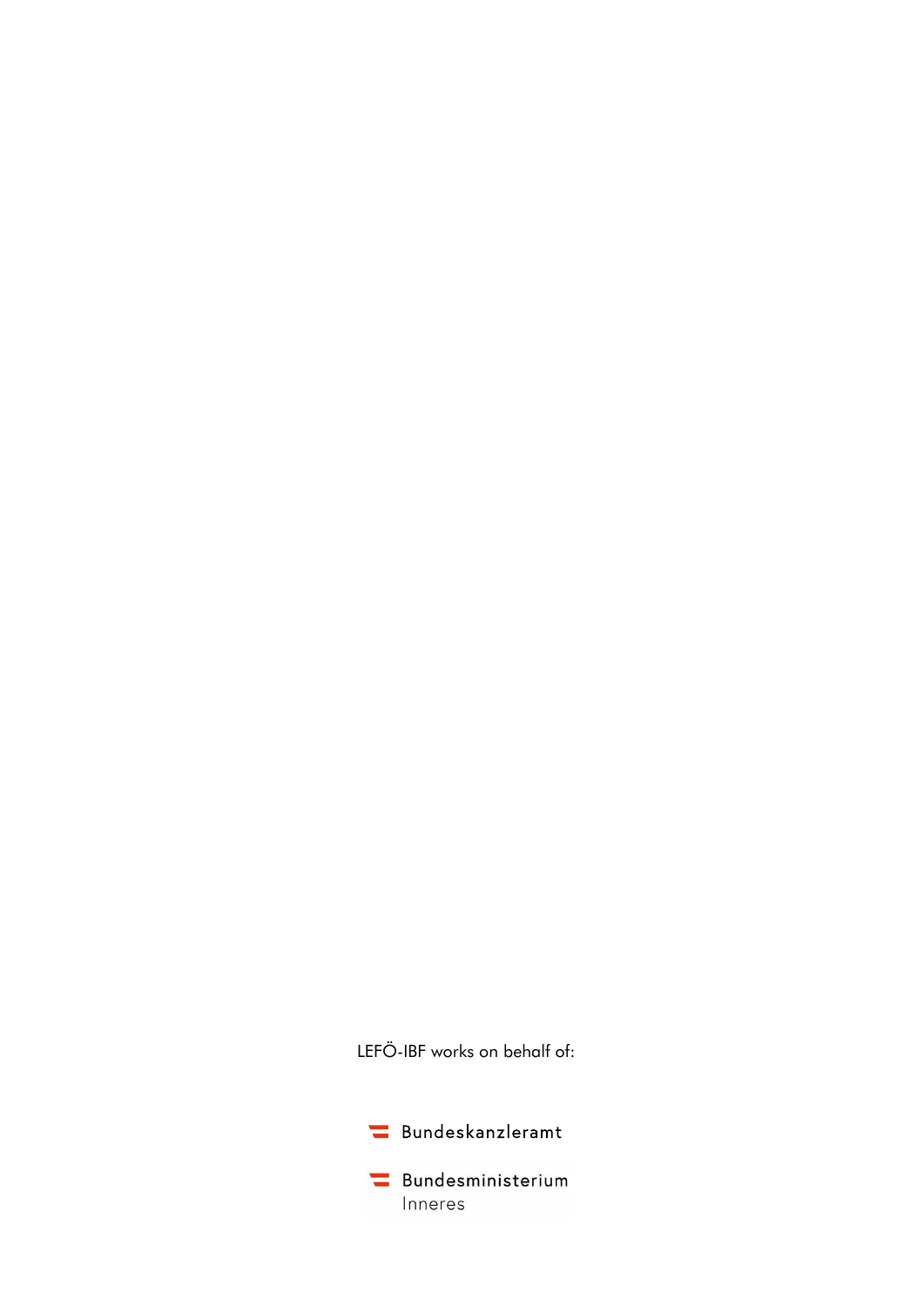LEFÖ-IBF works on behalf of:

Bundeskanzleramt

Bundesministerium
Inneres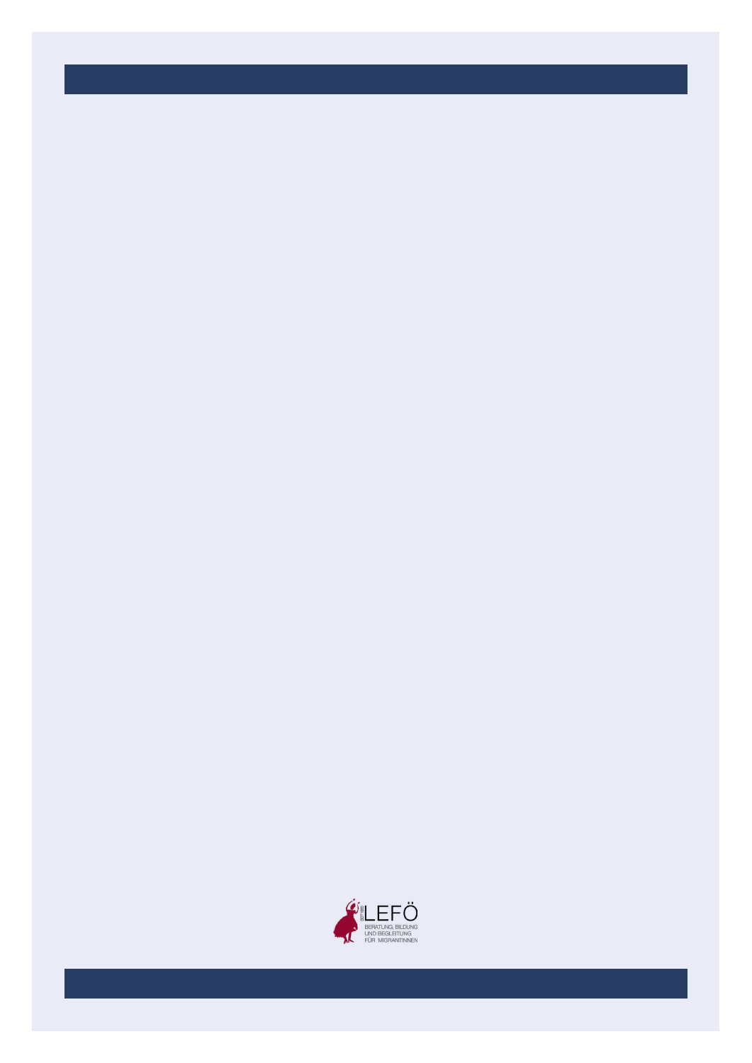LEFÖ

BERATUNG, BILDUNG
UND BEGLEITUNG
FÜR MIGRANTINNEN